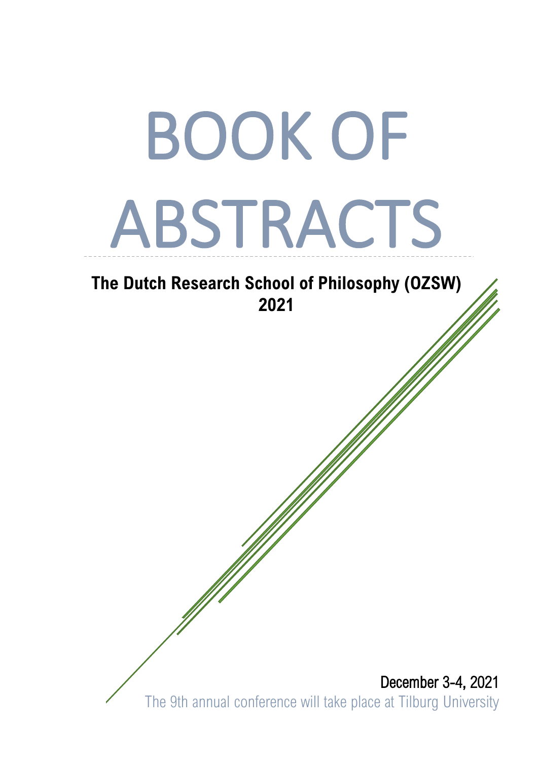# BOOK OF ABSTRACTS

**The Dutch Research School of Philosophy (OZSW) 2021**

December 3-4, 2021

The 9th annual conference will take place at Tilburg University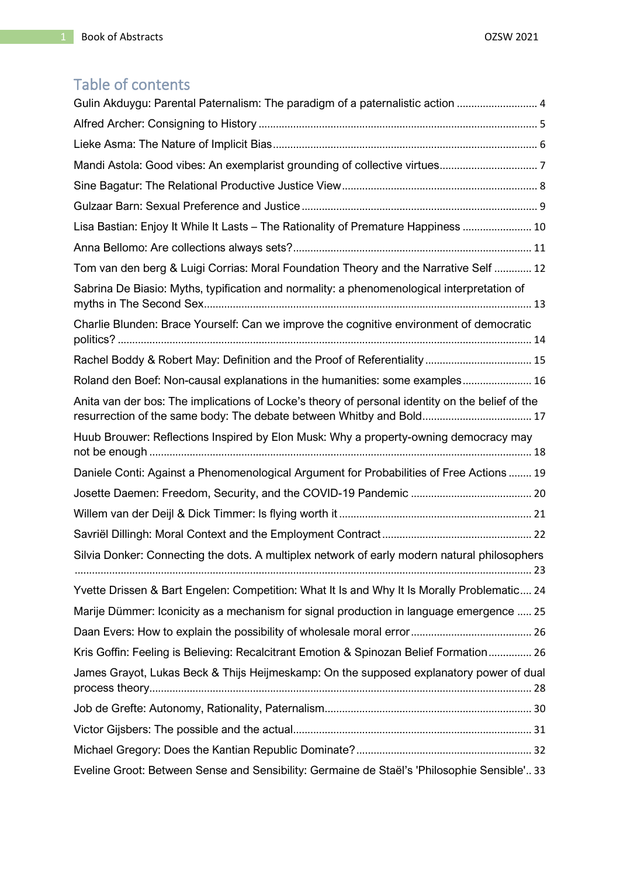## Table of contents

Gulin Akduygu: Parental Paternalism: The paradigm of a paternalistic action ........................... 4

Alfred Archer: Consigning to History ................................................................................................ 5

Lieke Asma: The Nature of Implicit Bias ........................................................................................... 6

Mandi Astola: Good vibes: An exemplarist grounding of collective virtues ................................. 7

Sine Bagatur: The Relational Productive Justice View ................................................................... 8

Gulzaar Barn: Sexual Preference and Justice ................................................................................. 9

Lisa Bastian: Enjoy It While It Lasts – The Rationality of Premature Happiness ........................ 10

Anna Bellomo: Are collections always sets? .................................................................................. 11

Tom van den berg & Luigi Corrias: Moral Foundation Theory and the Narrative Self ............. 12

Sabrina De Biasio: Myths, typification and normality: a phenomenological interpretation of myths in The Second Sex ................................................................................................................. 13

Charlie Blunden: Brace Yourself: Can we improve the cognitive environment of democratic politics? .............................................................................................................................................. 14

Rachel Boddy & Robert May: Definition and the Proof of Referentiality ..................................... 15

Roland den Boef: Non-causal explanations in the humanities: some examples ........................ 16

Anita van der bos: The implications of Locke's theory of personal identity on the belief of the resurrection of the same body: The debate between Whitby and Bold ..................................... 17

Huub Brouwer: Reflections Inspired by Elon Musk: Why a property-owning democracy may not be enough .................................................................................................................................... 18

Daniele Conti: Against a Phenomenological Argument for Probabilities of Free Actions ........ 19

Josette Daemen: Freedom, Security, and the COVID-19 Pandemic .......................................... 20

Willem van der Deijl & Dick Timmer: Is flying worth it .................................................................. 21

Savriël Dillingh: Moral Context and the Employment Contract .................................................... 22

Silvia Donker: Connecting the dots. A multiplex network of early modern natural philosophers ............................................................................................................................................................. 23

Yvette Drissen & Bart Engelen: Competition: What It Is and Why It Is Morally Problematic .... 24

Marije Dümmer: Iconicity as a mechanism for signal production in language emergence ..... 25

Daan Evers: How to explain the possibility of wholesale moral error ......................................... 26

Kris Goffin: Feeling is Believing: Recalcitrant Emotion & Spinozan Belief Formation ............... 26

James Grayot, Lukas Beck & Thijs Heijmeskamp: On the supposed explanatory power of dual process theory ................................................................................................................................... 28

Job de Grefte: Autonomy, Rationality, Paternalism ....................................................................... 30

Victor Gijsbers: The possible and the actual .................................................................................. 31

Michael Gregory: Does the Kantian Republic Dominate? ............................................................ 32

Eveline Groot: Between Sense and Sensibility: Germaine de Staël's 'Philosophie Sensible' .. 33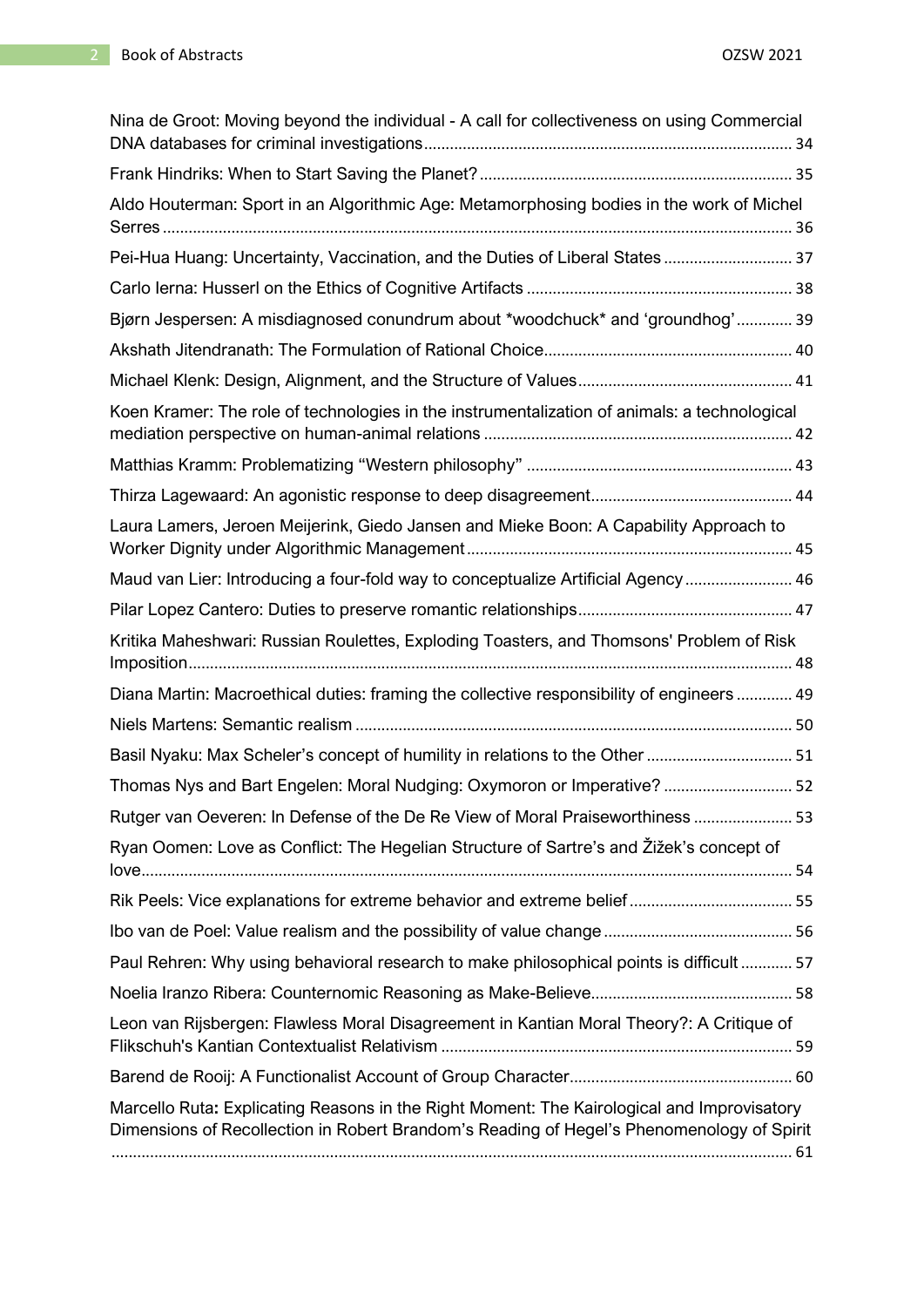Nina de Groot: Moving beyond the individual - A call for collectiveness on using Commercial DNA databases for criminal investigations ..... 34

Frank Hindriks: When to Start Saving the Planet? ..... 35

Aldo Houterman: Sport in an Algorithmic Age: Metamorphosing bodies in the work of Michel Serres ..... 36

Pei-Hua Huang: Uncertainty, Vaccination, and the Duties of Liberal States ..... 37

Carlo Ierna: Husserl on the Ethics of Cognitive Artifacts ..... 38

Bjørn Jespersen: A misdiagnosed conundrum about *woodchuck* and ‘groundhog’ ..... 39

Akshath Jitendranath: The Formulation of Rational Choice ..... 40

Michael Klenk: Design, Alignment, and the Structure of Values ..... 41

Koen Kramer: The role of technologies in the instrumentalization of animals: a technological mediation perspective on human-animal relations ..... 42

Matthias Kramm: Problematizing “Western philosophy” ..... 43

Thirza Lagewaard: An agonistic response to deep disagreement ..... 44

Laura Lamers, Jeroen Meijerink, Giedo Jansen and Mieke Boon: A Capability Approach to Worker Dignity under Algorithmic Management ..... 45

Maud van Lier: Introducing a four-fold way to conceptualize Artificial Agency ..... 46

Pilar Lopez Cantero: Duties to preserve romantic relationships ..... 47

Kritika Maheshwari: Russian Roulettes, Exploding Toasters, and Thomsons' Problem of Risk Imposition ..... 48

Diana Martin: Macroethical duties: framing the collective responsibility of engineers ..... 49

Niels Martens: Semantic realism ..... 50

Basil Nyaku: Max Scheler’s concept of humility in relations to the Other ..... 51

Thomas Nys and Bart Engelen: Moral Nudging: Oxymoron or Imperative? ..... 52

Rutger van Oeveren: In Defense of the De Re View of Moral Praiseworthiness ..... 53

Ryan Oomen: Love as Conflict: The Hegelian Structure of Sartre’s and Žižek’s concept of love ..... 54

Rik Peels: Vice explanations for extreme behavior and extreme belief ..... 55

Ibo van de Poel: Value realism and the possibility of value change ..... 56

Paul Rehren: Why using behavioral research to make philosophical points is difficult ..... 57

Noelia Iranzo Ribera: Counternomic Reasoning as Make-Believe ..... 58

Leon van Rijsbergen: Flawless Moral Disagreement in Kantian Moral Theory?: A Critique of Flikschuh's Kantian Contextualist Relativism ..... 59

Barend de Rooij: A Functionalist Account of Group Character ..... 60

Marcello Ruta**:** Explicating Reasons in the Right Moment: The Kairological and Improvisatory Dimensions of Recollection in Robert Brandom’s Reading of Hegel’s Phenomenology of Spirit ..... 61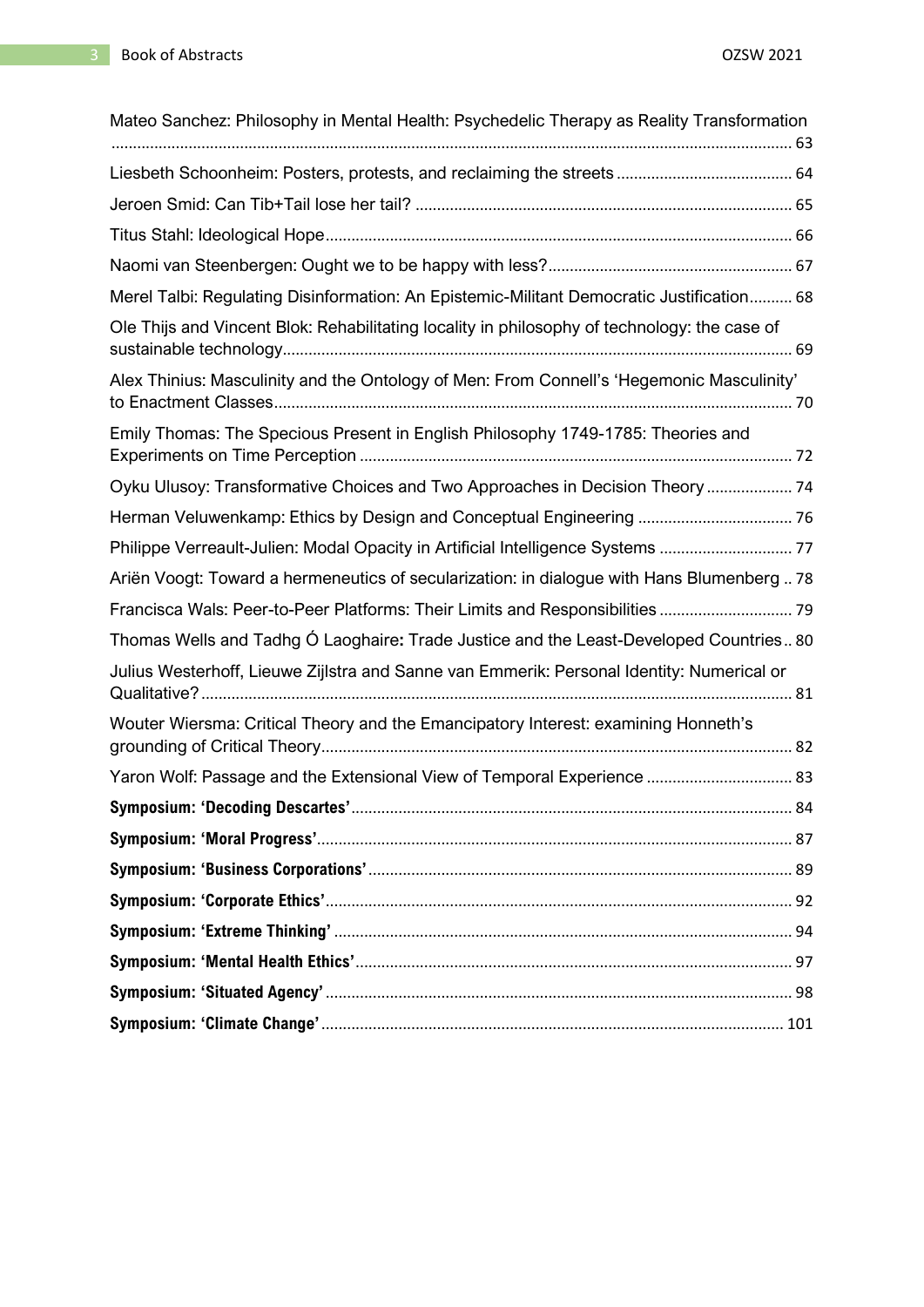Mateo Sanchez: Philosophy in Mental Health: Psychedelic Therapy as Reality Transformation ... 63

Liesbeth Schoonheim: Posters, protests, and reclaiming the streets ... 64

Jeroen Smid: Can Tib+Tail lose her tail? ... 65

Titus Stahl: Ideological Hope ... 66

Naomi van Steenbergen: Ought we to be happy with less? ... 67

Merel Talbi: Regulating Disinformation: An Epistemic-Militant Democratic Justification ... 68

Ole Thijs and Vincent Blok: Rehabilitating locality in philosophy of technology: the case of sustainable technology ... 69

Alex Thinius: Masculinity and the Ontology of Men: From Connell's 'Hegemonic Masculinity' to Enactment Classes ... 70

Emily Thomas: The Specious Present in English Philosophy 1749-1785: Theories and Experiments on Time Perception ... 72

Oyku Ulusoy: Transformative Choices and Two Approaches in Decision Theory ... 74

Herman Veluwenkamp: Ethics by Design and Conceptual Engineering ... 76

Philippe Verreault-Julien: Modal Opacity in Artificial Intelligence Systems ... 77

Ariën Voogt: Toward a hermeneutics of secularization: in dialogue with Hans Blumenberg .. 78

Francisca Wals: Peer-to-Peer Platforms: Their Limits and Responsibilities ... 79

Thomas Wells and Tadhg Ó Laoghaire**:** Trade Justice and the Least-Developed Countries .. 80

Julius Westerhoff, Lieuwe Zijlstra and Sanne van Emmerik: Personal Identity: Numerical or Qualitative? ... 81

Wouter Wiersma: Critical Theory and the Emancipatory Interest: examining Honneth's grounding of Critical Theory ... 82

Yaron Wolf: Passage and the Extensional View of Temporal Experience ... 83

**Symposium: 'Decoding Descartes'** ... 84

**Symposium: 'Moral Progress'** ... 87

**Symposium: 'Business Corporations'** ... 89

**Symposium: 'Corporate Ethics'** ... 92

**Symposium: 'Extreme Thinking'** ... 94

**Symposium: 'Mental Health Ethics'** ... 97

**Symposium: 'Situated Agency'** ... 98

**Symposium: 'Climate Change'** ... 101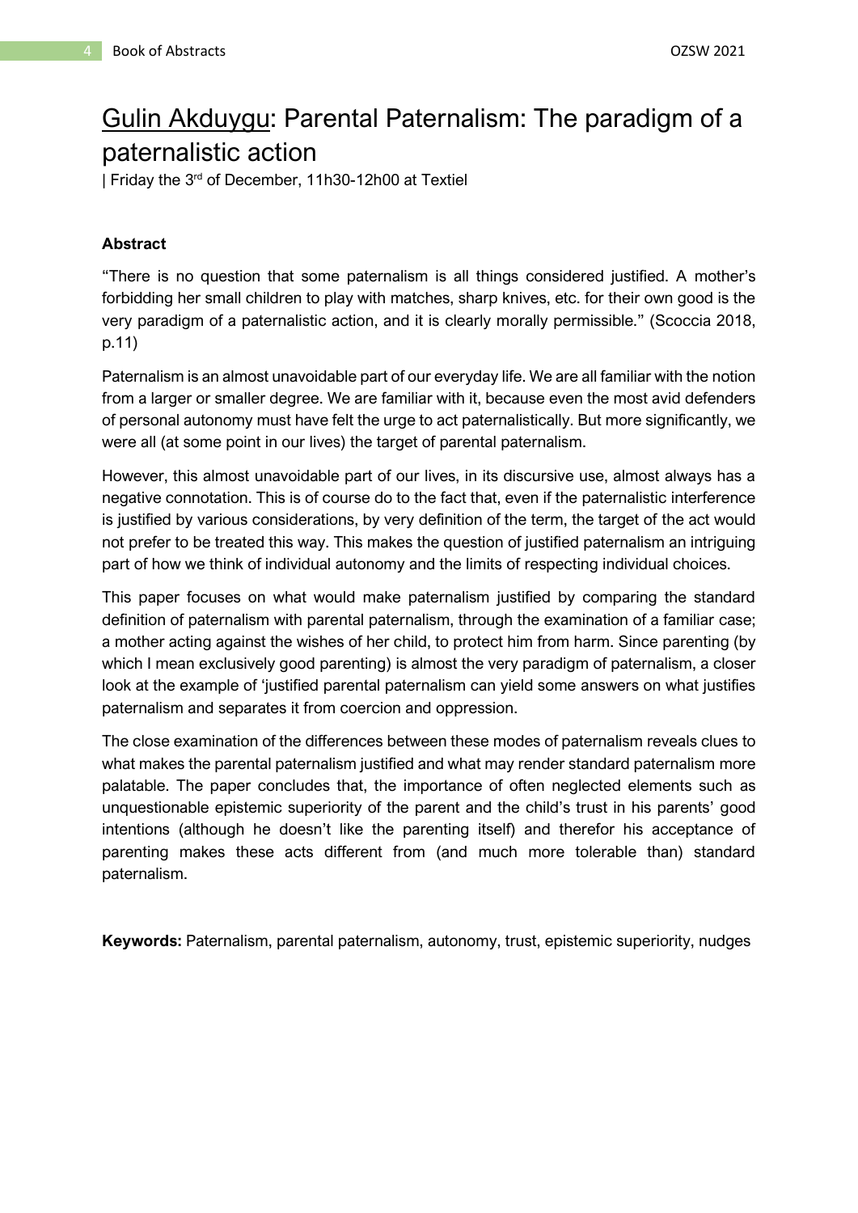# Gulin Akduygu: Parental Paternalism: The paradigm of a paternalistic action

| Friday the 3rd of December, 11h30-12h00 at Textiel

### Abstract

"There is no question that some paternalism is all things considered justified. A mother's forbidding her small children to play with matches, sharp knives, etc. for their own good is the very paradigm of a paternalistic action, and it is clearly morally permissible." (Scoccia 2018, p.11)

Paternalism is an almost unavoidable part of our everyday life. We are all familiar with the notion from a larger or smaller degree. We are familiar with it, because even the most avid defenders of personal autonomy must have felt the urge to act paternalistically. But more significantly, we were all (at some point in our lives) the target of parental paternalism.

However, this almost unavoidable part of our lives, in its discursive use, almost always has a negative connotation. This is of course do to the fact that, even if the paternalistic interference is justified by various considerations, by very definition of the term, the target of the act would not prefer to be treated this way. This makes the question of justified paternalism an intriguing part of how we think of individual autonomy and the limits of respecting individual choices.

This paper focuses on what would make paternalism justified by comparing the standard definition of paternalism with parental paternalism, through the examination of a familiar case; a mother acting against the wishes of her child, to protect him from harm. Since parenting (by which I mean exclusively good parenting) is almost the very paradigm of paternalism, a closer look at the example of 'justified parental paternalism can yield some answers on what justifies paternalism and separates it from coercion and oppression.

The close examination of the differences between these modes of paternalism reveals clues to what makes the parental paternalism justified and what may render standard paternalism more palatable. The paper concludes that, the importance of often neglected elements such as unquestionable epistemic superiority of the parent and the child's trust in his parents' good intentions (although he doesn't like the parenting itself) and therefor his acceptance of parenting makes these acts different from (and much more tolerable than) standard paternalism.

**Keywords:** Paternalism, parental paternalism, autonomy, trust, epistemic superiority, nudges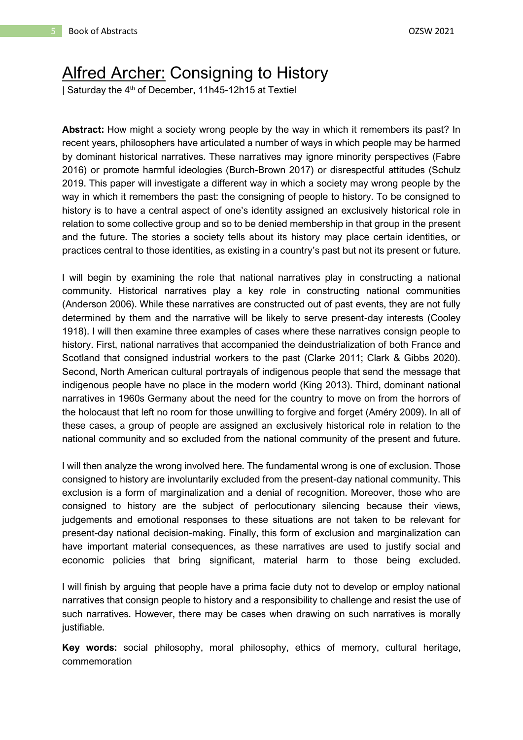# Alfred Archer: Consigning to History

| Saturday the 4th of December, 11h45-12h15 at Textiel

**Abstract:** How might a society wrong people by the way in which it remembers its past? In recent years, philosophers have articulated a number of ways in which people may be harmed by dominant historical narratives. These narratives may ignore minority perspectives (Fabre 2016) or promote harmful ideologies (Burch-Brown 2017) or disrespectful attitudes (Schulz 2019. This paper will investigate a different way in which a society may wrong people by the way in which it remembers the past: the consigning of people to history. To be consigned to history is to have a central aspect of one's identity assigned an exclusively historical role in relation to some collective group and so to be denied membership in that group in the present and the future. The stories a society tells about its history may place certain identities, or practices central to those identities, as existing in a country's past but not its present or future.

I will begin by examining the role that national narratives play in constructing a national community. Historical narratives play a key role in constructing national communities (Anderson 2006). While these narratives are constructed out of past events, they are not fully determined by them and the narrative will be likely to serve present-day interests (Cooley 1918). I will then examine three examples of cases where these narratives consign people to history. First, national narratives that accompanied the deindustrialization of both France and Scotland that consigned industrial workers to the past (Clarke 2011; Clark & Gibbs 2020). Second, North American cultural portrayals of indigenous people that send the message that indigenous people have no place in the modern world (King 2013). Third, dominant national narratives in 1960s Germany about the need for the country to move on from the horrors of the holocaust that left no room for those unwilling to forgive and forget (Améry 2009). In all of these cases, a group of people are assigned an exclusively historical role in relation to the national community and so excluded from the national community of the present and future.

I will then analyze the wrong involved here. The fundamental wrong is one of exclusion. Those consigned to history are involuntarily excluded from the present-day national community. This exclusion is a form of marginalization and a denial of recognition. Moreover, those who are consigned to history are the subject of perlocutionary silencing because their views, judgements and emotional responses to these situations are not taken to be relevant for present-day national decision-making. Finally, this form of exclusion and marginalization can have important material consequences, as these narratives are used to justify social and economic policies that bring significant, material harm to those being excluded.

I will finish by arguing that people have a prima facie duty not to develop or employ national narratives that consign people to history and a responsibility to challenge and resist the use of such narratives. However, there may be cases when drawing on such narratives is morally justifiable.

**Key words:** social philosophy, moral philosophy, ethics of memory, cultural heritage, commemoration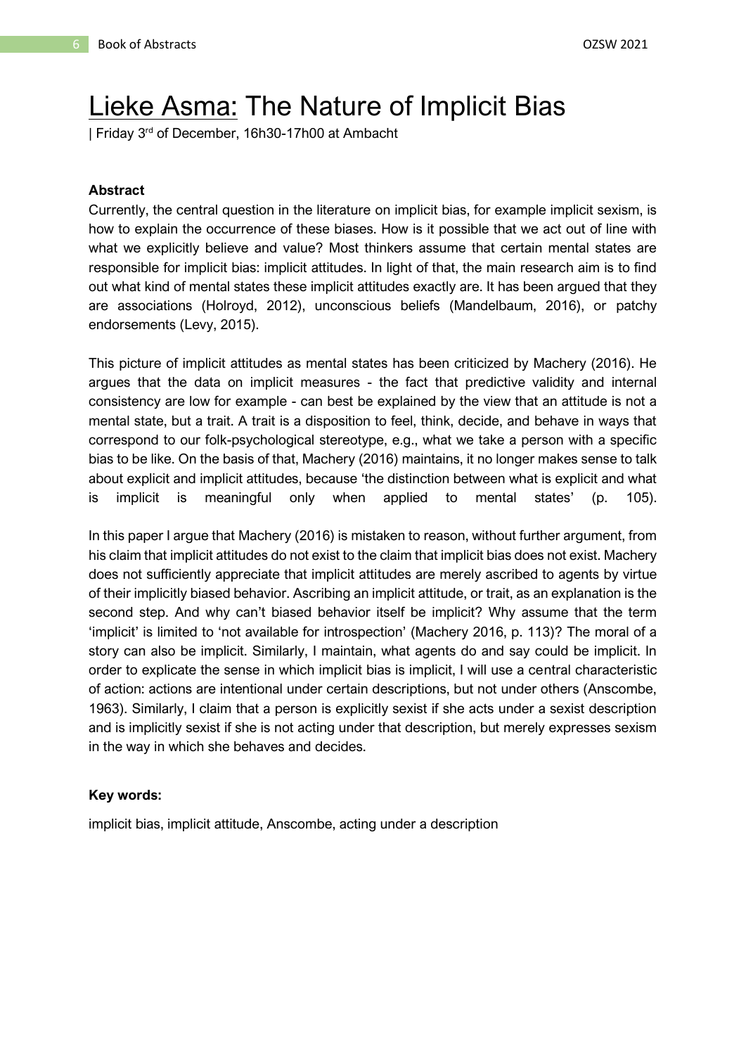# Lieke Asma: The Nature of Implicit Bias

| Friday 3rd of December, 16h30-17h00 at Ambacht

#### Abstract

Currently, the central question in the literature on implicit bias, for example implicit sexism, is how to explain the occurrence of these biases. How is it possible that we act out of line with what we explicitly believe and value? Most thinkers assume that certain mental states are responsible for implicit bias: implicit attitudes. In light of that, the main research aim is to find out what kind of mental states these implicit attitudes exactly are. It has been argued that they are associations (Holroyd, 2012), unconscious beliefs (Mandelbaum, 2016), or patchy endorsements (Levy, 2015).

This picture of implicit attitudes as mental states has been criticized by Machery (2016). He argues that the data on implicit measures - the fact that predictive validity and internal consistency are low for example - can best be explained by the view that an attitude is not a mental state, but a trait. A trait is a disposition to feel, think, decide, and behave in ways that correspond to our folk-psychological stereotype, e.g., what we take a person with a specific bias to be like. On the basis of that, Machery (2016) maintains, it no longer makes sense to talk about explicit and implicit attitudes, because 'the distinction between what is explicit and what is implicit is meaningful only when applied to mental states' (p. 105).

In this paper I argue that Machery (2016) is mistaken to reason, without further argument, from his claim that implicit attitudes do not exist to the claim that implicit bias does not exist. Machery does not sufficiently appreciate that implicit attitudes are merely ascribed to agents by virtue of their implicitly biased behavior. Ascribing an implicit attitude, or trait, as an explanation is the second step. And why can't biased behavior itself be implicit? Why assume that the term 'implicit' is limited to 'not available for introspection' (Machery 2016, p. 113)? The moral of a story can also be implicit. Similarly, I maintain, what agents do and say could be implicit. In order to explicate the sense in which implicit bias is implicit, I will use a central characteristic of action: actions are intentional under certain descriptions, but not under others (Anscombe, 1963). Similarly, I claim that a person is explicitly sexist if she acts under a sexist description and is implicitly sexist if she is not acting under that description, but merely expresses sexism in the way in which she behaves and decides.

#### Key words:

implicit bias, implicit attitude, Anscombe, acting under a description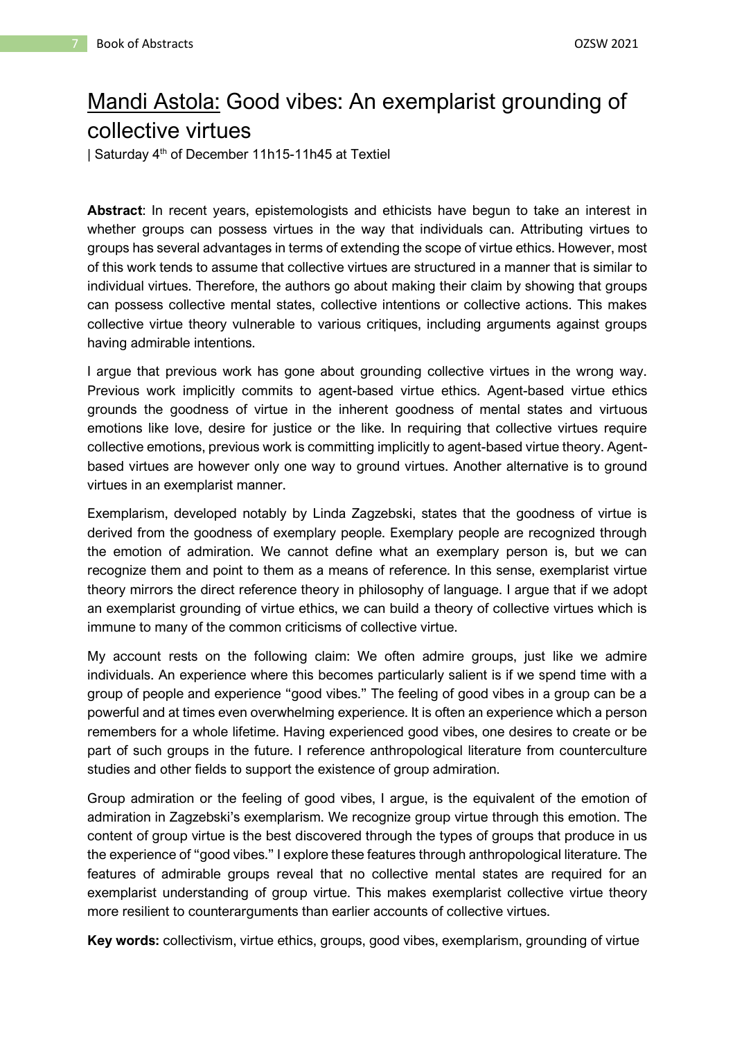# Mandi Astola: Good vibes: An exemplarist grounding of collective virtues

| Saturday 4th of December 11h15-11h45 at Textiel

**Abstract**: In recent years, epistemologists and ethicists have begun to take an interest in whether groups can possess virtues in the way that individuals can. Attributing virtues to groups has several advantages in terms of extending the scope of virtue ethics. However, most of this work tends to assume that collective virtues are structured in a manner that is similar to individual virtues. Therefore, the authors go about making their claim by showing that groups can possess collective mental states, collective intentions or collective actions. This makes collective virtue theory vulnerable to various critiques, including arguments against groups having admirable intentions.

I argue that previous work has gone about grounding collective virtues in the wrong way. Previous work implicitly commits to agent-based virtue ethics. Agent-based virtue ethics grounds the goodness of virtue in the inherent goodness of mental states and virtuous emotions like love, desire for justice or the like. In requiring that collective virtues require collective emotions, previous work is committing implicitly to agent-based virtue theory. Agent-based virtues are however only one way to ground virtues. Another alternative is to ground virtues in an exemplarist manner.

Exemplarism, developed notably by Linda Zagzebski, states that the goodness of virtue is derived from the goodness of exemplary people. Exemplary people are recognized through the emotion of admiration. We cannot define what an exemplary person is, but we can recognize them and point to them as a means of reference. In this sense, exemplarist virtue theory mirrors the direct reference theory in philosophy of language. I argue that if we adopt an exemplarist grounding of virtue ethics, we can build a theory of collective virtues which is immune to many of the common criticisms of collective virtue.

My account rests on the following claim: We often admire groups, just like we admire individuals. An experience where this becomes particularly salient is if we spend time with a group of people and experience "good vibes." The feeling of good vibes in a group can be a powerful and at times even overwhelming experience. It is often an experience which a person remembers for a whole lifetime. Having experienced good vibes, one desires to create or be part of such groups in the future. I reference anthropological literature from counterculture studies and other fields to support the existence of group admiration.

Group admiration or the feeling of good vibes, I argue, is the equivalent of the emotion of admiration in Zagzebski's exemplarism. We recognize group virtue through this emotion. The content of group virtue is the best discovered through the types of groups that produce in us the experience of "good vibes." I explore these features through anthropological literature. The features of admirable groups reveal that no collective mental states are required for an exemplarist understanding of group virtue. This makes exemplarist collective virtue theory more resilient to counterarguments than earlier accounts of collective virtues.

**Key words:** collectivism, virtue ethics, groups, good vibes, exemplarism, grounding of virtue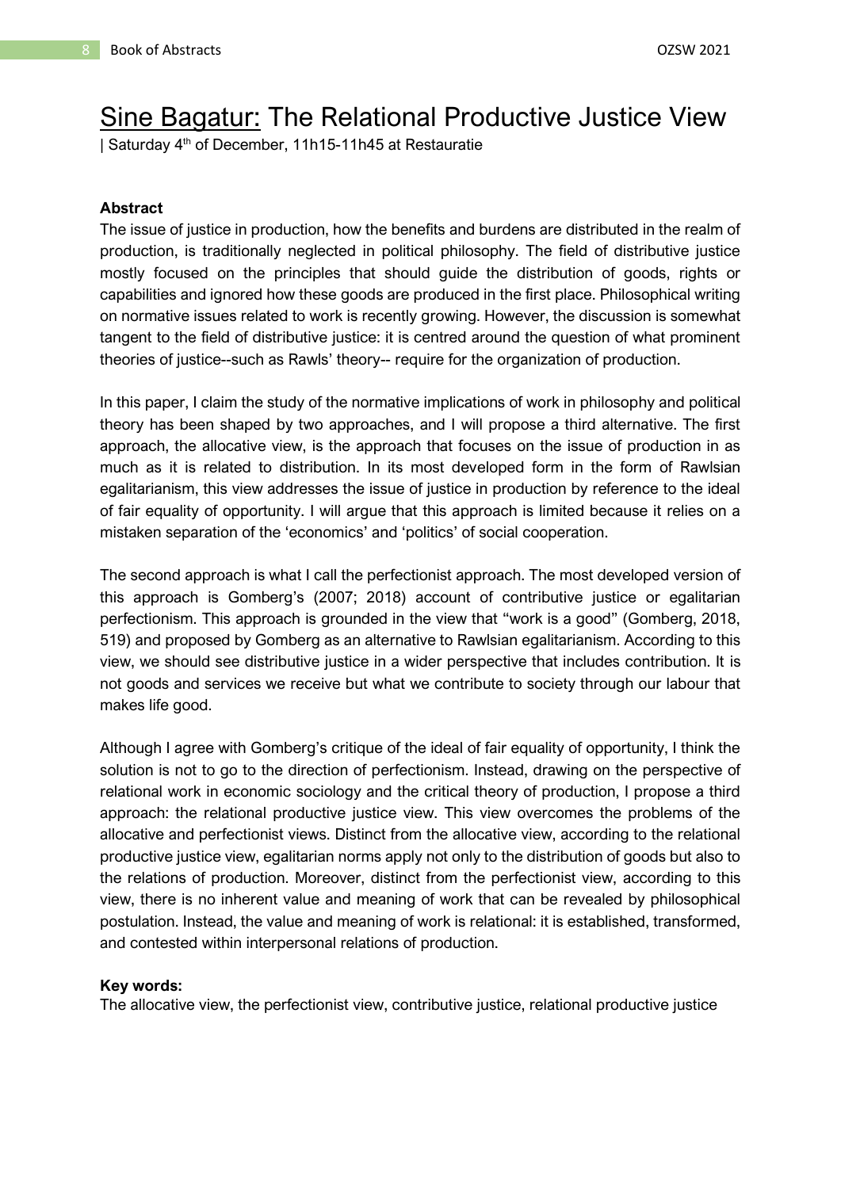# Sine Bagatur: The Relational Productive Justice View

| Saturday 4th of December, 11h15-11h45 at Restauratie

**Abstract**

The issue of justice in production, how the benefits and burdens are distributed in the realm of production, is traditionally neglected in political philosophy. The field of distributive justice mostly focused on the principles that should guide the distribution of goods, rights or capabilities and ignored how these goods are produced in the first place. Philosophical writing on normative issues related to work is recently growing. However, the discussion is somewhat tangent to the field of distributive justice: it is centred around the question of what prominent theories of justice--such as Rawls' theory-- require for the organization of production.

In this paper, I claim the study of the normative implications of work in philosophy and political theory has been shaped by two approaches, and I will propose a third alternative. The first approach, the allocative view, is the approach that focuses on the issue of production in as much as it is related to distribution. In its most developed form in the form of Rawlsian egalitarianism, this view addresses the issue of justice in production by reference to the ideal of fair equality of opportunity. I will argue that this approach is limited because it relies on a mistaken separation of the 'economics' and 'politics' of social cooperation.

The second approach is what I call the perfectionist approach. The most developed version of this approach is Gomberg's (2007; 2018) account of contributive justice or egalitarian perfectionism. This approach is grounded in the view that "work is a good" (Gomberg, 2018, 519) and proposed by Gomberg as an alternative to Rawlsian egalitarianism. According to this view, we should see distributive justice in a wider perspective that includes contribution. It is not goods and services we receive but what we contribute to society through our labour that makes life good.

Although I agree with Gomberg's critique of the ideal of fair equality of opportunity, I think the solution is not to go to the direction of perfectionism. Instead, drawing on the perspective of relational work in economic sociology and the critical theory of production, I propose a third approach: the relational productive justice view. This view overcomes the problems of the allocative and perfectionist views. Distinct from the allocative view, according to the relational productive justice view, egalitarian norms apply not only to the distribution of goods but also to the relations of production. Moreover, distinct from the perfectionist view, according to this view, there is no inherent value and meaning of work that can be revealed by philosophical postulation. Instead, the value and meaning of work is relational: it is established, transformed, and contested within interpersonal relations of production.

**Key words:**

The allocative view, the perfectionist view, contributive justice, relational productive justice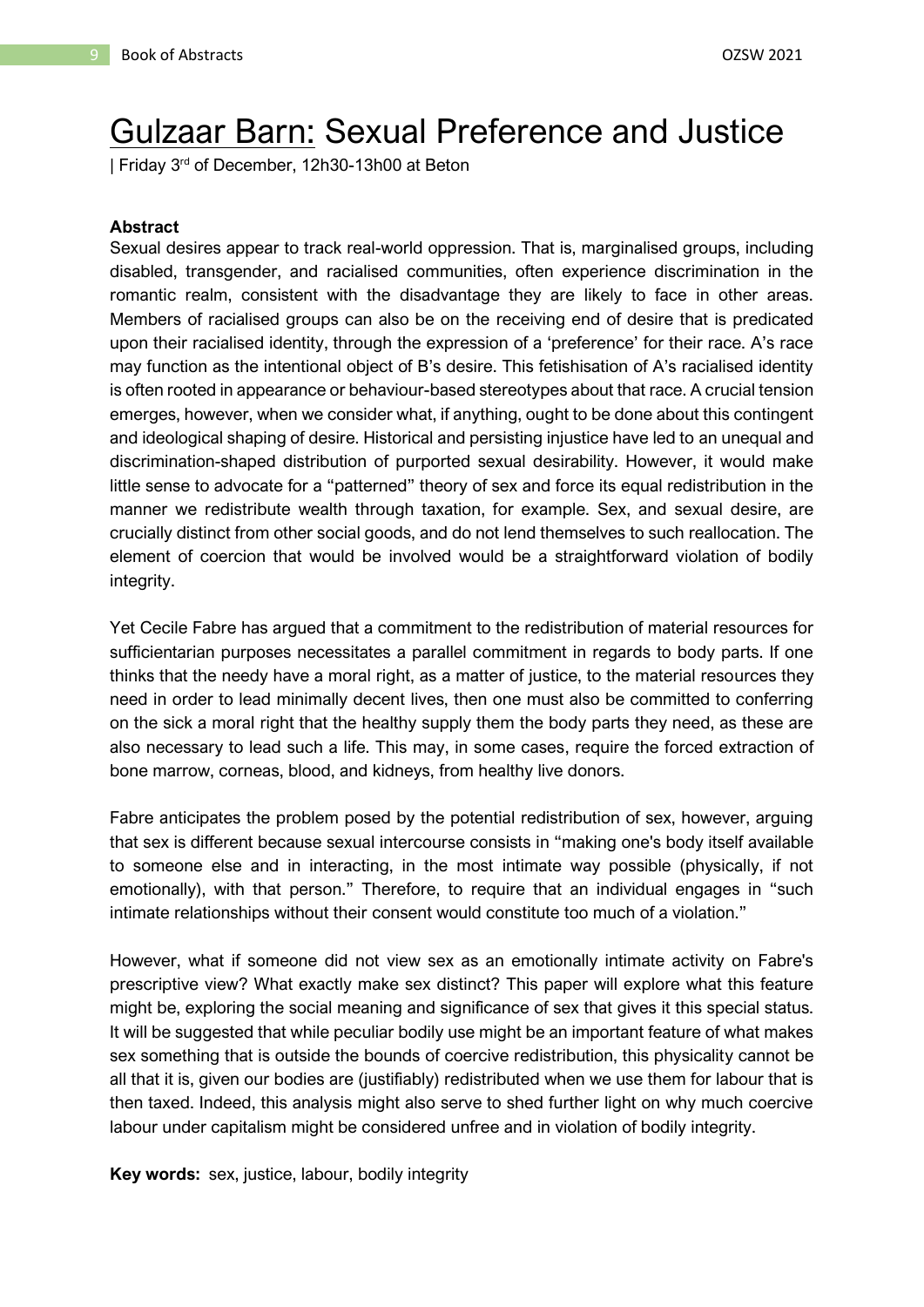# Gulzaar Barn: Sexual Preference and Justice

| Friday 3rd of December, 12h30-13h00 at Beton

**Abstract**

Sexual desires appear to track real-world oppression. That is, marginalised groups, including disabled, transgender, and racialised communities, often experience discrimination in the romantic realm, consistent with the disadvantage they are likely to face in other areas. Members of racialised groups can also be on the receiving end of desire that is predicated upon their racialised identity, through the expression of a 'preference' for their race. A's race may function as the intentional object of B's desire. This fetishisation of A's racialised identity is often rooted in appearance or behaviour-based stereotypes about that race. A crucial tension emerges, however, when we consider what, if anything, ought to be done about this contingent and ideological shaping of desire. Historical and persisting injustice have led to an unequal and discrimination-shaped distribution of purported sexual desirability. However, it would make little sense to advocate for a "patterned" theory of sex and force its equal redistribution in the manner we redistribute wealth through taxation, for example. Sex, and sexual desire, are crucially distinct from other social goods, and do not lend themselves to such reallocation. The element of coercion that would be involved would be a straightforward violation of bodily integrity.

Yet Cecile Fabre has argued that a commitment to the redistribution of material resources for sufficientarian purposes necessitates a parallel commitment in regards to body parts. If one thinks that the needy have a moral right, as a matter of justice, to the material resources they need in order to lead minimally decent lives, then one must also be committed to conferring on the sick a moral right that the healthy supply them the body parts they need, as these are also necessary to lead such a life. This may, in some cases, require the forced extraction of bone marrow, corneas, blood, and kidneys, from healthy live donors.

Fabre anticipates the problem posed by the potential redistribution of sex, however, arguing that sex is different because sexual intercourse consists in "making one's body itself available to someone else and in interacting, in the most intimate way possible (physically, if not emotionally), with that person." Therefore, to require that an individual engages in "such intimate relationships without their consent would constitute too much of a violation."

However, what if someone did not view sex as an emotionally intimate activity on Fabre's prescriptive view? What exactly make sex distinct? This paper will explore what this feature might be, exploring the social meaning and significance of sex that gives it this special status. It will be suggested that while peculiar bodily use might be an important feature of what makes sex something that is outside the bounds of coercive redistribution, this physicality cannot be all that it is, given our bodies are (justifiably) redistributed when we use them for labour that is then taxed. Indeed, this analysis might also serve to shed further light on why much coercive labour under capitalism might be considered unfree and in violation of bodily integrity.

**Key words:** sex, justice, labour, bodily integrity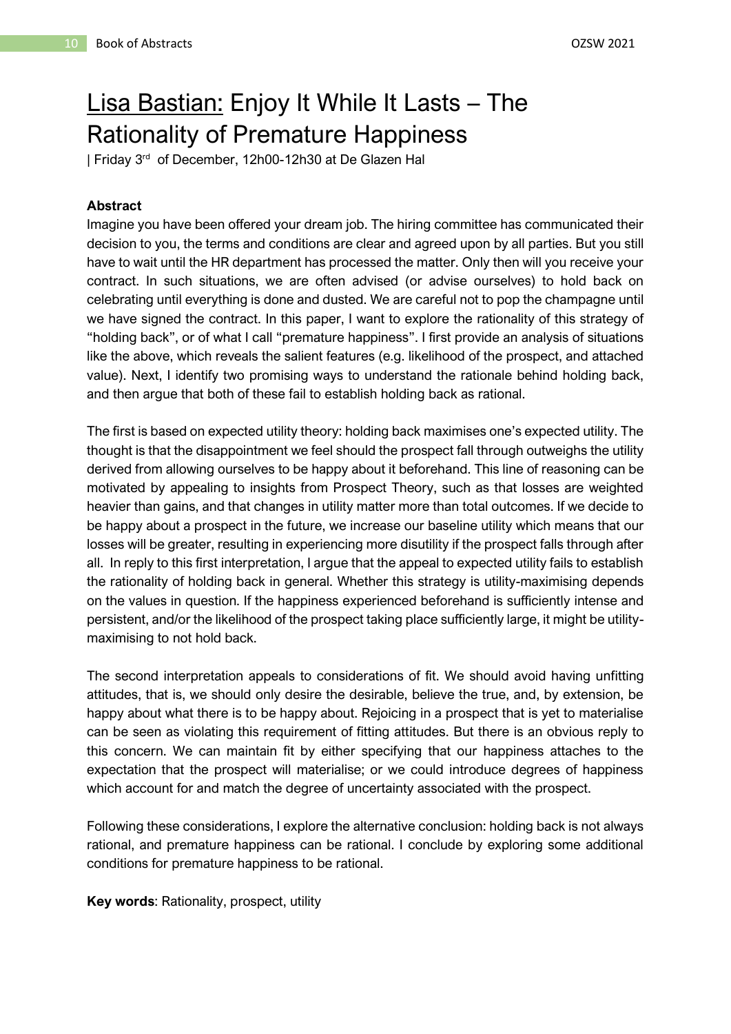# Lisa Bastian: Enjoy It While It Lasts – The Rationality of Premature Happiness

| Friday 3rd of December, 12h00-12h30 at De Glazen Hal

**Abstract**

Imagine you have been offered your dream job. The hiring committee has communicated their decision to you, the terms and conditions are clear and agreed upon by all parties. But you still have to wait until the HR department has processed the matter. Only then will you receive your contract. In such situations, we are often advised (or advise ourselves) to hold back on celebrating until everything is done and dusted. We are careful not to pop the champagne until we have signed the contract. In this paper, I want to explore the rationality of this strategy of "holding back", or of what I call "premature happiness". I first provide an analysis of situations like the above, which reveals the salient features (e.g. likelihood of the prospect, and attached value). Next, I identify two promising ways to understand the rationale behind holding back, and then argue that both of these fail to establish holding back as rational.

The first is based on expected utility theory: holding back maximises one's expected utility. The thought is that the disappointment we feel should the prospect fall through outweighs the utility derived from allowing ourselves to be happy about it beforehand. This line of reasoning can be motivated by appealing to insights from Prospect Theory, such as that losses are weighted heavier than gains, and that changes in utility matter more than total outcomes. If we decide to be happy about a prospect in the future, we increase our baseline utility which means that our losses will be greater, resulting in experiencing more disutility if the prospect falls through after all. In reply to this first interpretation, I argue that the appeal to expected utility fails to establish the rationality of holding back in general. Whether this strategy is utility-maximising depends on the values in question. If the happiness experienced beforehand is sufficiently intense and persistent, and/or the likelihood of the prospect taking place sufficiently large, it might be utility-maximising to not hold back.

The second interpretation appeals to considerations of fit. We should avoid having unfitting attitudes, that is, we should only desire the desirable, believe the true, and, by extension, be happy about what there is to be happy about. Rejoicing in a prospect that is yet to materialise can be seen as violating this requirement of fitting attitudes. But there is an obvious reply to this concern. We can maintain fit by either specifying that our happiness attaches to the expectation that the prospect will materialise; or we could introduce degrees of happiness which account for and match the degree of uncertainty associated with the prospect.

Following these considerations, I explore the alternative conclusion: holding back is not always rational, and premature happiness can be rational. I conclude by exploring some additional conditions for premature happiness to be rational.

**Key words**: Rationality, prospect, utility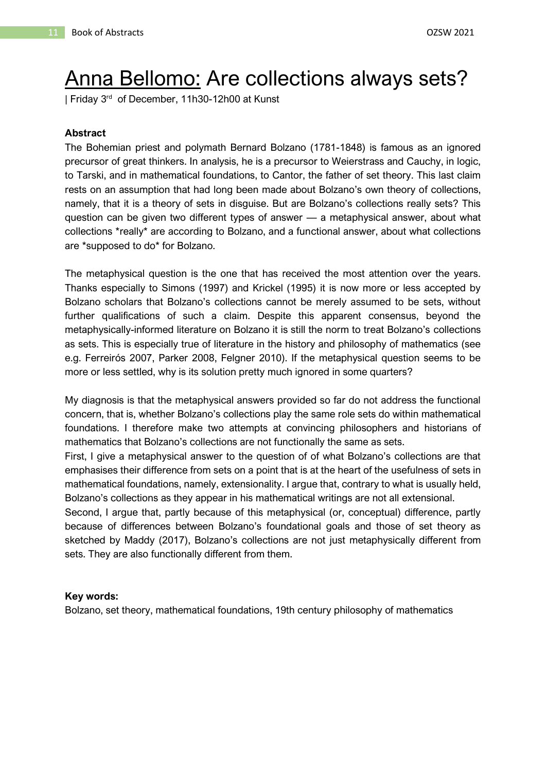# Anna Bellomo: Are collections always sets?

| Friday 3rd of December, 11h30-12h00 at Kunst

**Abstract**

The Bohemian priest and polymath Bernard Bolzano (1781-1848) is famous as an ignored precursor of great thinkers. In analysis, he is a precursor to Weierstrass and Cauchy, in logic, to Tarski, and in mathematical foundations, to Cantor, the father of set theory. This last claim rests on an assumption that had long been made about Bolzano's own theory of collections, namely, that it is a theory of sets in disguise. But are Bolzano's collections really sets? This question can be given two different types of answer — a metaphysical answer, about what collections *really* are according to Bolzano, and a functional answer, about what collections are *supposed to do* for Bolzano.

The metaphysical question is the one that has received the most attention over the years. Thanks especially to Simons (1997) and Krickel (1995) it is now more or less accepted by Bolzano scholars that Bolzano's collections cannot be merely assumed to be sets, without further qualifications of such a claim. Despite this apparent consensus, beyond the metaphysically-informed literature on Bolzano it is still the norm to treat Bolzano's collections as sets. This is especially true of literature in the history and philosophy of mathematics (see e.g. Ferreirós 2007, Parker 2008, Felgner 2010). If the metaphysical question seems to be more or less settled, why is its solution pretty much ignored in some quarters?

My diagnosis is that the metaphysical answers provided so far do not address the functional concern, that is, whether Bolzano's collections play the same role sets do within mathematical foundations. I therefore make two attempts at convincing philosophers and historians of mathematics that Bolzano's collections are not functionally the same as sets.

First, I give a metaphysical answer to the question of of what Bolzano's collections are that emphasises their difference from sets on a point that is at the heart of the usefulness of sets in mathematical foundations, namely, extensionality. I argue that, contrary to what is usually held, Bolzano's collections as they appear in his mathematical writings are not all extensional.

Second, I argue that, partly because of this metaphysical (or, conceptual) difference, partly because of differences between Bolzano's foundational goals and those of set theory as sketched by Maddy (2017), Bolzano's collections are not just metaphysically different from sets. They are also functionally different from them.

**Key words:**

Bolzano, set theory, mathematical foundations, 19th century philosophy of mathematics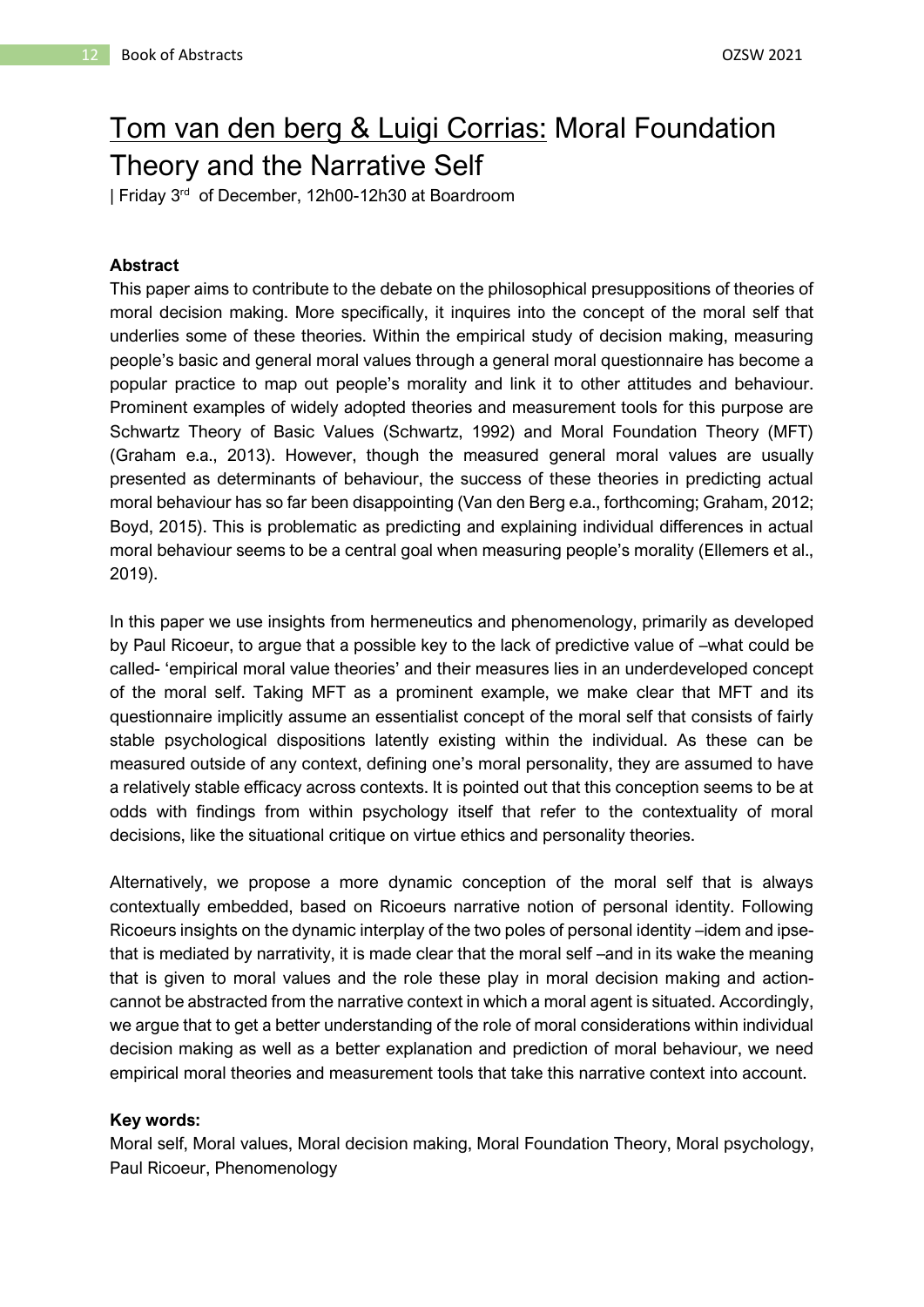# Tom van den berg & Luigi Corrias: Moral Foundation Theory and the Narrative Self

| Friday 3rd of December, 12h00-12h30 at Boardroom

**Abstract**

This paper aims to contribute to the debate on the philosophical presuppositions of theories of moral decision making. More specifically, it inquires into the concept of the moral self that underlies some of these theories. Within the empirical study of decision making, measuring people's basic and general moral values through a general moral questionnaire has become a popular practice to map out people's morality and link it to other attitudes and behaviour. Prominent examples of widely adopted theories and measurement tools for this purpose are Schwartz Theory of Basic Values (Schwartz, 1992) and Moral Foundation Theory (MFT) (Graham e.a., 2013). However, though the measured general moral values are usually presented as determinants of behaviour, the success of these theories in predicting actual moral behaviour has so far been disappointing (Van den Berg e.a., forthcoming; Graham, 2012; Boyd, 2015). This is problematic as predicting and explaining individual differences in actual moral behaviour seems to be a central goal when measuring people's morality (Ellemers et al., 2019).

In this paper we use insights from hermeneutics and phenomenology, primarily as developed by Paul Ricoeur, to argue that a possible key to the lack of predictive value of –what could be called- 'empirical moral value theories' and their measures lies in an underdeveloped concept of the moral self. Taking MFT as a prominent example, we make clear that MFT and its questionnaire implicitly assume an essentialist concept of the moral self that consists of fairly stable psychological dispositions latently existing within the individual. As these can be measured outside of any context, defining one's moral personality, they are assumed to have a relatively stable efficacy across contexts. It is pointed out that this conception seems to be at odds with findings from within psychology itself that refer to the contextuality of moral decisions, like the situational critique on virtue ethics and personality theories.

Alternatively, we propose a more dynamic conception of the moral self that is always contextually embedded, based on Ricoeurs narrative notion of personal identity. Following Ricoeurs insights on the dynamic interplay of the two poles of personal identity –idem and ipse- that is mediated by narrativity, it is made clear that the moral self –and in its wake the meaning that is given to moral values and the role these play in moral decision making and action- cannot be abstracted from the narrative context in which a moral agent is situated. Accordingly, we argue that to get a better understanding of the role of moral considerations within individual decision making as well as a better explanation and prediction of moral behaviour, we need empirical moral theories and measurement tools that take this narrative context into account.

**Key words:**

Moral self, Moral values, Moral decision making, Moral Foundation Theory, Moral psychology, Paul Ricoeur, Phenomenology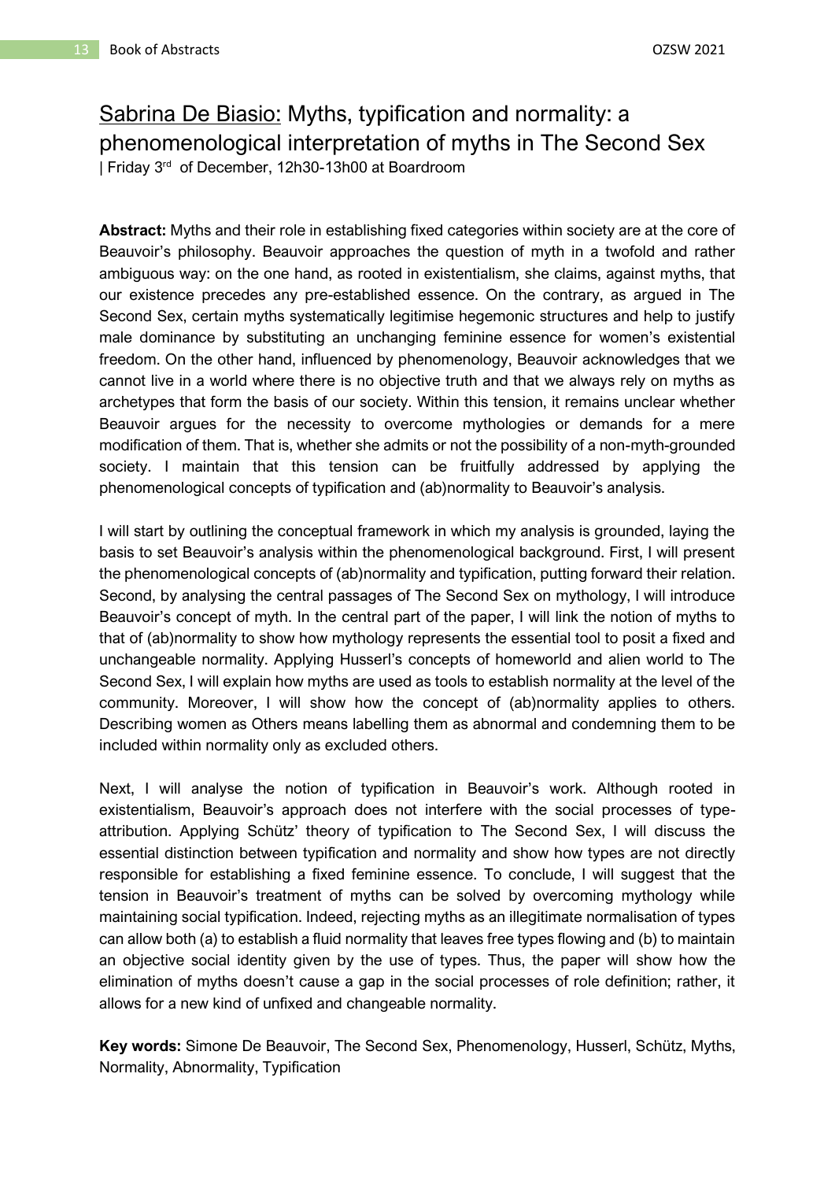## Sabrina De Biasio: Myths, typification and normality: a phenomenological interpretation of myths in The Second Sex

| Friday 3rd of December, 12h30-13h00 at Boardroom

**Abstract:** Myths and their role in establishing fixed categories within society are at the core of Beauvoir's philosophy. Beauvoir approaches the question of myth in a twofold and rather ambiguous way: on the one hand, as rooted in existentialism, she claims, against myths, that our existence precedes any pre-established essence. On the contrary, as argued in The Second Sex, certain myths systematically legitimise hegemonic structures and help to justify male dominance by substituting an unchanging feminine essence for women's existential freedom. On the other hand, influenced by phenomenology, Beauvoir acknowledges that we cannot live in a world where there is no objective truth and that we always rely on myths as archetypes that form the basis of our society. Within this tension, it remains unclear whether Beauvoir argues for the necessity to overcome mythologies or demands for a mere modification of them. That is, whether she admits or not the possibility of a non-myth-grounded society. I maintain that this tension can be fruitfully addressed by applying the phenomenological concepts of typification and (ab)normality to Beauvoir's analysis.

I will start by outlining the conceptual framework in which my analysis is grounded, laying the basis to set Beauvoir's analysis within the phenomenological background. First, I will present the phenomenological concepts of (ab)normality and typification, putting forward their relation. Second, by analysing the central passages of The Second Sex on mythology, I will introduce Beauvoir's concept of myth. In the central part of the paper, I will link the notion of myths to that of (ab)normality to show how mythology represents the essential tool to posit a fixed and unchangeable normality. Applying Husserl's concepts of homeworld and alien world to The Second Sex, I will explain how myths are used as tools to establish normality at the level of the community. Moreover, I will show how the concept of (ab)normality applies to others. Describing women as Others means labelling them as abnormal and condemning them to be included within normality only as excluded others.

Next, I will analyse the notion of typification in Beauvoir's work. Although rooted in existentialism, Beauvoir's approach does not interfere with the social processes of type-attribution. Applying Schütz' theory of typification to The Second Sex, I will discuss the essential distinction between typification and normality and show how types are not directly responsible for establishing a fixed feminine essence. To conclude, I will suggest that the tension in Beauvoir's treatment of myths can be solved by overcoming mythology while maintaining social typification. Indeed, rejecting myths as an illegitimate normalisation of types can allow both (a) to establish a fluid normality that leaves free types flowing and (b) to maintain an objective social identity given by the use of types. Thus, the paper will show how the elimination of myths doesn't cause a gap in the social processes of role definition; rather, it allows for a new kind of unfixed and changeable normality.

**Key words:** Simone De Beauvoir, The Second Sex, Phenomenology, Husserl, Schütz, Myths, Normality, Abnormality, Typification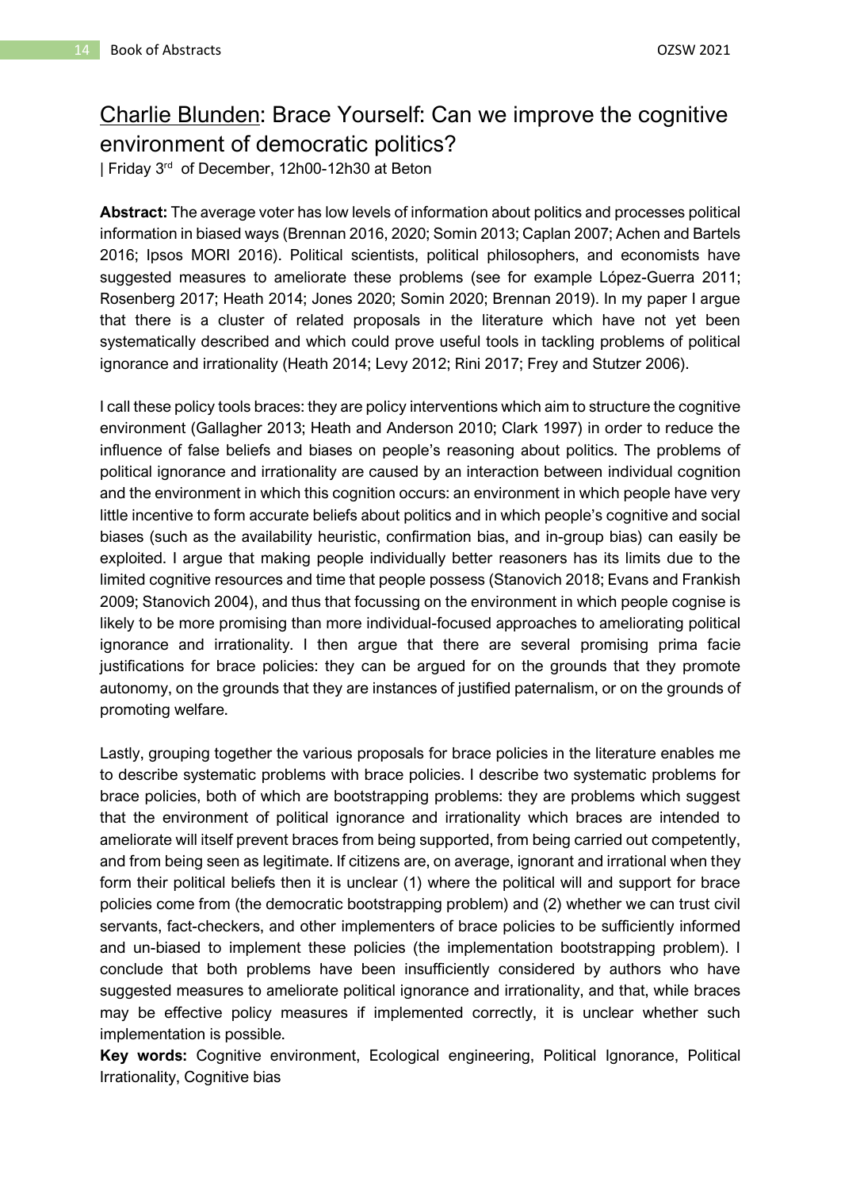## Charlie Blunden: Brace Yourself: Can we improve the cognitive environment of democratic politics?

| Friday 3rd of December, 12h00-12h30 at Beton

**Abstract:** The average voter has low levels of information about politics and processes political information in biased ways (Brennan 2016, 2020; Somin 2013; Caplan 2007; Achen and Bartels 2016; Ipsos MORI 2016). Political scientists, political philosophers, and economists have suggested measures to ameliorate these problems (see for example López-Guerra 2011; Rosenberg 2017; Heath 2014; Jones 2020; Somin 2020; Brennan 2019). In my paper I argue that there is a cluster of related proposals in the literature which have not yet been systematically described and which could prove useful tools in tackling problems of political ignorance and irrationality (Heath 2014; Levy 2012; Rini 2017; Frey and Stutzer 2006).

I call these policy tools braces: they are policy interventions which aim to structure the cognitive environment (Gallagher 2013; Heath and Anderson 2010; Clark 1997) in order to reduce the influence of false beliefs and biases on people's reasoning about politics. The problems of political ignorance and irrationality are caused by an interaction between individual cognition and the environment in which this cognition occurs: an environment in which people have very little incentive to form accurate beliefs about politics and in which people's cognitive and social biases (such as the availability heuristic, confirmation bias, and in-group bias) can easily be exploited. I argue that making people individually better reasoners has its limits due to the limited cognitive resources and time that people possess (Stanovich 2018; Evans and Frankish 2009; Stanovich 2004), and thus that focussing on the environment in which people cognise is likely to be more promising than more individual-focused approaches to ameliorating political ignorance and irrationality. I then argue that there are several promising prima facie justifications for brace policies: they can be argued for on the grounds that they promote autonomy, on the grounds that they are instances of justified paternalism, or on the grounds of promoting welfare.

Lastly, grouping together the various proposals for brace policies in the literature enables me to describe systematic problems with brace policies. I describe two systematic problems for brace policies, both of which are bootstrapping problems: they are problems which suggest that the environment of political ignorance and irrationality which braces are intended to ameliorate will itself prevent braces from being supported, from being carried out competently, and from being seen as legitimate. If citizens are, on average, ignorant and irrational when they form their political beliefs then it is unclear (1) where the political will and support for brace policies come from (the democratic bootstrapping problem) and (2) whether we can trust civil servants, fact-checkers, and other implementers of brace policies to be sufficiently informed and un-biased to implement these policies (the implementation bootstrapping problem). I conclude that both problems have been insufficiently considered by authors who have suggested measures to ameliorate political ignorance and irrationality, and that, while braces may be effective policy measures if implemented correctly, it is unclear whether such implementation is possible.

**Key words:** Cognitive environment, Ecological engineering, Political Ignorance, Political Irrationality, Cognitive bias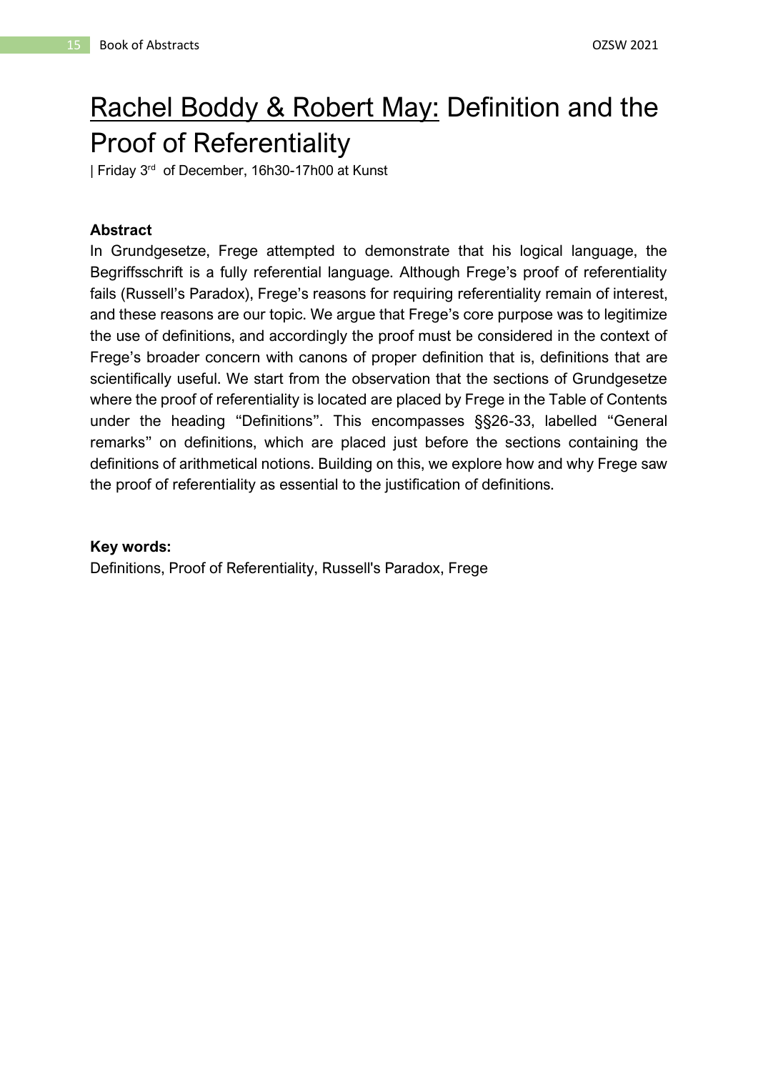# Rachel Boddy & Robert May: Definition and the Proof of Referentiality

| Friday 3rd of December, 16h30-17h00 at Kunst

**Abstract**

In Grundgesetze, Frege attempted to demonstrate that his logical language, the Begriffsschrift is a fully referential language. Although Frege's proof of referentiality fails (Russell's Paradox), Frege's reasons for requiring referentiality remain of interest, and these reasons are our topic. We argue that Frege's core purpose was to legitimize the use of definitions, and accordingly the proof must be considered in the context of Frege's broader concern with canons of proper definition that is, definitions that are scientifically useful. We start from the observation that the sections of Grundgesetze where the proof of referentiality is located are placed by Frege in the Table of Contents under the heading "Definitions". This encompasses §§26-33, labelled "General remarks" on definitions, which are placed just before the sections containing the definitions of arithmetical notions. Building on this, we explore how and why Frege saw the proof of referentiality as essential to the justification of definitions.

**Key words:**

Definitions, Proof of Referentiality, Russell's Paradox, Frege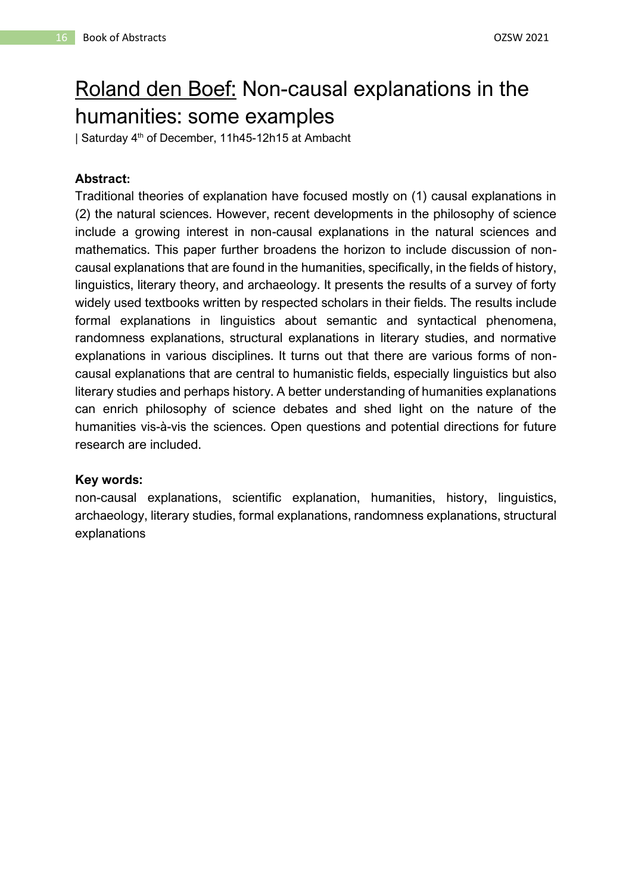# Roland den Boef: Non-causal explanations in the humanities: some examples

| Saturday 4th of December, 11h45-12h15 at Ambacht

**Abstract:**

Traditional theories of explanation have focused mostly on (1) causal explanations in (2) the natural sciences. However, recent developments in the philosophy of science include a growing interest in non-causal explanations in the natural sciences and mathematics. This paper further broadens the horizon to include discussion of non-causal explanations that are found in the humanities, specifically, in the fields of history, linguistics, literary theory, and archaeology. It presents the results of a survey of forty widely used textbooks written by respected scholars in their fields. The results include formal explanations in linguistics about semantic and syntactical phenomena, randomness explanations, structural explanations in literary studies, and normative explanations in various disciplines. It turns out that there are various forms of non-causal explanations that are central to humanistic fields, especially linguistics but also literary studies and perhaps history. A better understanding of humanities explanations can enrich philosophy of science debates and shed light on the nature of the humanities vis-à-vis the sciences. Open questions and potential directions for future research are included.

**Key words:**

non-causal explanations, scientific explanation, humanities, history, linguistics, archaeology, literary studies, formal explanations, randomness explanations, structural explanations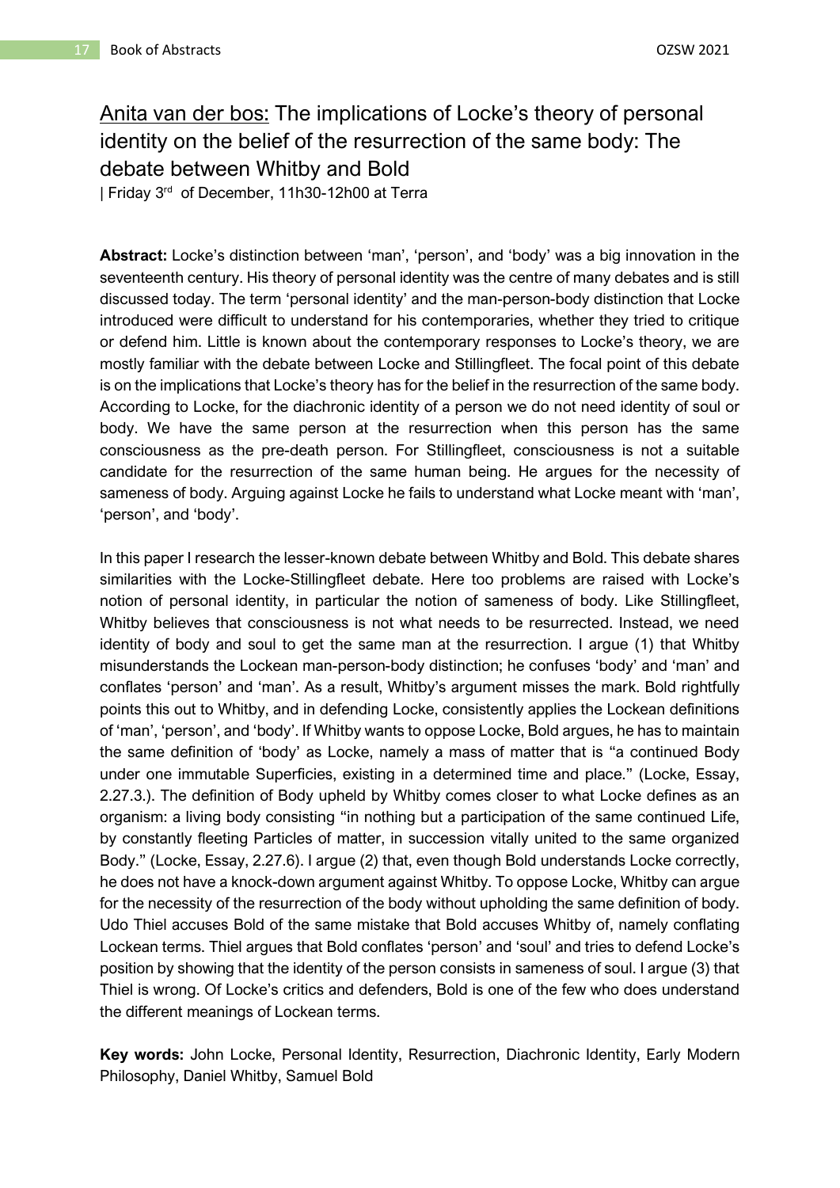## Anita van der bos: The implications of Locke's theory of personal identity on the belief of the resurrection of the same body: The debate between Whitby and Bold

| Friday 3rd of December, 11h30-12h00 at Terra

**Abstract:** Locke's distinction between 'man', 'person', and 'body' was a big innovation in the seventeenth century. His theory of personal identity was the centre of many debates and is still discussed today. The term 'personal identity' and the man-person-body distinction that Locke introduced were difficult to understand for his contemporaries, whether they tried to critique or defend him. Little is known about the contemporary responses to Locke's theory, we are mostly familiar with the debate between Locke and Stillingfleet. The focal point of this debate is on the implications that Locke's theory has for the belief in the resurrection of the same body. According to Locke, for the diachronic identity of a person we do not need identity of soul or body. We have the same person at the resurrection when this person has the same consciousness as the pre-death person. For Stillingfleet, consciousness is not a suitable candidate for the resurrection of the same human being. He argues for the necessity of sameness of body. Arguing against Locke he fails to understand what Locke meant with 'man', 'person', and 'body'.

In this paper I research the lesser-known debate between Whitby and Bold. This debate shares similarities with the Locke-Stillingfleet debate. Here too problems are raised with Locke's notion of personal identity, in particular the notion of sameness of body. Like Stillingfleet, Whitby believes that consciousness is not what needs to be resurrected. Instead, we need identity of body and soul to get the same man at the resurrection. I argue (1) that Whitby misunderstands the Lockean man-person-body distinction; he confuses 'body' and 'man' and conflates 'person' and 'man'. As a result, Whitby's argument misses the mark. Bold rightfully points this out to Whitby, and in defending Locke, consistently applies the Lockean definitions of 'man', 'person', and 'body'. If Whitby wants to oppose Locke, Bold argues, he has to maintain the same definition of 'body' as Locke, namely a mass of matter that is "a continued Body under one immutable Superficies, existing in a determined time and place." (Locke, Essay, 2.27.3.). The definition of Body upheld by Whitby comes closer to what Locke defines as an organism: a living body consisting "in nothing but a participation of the same continued Life, by constantly fleeting Particles of matter, in succession vitally united to the same organized Body." (Locke, Essay, 2.27.6). I argue (2) that, even though Bold understands Locke correctly, he does not have a knock-down argument against Whitby. To oppose Locke, Whitby can argue for the necessity of the resurrection of the body without upholding the same definition of body. Udo Thiel accuses Bold of the same mistake that Bold accuses Whitby of, namely conflating Lockean terms. Thiel argues that Bold conflates 'person' and 'soul' and tries to defend Locke's position by showing that the identity of the person consists in sameness of soul. I argue (3) that Thiel is wrong. Of Locke's critics and defenders, Bold is one of the few who does understand the different meanings of Lockean terms.

**Key words:** John Locke, Personal Identity, Resurrection, Diachronic Identity, Early Modern Philosophy, Daniel Whitby, Samuel Bold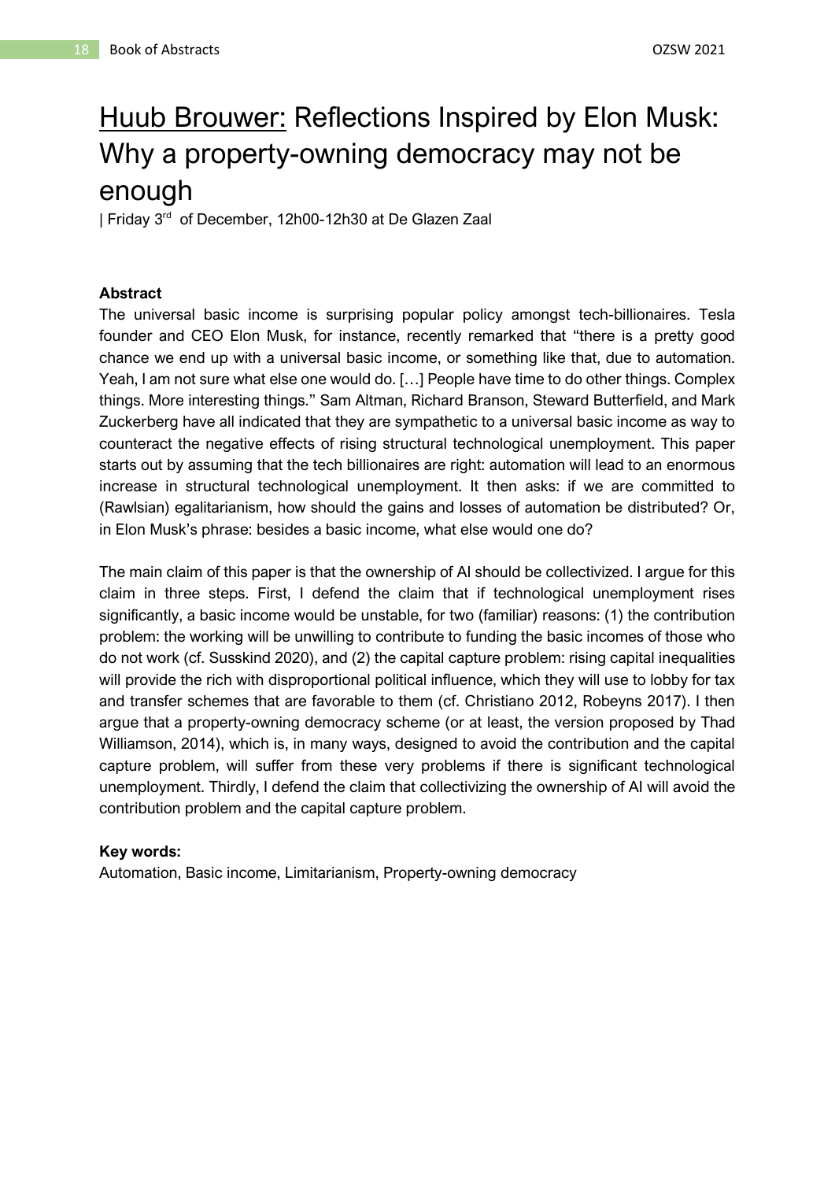# Huub Brouwer: Reflections Inspired by Elon Musk: Why a property-owning democracy may not be enough

| Friday 3rd of December, 12h00-12h30 at De Glazen Zaal

**Abstract**

The universal basic income is surprising popular policy amongst tech-billionaires. Tesla founder and CEO Elon Musk, for instance, recently remarked that "there is a pretty good chance we end up with a universal basic income, or something like that, due to automation. Yeah, I am not sure what else one would do. […] People have time to do other things. Complex things. More interesting things." Sam Altman, Richard Branson, Steward Butterfield, and Mark Zuckerberg have all indicated that they are sympathetic to a universal basic income as way to counteract the negative effects of rising structural technological unemployment. This paper starts out by assuming that the tech billionaires are right: automation will lead to an enormous increase in structural technological unemployment. It then asks: if we are committed to (Rawlsian) egalitarianism, how should the gains and losses of automation be distributed? Or, in Elon Musk's phrase: besides a basic income, what else would one do?

The main claim of this paper is that the ownership of AI should be collectivized. I argue for this claim in three steps. First, I defend the claim that if technological unemployment rises significantly, a basic income would be unstable, for two (familiar) reasons: (1) the contribution problem: the working will be unwilling to contribute to funding the basic incomes of those who do not work (cf. Susskind 2020), and (2) the capital capture problem: rising capital inequalities will provide the rich with disproportional political influence, which they will use to lobby for tax and transfer schemes that are favorable to them (cf. Christiano 2012, Robeyns 2017). I then argue that a property-owning democracy scheme (or at least, the version proposed by Thad Williamson, 2014), which is, in many ways, designed to avoid the contribution and the capital capture problem, will suffer from these very problems if there is significant technological unemployment. Thirdly, I defend the claim that collectivizing the ownership of AI will avoid the contribution problem and the capital capture problem.

**Key words:**

Automation, Basic income, Limitarianism, Property-owning democracy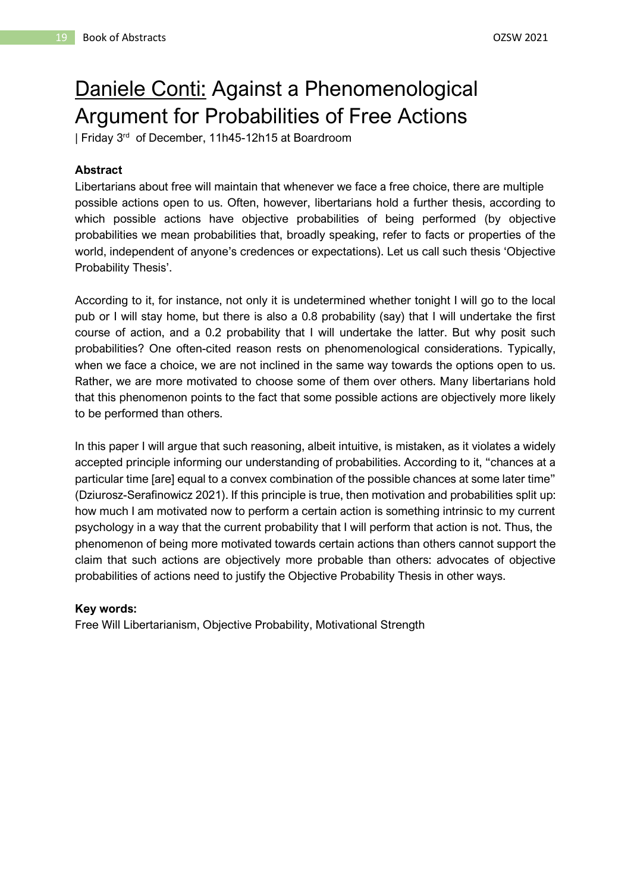# Daniele Conti: Against a Phenomenological Argument for Probabilities of Free Actions

| Friday 3rd of December, 11h45-12h15 at Boardroom

**Abstract**

Libertarians about free will maintain that whenever we face a free choice, there are multiple possible actions open to us. Often, however, libertarians hold a further thesis, according to which possible actions have objective probabilities of being performed (by objective probabilities we mean probabilities that, broadly speaking, refer to facts or properties of the world, independent of anyone's credences or expectations). Let us call such thesis 'Objective Probability Thesis'.

According to it, for instance, not only it is undetermined whether tonight I will go to the local pub or I will stay home, but there is also a 0.8 probability (say) that I will undertake the first course of action, and a 0.2 probability that I will undertake the latter. But why posit such probabilities? One often-cited reason rests on phenomenological considerations. Typically, when we face a choice, we are not inclined in the same way towards the options open to us. Rather, we are more motivated to choose some of them over others. Many libertarians hold that this phenomenon points to the fact that some possible actions are objectively more likely to be performed than others.

In this paper I will argue that such reasoning, albeit intuitive, is mistaken, as it violates a widely accepted principle informing our understanding of probabilities. According to it, "chances at a particular time [are] equal to a convex combination of the possible chances at some later time" (Dziurosz-Serafinowicz 2021). If this principle is true, then motivation and probabilities split up: how much I am motivated now to perform a certain action is something intrinsic to my current psychology in a way that the current probability that I will perform that action is not. Thus, the phenomenon of being more motivated towards certain actions than others cannot support the claim that such actions are objectively more probable than others: advocates of objective probabilities of actions need to justify the Objective Probability Thesis in other ways.

**Key words:**

Free Will Libertarianism, Objective Probability, Motivational Strength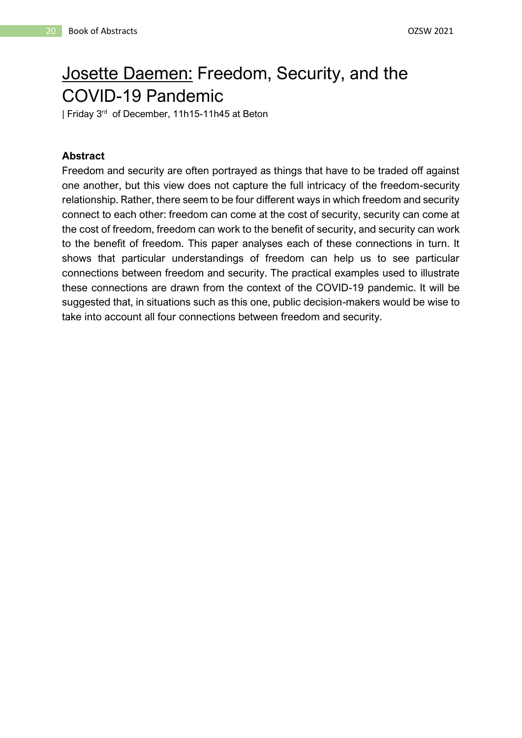# Josette Daemen: Freedom, Security, and the COVID-19 Pandemic

| Friday 3rd of December, 11h15-11h45 at Beton

**Abstract**

Freedom and security are often portrayed as things that have to be traded off against one another, but this view does not capture the full intricacy of the freedom-security relationship. Rather, there seem to be four different ways in which freedom and security connect to each other: freedom can come at the cost of security, security can come at the cost of freedom, freedom can work to the benefit of security, and security can work to the benefit of freedom. This paper analyses each of these connections in turn. It shows that particular understandings of freedom can help us to see particular connections between freedom and security. The practical examples used to illustrate these connections are drawn from the context of the COVID-19 pandemic. It will be suggested that, in situations such as this one, public decision-makers would be wise to take into account all four connections between freedom and security.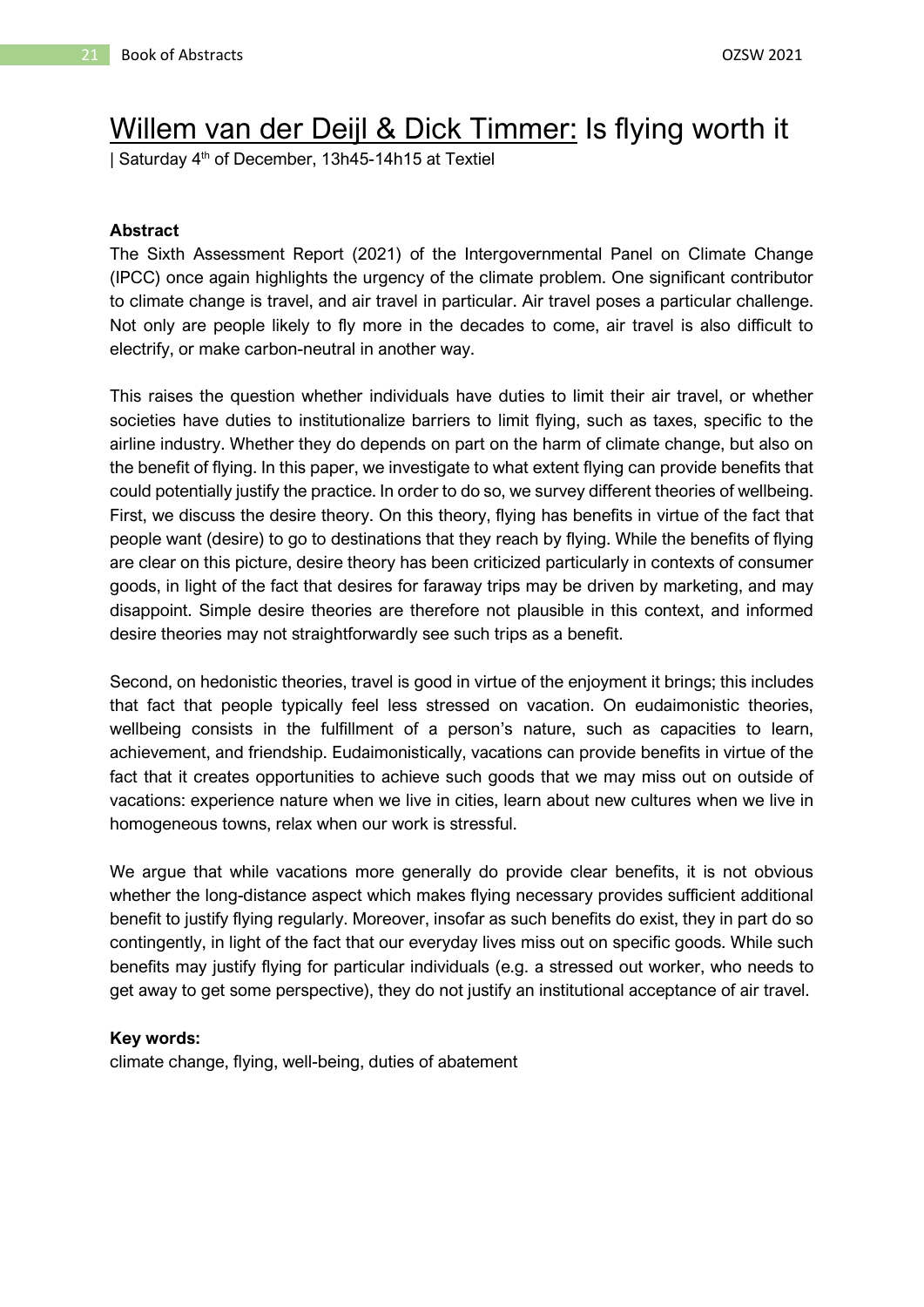# Willem van der Deijl & Dick Timmer: Is flying worth it

| Saturday 4th of December, 13h45-14h15 at Textiel

**Abstract**

The Sixth Assessment Report (2021) of the Intergovernmental Panel on Climate Change (IPCC) once again highlights the urgency of the climate problem. One significant contributor to climate change is travel, and air travel in particular. Air travel poses a particular challenge. Not only are people likely to fly more in the decades to come, air travel is also difficult to electrify, or make carbon-neutral in another way.

This raises the question whether individuals have duties to limit their air travel, or whether societies have duties to institutionalize barriers to limit flying, such as taxes, specific to the airline industry. Whether they do depends on part on the harm of climate change, but also on the benefit of flying. In this paper, we investigate to what extent flying can provide benefits that could potentially justify the practice. In order to do so, we survey different theories of wellbeing. First, we discuss the desire theory. On this theory, flying has benefits in virtue of the fact that people want (desire) to go to destinations that they reach by flying. While the benefits of flying are clear on this picture, desire theory has been criticized particularly in contexts of consumer goods, in light of the fact that desires for faraway trips may be driven by marketing, and may disappoint. Simple desire theories are therefore not plausible in this context, and informed desire theories may not straightforwardly see such trips as a benefit.

Second, on hedonistic theories, travel is good in virtue of the enjoyment it brings; this includes that fact that people typically feel less stressed on vacation. On eudaimonistic theories, wellbeing consists in the fulfillment of a person's nature, such as capacities to learn, achievement, and friendship. Eudaimonistically, vacations can provide benefits in virtue of the fact that it creates opportunities to achieve such goods that we may miss out on outside of vacations: experience nature when we live in cities, learn about new cultures when we live in homogeneous towns, relax when our work is stressful.

We argue that while vacations more generally do provide clear benefits, it is not obvious whether the long-distance aspect which makes flying necessary provides sufficient additional benefit to justify flying regularly. Moreover, insofar as such benefits do exist, they in part do so contingently, in light of the fact that our everyday lives miss out on specific goods. While such benefits may justify flying for particular individuals (e.g. a stressed out worker, who needs to get away to get some perspective), they do not justify an institutional acceptance of air travel.

**Key words:**

climate change, flying, well-being, duties of abatement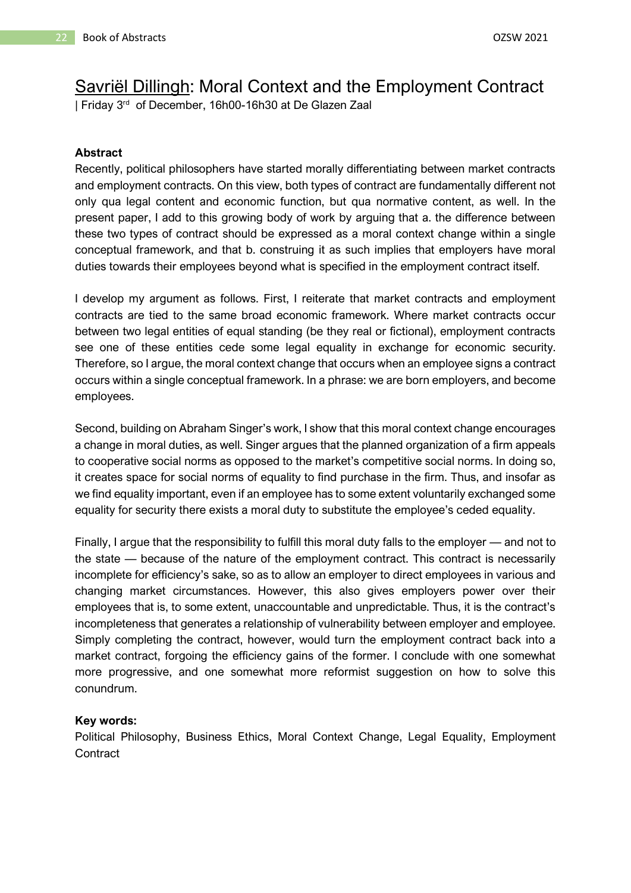# Savriël Dillingh: Moral Context and the Employment Contract

| Friday 3rd of December, 16h00-16h30 at De Glazen Zaal

**Abstract**

Recently, political philosophers have started morally differentiating between market contracts and employment contracts. On this view, both types of contract are fundamentally different not only qua legal content and economic function, but qua normative content, as well. In the present paper, I add to this growing body of work by arguing that a. the difference between these two types of contract should be expressed as a moral context change within a single conceptual framework, and that b. construing it as such implies that employers have moral duties towards their employees beyond what is specified in the employment contract itself.

I develop my argument as follows. First, I reiterate that market contracts and employment contracts are tied to the same broad economic framework. Where market contracts occur between two legal entities of equal standing (be they real or fictional), employment contracts see one of these entities cede some legal equality in exchange for economic security. Therefore, so I argue, the moral context change that occurs when an employee signs a contract occurs within a single conceptual framework. In a phrase: we are born employers, and become employees.

Second, building on Abraham Singer's work, I show that this moral context change encourages a change in moral duties, as well. Singer argues that the planned organization of a firm appeals to cooperative social norms as opposed to the market's competitive social norms. In doing so, it creates space for social norms of equality to find purchase in the firm. Thus, and insofar as we find equality important, even if an employee has to some extent voluntarily exchanged some equality for security there exists a moral duty to substitute the employee's ceded equality.

Finally, I argue that the responsibility to fulfill this moral duty falls to the employer — and not to the state — because of the nature of the employment contract. This contract is necessarily incomplete for efficiency's sake, so as to allow an employer to direct employees in various and changing market circumstances. However, this also gives employers power over their employees that is, to some extent, unaccountable and unpredictable. Thus, it is the contract's incompleteness that generates a relationship of vulnerability between employer and employee. Simply completing the contract, however, would turn the employment contract back into a market contract, forgoing the efficiency gains of the former. I conclude with one somewhat more progressive, and one somewhat more reformist suggestion on how to solve this conundrum.

**Key words:**

Political Philosophy, Business Ethics, Moral Context Change, Legal Equality, Employment Contract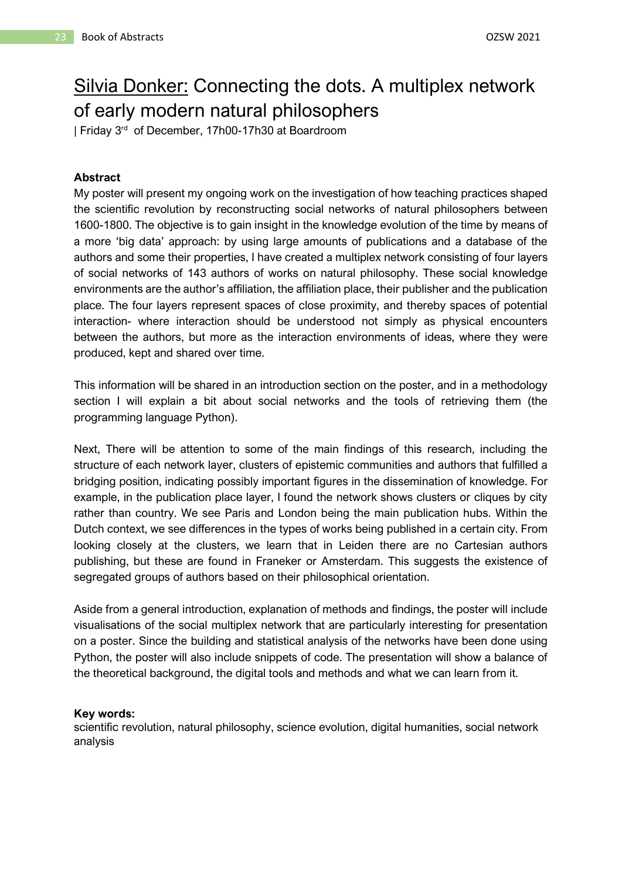# <u>Silvia Donker:</u> Connecting the dots. A multiplex network of early modern natural philosophers

| Friday 3rd of December, 17h00-17h30 at Boardroom

**Abstract**

My poster will present my ongoing work on the investigation of how teaching practices shaped the scientific revolution by reconstructing social networks of natural philosophers between 1600-1800. The objective is to gain insight in the knowledge evolution of the time by means of a more 'big data' approach: by using large amounts of publications and a database of the authors and some their properties, I have created a multiplex network consisting of four layers of social networks of 143 authors of works on natural philosophy. These social knowledge environments are the author's affiliation, the affiliation place, their publisher and the publication place. The four layers represent spaces of close proximity, and thereby spaces of potential interaction- where interaction should be understood not simply as physical encounters between the authors, but more as the interaction environments of ideas, where they were produced, kept and shared over time.

This information will be shared in an introduction section on the poster, and in a methodology section I will explain a bit about social networks and the tools of retrieving them (the programming language Python).

Next, There will be attention to some of the main findings of this research, including the structure of each network layer, clusters of epistemic communities and authors that fulfilled a bridging position, indicating possibly important figures in the dissemination of knowledge. For example, in the publication place layer, I found the network shows clusters or cliques by city rather than country. We see Paris and London being the main publication hubs. Within the Dutch context, we see differences in the types of works being published in a certain city. From looking closely at the clusters, we learn that in Leiden there are no Cartesian authors publishing, but these are found in Franeker or Amsterdam. This suggests the existence of segregated groups of authors based on their philosophical orientation.

Aside from a general introduction, explanation of methods and findings, the poster will include visualisations of the social multiplex network that are particularly interesting for presentation on a poster. Since the building and statistical analysis of the networks have been done using Python, the poster will also include snippets of code. The presentation will show a balance of the theoretical background, the digital tools and methods and what we can learn from it.

**Key words:**

scientific revolution, natural philosophy, science evolution, digital humanities, social network analysis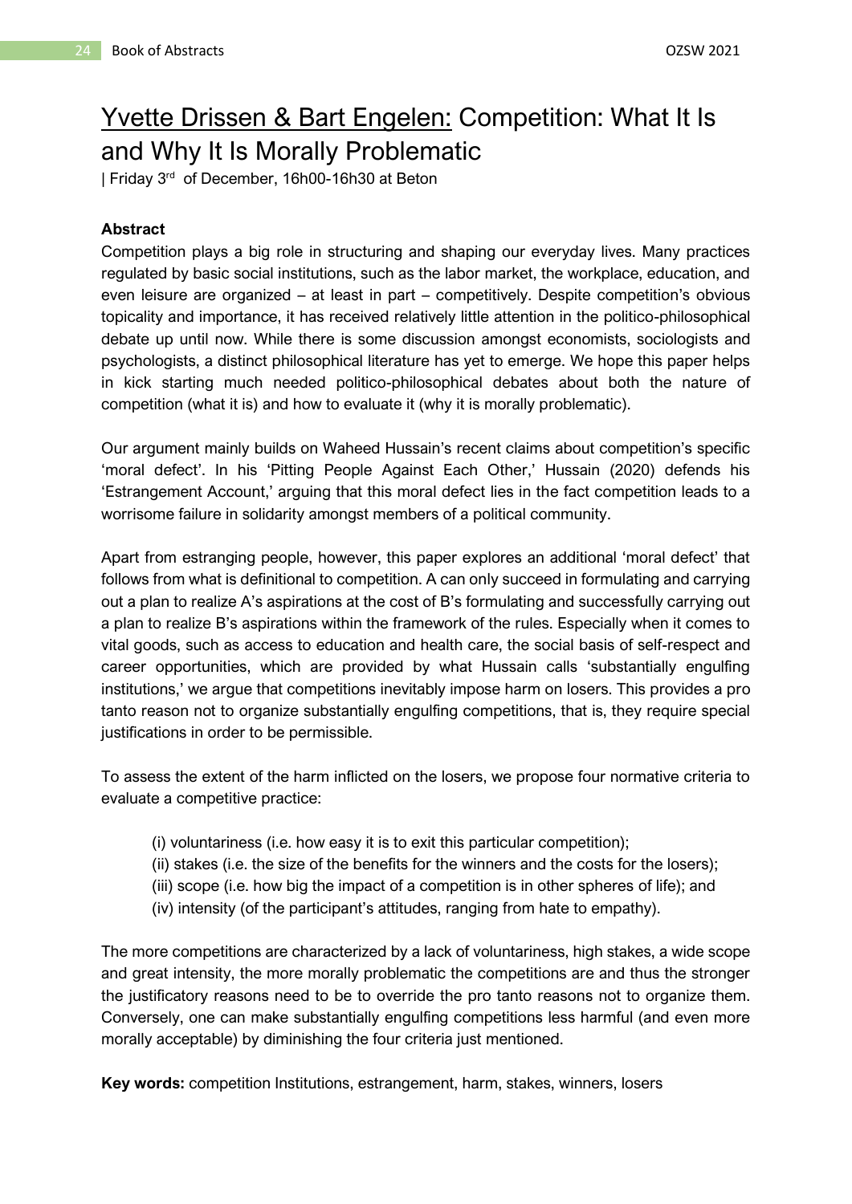# Yvette Drissen & Bart Engelen: Competition: What It Is and Why It Is Morally Problematic

| Friday 3rd of December, 16h00-16h30 at Beton

**Abstract**

Competition plays a big role in structuring and shaping our everyday lives. Many practices regulated by basic social institutions, such as the labor market, the workplace, education, and even leisure are organized – at least in part – competitively. Despite competition's obvious topicality and importance, it has received relatively little attention in the politico-philosophical debate up until now. While there is some discussion amongst economists, sociologists and psychologists, a distinct philosophical literature has yet to emerge. We hope this paper helps in kick starting much needed politico-philosophical debates about both the nature of competition (what it is) and how to evaluate it (why it is morally problematic).

Our argument mainly builds on Waheed Hussain's recent claims about competition's specific 'moral defect'. In his 'Pitting People Against Each Other,' Hussain (2020) defends his 'Estrangement Account,' arguing that this moral defect lies in the fact competition leads to a worrisome failure in solidarity amongst members of a political community.

Apart from estranging people, however, this paper explores an additional 'moral defect' that follows from what is definitional to competition. A can only succeed in formulating and carrying out a plan to realize A's aspirations at the cost of B's formulating and successfully carrying out a plan to realize B's aspirations within the framework of the rules. Especially when it comes to vital goods, such as access to education and health care, the social basis of self-respect and career opportunities, which are provided by what Hussain calls 'substantially engulfing institutions,' we argue that competitions inevitably impose harm on losers. This provides a pro tanto reason not to organize substantially engulfing competitions, that is, they require special justifications in order to be permissible.

To assess the extent of the harm inflicted on the losers, we propose four normative criteria to evaluate a competitive practice:

- (i) voluntariness (i.e. how easy it is to exit this particular competition);
- (ii) stakes (i.e. the size of the benefits for the winners and the costs for the losers);
- (iii) scope (i.e. how big the impact of a competition is in other spheres of life); and
- (iv) intensity (of the participant's attitudes, ranging from hate to empathy).

The more competitions are characterized by a lack of voluntariness, high stakes, a wide scope and great intensity, the more morally problematic the competitions are and thus the stronger the justificatory reasons need to be to override the pro tanto reasons not to organize them. Conversely, one can make substantially engulfing competitions less harmful (and even more morally acceptable) by diminishing the four criteria just mentioned.

**Key words:** competition Institutions, estrangement, harm, stakes, winners, losers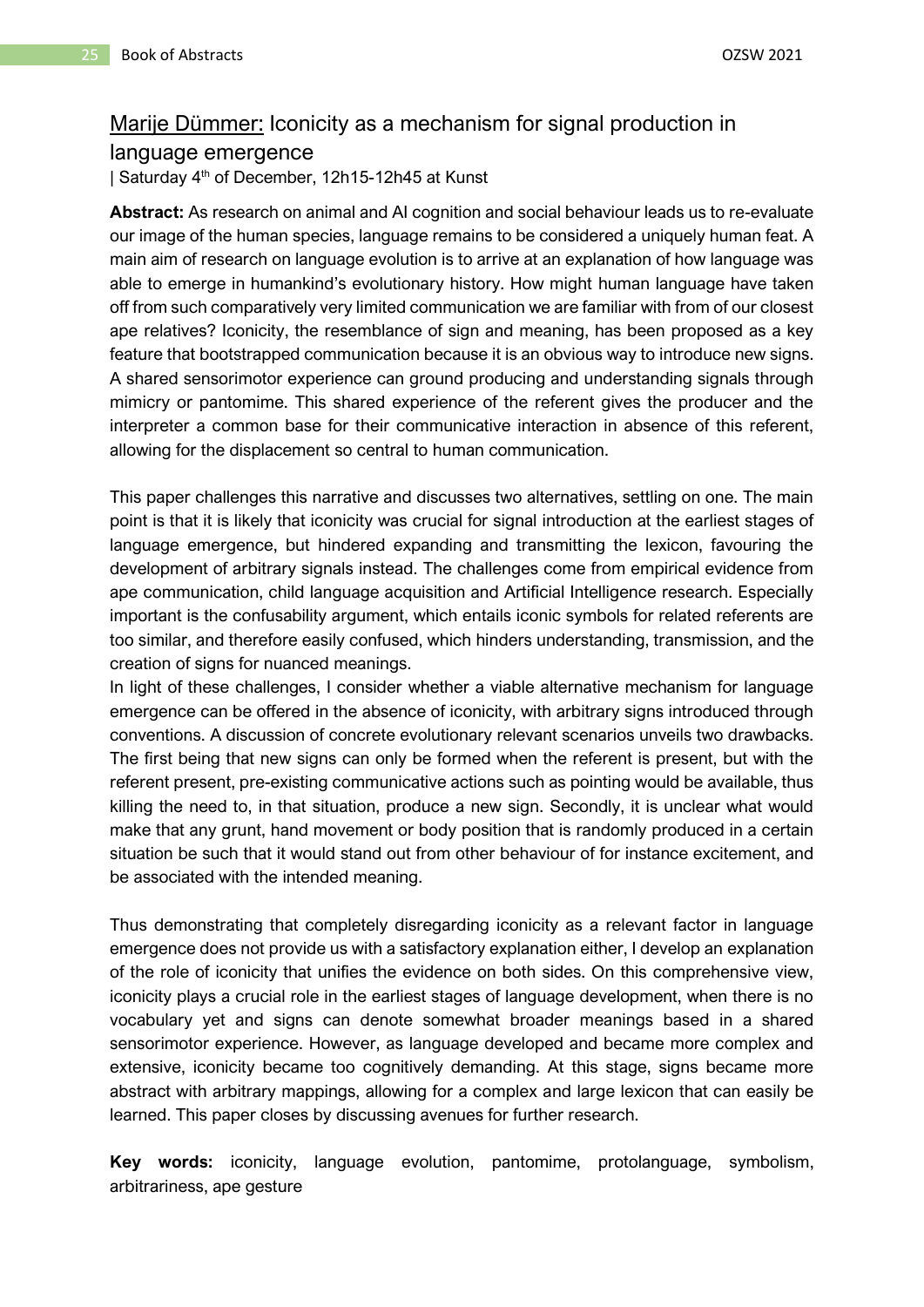## Marije Dümmer: Iconicity as a mechanism for signal production in language emergence

| Saturday 4th of December, 12h15-12h45 at Kunst

**Abstract:** As research on animal and AI cognition and social behaviour leads us to re-evaluate our image of the human species, language remains to be considered a uniquely human feat. A main aim of research on language evolution is to arrive at an explanation of how language was able to emerge in humankind's evolutionary history. How might human language have taken off from such comparatively very limited communication we are familiar with from of our closest ape relatives? Iconicity, the resemblance of sign and meaning, has been proposed as a key feature that bootstrapped communication because it is an obvious way to introduce new signs. A shared sensorimotor experience can ground producing and understanding signals through mimicry or pantomime. This shared experience of the referent gives the producer and the interpreter a common base for their communicative interaction in absence of this referent, allowing for the displacement so central to human communication.

This paper challenges this narrative and discusses two alternatives, settling on one. The main point is that it is likely that iconicity was crucial for signal introduction at the earliest stages of language emergence, but hindered expanding and transmitting the lexicon, favouring the development of arbitrary signals instead. The challenges come from empirical evidence from ape communication, child language acquisition and Artificial Intelligence research. Especially important is the confusability argument, which entails iconic symbols for related referents are too similar, and therefore easily confused, which hinders understanding, transmission, and the creation of signs for nuanced meanings.
In light of these challenges, I consider whether a viable alternative mechanism for language emergence can be offered in the absence of iconicity, with arbitrary signs introduced through conventions. A discussion of concrete evolutionary relevant scenarios unveils two drawbacks. The first being that new signs can only be formed when the referent is present, but with the referent present, pre-existing communicative actions such as pointing would be available, thus killing the need to, in that situation, produce a new sign. Secondly, it is unclear what would make that any grunt, hand movement or body position that is randomly produced in a certain situation be such that it would stand out from other behaviour of for instance excitement, and be associated with the intended meaning.

Thus demonstrating that completely disregarding iconicity as a relevant factor in language emergence does not provide us with a satisfactory explanation either, I develop an explanation of the role of iconicity that unifies the evidence on both sides. On this comprehensive view, iconicity plays a crucial role in the earliest stages of language development, when there is no vocabulary yet and signs can denote somewhat broader meanings based in a shared sensorimotor experience. However, as language developed and became more complex and extensive, iconicity became too cognitively demanding. At this stage, signs became more abstract with arbitrary mappings, allowing for a complex and large lexicon that can easily be learned. This paper closes by discussing avenues for further research.

**Key words:** iconicity, language evolution, pantomime, protolanguage, symbolism, arbitrariness, ape gesture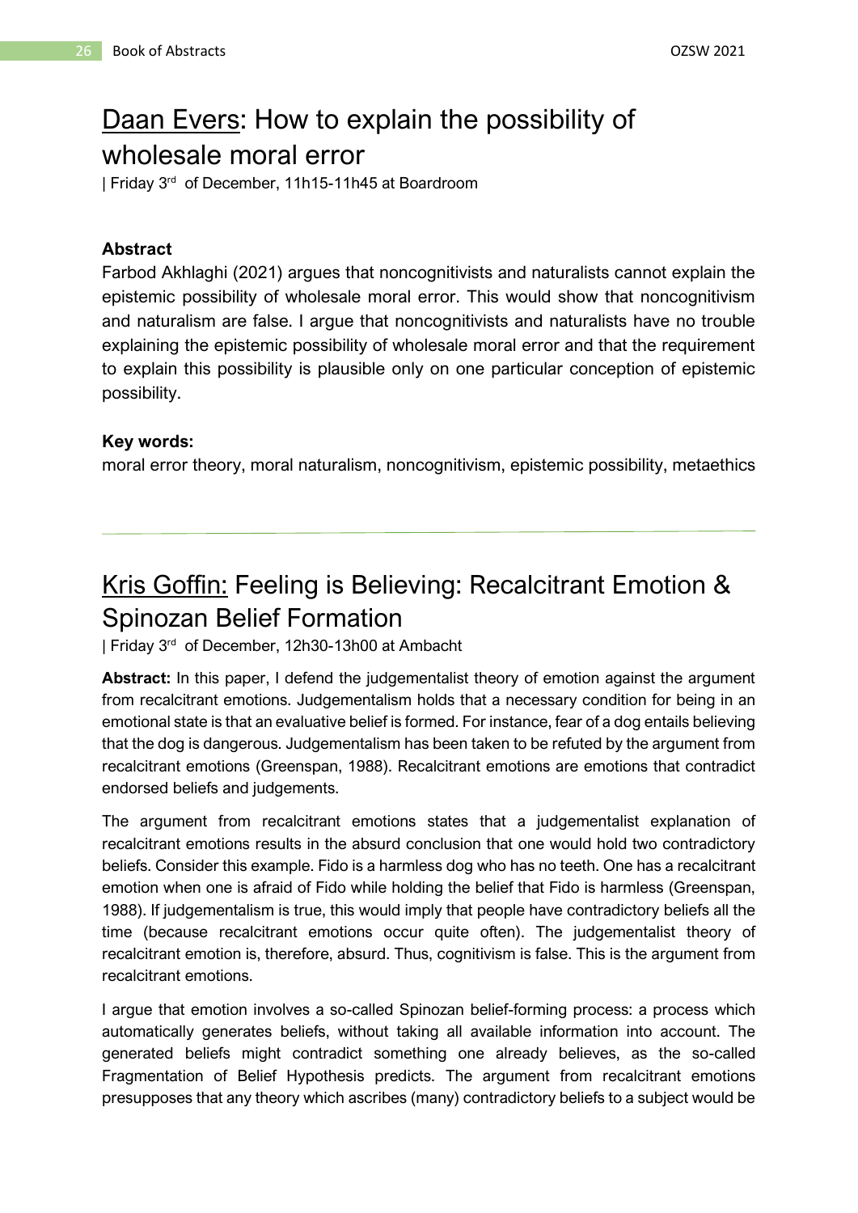## Daan Evers: How to explain the possibility of wholesale moral error

| Friday 3rd of December, 11h15-11h45 at Boardroom

### Abstract

Farbod Akhlaghi (2021) argues that noncognitivists and naturalists cannot explain the epistemic possibility of wholesale moral error. This would show that noncognitivism and naturalism are false. I argue that noncognitivists and naturalists have no trouble explaining the epistemic possibility of wholesale moral error and that the requirement to explain this possibility is plausible only on one particular conception of epistemic possibility.

### Key words:

moral error theory, moral naturalism, noncognitivism, epistemic possibility, metaethics

---

## Kris Goffin: Feeling is Believing: Recalcitrant Emotion & Spinozan Belief Formation

| Friday 3rd of December, 12h30-13h00 at Ambacht

**Abstract:** In this paper, I defend the judgementalist theory of emotion against the argument from recalcitrant emotions. Judgementalism holds that a necessary condition for being in an emotional state is that an evaluative belief is formed. For instance, fear of a dog entails believing that the dog is dangerous. Judgementalism has been taken to be refuted by the argument from recalcitrant emotions (Greenspan, 1988). Recalcitrant emotions are emotions that contradict endorsed beliefs and judgements.

The argument from recalcitrant emotions states that a judgementalist explanation of recalcitrant emotions results in the absurd conclusion that one would hold two contradictory beliefs. Consider this example. Fido is a harmless dog who has no teeth. One has a recalcitrant emotion when one is afraid of Fido while holding the belief that Fido is harmless (Greenspan, 1988). If judgementalism is true, this would imply that people have contradictory beliefs all the time (because recalcitrant emotions occur quite often). The judgementalist theory of recalcitrant emotion is, therefore, absurd. Thus, cognitivism is false. This is the argument from recalcitrant emotions.

I argue that emotion involves a so-called Spinozan belief-forming process: a process which automatically generates beliefs, without taking all available information into account. The generated beliefs might contradict something one already believes, as the so-called Fragmentation of Belief Hypothesis predicts. The argument from recalcitrant emotions presupposes that any theory which ascribes (many) contradictory beliefs to a subject would be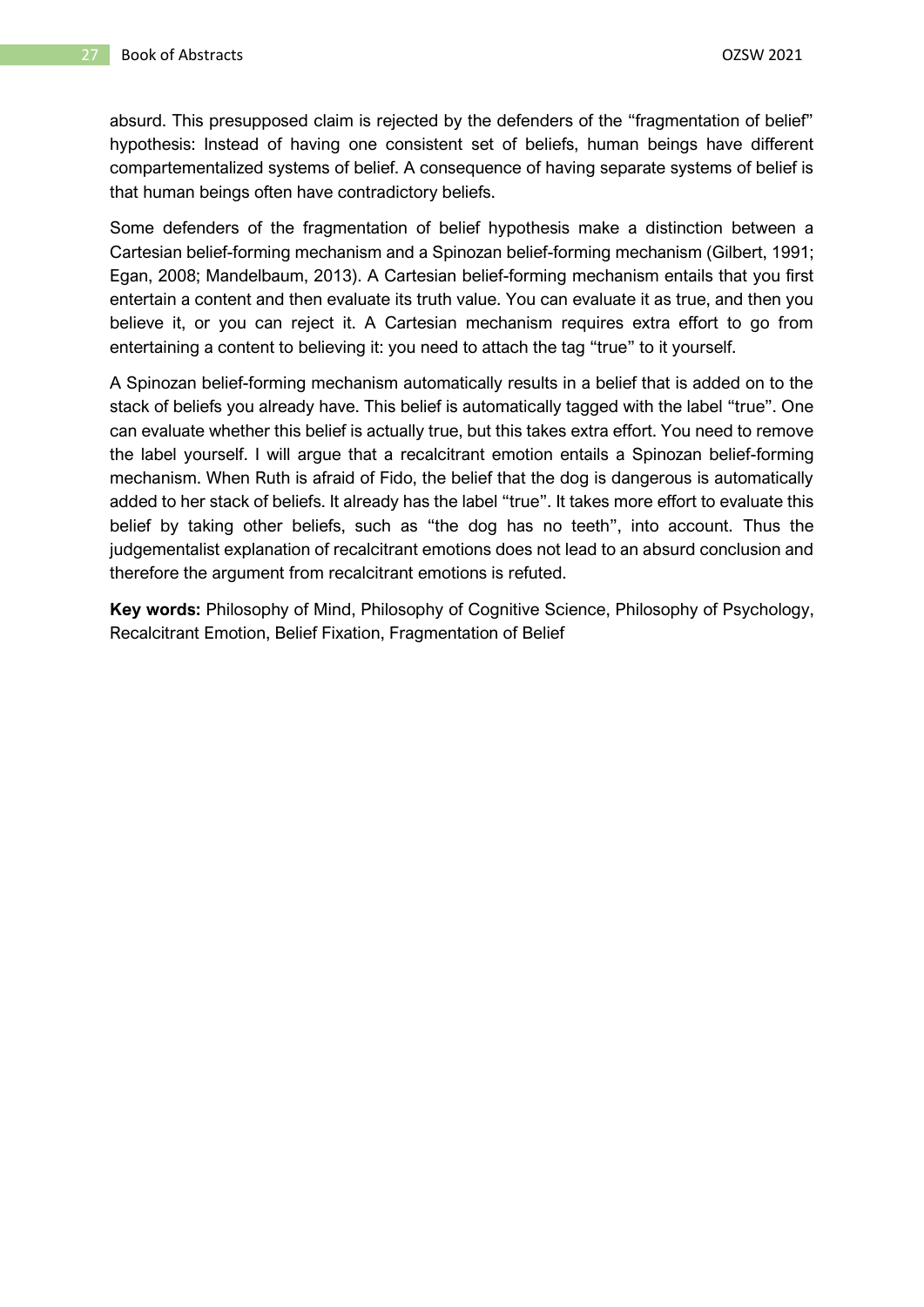absurd. This presupposed claim is rejected by the defenders of the “fragmentation of belief” hypothesis: Instead of having one consistent set of beliefs, human beings have different compartementalized systems of belief. A consequence of having separate systems of belief is that human beings often have contradictory beliefs.

Some defenders of the fragmentation of belief hypothesis make a distinction between a Cartesian belief-forming mechanism and a Spinozan belief-forming mechanism (Gilbert, 1991; Egan, 2008; Mandelbaum, 2013). A Cartesian belief-forming mechanism entails that you first entertain a content and then evaluate its truth value. You can evaluate it as true, and then you believe it, or you can reject it. A Cartesian mechanism requires extra effort to go from entertaining a content to believing it: you need to attach the tag “true” to it yourself.

A Spinozan belief-forming mechanism automatically results in a belief that is added on to the stack of beliefs you already have. This belief is automatically tagged with the label “true”. One can evaluate whether this belief is actually true, but this takes extra effort. You need to remove the label yourself. I will argue that a recalcitrant emotion entails a Spinozan belief-forming mechanism. When Ruth is afraid of Fido, the belief that the dog is dangerous is automatically added to her stack of beliefs. It already has the label “true”. It takes more effort to evaluate this belief by taking other beliefs, such as “the dog has no teeth”, into account. Thus the judgementalist explanation of recalcitrant emotions does not lead to an absurd conclusion and therefore the argument from recalcitrant emotions is refuted.

**Key words:** Philosophy of Mind, Philosophy of Cognitive Science, Philosophy of Psychology, Recalcitrant Emotion, Belief Fixation, Fragmentation of Belief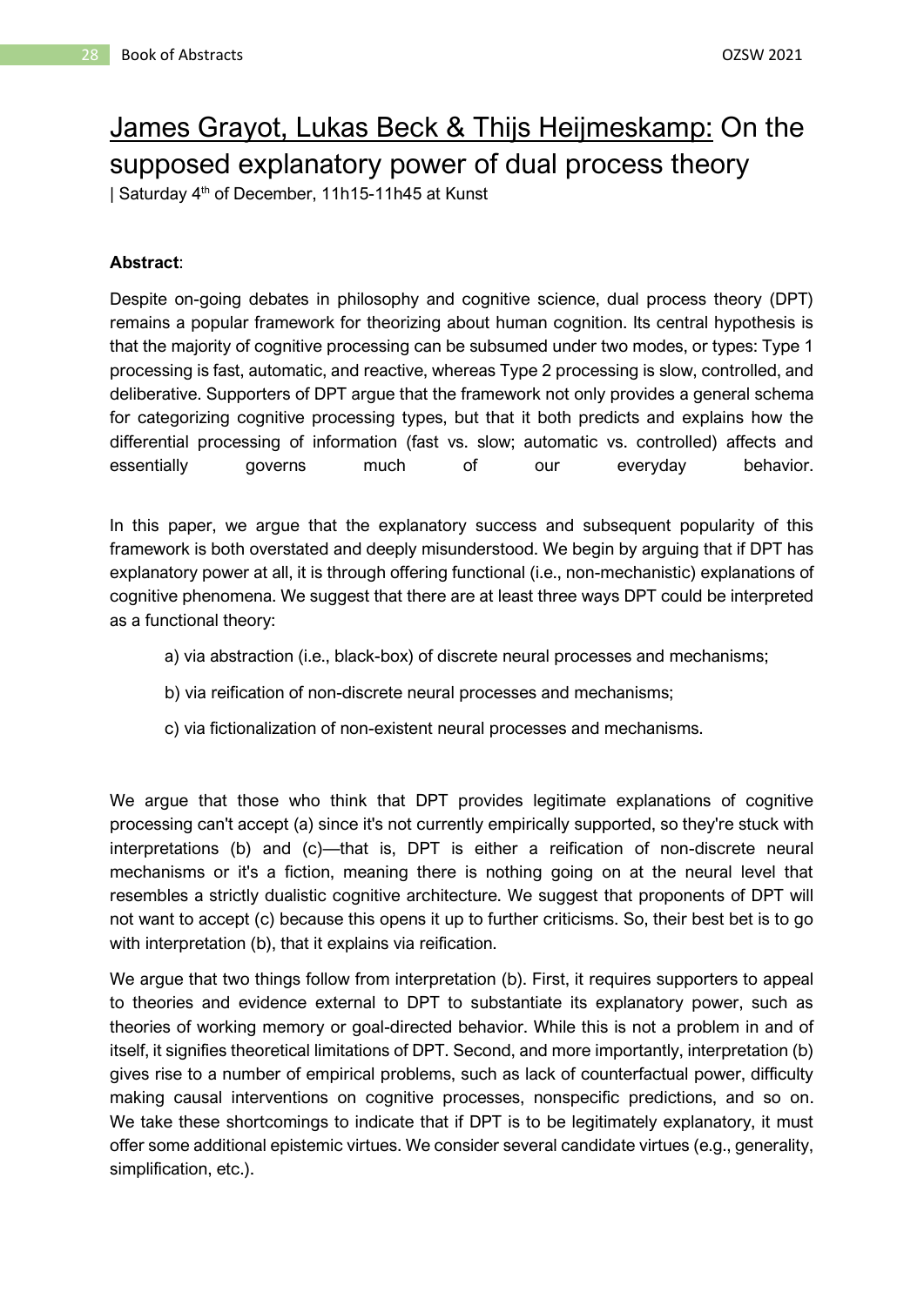# James Grayot, Lukas Beck & Thijs Heijmeskamp: On the supposed explanatory power of dual process theory

| Saturday 4th of December, 11h15-11h45 at Kunst

**Abstract**:

Despite on-going debates in philosophy and cognitive science, dual process theory (DPT) remains a popular framework for theorizing about human cognition. Its central hypothesis is that the majority of cognitive processing can be subsumed under two modes, or types: Type 1 processing is fast, automatic, and reactive, whereas Type 2 processing is slow, controlled, and deliberative. Supporters of DPT argue that the framework not only provides a general schema for categorizing cognitive processing types, but that it both predicts and explains how the differential processing of information (fast vs. slow; automatic vs. controlled) affects and essentially governs much of our everyday behavior.

In this paper, we argue that the explanatory success and subsequent popularity of this framework is both overstated and deeply misunderstood. We begin by arguing that if DPT has explanatory power at all, it is through offering functional (i.e., non-mechanistic) explanations of cognitive phenomena. We suggest that there are at least three ways DPT could be interpreted as a functional theory:

a) via abstraction (i.e., black-box) of discrete neural processes and mechanisms;

b) via reification of non-discrete neural processes and mechanisms;

c) via fictionalization of non-existent neural processes and mechanisms.

We argue that those who think that DPT provides legitimate explanations of cognitive processing can't accept (a) since it's not currently empirically supported, so they're stuck with interpretations (b) and (c)—that is, DPT is either a reification of non-discrete neural mechanisms or it's a fiction, meaning there is nothing going on at the neural level that resembles a strictly dualistic cognitive architecture. We suggest that proponents of DPT will not want to accept (c) because this opens it up to further criticisms. So, their best bet is to go with interpretation (b), that it explains via reification.

We argue that two things follow from interpretation (b). First, it requires supporters to appeal to theories and evidence external to DPT to substantiate its explanatory power, such as theories of working memory or goal-directed behavior. While this is not a problem in and of itself, it signifies theoretical limitations of DPT. Second, and more importantly, interpretation (b) gives rise to a number of empirical problems, such as lack of counterfactual power, difficulty making causal interventions on cognitive processes, nonspecific predictions, and so on. We take these shortcomings to indicate that if DPT is to be legitimately explanatory, it must offer some additional epistemic virtues. We consider several candidate virtues (e.g., generality, simplification, etc.).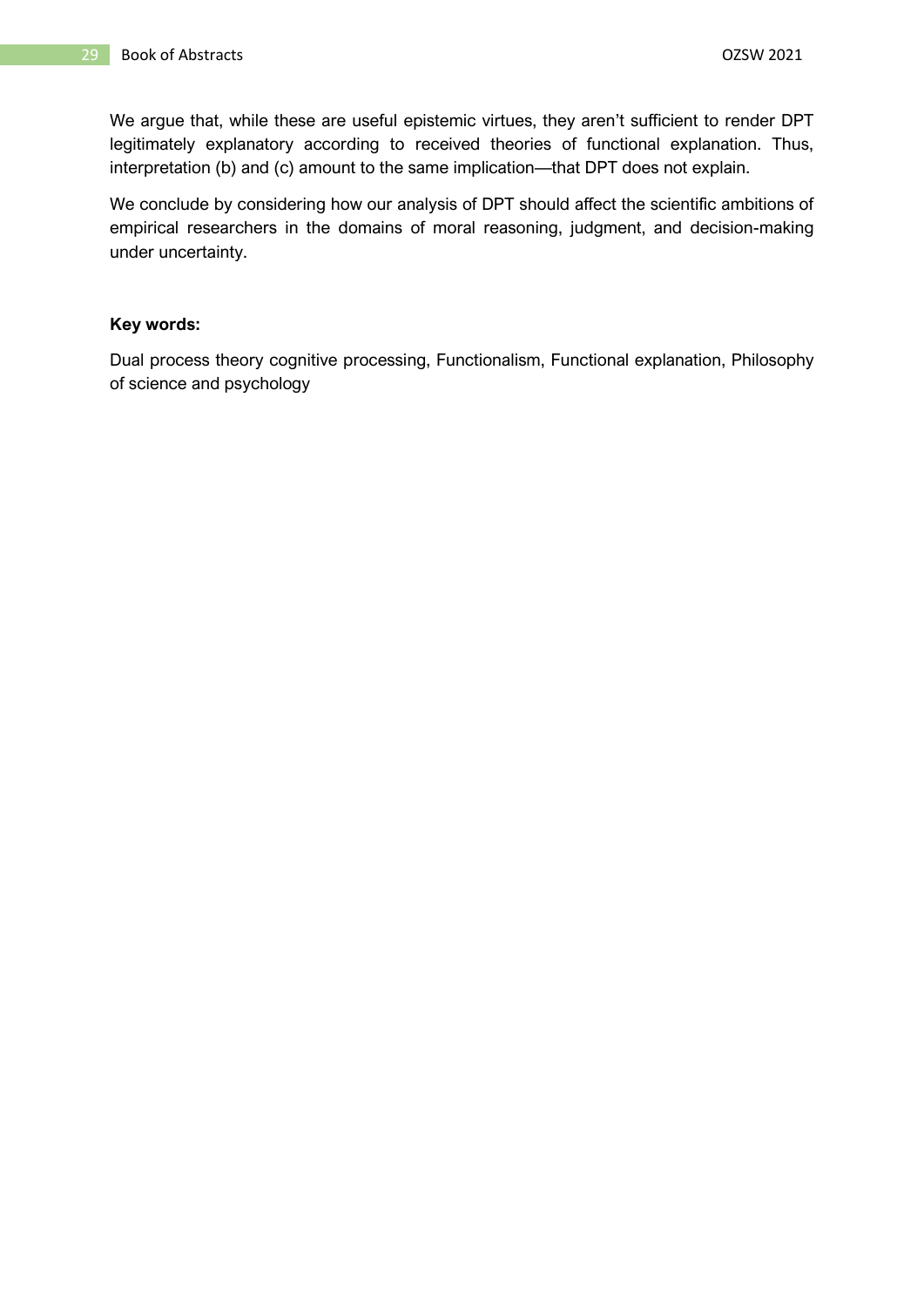We argue that, while these are useful epistemic virtues, they aren't sufficient to render DPT legitimately explanatory according to received theories of functional explanation. Thus, interpretation (b) and (c) amount to the same implication—that DPT does not explain.

We conclude by considering how our analysis of DPT should affect the scientific ambitions of empirical researchers in the domains of moral reasoning, judgment, and decision-making under uncertainty.

**Key words:**

Dual process theory cognitive processing, Functionalism, Functional explanation, Philosophy of science and psychology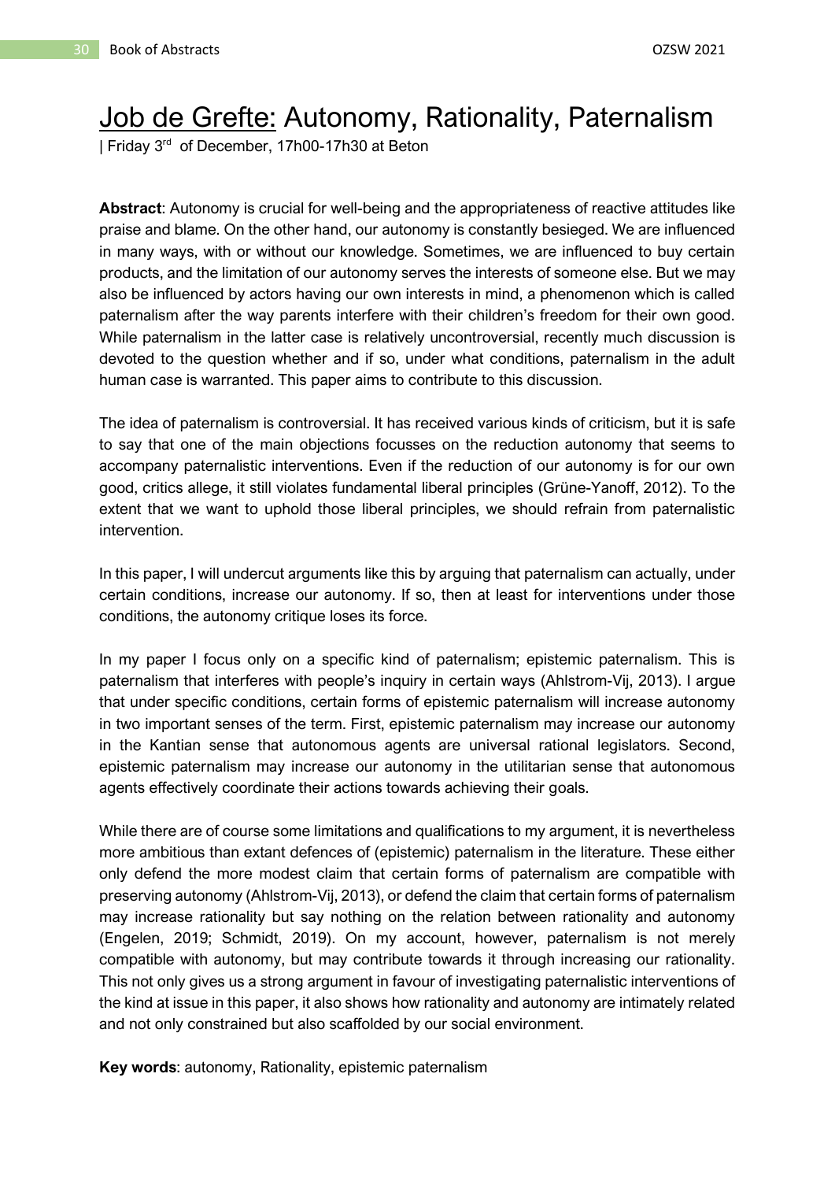# Job de Grefte: Autonomy, Rationality, Paternalism

| Friday 3rd of December, 17h00-17h30 at Beton

**Abstract**: Autonomy is crucial for well-being and the appropriateness of reactive attitudes like praise and blame. On the other hand, our autonomy is constantly besieged. We are influenced in many ways, with or without our knowledge. Sometimes, we are influenced to buy certain products, and the limitation of our autonomy serves the interests of someone else. But we may also be influenced by actors having our own interests in mind, a phenomenon which is called paternalism after the way parents interfere with their children's freedom for their own good. While paternalism in the latter case is relatively uncontroversial, recently much discussion is devoted to the question whether and if so, under what conditions, paternalism in the adult human case is warranted. This paper aims to contribute to this discussion.

The idea of paternalism is controversial. It has received various kinds of criticism, but it is safe to say that one of the main objections focusses on the reduction autonomy that seems to accompany paternalistic interventions. Even if the reduction of our autonomy is for our own good, critics allege, it still violates fundamental liberal principles (Grüne-Yanoff, 2012). To the extent that we want to uphold those liberal principles, we should refrain from paternalistic intervention.

In this paper, I will undercut arguments like this by arguing that paternalism can actually, under certain conditions, increase our autonomy. If so, then at least for interventions under those conditions, the autonomy critique loses its force.

In my paper I focus only on a specific kind of paternalism; epistemic paternalism. This is paternalism that interferes with people's inquiry in certain ways (Ahlstrom-Vij, 2013). I argue that under specific conditions, certain forms of epistemic paternalism will increase autonomy in two important senses of the term. First, epistemic paternalism may increase our autonomy in the Kantian sense that autonomous agents are universal rational legislators. Second, epistemic paternalism may increase our autonomy in the utilitarian sense that autonomous agents effectively coordinate their actions towards achieving their goals.

While there are of course some limitations and qualifications to my argument, it is nevertheless more ambitious than extant defences of (epistemic) paternalism in the literature. These either only defend the more modest claim that certain forms of paternalism are compatible with preserving autonomy (Ahlstrom-Vij, 2013), or defend the claim that certain forms of paternalism may increase rationality but say nothing on the relation between rationality and autonomy (Engelen, 2019; Schmidt, 2019). On my account, however, paternalism is not merely compatible with autonomy, but may contribute towards it through increasing our rationality. This not only gives us a strong argument in favour of investigating paternalistic interventions of the kind at issue in this paper, it also shows how rationality and autonomy are intimately related and not only constrained but also scaffolded by our social environment.

**Key words**: autonomy, Rationality, epistemic paternalism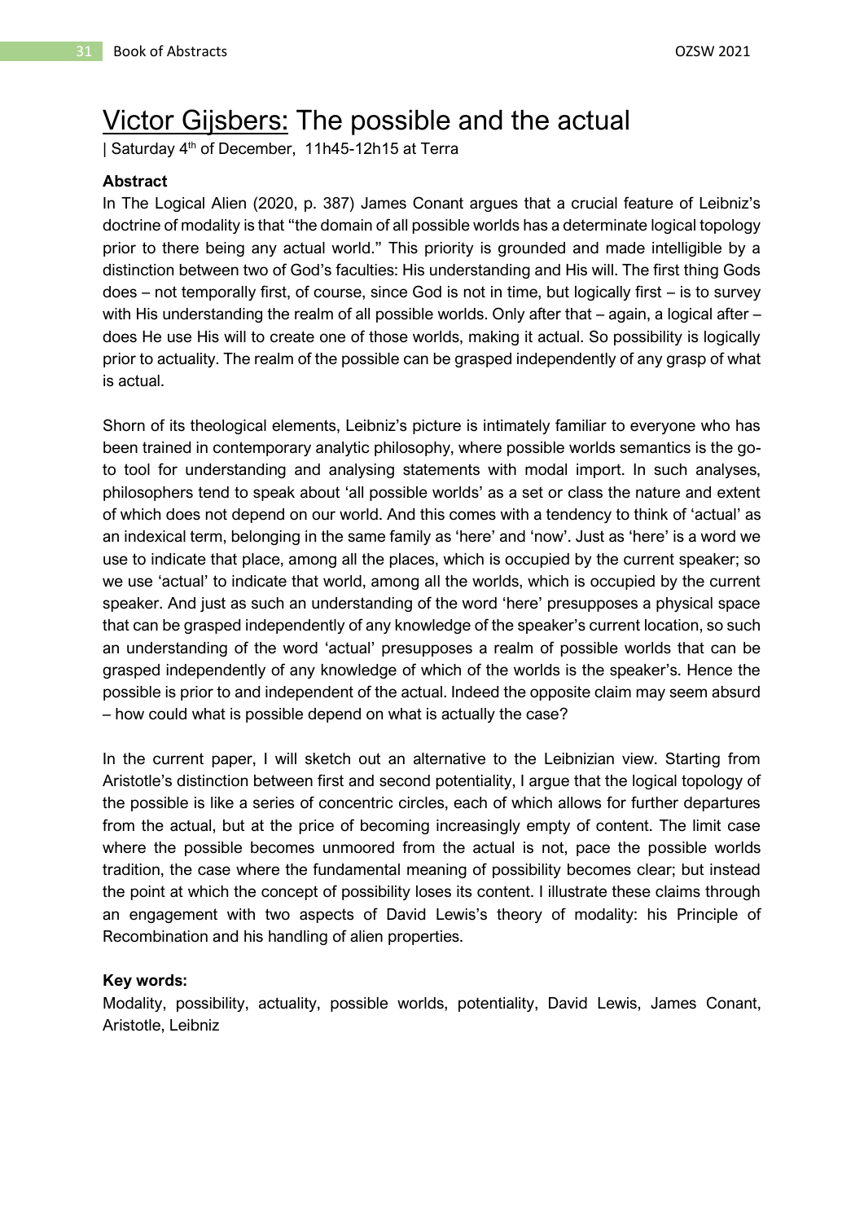# Victor Gijsbers: The possible and the actual

| Saturday 4th of December, 11h45-12h15 at Terra

**Abstract**

In The Logical Alien (2020, p. 387) James Conant argues that a crucial feature of Leibniz's doctrine of modality is that "the domain of all possible worlds has a determinate logical topology prior to there being any actual world." This priority is grounded and made intelligible by a distinction between two of God's faculties: His understanding and His will. The first thing Gods does – not temporally first, of course, since God is not in time, but logically first – is to survey with His understanding the realm of all possible worlds. Only after that – again, a logical after – does He use His will to create one of those worlds, making it actual. So possibility is logically prior to actuality. The realm of the possible can be grasped independently of any grasp of what is actual.

Shorn of its theological elements, Leibniz's picture is intimately familiar to everyone who has been trained in contemporary analytic philosophy, where possible worlds semantics is the go-to tool for understanding and analysing statements with modal import. In such analyses, philosophers tend to speak about 'all possible worlds' as a set or class the nature and extent of which does not depend on our world. And this comes with a tendency to think of 'actual' as an indexical term, belonging in the same family as 'here' and 'now'. Just as 'here' is a word we use to indicate that place, among all the places, which is occupied by the current speaker; so we use 'actual' to indicate that world, among all the worlds, which is occupied by the current speaker. And just as such an understanding of the word 'here' presupposes a physical space that can be grasped independently of any knowledge of the speaker's current location, so such an understanding of the word 'actual' presupposes a realm of possible worlds that can be grasped independently of any knowledge of which of the worlds is the speaker's. Hence the possible is prior to and independent of the actual. Indeed the opposite claim may seem absurd – how could what is possible depend on what is actually the case?

In the current paper, I will sketch out an alternative to the Leibnizian view. Starting from Aristotle's distinction between first and second potentiality, I argue that the logical topology of the possible is like a series of concentric circles, each of which allows for further departures from the actual, but at the price of becoming increasingly empty of content. The limit case where the possible becomes unmoored from the actual is not, pace the possible worlds tradition, the case where the fundamental meaning of possibility becomes clear; but instead the point at which the concept of possibility loses its content. I illustrate these claims through an engagement with two aspects of David Lewis's theory of modality: his Principle of Recombination and his handling of alien properties.

**Key words:**

Modality, possibility, actuality, possible worlds, potentiality, David Lewis, James Conant, Aristotle, Leibniz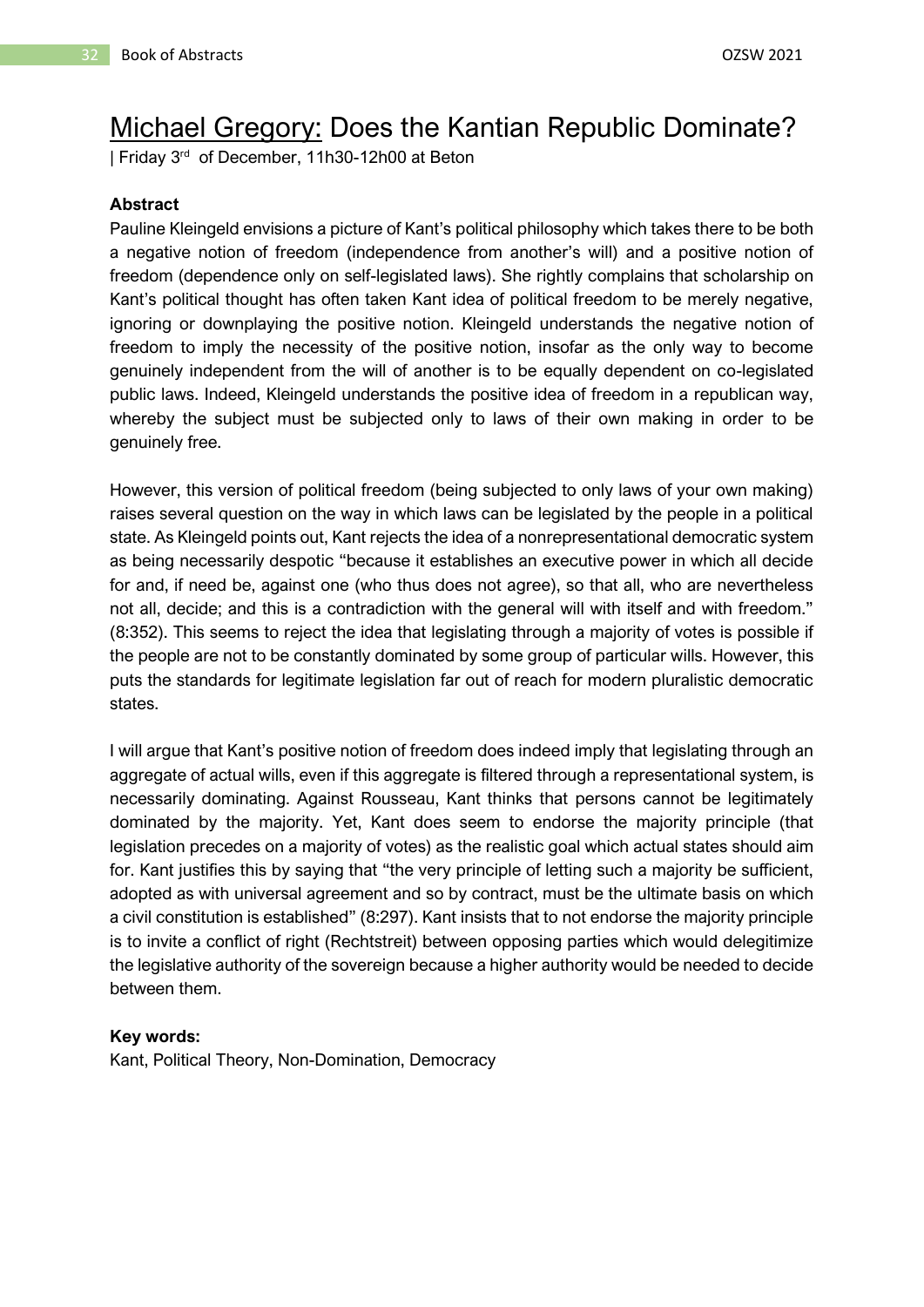# Michael Gregory: Does the Kantian Republic Dominate?

| Friday 3rd of December, 11h30-12h00 at Beton

**Abstract**

Pauline Kleingeld envisions a picture of Kant's political philosophy which takes there to be both a negative notion of freedom (independence from another's will) and a positive notion of freedom (dependence only on self-legislated laws). She rightly complains that scholarship on Kant's political thought has often taken Kant idea of political freedom to be merely negative, ignoring or downplaying the positive notion. Kleingeld understands the negative notion of freedom to imply the necessity of the positive notion, insofar as the only way to become genuinely independent from the will of another is to be equally dependent on co-legislated public laws. Indeed, Kleingeld understands the positive idea of freedom in a republican way, whereby the subject must be subjected only to laws of their own making in order to be genuinely free.

However, this version of political freedom (being subjected to only laws of your own making) raises several question on the way in which laws can be legislated by the people in a political state. As Kleingeld points out, Kant rejects the idea of a nonrepresentational democratic system as being necessarily despotic "because it establishes an executive power in which all decide for and, if need be, against one (who thus does not agree), so that all, who are nevertheless not all, decide; and this is a contradiction with the general will with itself and with freedom." (8:352). This seems to reject the idea that legislating through a majority of votes is possible if the people are not to be constantly dominated by some group of particular wills. However, this puts the standards for legitimate legislation far out of reach for modern pluralistic democratic states.

I will argue that Kant's positive notion of freedom does indeed imply that legislating through an aggregate of actual wills, even if this aggregate is filtered through a representational system, is necessarily dominating. Against Rousseau, Kant thinks that persons cannot be legitimately dominated by the majority. Yet, Kant does seem to endorse the majority principle (that legislation precedes on a majority of votes) as the realistic goal which actual states should aim for. Kant justifies this by saying that "the very principle of letting such a majority be sufficient, adopted as with universal agreement and so by contract, must be the ultimate basis on which a civil constitution is established" (8:297). Kant insists that to not endorse the majority principle is to invite a conflict of right (Rechtstreit) between opposing parties which would delegitimize the legislative authority of the sovereign because a higher authority would be needed to decide between them.

**Key words:**

Kant, Political Theory, Non-Domination, Democracy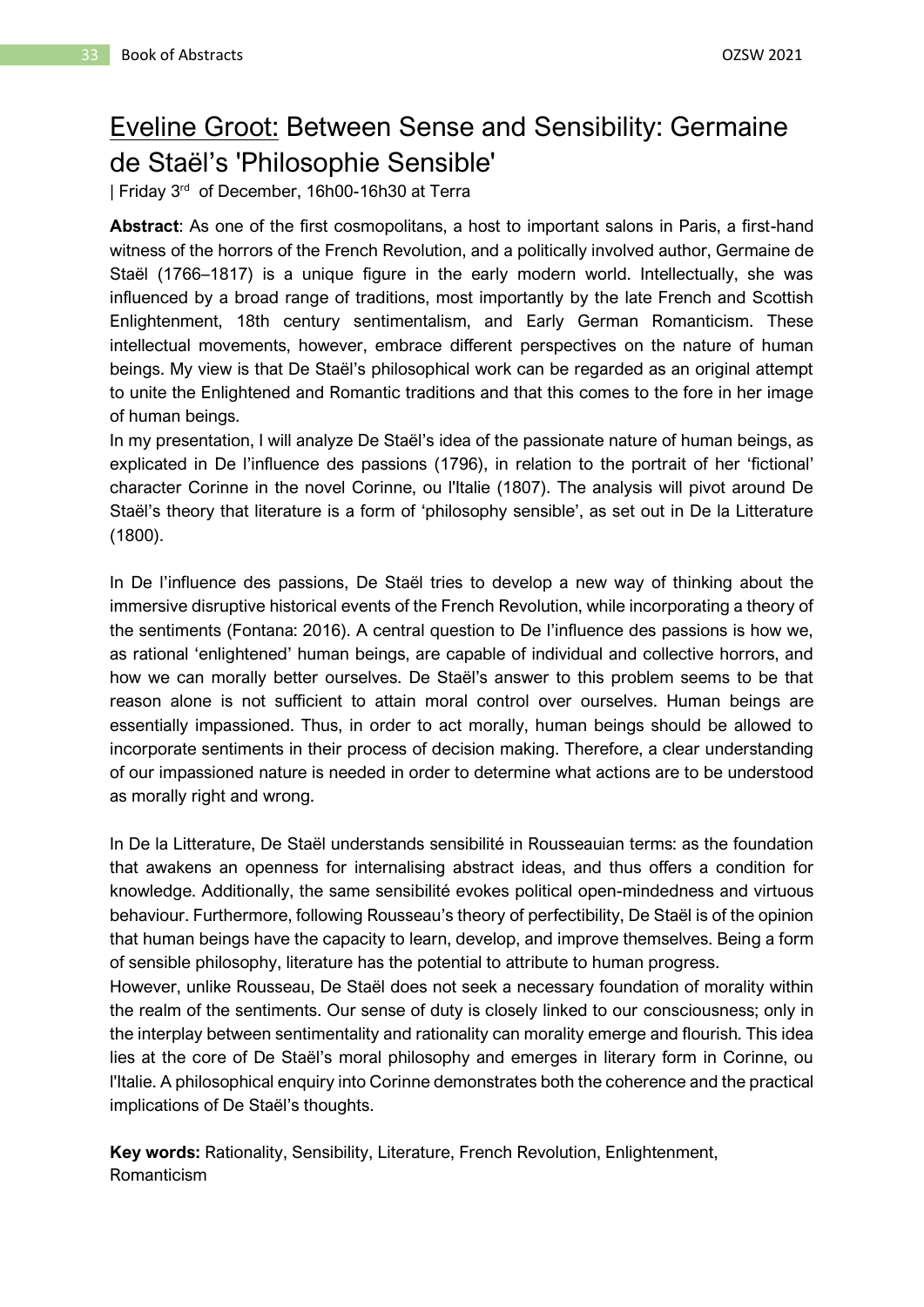## Eveline Groot: Between Sense and Sensibility: Germaine de Staël's 'Philosophie Sensible'

| Friday 3rd of December, 16h00-16h30 at Terra

**Abstract**: As one of the first cosmopolitans, a host to important salons in Paris, a first-hand witness of the horrors of the French Revolution, and a politically involved author, Germaine de Staël (1766–1817) is a unique figure in the early modern world. Intellectually, she was influenced by a broad range of traditions, most importantly by the late French and Scottish Enlightenment, 18th century sentimentalism, and Early German Romanticism. These intellectual movements, however, embrace different perspectives on the nature of human beings. My view is that De Staël's philosophical work can be regarded as an original attempt to unite the Enlightened and Romantic traditions and that this comes to the fore in her image of human beings.

In my presentation, I will analyze De Staël's idea of the passionate nature of human beings, as explicated in De l'influence des passions (1796), in relation to the portrait of her 'fictional' character Corinne in the novel Corinne, ou l'Italie (1807). The analysis will pivot around De Staël's theory that literature is a form of 'philosophy sensible', as set out in De la Litterature (1800).

In De l'influence des passions, De Staël tries to develop a new way of thinking about the immersive disruptive historical events of the French Revolution, while incorporating a theory of the sentiments (Fontana: 2016). A central question to De l'influence des passions is how we, as rational 'enlightened' human beings, are capable of individual and collective horrors, and how we can morally better ourselves. De Staël's answer to this problem seems to be that reason alone is not sufficient to attain moral control over ourselves. Human beings are essentially impassioned. Thus, in order to act morally, human beings should be allowed to incorporate sentiments in their process of decision making. Therefore, a clear understanding of our impassioned nature is needed in order to determine what actions are to be understood as morally right and wrong.

In De la Litterature, De Staël understands sensibilité in Rousseauian terms: as the foundation that awakens an openness for internalising abstract ideas, and thus offers a condition for knowledge. Additionally, the same sensibilité evokes political open-mindedness and virtuous behaviour. Furthermore, following Rousseau's theory of perfectibility, De Staël is of the opinion that human beings have the capacity to learn, develop, and improve themselves. Being a form of sensible philosophy, literature has the potential to attribute to human progress.

However, unlike Rousseau, De Staël does not seek a necessary foundation of morality within the realm of the sentiments. Our sense of duty is closely linked to our consciousness; only in the interplay between sentimentality and rationality can morality emerge and flourish. This idea lies at the core of De Staël's moral philosophy and emerges in literary form in Corinne, ou l'Italie. A philosophical enquiry into Corinne demonstrates both the coherence and the practical implications of De Staël's thoughts.

**Key words:** Rationality, Sensibility, Literature, French Revolution, Enlightenment, Romanticism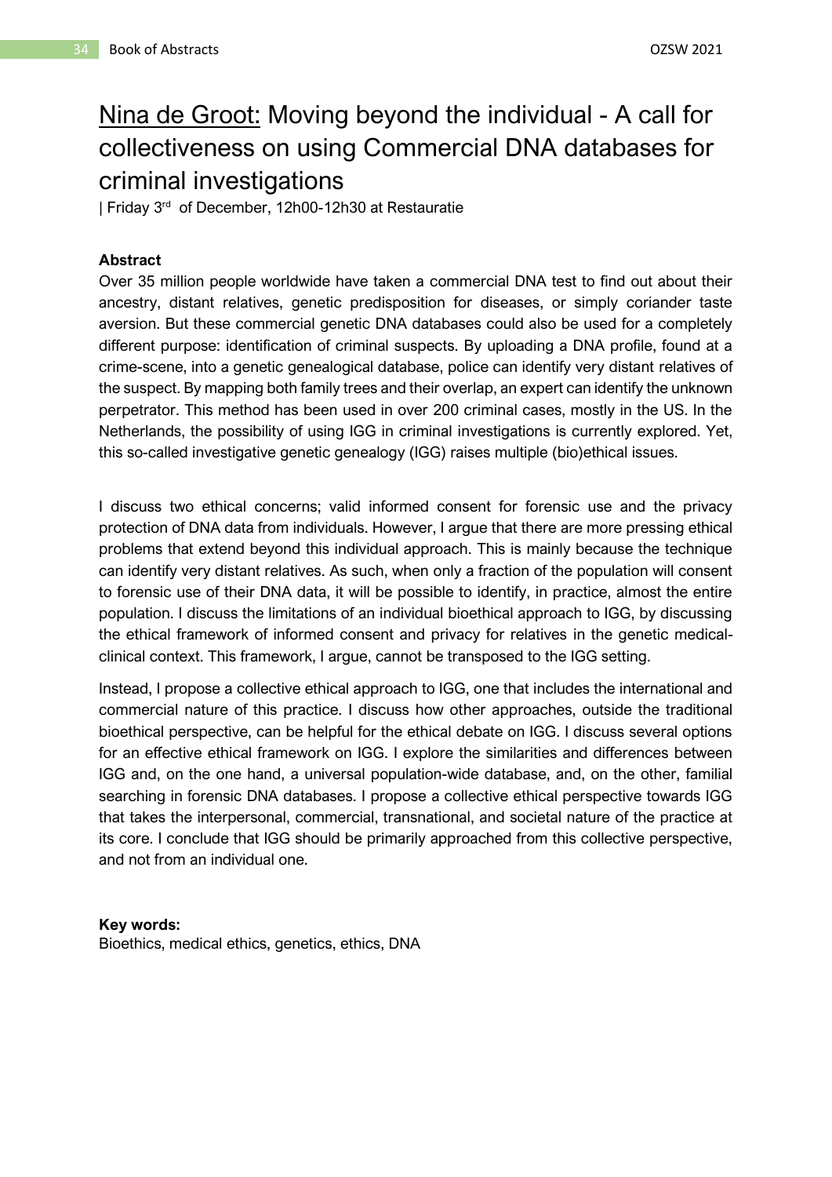# Nina de Groot: Moving beyond the individual - A call for collectiveness on using Commercial DNA databases for criminal investigations

| Friday 3rd of December, 12h00-12h30 at Restauratie

**Abstract**

Over 35 million people worldwide have taken a commercial DNA test to find out about their ancestry, distant relatives, genetic predisposition for diseases, or simply coriander taste aversion. But these commercial genetic DNA databases could also be used for a completely different purpose: identification of criminal suspects. By uploading a DNA profile, found at a crime-scene, into a genetic genealogical database, police can identify very distant relatives of the suspect. By mapping both family trees and their overlap, an expert can identify the unknown perpetrator. This method has been used in over 200 criminal cases, mostly in the US. In the Netherlands, the possibility of using IGG in criminal investigations is currently explored. Yet, this so-called investigative genetic genealogy (IGG) raises multiple (bio)ethical issues.

I discuss two ethical concerns; valid informed consent for forensic use and the privacy protection of DNA data from individuals. However, I argue that there are more pressing ethical problems that extend beyond this individual approach. This is mainly because the technique can identify very distant relatives. As such, when only a fraction of the population will consent to forensic use of their DNA data, it will be possible to identify, in practice, almost the entire population. I discuss the limitations of an individual bioethical approach to IGG, by discussing the ethical framework of informed consent and privacy for relatives in the genetic medical-clinical context. This framework, I argue, cannot be transposed to the IGG setting.

Instead, I propose a collective ethical approach to IGG, one that includes the international and commercial nature of this practice. I discuss how other approaches, outside the traditional bioethical perspective, can be helpful for the ethical debate on IGG. I discuss several options for an effective ethical framework on IGG. I explore the similarities and differences between IGG and, on the one hand, a universal population-wide database, and, on the other, familial searching in forensic DNA databases. I propose a collective ethical perspective towards IGG that takes the interpersonal, commercial, transnational, and societal nature of the practice at its core. I conclude that IGG should be primarily approached from this collective perspective, and not from an individual one.

**Key words:**
Bioethics, medical ethics, genetics, ethics, DNA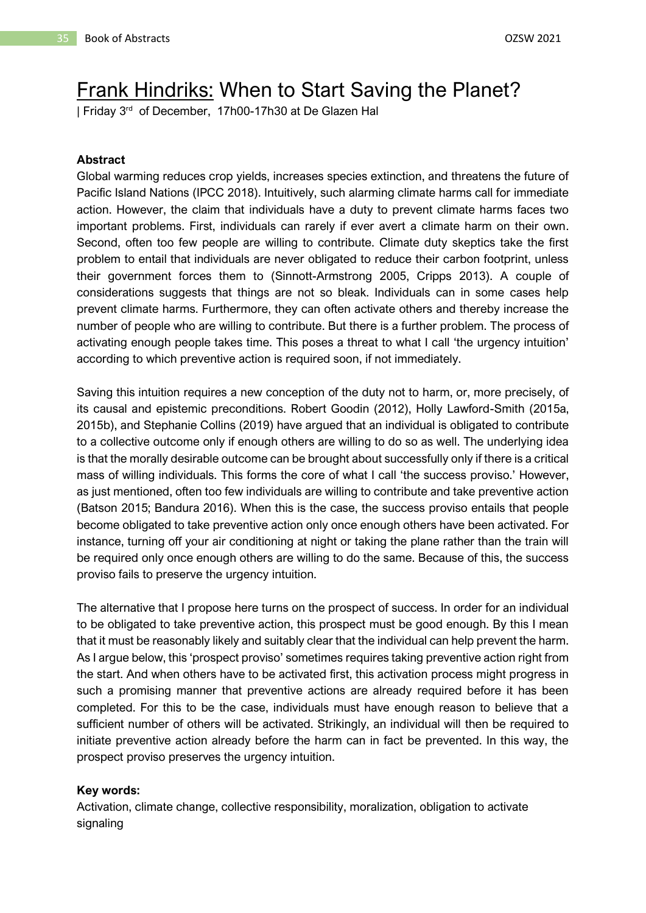# Frank Hindriks: When to Start Saving the Planet?

| Friday 3rd of December, 17h00-17h30 at De Glazen Hal

**Abstract**

Global warming reduces crop yields, increases species extinction, and threatens the future of Pacific Island Nations (IPCC 2018). Intuitively, such alarming climate harms call for immediate action. However, the claim that individuals have a duty to prevent climate harms faces two important problems. First, individuals can rarely if ever avert a climate harm on their own. Second, often too few people are willing to contribute. Climate duty skeptics take the first problem to entail that individuals are never obligated to reduce their carbon footprint, unless their government forces them to (Sinnott-Armstrong 2005, Cripps 2013). A couple of considerations suggests that things are not so bleak. Individuals can in some cases help prevent climate harms. Furthermore, they can often activate others and thereby increase the number of people who are willing to contribute. But there is a further problem. The process of activating enough people takes time. This poses a threat to what I call 'the urgency intuition' according to which preventive action is required soon, if not immediately.

Saving this intuition requires a new conception of the duty not to harm, or, more precisely, of its causal and epistemic preconditions. Robert Goodin (2012), Holly Lawford-Smith (2015a, 2015b), and Stephanie Collins (2019) have argued that an individual is obligated to contribute to a collective outcome only if enough others are willing to do so as well. The underlying idea is that the morally desirable outcome can be brought about successfully only if there is a critical mass of willing individuals. This forms the core of what I call 'the success proviso.' However, as just mentioned, often too few individuals are willing to contribute and take preventive action (Batson 2015; Bandura 2016). When this is the case, the success proviso entails that people become obligated to take preventive action only once enough others have been activated. For instance, turning off your air conditioning at night or taking the plane rather than the train will be required only once enough others are willing to do the same. Because of this, the success proviso fails to preserve the urgency intuition.

The alternative that I propose here turns on the prospect of success. In order for an individual to be obligated to take preventive action, this prospect must be good enough. By this I mean that it must be reasonably likely and suitably clear that the individual can help prevent the harm. As I argue below, this 'prospect proviso' sometimes requires taking preventive action right from the start. And when others have to be activated first, this activation process might progress in such a promising manner that preventive actions are already required before it has been completed. For this to be the case, individuals must have enough reason to believe that a sufficient number of others will be activated. Strikingly, an individual will then be required to initiate preventive action already before the harm can in fact be prevented. In this way, the prospect proviso preserves the urgency intuition.

**Key words:**

Activation, climate change, collective responsibility, moralization, obligation to activate signaling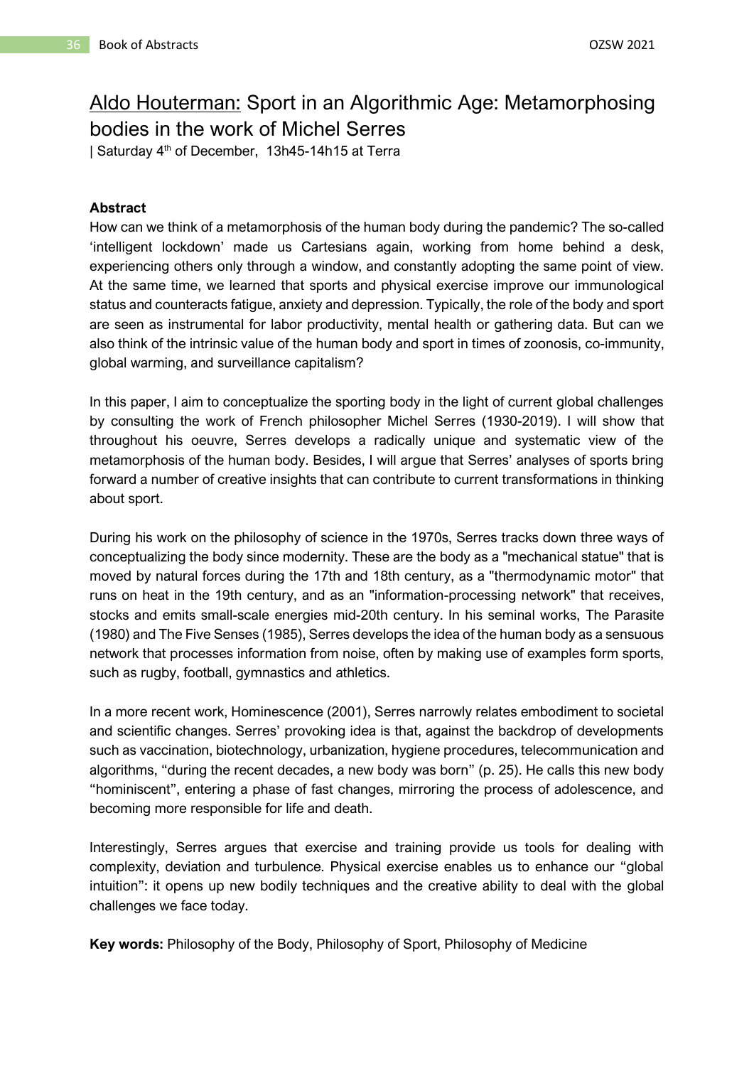# Aldo Houterman: Sport in an Algorithmic Age: Metamorphosing bodies in the work of Michel Serres

| Saturday 4th of December, 13h45-14h15 at Terra

### Abstract

How can we think of a metamorphosis of the human body during the pandemic? The so-called 'intelligent lockdown' made us Cartesians again, working from home behind a desk, experiencing others only through a window, and constantly adopting the same point of view. At the same time, we learned that sports and physical exercise improve our immunological status and counteracts fatigue, anxiety and depression. Typically, the role of the body and sport are seen as instrumental for labor productivity, mental health or gathering data. But can we also think of the intrinsic value of the human body and sport in times of zoonosis, co-immunity, global warming, and surveillance capitalism?

In this paper, I aim to conceptualize the sporting body in the light of current global challenges by consulting the work of French philosopher Michel Serres (1930-2019). I will show that throughout his oeuvre, Serres develops a radically unique and systematic view of the metamorphosis of the human body. Besides, I will argue that Serres' analyses of sports bring forward a number of creative insights that can contribute to current transformations in thinking about sport.

During his work on the philosophy of science in the 1970s, Serres tracks down three ways of conceptualizing the body since modernity. These are the body as a "mechanical statue" that is moved by natural forces during the 17th and 18th century, as a "thermodynamic motor" that runs on heat in the 19th century, and as an "information-processing network" that receives, stocks and emits small-scale energies mid-20th century. In his seminal works, The Parasite (1980) and The Five Senses (1985), Serres develops the idea of the human body as a sensuous network that processes information from noise, often by making use of examples form sports, such as rugby, football, gymnastics and athletics.

In a more recent work, Hominescence (2001), Serres narrowly relates embodiment to societal and scientific changes. Serres' provoking idea is that, against the backdrop of developments such as vaccination, biotechnology, urbanization, hygiene procedures, telecommunication and algorithms, "during the recent decades, a new body was born" (p. 25). He calls this new body "hominiscent", entering a phase of fast changes, mirroring the process of adolescence, and becoming more responsible for life and death.

Interestingly, Serres argues that exercise and training provide us tools for dealing with complexity, deviation and turbulence. Physical exercise enables us to enhance our "global intuition": it opens up new bodily techniques and the creative ability to deal with the global challenges we face today.

**Key words:** Philosophy of the Body, Philosophy of Sport, Philosophy of Medicine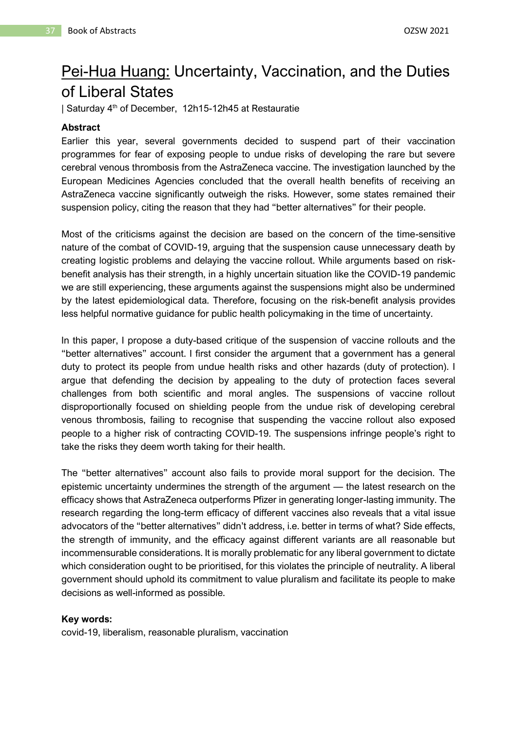# Pei-Hua Huang: Uncertainty, Vaccination, and the Duties of Liberal States

| Saturday 4th of December, 12h15-12h45 at Restauratie

**Abstract**

Earlier this year, several governments decided to suspend part of their vaccination programmes for fear of exposing people to undue risks of developing the rare but severe cerebral venous thrombosis from the AstraZeneca vaccine. The investigation launched by the European Medicines Agencies concluded that the overall health benefits of receiving an AstraZeneca vaccine significantly outweigh the risks. However, some states remained their suspension policy, citing the reason that they had "better alternatives" for their people.

Most of the criticisms against the decision are based on the concern of the time-sensitive nature of the combat of COVID-19, arguing that the suspension cause unnecessary death by creating logistic problems and delaying the vaccine rollout. While arguments based on risk-benefit analysis has their strength, in a highly uncertain situation like the COVID-19 pandemic we are still experiencing, these arguments against the suspensions might also be undermined by the latest epidemiological data. Therefore, focusing on the risk-benefit analysis provides less helpful normative guidance for public health policymaking in the time of uncertainty.

In this paper, I propose a duty-based critique of the suspension of vaccine rollouts and the "better alternatives" account. I first consider the argument that a government has a general duty to protect its people from undue health risks and other hazards (duty of protection). I argue that defending the decision by appealing to the duty of protection faces several challenges from both scientific and moral angles. The suspensions of vaccine rollout disproportionally focused on shielding people from the undue risk of developing cerebral venous thrombosis, failing to recognise that suspending the vaccine rollout also exposed people to a higher risk of contracting COVID-19. The suspensions infringe people's right to take the risks they deem worth taking for their health.

The "better alternatives" account also fails to provide moral support for the decision. The epistemic uncertainty undermines the strength of the argument — the latest research on the efficacy shows that AstraZeneca outperforms Pfizer in generating longer-lasting immunity. The research regarding the long-term efficacy of different vaccines also reveals that a vital issue advocators of the "better alternatives" didn't address, i.e. better in terms of what? Side effects, the strength of immunity, and the efficacy against different variants are all reasonable but incommensurable considerations. It is morally problematic for any liberal government to dictate which consideration ought to be prioritised, for this violates the principle of neutrality. A liberal government should uphold its commitment to value pluralism and facilitate its people to make decisions as well-informed as possible.

**Key words:**

covid-19, liberalism, reasonable pluralism, vaccination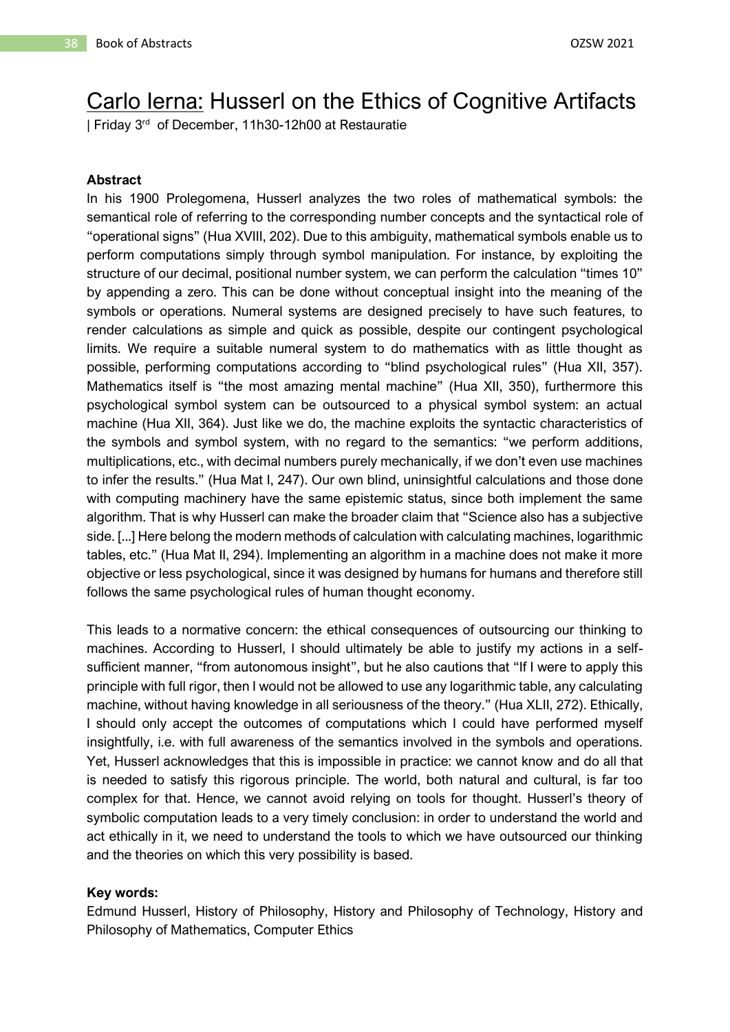# Carlo Ierna: Husserl on the Ethics of Cognitive Artifacts

| Friday 3rd of December, 11h30-12h00 at Restauratie

**Abstract**

In his 1900 Prolegomena, Husserl analyzes the two roles of mathematical symbols: the semantical role of referring to the corresponding number concepts and the syntactical role of "operational signs" (Hua XVIII, 202). Due to this ambiguity, mathematical symbols enable us to perform computations simply through symbol manipulation. For instance, by exploiting the structure of our decimal, positional number system, we can perform the calculation "times 10" by appending a zero. This can be done without conceptual insight into the meaning of the symbols or operations. Numeral systems are designed precisely to have such features, to render calculations as simple and quick as possible, despite our contingent psychological limits. We require a suitable numeral system to do mathematics with as little thought as possible, performing computations according to "blind psychological rules" (Hua XII, 357). Mathematics itself is "the most amazing mental machine" (Hua XII, 350), furthermore this psychological symbol system can be outsourced to a physical symbol system: an actual machine (Hua XII, 364). Just like we do, the machine exploits the syntactic characteristics of the symbols and symbol system, with no regard to the semantics: "we perform additions, multiplications, etc., with decimal numbers purely mechanically, if we don't even use machines to infer the results." (Hua Mat I, 247). Our own blind, uninsightful calculations and those done with computing machinery have the same epistemic status, since both implement the same algorithm. That is why Husserl can make the broader claim that "Science also has a subjective side. [...] Here belong the modern methods of calculation with calculating machines, logarithmic tables, etc." (Hua Mat II, 294). Implementing an algorithm in a machine does not make it more objective or less psychological, since it was designed by humans for humans and therefore still follows the same psychological rules of human thought economy.

This leads to a normative concern: the ethical consequences of outsourcing our thinking to machines. According to Husserl, I should ultimately be able to justify my actions in a self-sufficient manner, "from autonomous insight", but he also cautions that "If I were to apply this principle with full rigor, then I would not be allowed to use any logarithmic table, any calculating machine, without having knowledge in all seriousness of the theory." (Hua XLII, 272). Ethically, I should only accept the outcomes of computations which I could have performed myself insightfully, i.e. with full awareness of the semantics involved in the symbols and operations. Yet, Husserl acknowledges that this is impossible in practice: we cannot know and do all that is needed to satisfy this rigorous principle. The world, both natural and cultural, is far too complex for that. Hence, we cannot avoid relying on tools for thought. Husserl's theory of symbolic computation leads to a very timely conclusion: in order to understand the world and act ethically in it, we need to understand the tools to which we have outsourced our thinking and the theories on which this very possibility is based.

**Key words:**

Edmund Husserl, History of Philosophy, History and Philosophy of Technology, History and Philosophy of Mathematics, Computer Ethics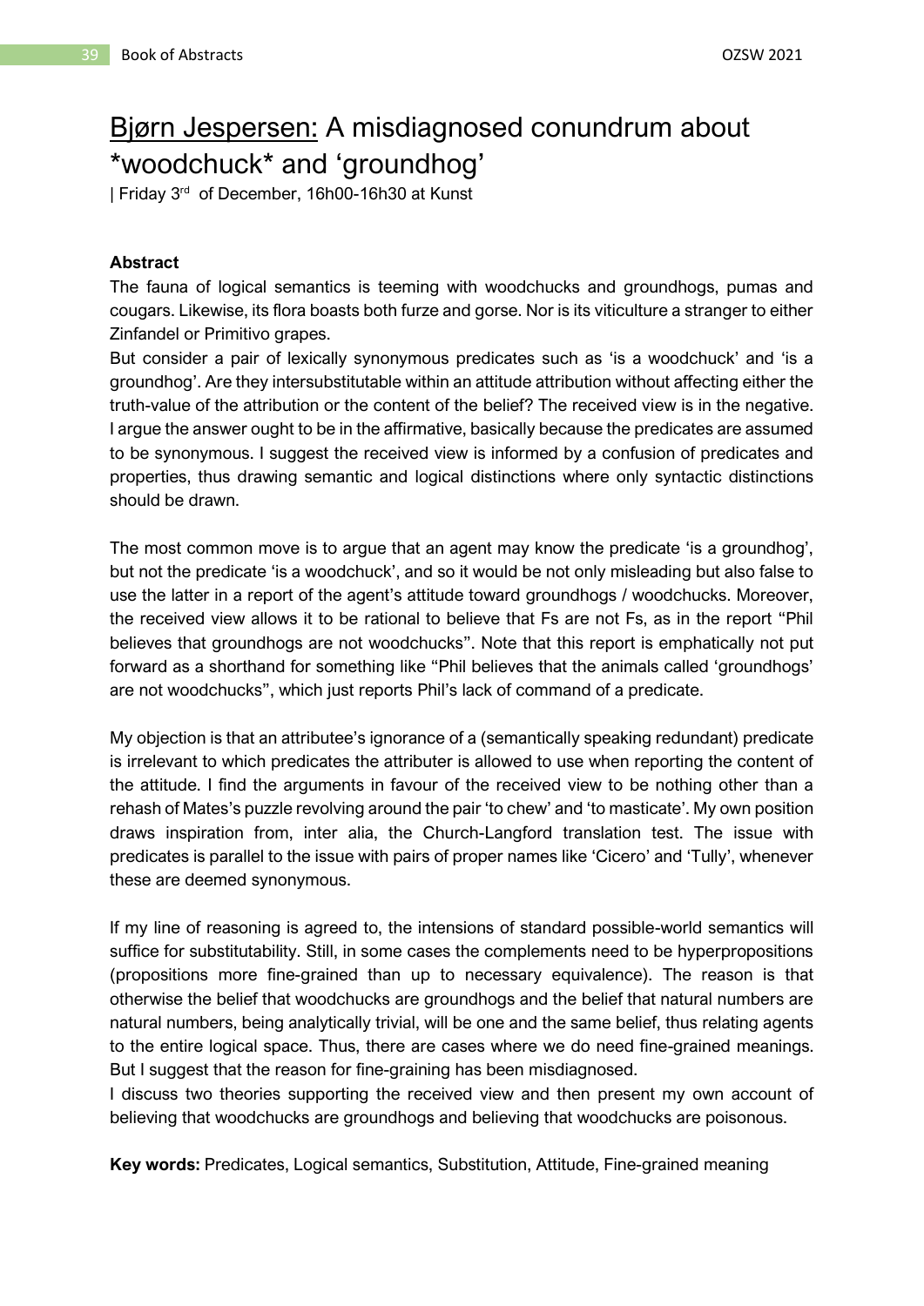# Bjørn Jespersen: A misdiagnosed conundrum about *woodchuck* and 'groundhog'

| Friday 3rd of December, 16h00-16h30 at Kunst

**Abstract**

The fauna of logical semantics is teeming with woodchucks and groundhogs, pumas and cougars. Likewise, its flora boasts both furze and gorse. Nor is its viticulture a stranger to either Zinfandel or Primitivo grapes.

But consider a pair of lexically synonymous predicates such as 'is a woodchuck' and 'is a groundhog'. Are they intersubstitutable within an attitude attribution without affecting either the truth-value of the attribution or the content of the belief? The received view is in the negative. I argue the answer ought to be in the affirmative, basically because the predicates are assumed to be synonymous. I suggest the received view is informed by a confusion of predicates and properties, thus drawing semantic and logical distinctions where only syntactic distinctions should be drawn.

The most common move is to argue that an agent may know the predicate 'is a groundhog', but not the predicate 'is a woodchuck', and so it would be not only misleading but also false to use the latter in a report of the agent's attitude toward groundhogs / woodchucks. Moreover, the received view allows it to be rational to believe that Fs are not Fs, as in the report "Phil believes that groundhogs are not woodchucks". Note that this report is emphatically not put forward as a shorthand for something like "Phil believes that the animals called 'groundhogs' are not woodchucks", which just reports Phil's lack of command of a predicate.

My objection is that an attributee's ignorance of a (semantically speaking redundant) predicate is irrelevant to which predicates the attributer is allowed to use when reporting the content of the attitude. I find the arguments in favour of the received view to be nothing other than a rehash of Mates's puzzle revolving around the pair 'to chew' and 'to masticate'. My own position draws inspiration from, inter alia, the Church-Langford translation test. The issue with predicates is parallel to the issue with pairs of proper names like 'Cicero' and 'Tully', whenever these are deemed synonymous.

If my line of reasoning is agreed to, the intensions of standard possible-world semantics will suffice for substitutability. Still, in some cases the complements need to be hyperpropositions (propositions more fine-grained than up to necessary equivalence). The reason is that otherwise the belief that woodchucks are groundhogs and the belief that natural numbers are natural numbers, being analytically trivial, will be one and the same belief, thus relating agents to the entire logical space. Thus, there are cases where we do need fine-grained meanings. But I suggest that the reason for fine-graining has been misdiagnosed.

I discuss two theories supporting the received view and then present my own account of believing that woodchucks are groundhogs and believing that woodchucks are poisonous.

**Key words:** Predicates, Logical semantics, Substitution, Attitude, Fine-grained meaning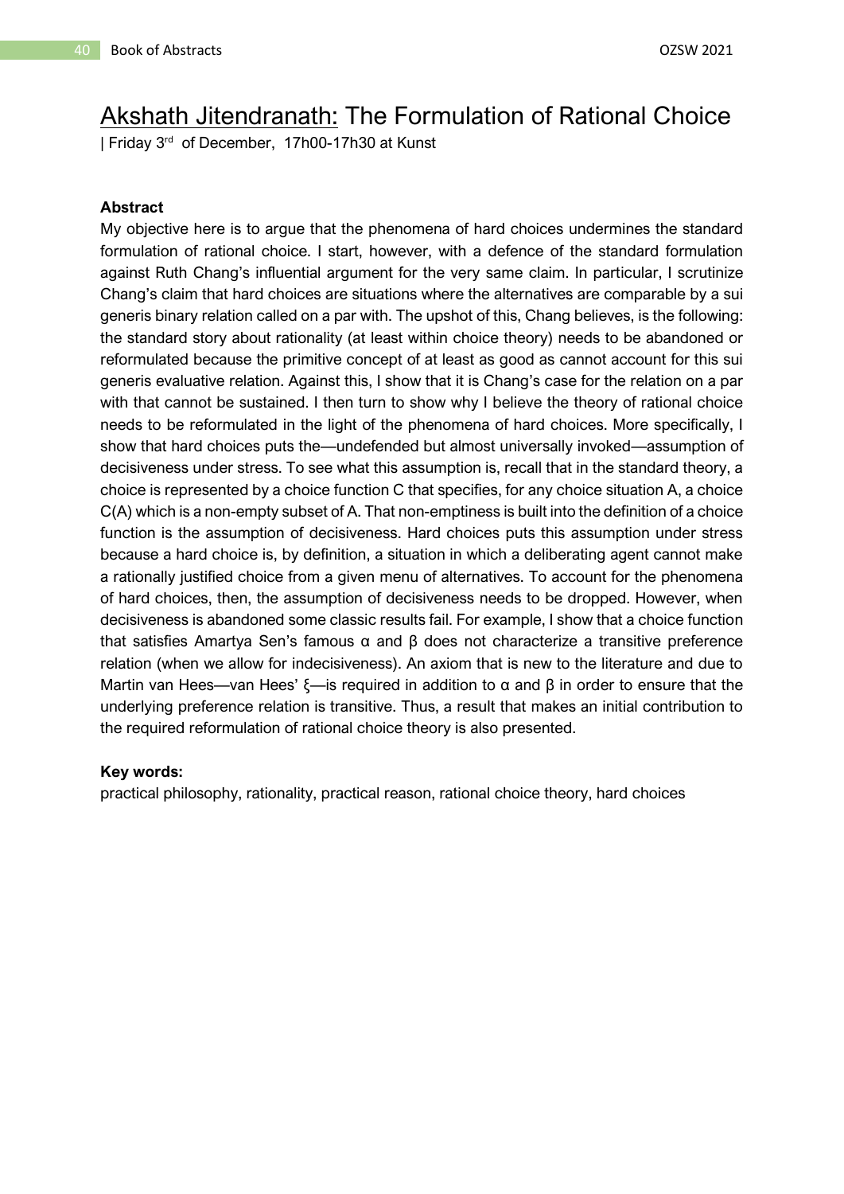# Akshath Jitendranath: The Formulation of Rational Choice

| Friday 3rd of December, 17h00-17h30 at Kunst

**Abstract**

My objective here is to argue that the phenomena of hard choices undermines the standard formulation of rational choice. I start, however, with a defence of the standard formulation against Ruth Chang's influential argument for the very same claim. In particular, I scrutinize Chang's claim that hard choices are situations where the alternatives are comparable by a sui generis binary relation called on a par with. The upshot of this, Chang believes, is the following: the standard story about rationality (at least within choice theory) needs to be abandoned or reformulated because the primitive concept of at least as good as cannot account for this sui generis evaluative relation. Against this, I show that it is Chang's case for the relation on a par with that cannot be sustained. I then turn to show why I believe the theory of rational choice needs to be reformulated in the light of the phenomena of hard choices. More specifically, I show that hard choices puts the—undefended but almost universally invoked—assumption of decisiveness under stress. To see what this assumption is, recall that in the standard theory, a choice is represented by a choice function C that specifies, for any choice situation A, a choice C(A) which is a non-empty subset of A. That non-emptiness is built into the definition of a choice function is the assumption of decisiveness. Hard choices puts this assumption under stress because a hard choice is, by definition, a situation in which a deliberating agent cannot make a rationally justified choice from a given menu of alternatives. To account for the phenomena of hard choices, then, the assumption of decisiveness needs to be dropped. However, when decisiveness is abandoned some classic results fail. For example, I show that a choice function that satisfies Amartya Sen's famous $\alpha$ and $\beta$ does not characterize a transitive preference relation (when we allow for indecisiveness). An axiom that is new to the literature and due to Martin van Hees—van Hees' $\xi$—is required in addition to $\alpha$ and $\beta$ in order to ensure that the underlying preference relation is transitive. Thus, a result that makes an initial contribution to the required reformulation of rational choice theory is also presented.

**Key words:**

practical philosophy, rationality, practical reason, rational choice theory, hard choices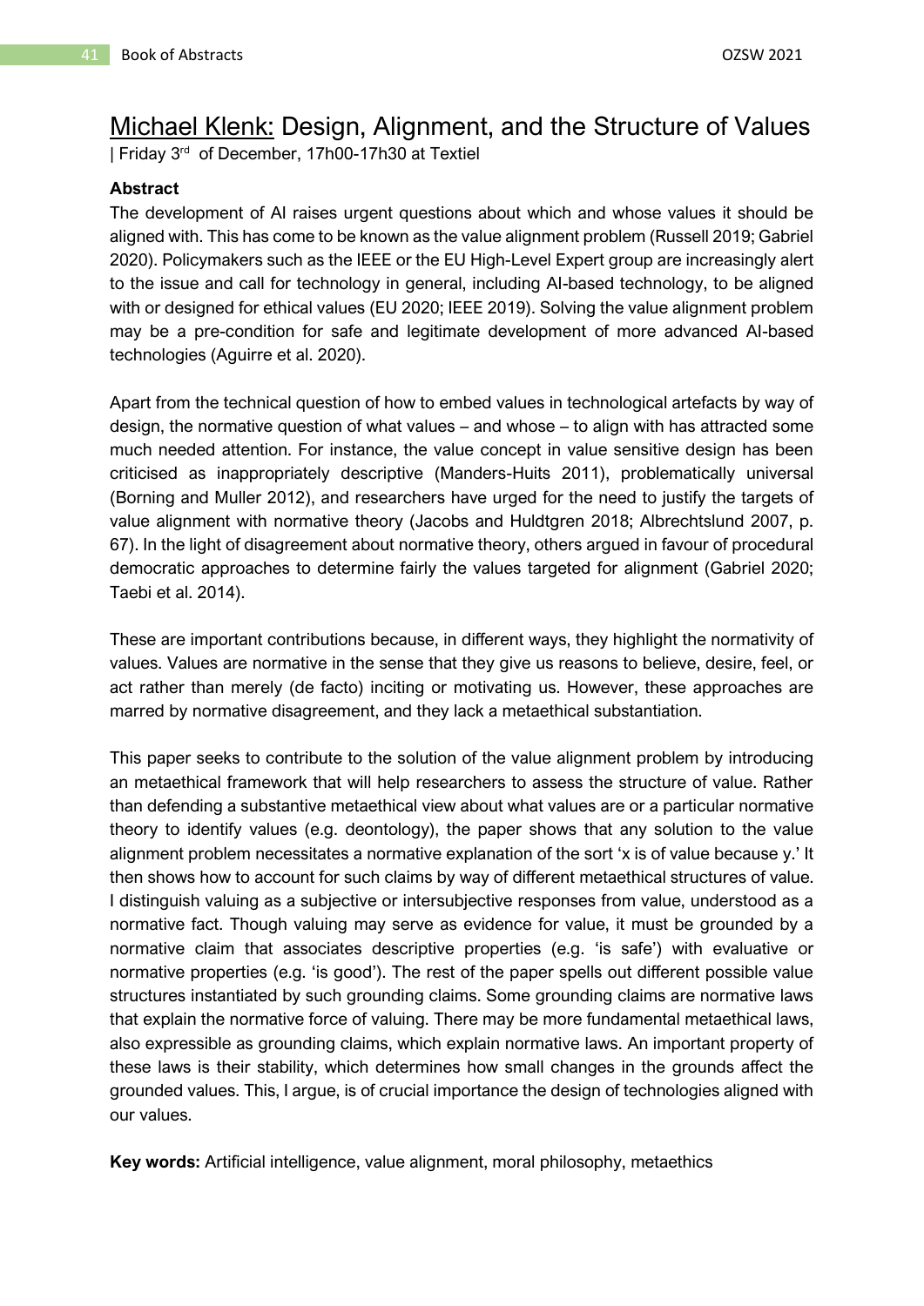# Michael Klenk: Design, Alignment, and the Structure of Values

| Friday 3rd of December, 17h00-17h30 at Textiel

**Abstract**

The development of AI raises urgent questions about which and whose values it should be aligned with. This has come to be known as the value alignment problem (Russell 2019; Gabriel 2020). Policymakers such as the IEEE or the EU High-Level Expert group are increasingly alert to the issue and call for technology in general, including AI-based technology, to be aligned with or designed for ethical values (EU 2020; IEEE 2019). Solving the value alignment problem may be a pre-condition for safe and legitimate development of more advanced AI-based technologies (Aguirre et al. 2020).

Apart from the technical question of how to embed values in technological artefacts by way of design, the normative question of what values – and whose – to align with has attracted some much needed attention. For instance, the value concept in value sensitive design has been criticised as inappropriately descriptive (Manders-Huits 2011), problematically universal (Borning and Muller 2012), and researchers have urged for the need to justify the targets of value alignment with normative theory (Jacobs and Huldtgren 2018; Albrechtslund 2007, p. 67). In the light of disagreement about normative theory, others argued in favour of procedural democratic approaches to determine fairly the values targeted for alignment (Gabriel 2020; Taebi et al. 2014).

These are important contributions because, in different ways, they highlight the normativity of values. Values are normative in the sense that they give us reasons to believe, desire, feel, or act rather than merely (de facto) inciting or motivating us. However, these approaches are marred by normative disagreement, and they lack a metaethical substantiation.

This paper seeks to contribute to the solution of the value alignment problem by introducing an metaethical framework that will help researchers to assess the structure of value. Rather than defending a substantive metaethical view about what values are or a particular normative theory to identify values (e.g. deontology), the paper shows that any solution to the value alignment problem necessitates a normative explanation of the sort 'x is of value because y.' It then shows how to account for such claims by way of different metaethical structures of value. I distinguish valuing as a subjective or intersubjective responses from value, understood as a normative fact. Though valuing may serve as evidence for value, it must be grounded by a normative claim that associates descriptive properties (e.g. 'is safe') with evaluative or normative properties (e.g. 'is good'). The rest of the paper spells out different possible value structures instantiated by such grounding claims. Some grounding claims are normative laws that explain the normative force of valuing. There may be more fundamental metaethical laws, also expressible as grounding claims, which explain normative laws. An important property of these laws is their stability, which determines how small changes in the grounds affect the grounded values. This, I argue, is of crucial importance the design of technologies aligned with our values.

**Key words:** Artificial intelligence, value alignment, moral philosophy, metaethics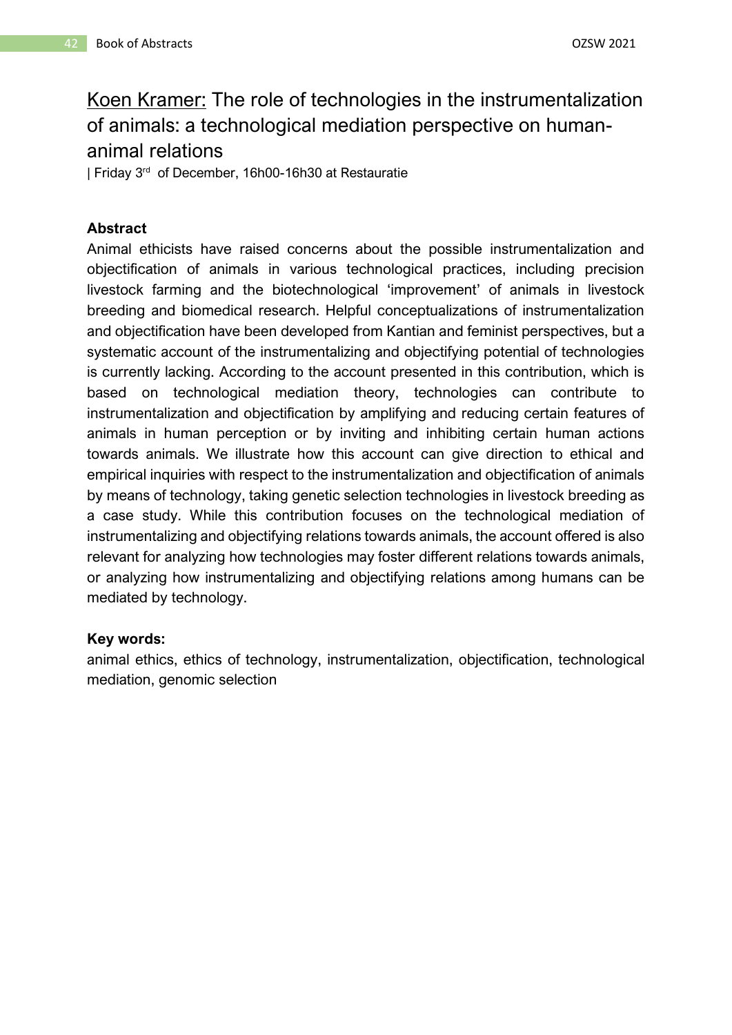# Koen Kramer: The role of technologies in the instrumentalization of animals: a technological mediation perspective on human-animal relations

| Friday 3rd of December, 16h00-16h30 at Restauratie

### Abstract

Animal ethicists have raised concerns about the possible instrumentalization and objectification of animals in various technological practices, including precision livestock farming and the biotechnological 'improvement' of animals in livestock breeding and biomedical research. Helpful conceptualizations of instrumentalization and objectification have been developed from Kantian and feminist perspectives, but a systematic account of the instrumentalizing and objectifying potential of technologies is currently lacking. According to the account presented in this contribution, which is based on technological mediation theory, technologies can contribute to instrumentalization and objectification by amplifying and reducing certain features of animals in human perception or by inviting and inhibiting certain human actions towards animals. We illustrate how this account can give direction to ethical and empirical inquiries with respect to the instrumentalization and objectification of animals by means of technology, taking genetic selection technologies in livestock breeding as a case study. While this contribution focuses on the technological mediation of instrumentalizing and objectifying relations towards animals, the account offered is also relevant for analyzing how technologies may foster different relations towards animals, or analyzing how instrumentalizing and objectifying relations among humans can be mediated by technology.

### Key words:

animal ethics, ethics of technology, instrumentalization, objectification, technological mediation, genomic selection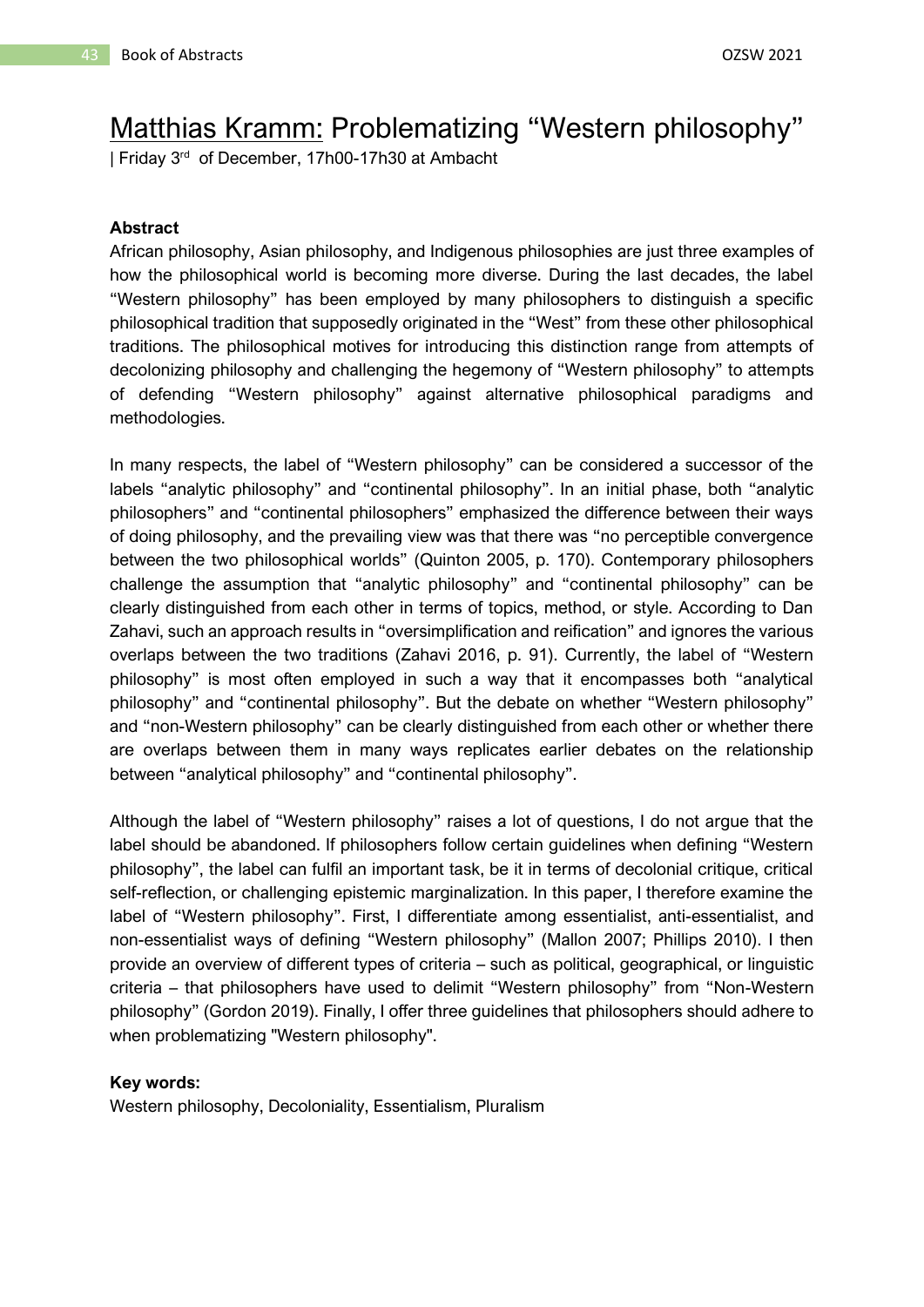# Matthias Kramm: Problematizing "Western philosophy"

| Friday 3rd of December, 17h00-17h30 at Ambacht

**Abstract**

African philosophy, Asian philosophy, and Indigenous philosophies are just three examples of how the philosophical world is becoming more diverse. During the last decades, the label "Western philosophy" has been employed by many philosophers to distinguish a specific philosophical tradition that supposedly originated in the "West" from these other philosophical traditions. The philosophical motives for introducing this distinction range from attempts of decolonizing philosophy and challenging the hegemony of "Western philosophy" to attempts of defending "Western philosophy" against alternative philosophical paradigms and methodologies.

In many respects, the label of "Western philosophy" can be considered a successor of the labels "analytic philosophy" and "continental philosophy". In an initial phase, both "analytic philosophers" and "continental philosophers" emphasized the difference between their ways of doing philosophy, and the prevailing view was that there was "no perceptible convergence between the two philosophical worlds" (Quinton 2005, p. 170). Contemporary philosophers challenge the assumption that "analytic philosophy" and "continental philosophy" can be clearly distinguished from each other in terms of topics, method, or style. According to Dan Zahavi, such an approach results in "oversimplification and reification" and ignores the various overlaps between the two traditions (Zahavi 2016, p. 91). Currently, the label of "Western philosophy" is most often employed in such a way that it encompasses both "analytical philosophy" and "continental philosophy". But the debate on whether "Western philosophy" and "non-Western philosophy" can be clearly distinguished from each other or whether there are overlaps between them in many ways replicates earlier debates on the relationship between "analytical philosophy" and "continental philosophy".

Although the label of "Western philosophy" raises a lot of questions, I do not argue that the label should be abandoned. If philosophers follow certain guidelines when defining "Western philosophy", the label can fulfil an important task, be it in terms of decolonial critique, critical self-reflection, or challenging epistemic marginalization. In this paper, I therefore examine the label of "Western philosophy". First, I differentiate among essentialist, anti-essentialist, and non-essentialist ways of defining "Western philosophy" (Mallon 2007; Phillips 2010). I then provide an overview of different types of criteria – such as political, geographical, or linguistic criteria – that philosophers have used to delimit "Western philosophy" from "Non-Western philosophy" (Gordon 2019). Finally, I offer three guidelines that philosophers should adhere to when problematizing "Western philosophy".

**Key words:**
Western philosophy, Decoloniality, Essentialism, Pluralism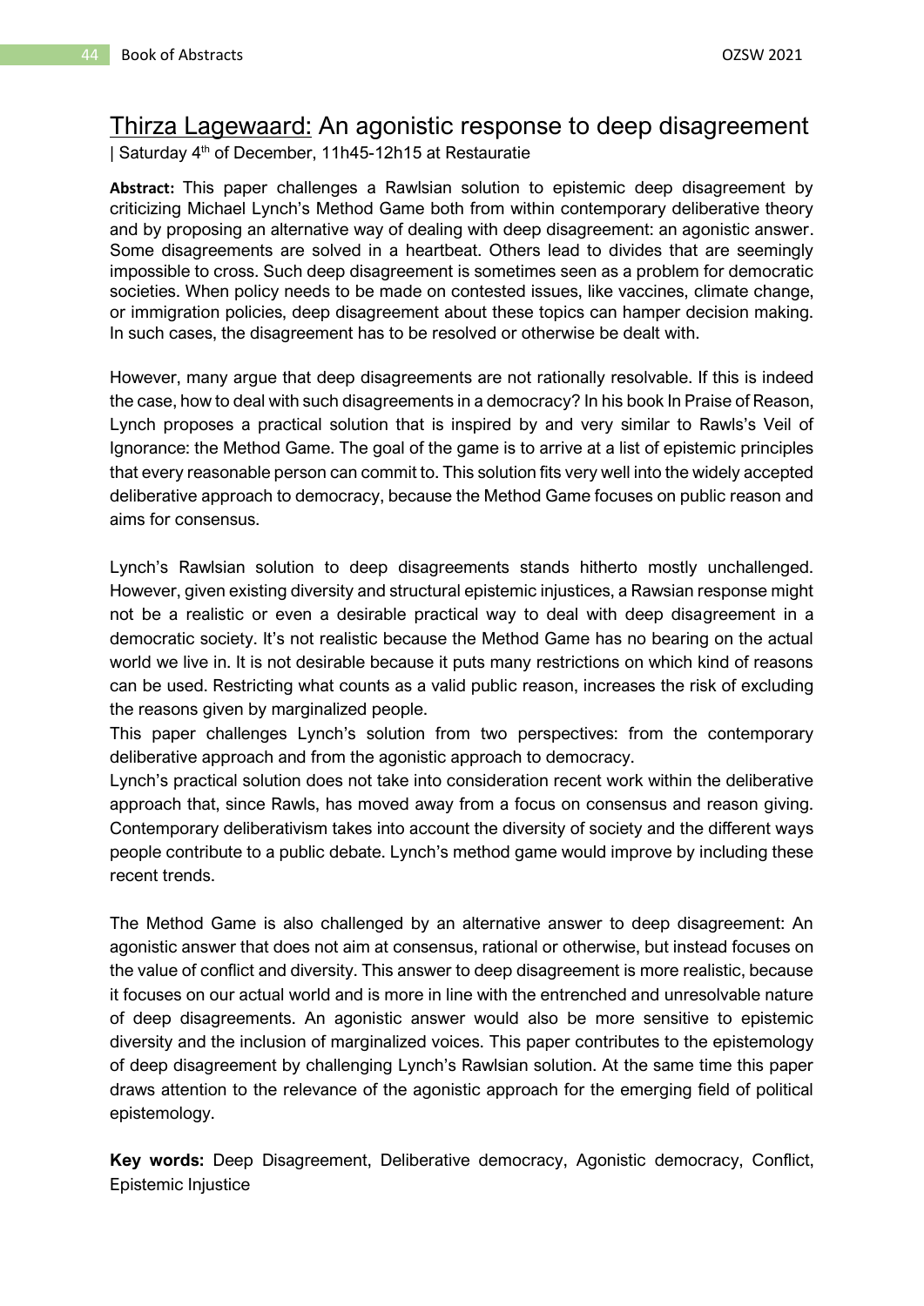# Thirza Lagewaard: An agonistic response to deep disagreement

| Saturday 4th of December, 11h45-12h15 at Restauratie

**Abstract:** This paper challenges a Rawlsian solution to epistemic deep disagreement by criticizing Michael Lynch's Method Game both from within contemporary deliberative theory and by proposing an alternative way of dealing with deep disagreement: an agonistic answer. Some disagreements are solved in a heartbeat. Others lead to divides that are seemingly impossible to cross. Such deep disagreement is sometimes seen as a problem for democratic societies. When policy needs to be made on contested issues, like vaccines, climate change, or immigration policies, deep disagreement about these topics can hamper decision making. In such cases, the disagreement has to be resolved or otherwise be dealt with.

However, many argue that deep disagreements are not rationally resolvable. If this is indeed the case, how to deal with such disagreements in a democracy? In his book In Praise of Reason, Lynch proposes a practical solution that is inspired by and very similar to Rawls's Veil of Ignorance: the Method Game. The goal of the game is to arrive at a list of epistemic principles that every reasonable person can commit to. This solution fits very well into the widely accepted deliberative approach to democracy, because the Method Game focuses on public reason and aims for consensus.

Lynch's Rawlsian solution to deep disagreements stands hitherto mostly unchallenged. However, given existing diversity and structural epistemic injustices, a Rawsian response might not be a realistic or even a desirable practical way to deal with deep disagreement in a democratic society. It's not realistic because the Method Game has no bearing on the actual world we live in. It is not desirable because it puts many restrictions on which kind of reasons can be used. Restricting what counts as a valid public reason, increases the risk of excluding the reasons given by marginalized people.

This paper challenges Lynch's solution from two perspectives: from the contemporary deliberative approach and from the agonistic approach to democracy.

Lynch's practical solution does not take into consideration recent work within the deliberative approach that, since Rawls, has moved away from a focus on consensus and reason giving. Contemporary deliberativism takes into account the diversity of society and the different ways people contribute to a public debate. Lynch's method game would improve by including these recent trends.

The Method Game is also challenged by an alternative answer to deep disagreement: An agonistic answer that does not aim at consensus, rational or otherwise, but instead focuses on the value of conflict and diversity. This answer to deep disagreement is more realistic, because it focuses on our actual world and is more in line with the entrenched and unresolvable nature of deep disagreements. An agonistic answer would also be more sensitive to epistemic diversity and the inclusion of marginalized voices. This paper contributes to the epistemology of deep disagreement by challenging Lynch's Rawlsian solution. At the same time this paper draws attention to the relevance of the agonistic approach for the emerging field of political epistemology.

**Key words:** Deep Disagreement, Deliberative democracy, Agonistic democracy, Conflict, Epistemic Injustice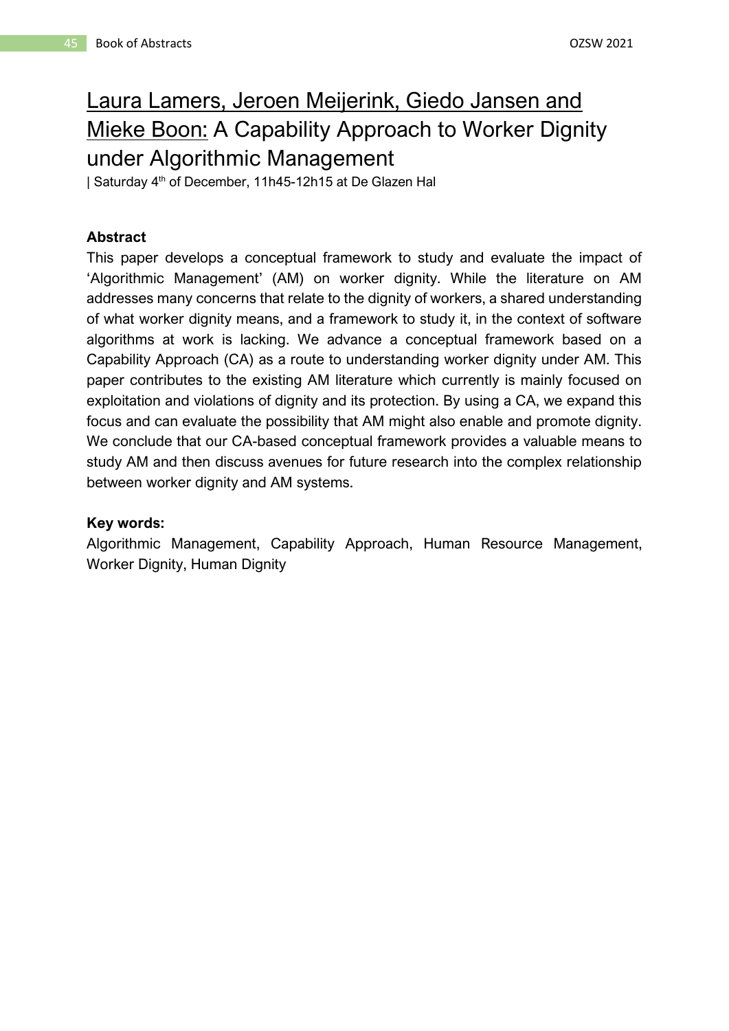# Laura Lamers, Jeroen Meijerink, Giedo Jansen and Mieke Boon: A Capability Approach to Worker Dignity under Algorithmic Management

| Saturday 4th of December, 11h45-12h15 at De Glazen Hal

**Abstract**

This paper develops a conceptual framework to study and evaluate the impact of 'Algorithmic Management' (AM) on worker dignity. While the literature on AM addresses many concerns that relate to the dignity of workers, a shared understanding of what worker dignity means, and a framework to study it, in the context of software algorithms at work is lacking. We advance a conceptual framework based on a Capability Approach (CA) as a route to understanding worker dignity under AM. This paper contributes to the existing AM literature which currently is mainly focused on exploitation and violations of dignity and its protection. By using a CA, we expand this focus and can evaluate the possibility that AM might also enable and promote dignity. We conclude that our CA-based conceptual framework provides a valuable means to study AM and then discuss avenues for future research into the complex relationship between worker dignity and AM systems.

**Key words:**

Algorithmic Management, Capability Approach, Human Resource Management, Worker Dignity, Human Dignity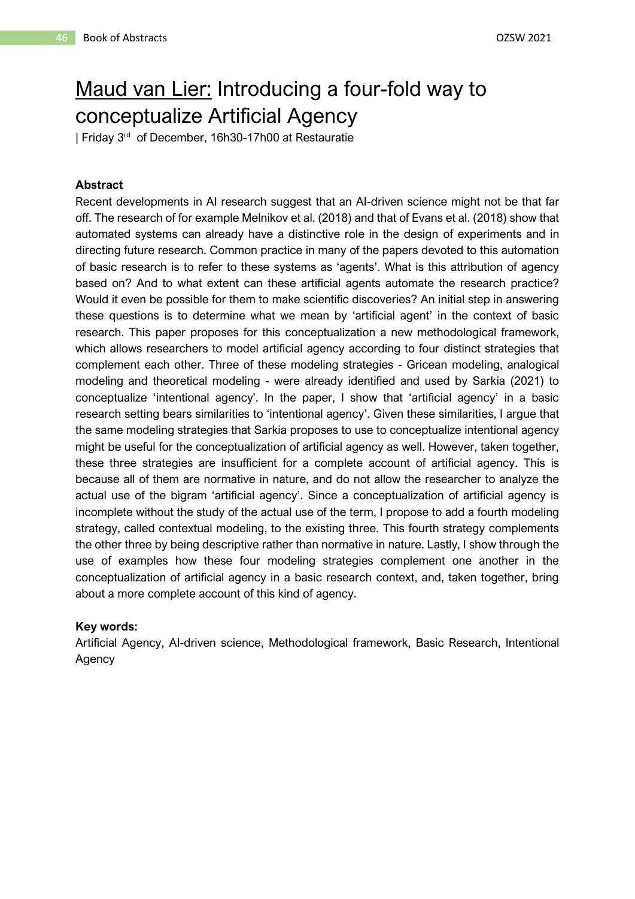# Maud van Lier: Introducing a four-fold way to conceptualize Artificial Agency

| Friday 3rd of December, 16h30-17h00 at Restauratie

### Abstract

Recent developments in AI research suggest that an AI-driven science might not be that far off. The research of for example Melnikov et al. (2018) and that of Evans et al. (2018) show that automated systems can already have a distinctive role in the design of experiments and in directing future research. Common practice in many of the papers devoted to this automation of basic research is to refer to these systems as 'agents'. What is this attribution of agency based on? And to what extent can these artificial agents automate the research practice? Would it even be possible for them to make scientific discoveries? An initial step in answering these questions is to determine what we mean by 'artificial agent' in the context of basic research. This paper proposes for this conceptualization a new methodological framework, which allows researchers to model artificial agency according to four distinct strategies that complement each other. Three of these modeling strategies - Gricean modeling, analogical modeling and theoretical modeling - were already identified and used by Sarkia (2021) to conceptualize 'intentional agency'. In the paper, I show that 'artificial agency' in a basic research setting bears similarities to 'intentional agency'. Given these similarities, I argue that the same modeling strategies that Sarkia proposes to use to conceptualize intentional agency might be useful for the conceptualization of artificial agency as well. However, taken together, these three strategies are insufficient for a complete account of artificial agency. This is because all of them are normative in nature, and do not allow the researcher to analyze the actual use of the bigram 'artificial agency'. Since a conceptualization of artificial agency is incomplete without the study of the actual use of the term, I propose to add a fourth modeling strategy, called contextual modeling, to the existing three. This fourth strategy complements the other three by being descriptive rather than normative in nature. Lastly, I show through the use of examples how these four modeling strategies complement one another in the conceptualization of artificial agency in a basic research context, and, taken together, bring about a more complete account of this kind of agency.

### Key words:

Artificial Agency, AI-driven science, Methodological framework, Basic Research, Intentional Agency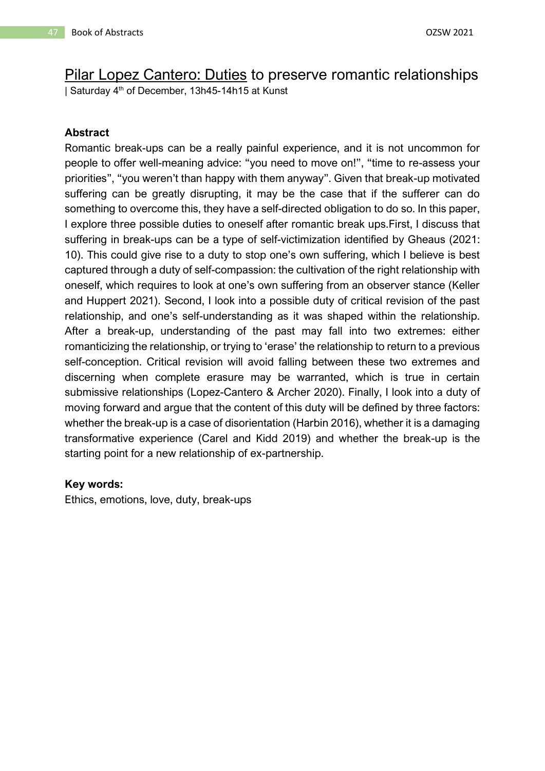# Pilar Lopez Cantero: Duties to preserve romantic relationships

| Saturday 4th of December, 13h45-14h15 at Kunst

### Abstract

Romantic break-ups can be a really painful experience, and it is not uncommon for people to offer well-meaning advice: “you need to move on!”, “time to re-assess your priorities”, “you weren’t than happy with them anyway”. Given that break-up motivated suffering can be greatly disrupting, it may be the case that if the sufferer can do something to overcome this, they have a self-directed obligation to do so. In this paper, I explore three possible duties to oneself after romantic break ups.First, I discuss that suffering in break-ups can be a type of self-victimization identified by Gheaus (2021: 10). This could give rise to a duty to stop one’s own suffering, which I believe is best captured through a duty of self-compassion: the cultivation of the right relationship with oneself, which requires to look at one’s own suffering from an observer stance (Keller and Huppert 2021). Second, I look into a possible duty of critical revision of the past relationship, and one’s self-understanding as it was shaped within the relationship. After a break-up, understanding of the past may fall into two extremes: either romanticizing the relationship, or trying to ‘erase’ the relationship to return to a previous self-conception. Critical revision will avoid falling between these two extremes and discerning when complete erasure may be warranted, which is true in certain submissive relationships (Lopez-Cantero & Archer 2020). Finally, I look into a duty of moving forward and argue that the content of this duty will be defined by three factors: whether the break-up is a case of disorientation (Harbin 2016), whether it is a damaging transformative experience (Carel and Kidd 2019) and whether the break-up is the starting point for a new relationship of ex-partnership.

### Key words:

Ethics, emotions, love, duty, break-ups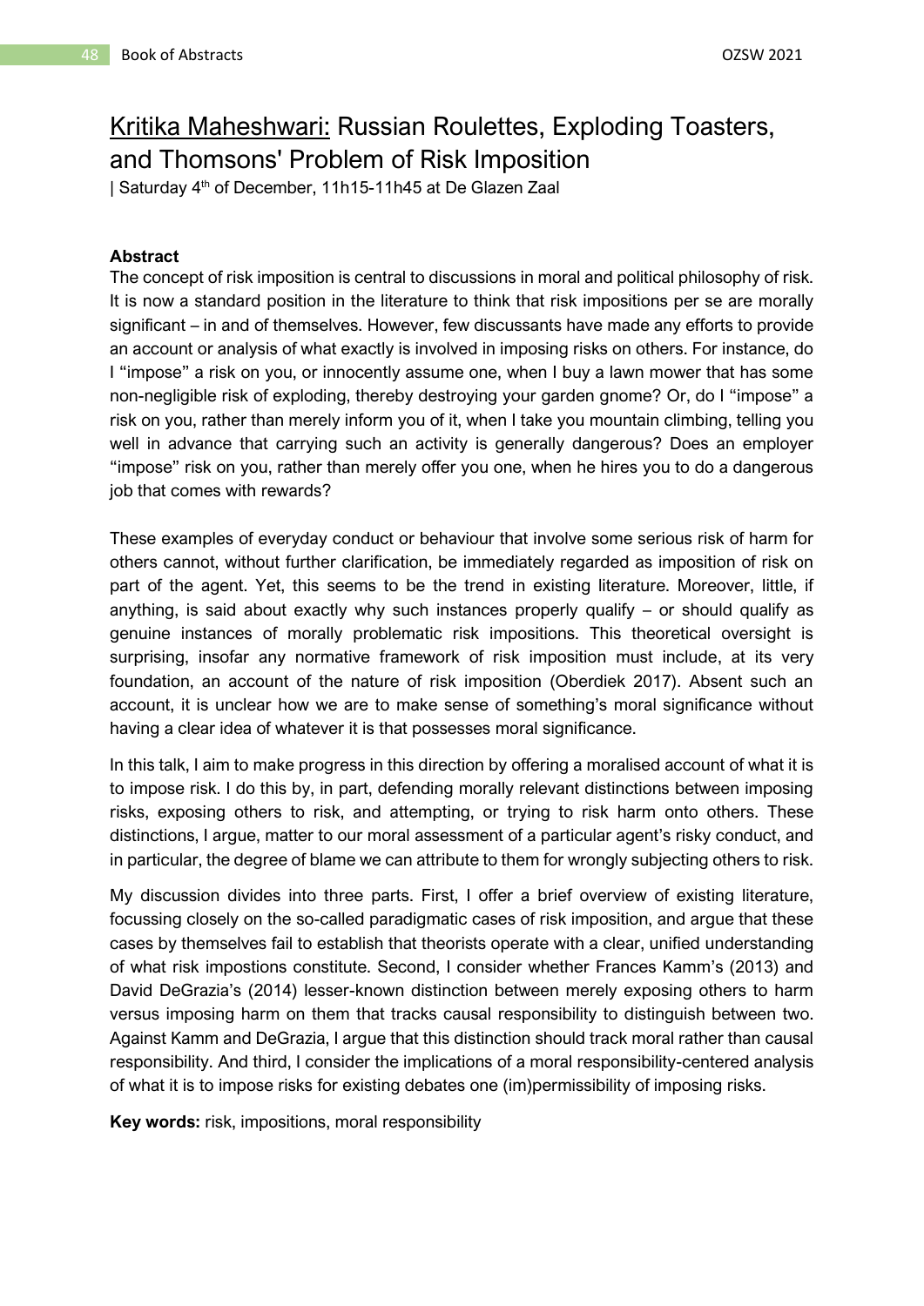# Kritika Maheshwari: Russian Roulettes, Exploding Toasters, and Thomsons' Problem of Risk Imposition

| Saturday 4th of December, 11h15-11h45 at De Glazen Zaal

**Abstract**

The concept of risk imposition is central to discussions in moral and political philosophy of risk. It is now a standard position in the literature to think that risk impositions per se are morally significant – in and of themselves. However, few discussants have made any efforts to provide an account or analysis of what exactly is involved in imposing risks on others. For instance, do I "impose" a risk on you, or innocently assume one, when I buy a lawn mower that has some non-negligible risk of exploding, thereby destroying your garden gnome? Or, do I "impose" a risk on you, rather than merely inform you of it, when I take you mountain climbing, telling you well in advance that carrying such an activity is generally dangerous? Does an employer "impose" risk on you, rather than merely offer you one, when he hires you to do a dangerous job that comes with rewards?

These examples of everyday conduct or behaviour that involve some serious risk of harm for others cannot, without further clarification, be immediately regarded as imposition of risk on part of the agent. Yet, this seems to be the trend in existing literature. Moreover, little, if anything, is said about exactly why such instances properly qualify – or should qualify as genuine instances of morally problematic risk impositions. This theoretical oversight is surprising, insofar any normative framework of risk imposition must include, at its very foundation, an account of the nature of risk imposition (Oberdiek 2017). Absent such an account, it is unclear how we are to make sense of something's moral significance without having a clear idea of whatever it is that possesses moral significance.

In this talk, I aim to make progress in this direction by offering a moralised account of what it is to impose risk. I do this by, in part, defending morally relevant distinctions between imposing risks, exposing others to risk, and attempting, or trying to risk harm onto others. These distinctions, I argue, matter to our moral assessment of a particular agent's risky conduct, and in particular, the degree of blame we can attribute to them for wrongly subjecting others to risk.

My discussion divides into three parts. First, I offer a brief overview of existing literature, focussing closely on the so-called paradigmatic cases of risk imposition, and argue that these cases by themselves fail to establish that theorists operate with a clear, unified understanding of what risk impostions constitute. Second, I consider whether Frances Kamm's (2013) and David DeGrazia's (2014) lesser-known distinction between merely exposing others to harm versus imposing harm on them that tracks causal responsibility to distinguish between two. Against Kamm and DeGrazia, I argue that this distinction should track moral rather than causal responsibility. And third, I consider the implications of a moral responsibility-centered analysis of what it is to impose risks for existing debates one (im)permissibility of imposing risks.

**Key words:** risk, impositions, moral responsibility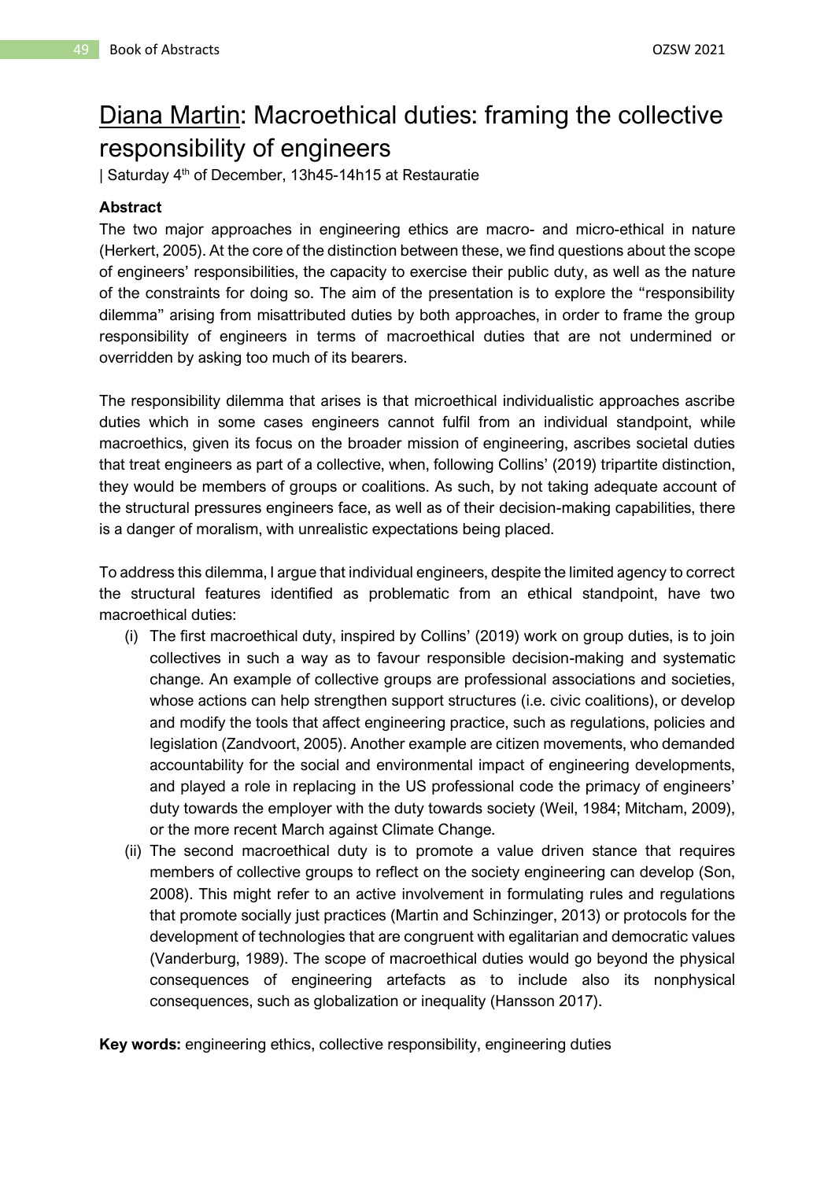# Diana Martin: Macroethical duties: framing the collective responsibility of engineers

| Saturday 4th of December, 13h45-14h15 at Restauratie

**Abstract**

The two major approaches in engineering ethics are macro- and micro-ethical in nature (Herkert, 2005). At the core of the distinction between these, we find questions about the scope of engineers' responsibilities, the capacity to exercise their public duty, as well as the nature of the constraints for doing so. The aim of the presentation is to explore the "responsibility dilemma" arising from misattributed duties by both approaches, in order to frame the group responsibility of engineers in terms of macroethical duties that are not undermined or overridden by asking too much of its bearers.

The responsibility dilemma that arises is that microethical individualistic approaches ascribe duties which in some cases engineers cannot fulfil from an individual standpoint, while macroethics, given its focus on the broader mission of engineering, ascribes societal duties that treat engineers as part of a collective, when, following Collins' (2019) tripartite distinction, they would be members of groups or coalitions. As such, by not taking adequate account of the structural pressures engineers face, as well as of their decision-making capabilities, there is a danger of moralism, with unrealistic expectations being placed.

To address this dilemma, I argue that individual engineers, despite the limited agency to correct the structural features identified as problematic from an ethical standpoint, have two macroethical duties:

(i) The first macroethical duty, inspired by Collins' (2019) work on group duties, is to join collectives in such a way as to favour responsible decision-making and systematic change. An example of collective groups are professional associations and societies, whose actions can help strengthen support structures (i.e. civic coalitions), or develop and modify the tools that affect engineering practice, such as regulations, policies and legislation (Zandvoort, 2005). Another example are citizen movements, who demanded accountability for the social and environmental impact of engineering developments, and played a role in replacing in the US professional code the primacy of engineers' duty towards the employer with the duty towards society (Weil, 1984; Mitcham, 2009), or the more recent March against Climate Change.

(ii) The second macroethical duty is to promote a value driven stance that requires members of collective groups to reflect on the society engineering can develop (Son, 2008). This might refer to an active involvement in formulating rules and regulations that promote socially just practices (Martin and Schinzinger, 2013) or protocols for the development of technologies that are congruent with egalitarian and democratic values (Vanderburg, 1989). The scope of macroethical duties would go beyond the physical consequences of engineering artefacts as to include also its nonphysical consequences, such as globalization or inequality (Hansson 2017).

**Key words:** engineering ethics, collective responsibility, engineering duties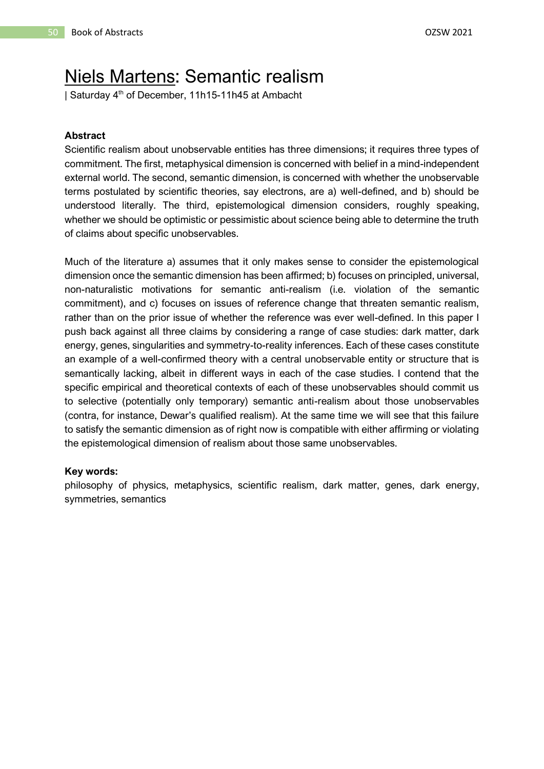# Niels Martens: Semantic realism

| Saturday 4th of December, 11h15-11h45 at Ambacht

**Abstract**

Scientific realism about unobservable entities has three dimensions; it requires three types of commitment. The first, metaphysical dimension is concerned with belief in a mind-independent external world. The second, semantic dimension, is concerned with whether the unobservable terms postulated by scientific theories, say electrons, are a) well-defined, and b) should be understood literally. The third, epistemological dimension considers, roughly speaking, whether we should be optimistic or pessimistic about science being able to determine the truth of claims about specific unobservables.

Much of the literature a) assumes that it only makes sense to consider the epistemological dimension once the semantic dimension has been affirmed; b) focuses on principled, universal, non-naturalistic motivations for semantic anti-realism (i.e. violation of the semantic commitment), and c) focuses on issues of reference change that threaten semantic realism, rather than on the prior issue of whether the reference was ever well-defined. In this paper I push back against all three claims by considering a range of case studies: dark matter, dark energy, genes, singularities and symmetry-to-reality inferences. Each of these cases constitute an example of a well-confirmed theory with a central unobservable entity or structure that is semantically lacking, albeit in different ways in each of the case studies. I contend that the specific empirical and theoretical contexts of each of these unobservables should commit us to selective (potentially only temporary) semantic anti-realism about those unobservables (contra, for instance, Dewar's qualified realism). At the same time we will see that this failure to satisfy the semantic dimension as of right now is compatible with either affirming or violating the epistemological dimension of realism about those same unobservables.

**Key words:**

philosophy of physics, metaphysics, scientific realism, dark matter, genes, dark energy, symmetries, semantics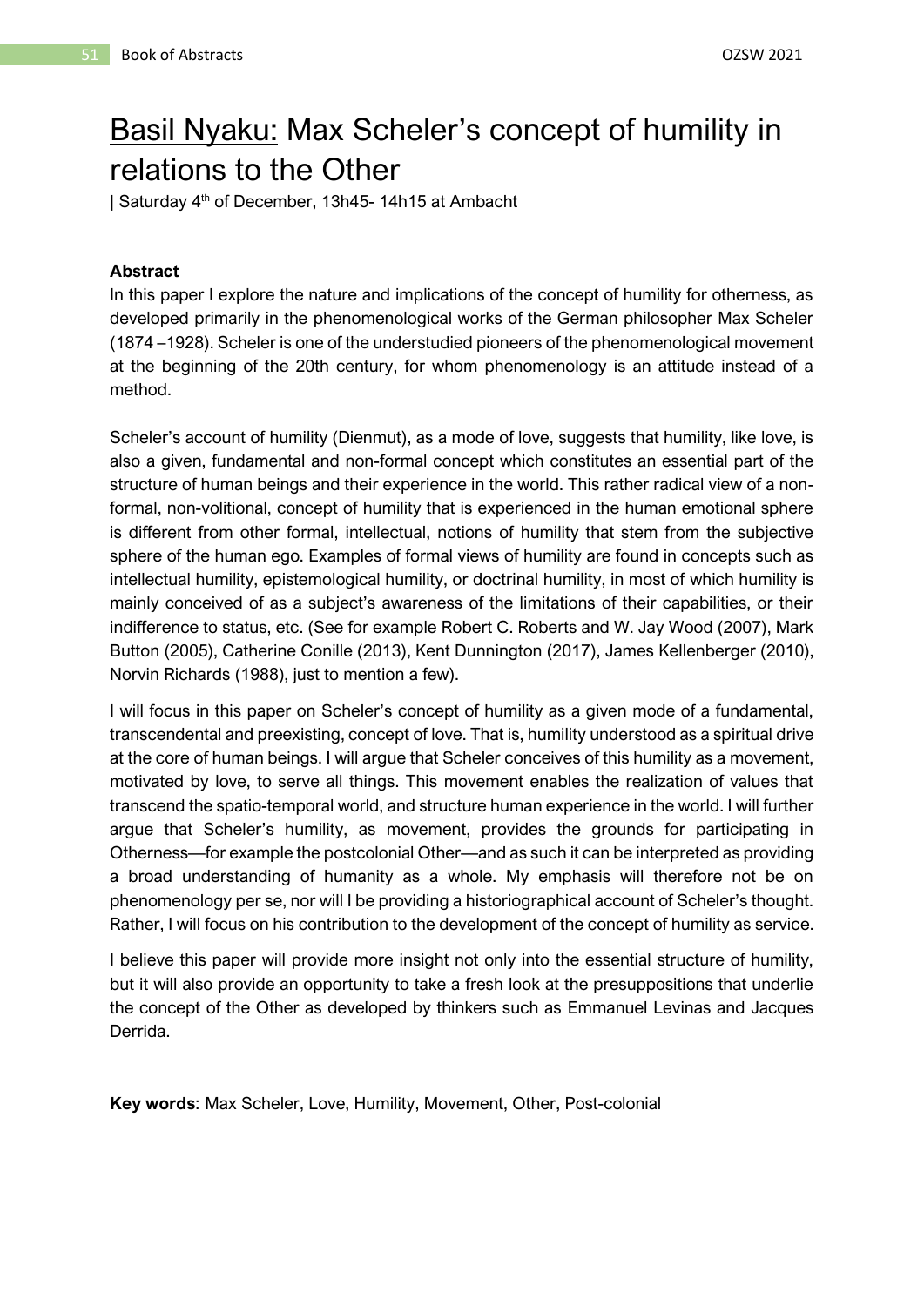# Basil Nyaku: Max Scheler's concept of humility in relations to the Other

| Saturday 4th of December, 13h45- 14h15 at Ambacht

**Abstract**

In this paper I explore the nature and implications of the concept of humility for otherness, as developed primarily in the phenomenological works of the German philosopher Max Scheler (1874 –1928). Scheler is one of the understudied pioneers of the phenomenological movement at the beginning of the 20th century, for whom phenomenology is an attitude instead of a method.

Scheler's account of humility (Dienmut), as a mode of love, suggests that humility, like love, is also a given, fundamental and non-formal concept which constitutes an essential part of the structure of human beings and their experience in the world. This rather radical view of a non-formal, non-volitional, concept of humility that is experienced in the human emotional sphere is different from other formal, intellectual, notions of humility that stem from the subjective sphere of the human ego. Examples of formal views of humility are found in concepts such as intellectual humility, epistemological humility, or doctrinal humility, in most of which humility is mainly conceived of as a subject's awareness of the limitations of their capabilities, or their indifference to status, etc. (See for example Robert C. Roberts and W. Jay Wood (2007), Mark Button (2005), Catherine Conille (2013), Kent Dunnington (2017), James Kellenberger (2010), Norvin Richards (1988), just to mention a few).

I will focus in this paper on Scheler's concept of humility as a given mode of a fundamental, transcendental and preexisting, concept of love. That is, humility understood as a spiritual drive at the core of human beings. I will argue that Scheler conceives of this humility as a movement, motivated by love, to serve all things. This movement enables the realization of values that transcend the spatio-temporal world, and structure human experience in the world. I will further argue that Scheler's humility, as movement, provides the grounds for participating in Otherness—for example the postcolonial Other—and as such it can be interpreted as providing a broad understanding of humanity as a whole. My emphasis will therefore not be on phenomenology per se, nor will I be providing a historiographical account of Scheler's thought. Rather, I will focus on his contribution to the development of the concept of humility as service.

I believe this paper will provide more insight not only into the essential structure of humility, but it will also provide an opportunity to take a fresh look at the presuppositions that underlie the concept of the Other as developed by thinkers such as Emmanuel Levinas and Jacques Derrida.

**Key words**: Max Scheler, Love, Humility, Movement, Other, Post-colonial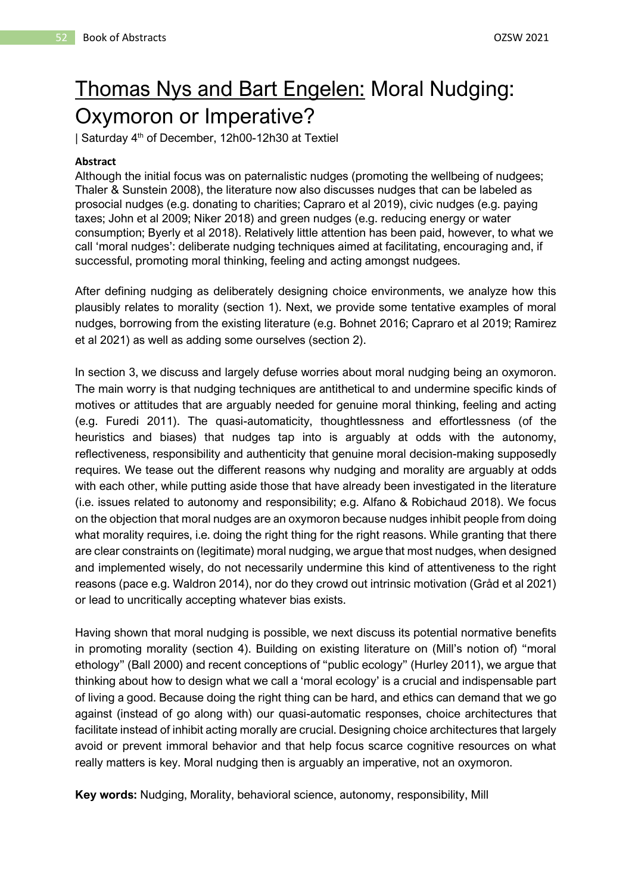# Thomas Nys and Bart Engelen: Moral Nudging: Oxymoron or Imperative?

| Saturday 4th of December, 12h00-12h30 at Textiel

**Abstract**

Although the initial focus was on paternalistic nudges (promoting the wellbeing of nudgees; Thaler & Sunstein 2008), the literature now also discusses nudges that can be labeled as prosocial nudges (e.g. donating to charities; Capraro et al 2019), civic nudges (e.g. paying taxes; John et al 2009; Niker 2018) and green nudges (e.g. reducing energy or water consumption; Byerly et al 2018). Relatively little attention has been paid, however, to what we call 'moral nudges': deliberate nudging techniques aimed at facilitating, encouraging and, if successful, promoting moral thinking, feeling and acting amongst nudgees.

After defining nudging as deliberately designing choice environments, we analyze how this plausibly relates to morality (section 1). Next, we provide some tentative examples of moral nudges, borrowing from the existing literature (e.g. Bohnet 2016; Capraro et al 2019; Ramirez et al 2021) as well as adding some ourselves (section 2).

In section 3, we discuss and largely defuse worries about moral nudging being an oxymoron. The main worry is that nudging techniques are antithetical to and undermine specific kinds of motives or attitudes that are arguably needed for genuine moral thinking, feeling and acting (e.g. Furedi 2011). The quasi-automaticity, thoughtlessness and effortlessness (of the heuristics and biases) that nudges tap into is arguably at odds with the autonomy, reflectiveness, responsibility and authenticity that genuine moral decision-making supposedly requires. We tease out the different reasons why nudging and morality are arguably at odds with each other, while putting aside those that have already been investigated in the literature (i.e. issues related to autonomy and responsibility; e.g. Alfano & Robichaud 2018). We focus on the objection that moral nudges are an oxymoron because nudges inhibit people from doing what morality requires, i.e. doing the right thing for the right reasons. While granting that there are clear constraints on (legitimate) moral nudging, we argue that most nudges, when designed and implemented wisely, do not necessarily undermine this kind of attentiveness to the right reasons (pace e.g. Waldron 2014), nor do they crowd out intrinsic motivation (Gråd et al 2021) or lead to uncritically accepting whatever bias exists.

Having shown that moral nudging is possible, we next discuss its potential normative benefits in promoting morality (section 4). Building on existing literature on (Mill's notion of) "moral ethology" (Ball 2000) and recent conceptions of "public ecology" (Hurley 2011), we argue that thinking about how to design what we call a 'moral ecology' is a crucial and indispensable part of living a good. Because doing the right thing can be hard, and ethics can demand that we go against (instead of go along with) our quasi-automatic responses, choice architectures that facilitate instead of inhibit acting morally are crucial. Designing choice architectures that largely avoid or prevent immoral behavior and that help focus scarce cognitive resources on what really matters is key. Moral nudging then is arguably an imperative, not an oxymoron.

**Key words:** Nudging, Morality, behavioral science, autonomy, responsibility, Mill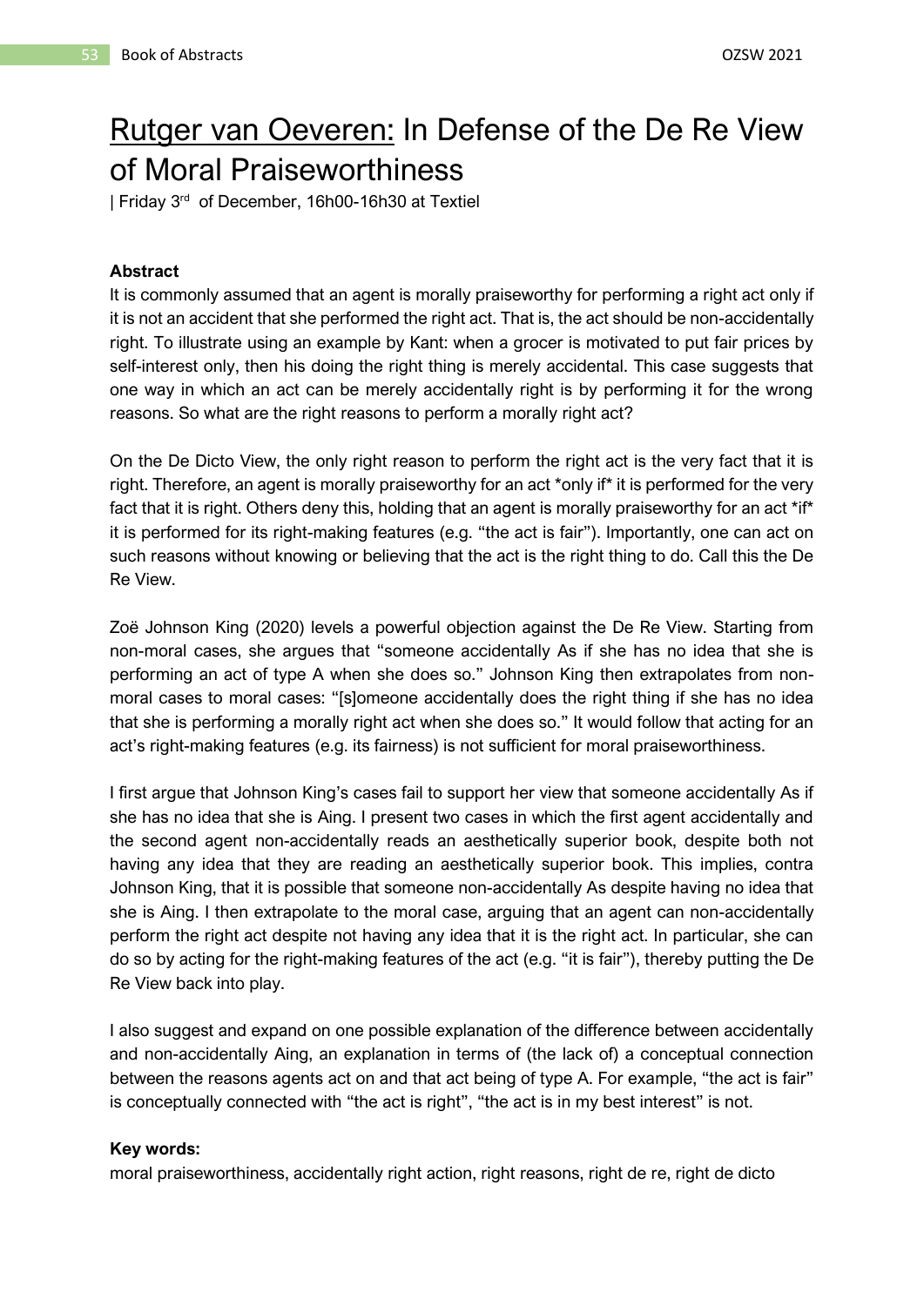# Rutger van Oeveren: In Defense of the De Re View of Moral Praiseworthiness

| Friday 3rd of December, 16h00-16h30 at Textiel

**Abstract**

It is commonly assumed that an agent is morally praiseworthy for performing a right act only if it is not an accident that she performed the right act. That is, the act should be non-accidentally right. To illustrate using an example by Kant: when a grocer is motivated to put fair prices by self-interest only, then his doing the right thing is merely accidental. This case suggests that one way in which an act can be merely accidentally right is by performing it for the wrong reasons. So what are the right reasons to perform a morally right act?

On the De Dicto View, the only right reason to perform the right act is the very fact that it is right. Therefore, an agent is morally praiseworthy for an act *only if* it is performed for the very fact that it is right. Others deny this, holding that an agent is morally praiseworthy for an act *if* it is performed for its right-making features (e.g. "the act is fair"). Importantly, one can act on such reasons without knowing or believing that the act is the right thing to do. Call this the De Re View.

Zoë Johnson King (2020) levels a powerful objection against the De Re View. Starting from non-moral cases, she argues that "someone accidentally As if she has no idea that she is performing an act of type A when she does so." Johnson King then extrapolates from non-moral cases to moral cases: "[s]omeone accidentally does the right thing if she has no idea that she is performing a morally right act when she does so." It would follow that acting for an act's right-making features (e.g. its fairness) is not sufficient for moral praiseworthiness.

I first argue that Johnson King's cases fail to support her view that someone accidentally As if she has no idea that she is Aing. I present two cases in which the first agent accidentally and the second agent non-accidentally reads an aesthetically superior book, despite both not having any idea that they are reading an aesthetically superior book. This implies, contra Johnson King, that it is possible that someone non-accidentally As despite having no idea that she is Aing. I then extrapolate to the moral case, arguing that an agent can non-accidentally perform the right act despite not having any idea that it is the right act. In particular, she can do so by acting for the right-making features of the act (e.g. "it is fair"), thereby putting the De Re View back into play.

I also suggest and expand on one possible explanation of the difference between accidentally and non-accidentally Aing, an explanation in terms of (the lack of) a conceptual connection between the reasons agents act on and that act being of type A. For example, "the act is fair" is conceptually connected with "the act is right", "the act is in my best interest" is not.

**Key words:**

moral praiseworthiness, accidentally right action, right reasons, right de re, right de dicto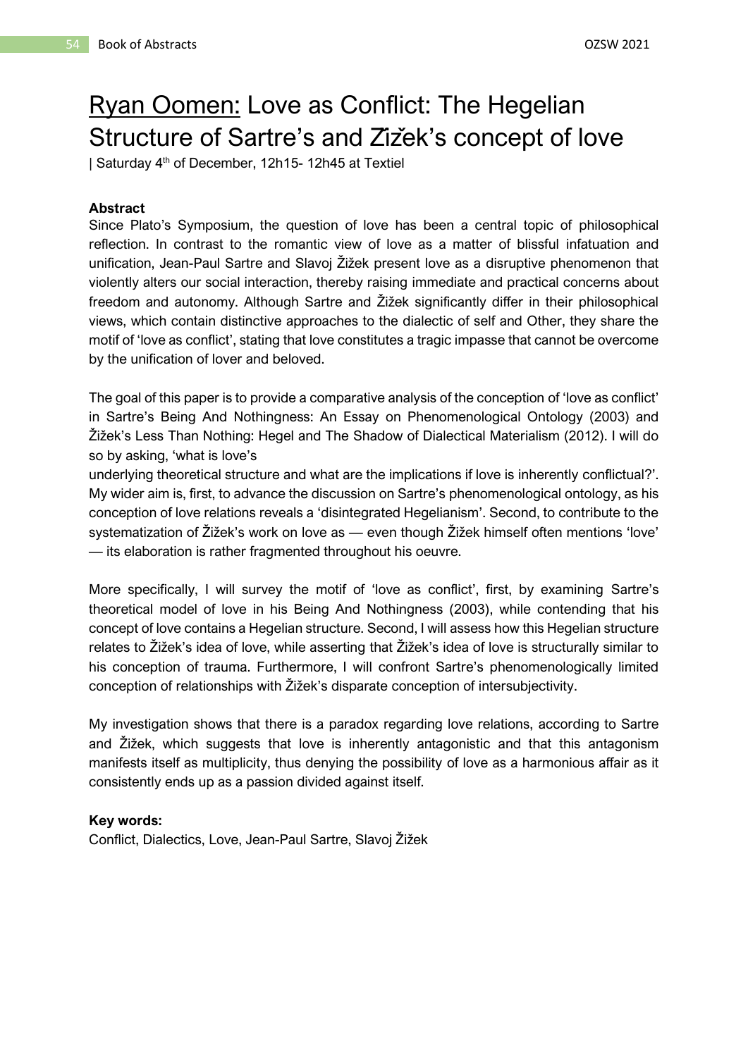# Ryan Oomen: Love as Conflict: The Hegelian Structure of Sartre's and Žižek's concept of love

| Saturday 4th of December, 12h15- 12h45 at Textiel

**Abstract**

Since Plato's Symposium, the question of love has been a central topic of philosophical reflection. In contrast to the romantic view of love as a matter of blissful infatuation and unification, Jean-Paul Sartre and Slavoj Žižek present love as a disruptive phenomenon that violently alters our social interaction, thereby raising immediate and practical concerns about freedom and autonomy. Although Sartre and Žižek significantly differ in their philosophical views, which contain distinctive approaches to the dialectic of self and Other, they share the motif of 'love as conflict', stating that love constitutes a tragic impasse that cannot be overcome by the unification of lover and beloved.

The goal of this paper is to provide a comparative analysis of the conception of 'love as conflict' in Sartre's Being And Nothingness: An Essay on Phenomenological Ontology (2003) and Žižek's Less Than Nothing: Hegel and The Shadow of Dialectical Materialism (2012). I will do so by asking, 'what is love's underlying theoretical structure and what are the implications if love is inherently conflictual?'. My wider aim is, first, to advance the discussion on Sartre's phenomenological ontology, as his conception of love relations reveals a 'disintegrated Hegelianism'. Second, to contribute to the systematization of Žižek's work on love as — even though Žižek himself often mentions 'love' — its elaboration is rather fragmented throughout his oeuvre.

More specifically, I will survey the motif of 'love as conflict', first, by examining Sartre's theoretical model of love in his Being And Nothingness (2003), while contending that his concept of love contains a Hegelian structure. Second, I will assess how this Hegelian structure relates to Žižek's idea of love, while asserting that Žižek's idea of love is structurally similar to his conception of trauma. Furthermore, I will confront Sartre's phenomenologically limited conception of relationships with Žižek's disparate conception of intersubjectivity.

My investigation shows that there is a paradox regarding love relations, according to Sartre and Žižek, which suggests that love is inherently antagonistic and that this antagonism manifests itself as multiplicity, thus denying the possibility of love as a harmonious affair as it consistently ends up as a passion divided against itself.

**Key words:**

Conflict, Dialectics, Love, Jean-Paul Sartre, Slavoj Žižek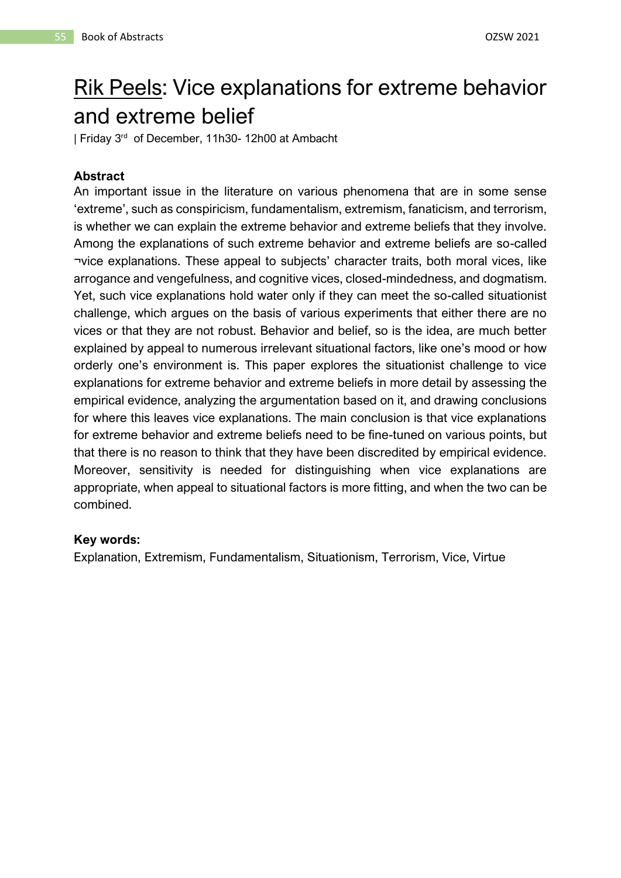# Rik Peels: Vice explanations for extreme behavior and extreme belief

| Friday 3rd of December, 11h30- 12h00 at Ambacht

**Abstract**

An important issue in the literature on various phenomena that are in some sense 'extreme', such as conspiricism, fundamentalism, extremism, fanaticism, and terrorism, is whether we can explain the extreme behavior and extreme beliefs that they involve. Among the explanations of such extreme behavior and extreme beliefs are so-called ¬vice explanations. These appeal to subjects' character traits, both moral vices, like arrogance and vengefulness, and cognitive vices, closed-mindedness, and dogmatism. Yet, such vice explanations hold water only if they can meet the so-called situationist challenge, which argues on the basis of various experiments that either there are no vices or that they are not robust. Behavior and belief, so is the idea, are much better explained by appeal to numerous irrelevant situational factors, like one's mood or how orderly one's environment is. This paper explores the situationist challenge to vice explanations for extreme behavior and extreme beliefs in more detail by assessing the empirical evidence, analyzing the argumentation based on it, and drawing conclusions for where this leaves vice explanations. The main conclusion is that vice explanations for extreme behavior and extreme beliefs need to be fine-tuned on various points, but that there is no reason to think that they have been discredited by empirical evidence. Moreover, sensitivity is needed for distinguishing when vice explanations are appropriate, when appeal to situational factors is more fitting, and when the two can be combined.

**Key words:**

Explanation, Extremism, Fundamentalism, Situationism, Terrorism, Vice, Virtue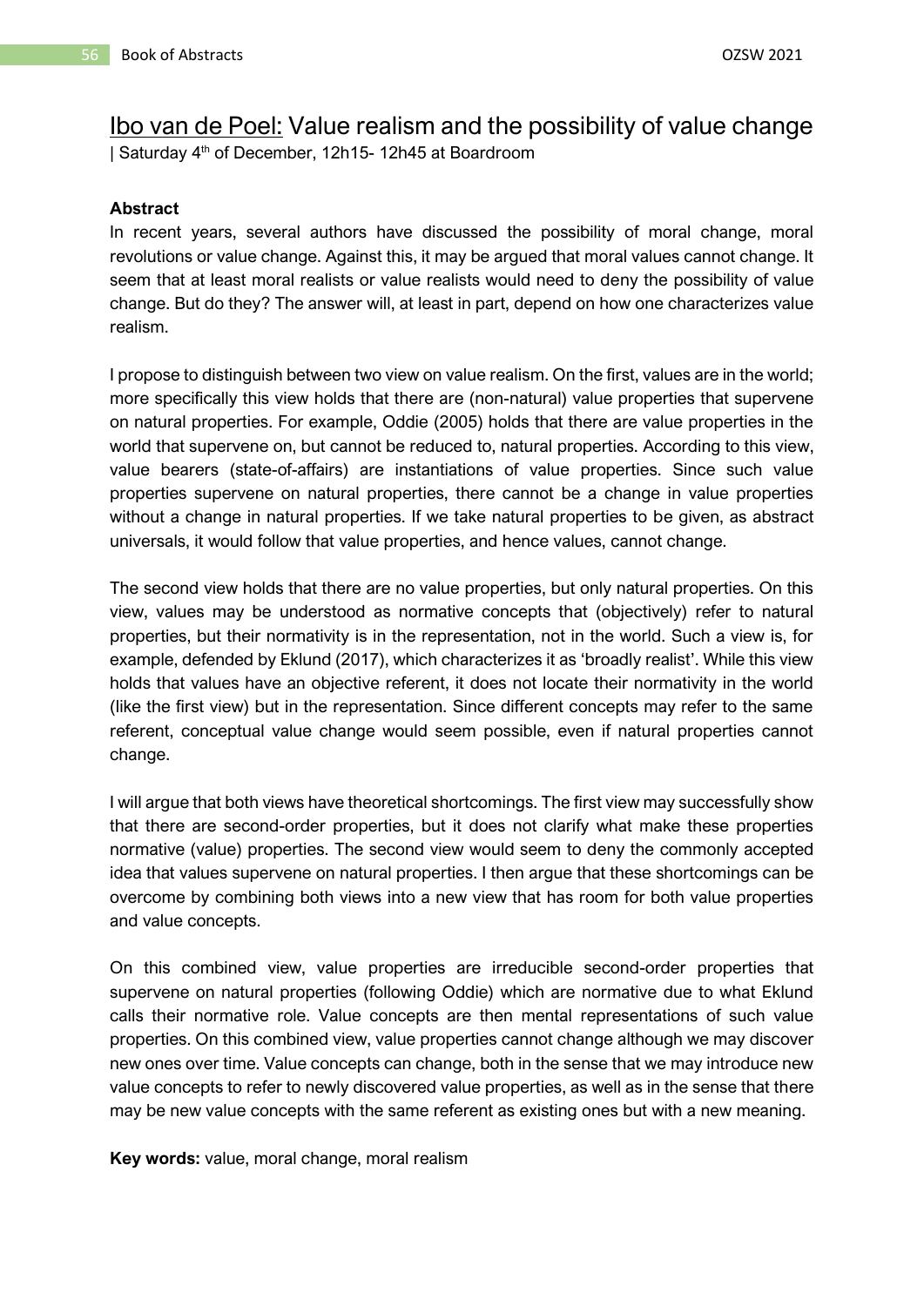## Ibo van de Poel: Value realism and the possibility of value change

| Saturday 4th of December, 12h15- 12h45 at Boardroom

**Abstract**

In recent years, several authors have discussed the possibility of moral change, moral revolutions or value change. Against this, it may be argued that moral values cannot change. It seem that at least moral realists or value realists would need to deny the possibility of value change. But do they? The answer will, at least in part, depend on how one characterizes value realism.

I propose to distinguish between two view on value realism. On the first, values are in the world; more specifically this view holds that there are (non-natural) value properties that supervene on natural properties. For example, Oddie (2005) holds that there are value properties in the world that supervene on, but cannot be reduced to, natural properties. According to this view, value bearers (state-of-affairs) are instantiations of value properties. Since such value properties supervene on natural properties, there cannot be a change in value properties without a change in natural properties. If we take natural properties to be given, as abstract universals, it would follow that value properties, and hence values, cannot change.

The second view holds that there are no value properties, but only natural properties. On this view, values may be understood as normative concepts that (objectively) refer to natural properties, but their normativity is in the representation, not in the world. Such a view is, for example, defended by Eklund (2017), which characterizes it as 'broadly realist'. While this view holds that values have an objective referent, it does not locate their normativity in the world (like the first view) but in the representation. Since different concepts may refer to the same referent, conceptual value change would seem possible, even if natural properties cannot change.

I will argue that both views have theoretical shortcomings. The first view may successfully show that there are second-order properties, but it does not clarify what make these properties normative (value) properties. The second view would seem to deny the commonly accepted idea that values supervene on natural properties. I then argue that these shortcomings can be overcome by combining both views into a new view that has room for both value properties and value concepts.

On this combined view, value properties are irreducible second-order properties that supervene on natural properties (following Oddie) which are normative due to what Eklund calls their normative role. Value concepts are then mental representations of such value properties. On this combined view, value properties cannot change although we may discover new ones over time. Value concepts can change, both in the sense that we may introduce new value concepts to refer to newly discovered value properties, as well as in the sense that there may be new value concepts with the same referent as existing ones but with a new meaning.

**Key words:** value, moral change, moral realism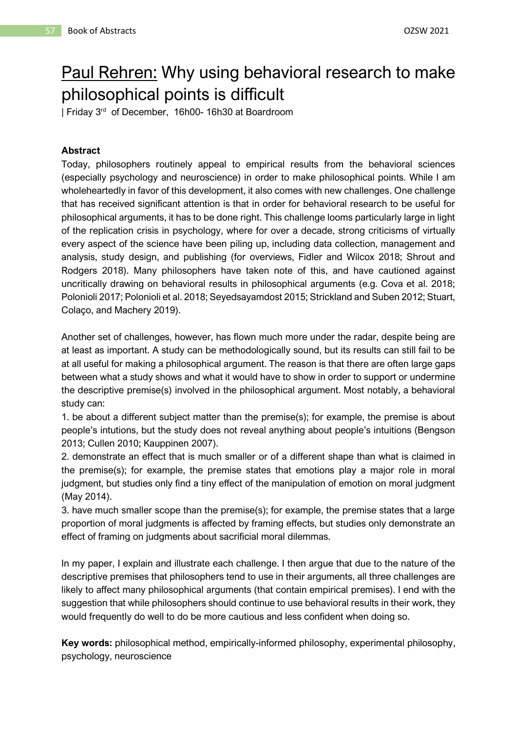# Paul Rehren: Why using behavioral research to make philosophical points is difficult

| Friday 3rd of December, 16h00- 16h30 at Boardroom

**Abstract**

Today, philosophers routinely appeal to empirical results from the behavioral sciences (especially psychology and neuroscience) in order to make philosophical points. While I am wholeheartedly in favor of this development, it also comes with new challenges. One challenge that has received significant attention is that in order for behavioral research to be useful for philosophical arguments, it has to be done right. This challenge looms particularly large in light of the replication crisis in psychology, where for over a decade, strong criticisms of virtually every aspect of the science have been piling up, including data collection, management and analysis, study design, and publishing (for overviews, Fidler and Wilcox 2018; Shrout and Rodgers 2018). Many philosophers have taken note of this, and have cautioned against uncritically drawing on behavioral results in philosophical arguments (e.g. Cova et al. 2018; Polonioli 2017; Polonioli et al. 2018; Seyedsayamdost 2015; Strickland and Suben 2012; Stuart, Colaço, and Machery 2019).

Another set of challenges, however, has flown much more under the radar, despite being are at least as important. A study can be methodologically sound, but its results can still fail to be at all useful for making a philosophical argument. The reason is that there are often large gaps between what a study shows and what it would have to show in order to support or undermine the descriptive premise(s) involved in the philosophical argument. Most notably, a behavioral study can:

1. be about a different subject matter than the premise(s); for example, the premise is about people's intutions, but the study does not reveal anything about people's intuitions (Bengson 2013; Cullen 2010; Kauppinen 2007).
2. demonstrate an effect that is much smaller or of a different shape than what is claimed in the premise(s); for example, the premise states that emotions play a major role in moral judgment, but studies only find a tiny effect of the manipulation of emotion on moral judgment (May 2014).
3. have much smaller scope than the premise(s); for example, the premise states that a large proportion of moral judgments is affected by framing effects, but studies only demonstrate an effect of framing on judgments about sacrificial moral dilemmas.

In my paper, I explain and illustrate each challenge. I then argue that due to the nature of the descriptive premises that philosophers tend to use in their arguments, all three challenges are likely to affect many philosophical arguments (that contain empirical premises). I end with the suggestion that while philosophers should continue to use behavioral results in their work, they would frequently do well to do be more cautious and less confident when doing so.

**Key words:** philosophical method, empirically-informed philosophy, experimental philosophy, psychology, neuroscience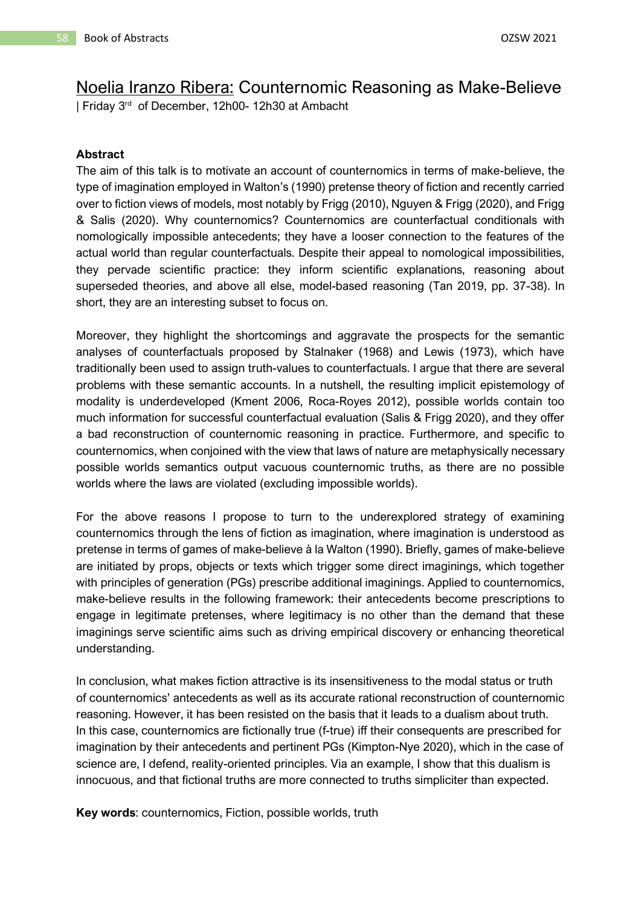# Noelia Iranzo Ribera: Counternomic Reasoning as Make-Believe

| Friday 3rd of December, 12h00- 12h30 at Ambacht

**Abstract**

The aim of this talk is to motivate an account of counternomics in terms of make-believe, the type of imagination employed in Walton's (1990) pretense theory of fiction and recently carried over to fiction views of models, most notably by Frigg (2010), Nguyen & Frigg (2020), and Frigg & Salis (2020). Why counternomics? Counternomics are counterfactual conditionals with nomologically impossible antecedents; they have a looser connection to the features of the actual world than regular counterfactuals. Despite their appeal to nomological impossibilities, they pervade scientific practice: they inform scientific explanations, reasoning about superseded theories, and above all else, model-based reasoning (Tan 2019, pp. 37-38). In short, they are an interesting subset to focus on.

Moreover, they highlight the shortcomings and aggravate the prospects for the semantic analyses of counterfactuals proposed by Stalnaker (1968) and Lewis (1973), which have traditionally been used to assign truth-values to counterfactuals. I argue that there are several problems with these semantic accounts. In a nutshell, the resulting implicit epistemology of modality is underdeveloped (Kment 2006, Roca-Royes 2012), possible worlds contain too much information for successful counterfactual evaluation (Salis & Frigg 2020), and they offer a bad reconstruction of counternomic reasoning in practice. Furthermore, and specific to counternomics, when conjoined with the view that laws of nature are metaphysically necessary possible worlds semantics output vacuous counternomic truths, as there are no possible worlds where the laws are violated (excluding impossible worlds).

For the above reasons I propose to turn to the underexplored strategy of examining counternomics through the lens of fiction as imagination, where imagination is understood as pretense in terms of games of make-believe à la Walton (1990). Briefly, games of make-believe are initiated by props, objects or texts which trigger some direct imaginings, which together with principles of generation (PGs) prescribe additional imaginings. Applied to counternomics, make-believe results in the following framework: their antecedents become prescriptions to engage in legitimate pretenses, where legitimacy is no other than the demand that these imaginings serve scientific aims such as driving empirical discovery or enhancing theoretical understanding.

In conclusion, what makes fiction attractive is its insensitiveness to the modal status or truth of counternomics' antecedents as well as its accurate rational reconstruction of counternomic reasoning. However, it has been resisted on the basis that it leads to a dualism about truth. In this case, counternomics are fictionally true (f-true) iff their consequents are prescribed for imagination by their antecedents and pertinent PGs (Kimpton-Nye 2020), which in the case of science are, I defend, reality-oriented principles. Via an example, I show that this dualism is innocuous, and that fictional truths are more connected to truths simpliciter than expected.

**Key words**: counternomics, Fiction, possible worlds, truth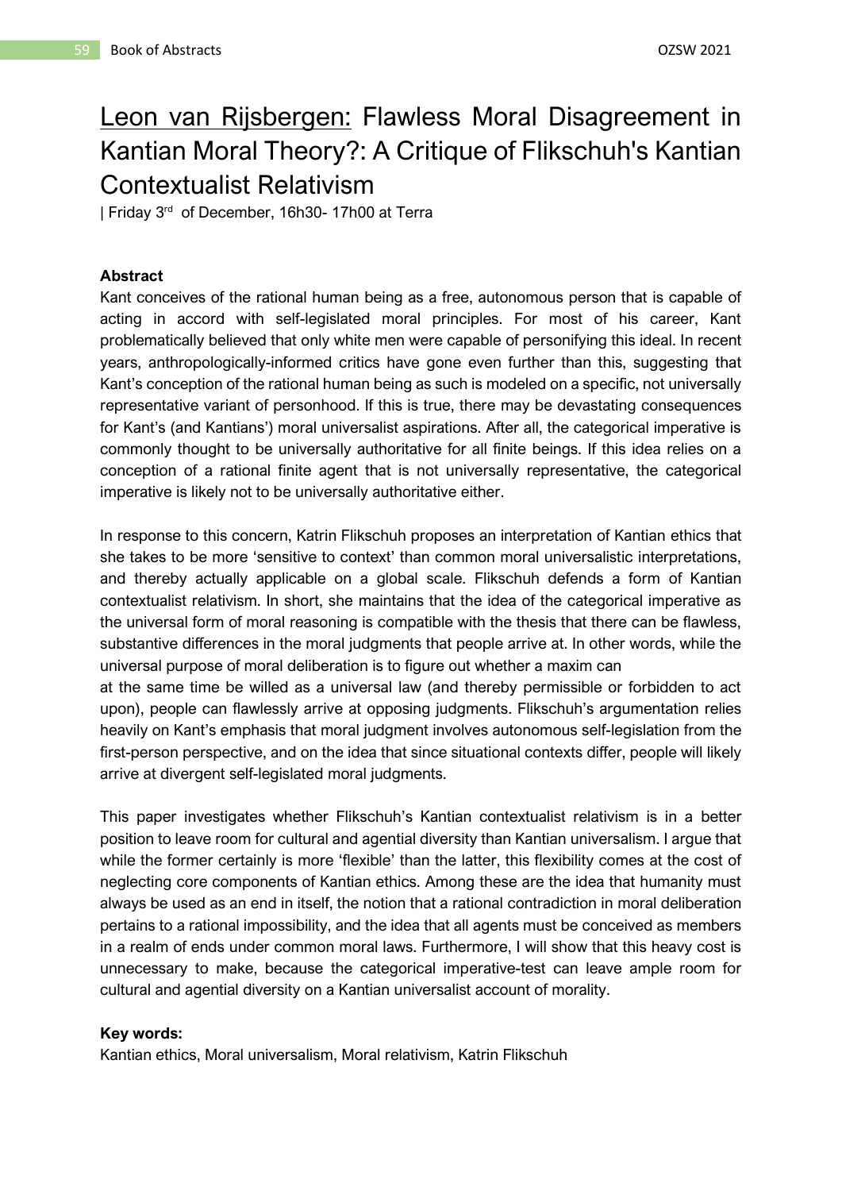# Leon van Rijsbergen: Flawless Moral Disagreement in Kantian Moral Theory?: A Critique of Flikschuh's Kantian Contextualist Relativism

| Friday 3rd of December, 16h30- 17h00 at Terra

**Abstract**

Kant conceives of the rational human being as a free, autonomous person that is capable of acting in accord with self-legislated moral principles. For most of his career, Kant problematically believed that only white men were capable of personifying this ideal. In recent years, anthropologically-informed critics have gone even further than this, suggesting that Kant's conception of the rational human being as such is modeled on a specific, not universally representative variant of personhood. If this is true, there may be devastating consequences for Kant's (and Kantians') moral universalist aspirations. After all, the categorical imperative is commonly thought to be universally authoritative for all finite beings. If this idea relies on a conception of a rational finite agent that is not universally representative, the categorical imperative is likely not to be universally authoritative either.

In response to this concern, Katrin Flikschuh proposes an interpretation of Kantian ethics that she takes to be more 'sensitive to context' than common moral universalistic interpretations, and thereby actually applicable on a global scale. Flikschuh defends a form of Kantian contextualist relativism. In short, she maintains that the idea of the categorical imperative as the universal form of moral reasoning is compatible with the thesis that there can be flawless, substantive differences in the moral judgments that people arrive at. In other words, while the universal purpose of moral deliberation is to figure out whether a maxim can at the same time be willed as a universal law (and thereby permissible or forbidden to act upon), people can flawlessly arrive at opposing judgments. Flikschuh's argumentation relies heavily on Kant's emphasis that moral judgment involves autonomous self-legislation from the first-person perspective, and on the idea that since situational contexts differ, people will likely arrive at divergent self-legislated moral judgments.

This paper investigates whether Flikschuh's Kantian contextualist relativism is in a better position to leave room for cultural and agential diversity than Kantian universalism. I argue that while the former certainly is more 'flexible' than the latter, this flexibility comes at the cost of neglecting core components of Kantian ethics. Among these are the idea that humanity must always be used as an end in itself, the notion that a rational contradiction in moral deliberation pertains to a rational impossibility, and the idea that all agents must be conceived as members in a realm of ends under common moral laws. Furthermore, I will show that this heavy cost is unnecessary to make, because the categorical imperative-test can leave ample room for cultural and agential diversity on a Kantian universalist account of morality.

**Key words:**

Kantian ethics, Moral universalism, Moral relativism, Katrin Flikschuh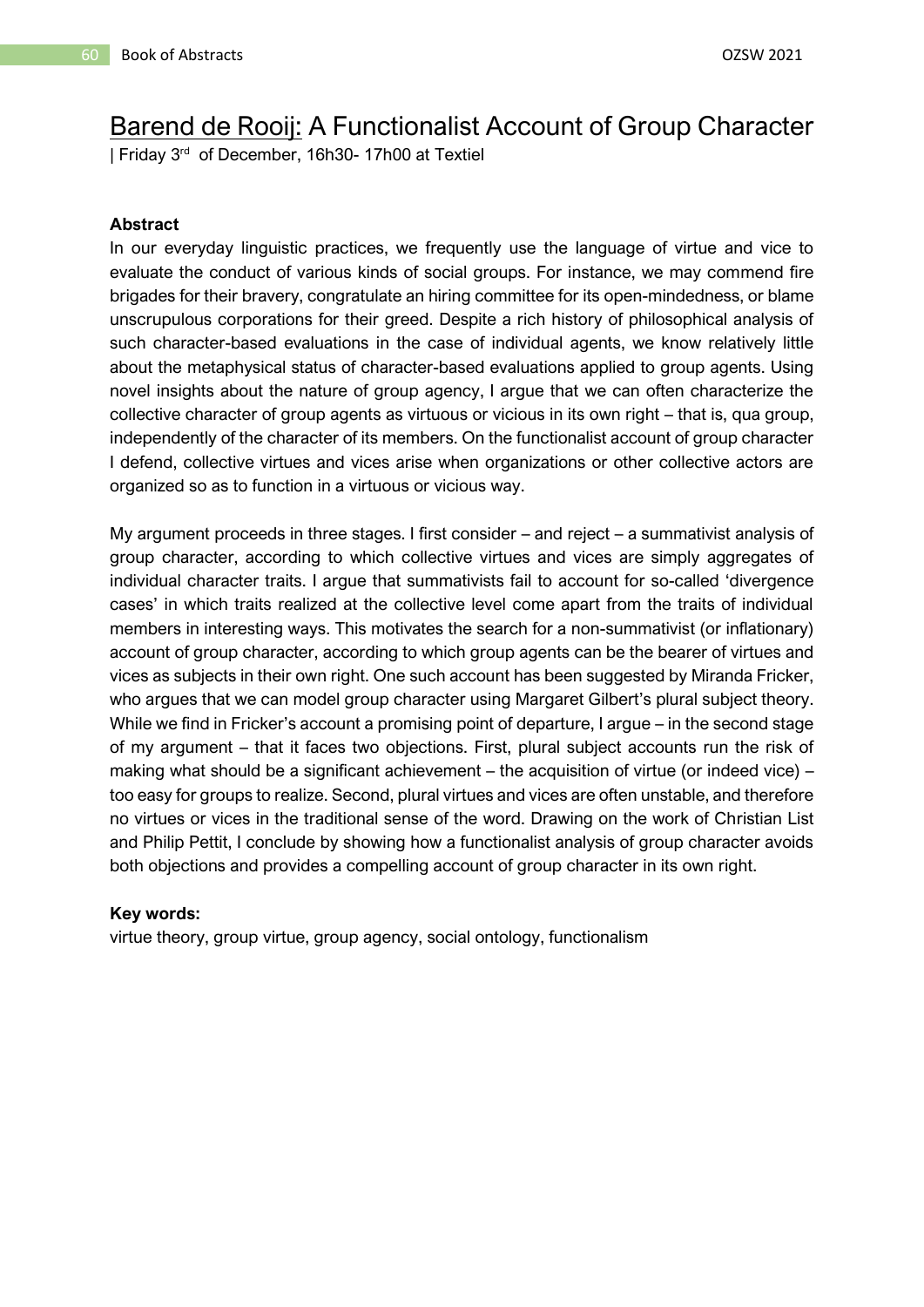# Barend de Rooij: A Functionalist Account of Group Character

| Friday 3rd of December, 16h30- 17h00 at Textiel

**Abstract**

In our everyday linguistic practices, we frequently use the language of virtue and vice to evaluate the conduct of various kinds of social groups. For instance, we may commend fire brigades for their bravery, congratulate an hiring committee for its open-mindedness, or blame unscrupulous corporations for their greed. Despite a rich history of philosophical analysis of such character-based evaluations in the case of individual agents, we know relatively little about the metaphysical status of character-based evaluations applied to group agents. Using novel insights about the nature of group agency, I argue that we can often characterize the collective character of group agents as virtuous or vicious in its own right – that is, qua group, independently of the character of its members. On the functionalist account of group character I defend, collective virtues and vices arise when organizations or other collective actors are organized so as to function in a virtuous or vicious way.

My argument proceeds in three stages. I first consider – and reject – a summativist analysis of group character, according to which collective virtues and vices are simply aggregates of individual character traits. I argue that summativists fail to account for so-called 'divergence cases' in which traits realized at the collective level come apart from the traits of individual members in interesting ways. This motivates the search for a non-summativist (or inflationary) account of group character, according to which group agents can be the bearer of virtues and vices as subjects in their own right. One such account has been suggested by Miranda Fricker, who argues that we can model group character using Margaret Gilbert's plural subject theory. While we find in Fricker's account a promising point of departure, I argue – in the second stage of my argument – that it faces two objections. First, plural subject accounts run the risk of making what should be a significant achievement – the acquisition of virtue (or indeed vice) – too easy for groups to realize. Second, plural virtues and vices are often unstable, and therefore no virtues or vices in the traditional sense of the word. Drawing on the work of Christian List and Philip Pettit, I conclude by showing how a functionalist analysis of group character avoids both objections and provides a compelling account of group character in its own right.

**Key words:**

virtue theory, group virtue, group agency, social ontology, functionalism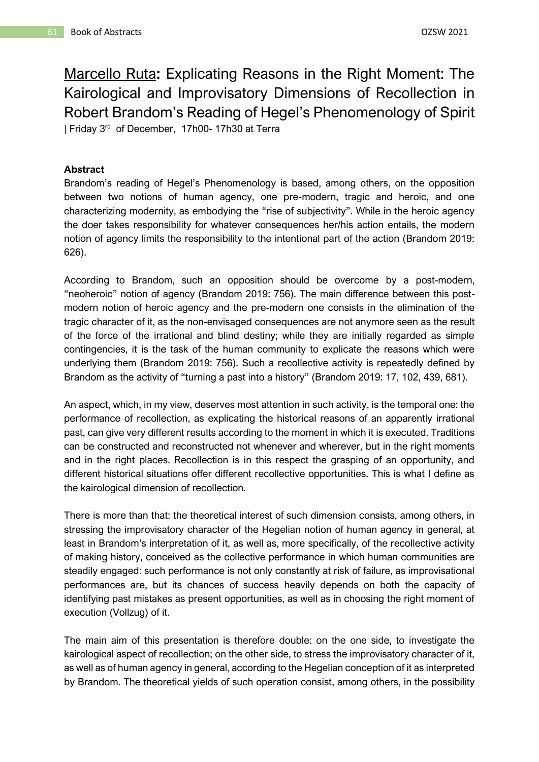# Marcello Ruta: Explicating Reasons in the Right Moment: The Kairological and Improvisatory Dimensions of Recollection in Robert Brandom's Reading of Hegel's Phenomenology of Spirit

| Friday 3rd of December, 17h00- 17h30 at Terra

**Abstract**

Brandom's reading of Hegel's Phenomenology is based, among others, on the opposition between two notions of human agency, one pre-modern, tragic and heroic, and one characterizing modernity, as embodying the "rise of subjectivity". While in the heroic agency the doer takes responsibility for whatever consequences her/his action entails, the modern notion of agency limits the responsibility to the intentional part of the action (Brandom 2019: 626).

According to Brandom, such an opposition should be overcome by a post-modern, "neoheroic" notion of agency (Brandom 2019: 756). The main difference between this post-modern notion of heroic agency and the pre-modern one consists in the elimination of the tragic character of it, as the non-envisaged consequences are not anymore seen as the result of the force of the irrational and blind destiny; while they are initially regarded as simple contingencies, it is the task of the human community to explicate the reasons which were underlying them (Brandom 2019: 756). Such a recollective activity is repeatedly defined by Brandom as the activity of "turning a past into a history" (Brandom 2019: 17, 102, 439, 681).

An aspect, which, in my view, deserves most attention in such activity, is the temporal one: the performance of recollection, as explicating the historical reasons of an apparently irrational past, can give very different results according to the moment in which it is executed. Traditions can be constructed and reconstructed not whenever and wherever, but in the right moments and in the right places. Recollection is in this respect the grasping of an opportunity, and different historical situations offer different recollective opportunities. This is what I define as the kairological dimension of recollection.

There is more than that: the theoretical interest of such dimension consists, among others, in stressing the improvisatory character of the Hegelian notion of human agency in general, at least in Brandom's interpretation of it, as well as, more specifically, of the recollective activity of making history, conceived as the collective performance in which human communities are steadily engaged: such performance is not only constantly at risk of failure, as improvisational performances are, but its chances of success heavily depends on both the capacity of identifying past mistakes as present opportunities, as well as in choosing the right moment of execution (Vollzug) of it.

The main aim of this presentation is therefore double: on the one side, to investigate the kairological aspect of recollection; on the other side, to stress the improvisatory character of it, as well as of human agency in general, according to the Hegelian conception of it as interpreted by Brandom. The theoretical yields of such operation consist, among others, in the possibility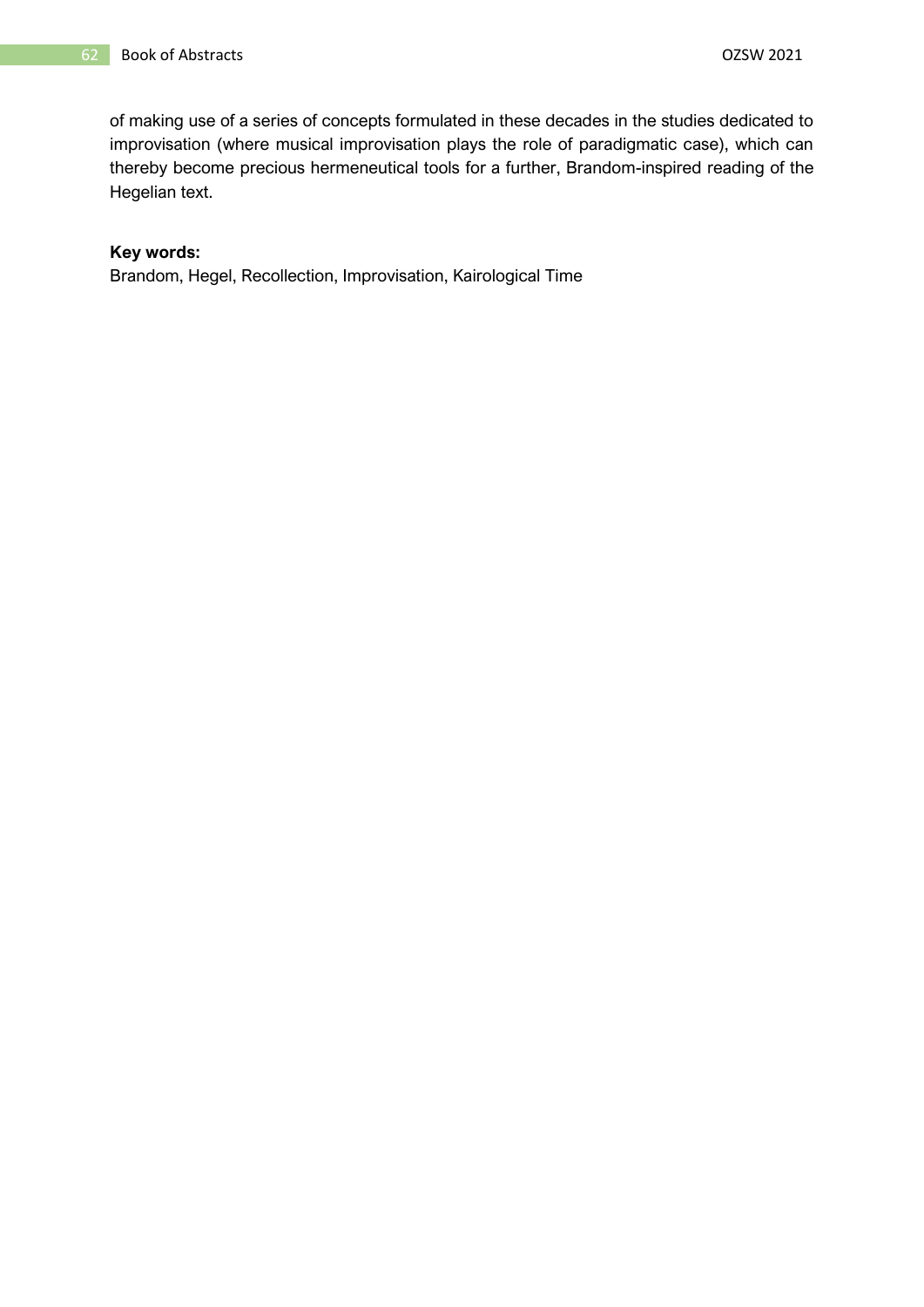of making use of a series of concepts formulated in these decades in the studies dedicated to improvisation (where musical improvisation plays the role of paradigmatic case), which can thereby become precious hermeneutical tools for a further, Brandom-inspired reading of the Hegelian text.

**Key words:**
Brandom, Hegel, Recollection, Improvisation, Kairological Time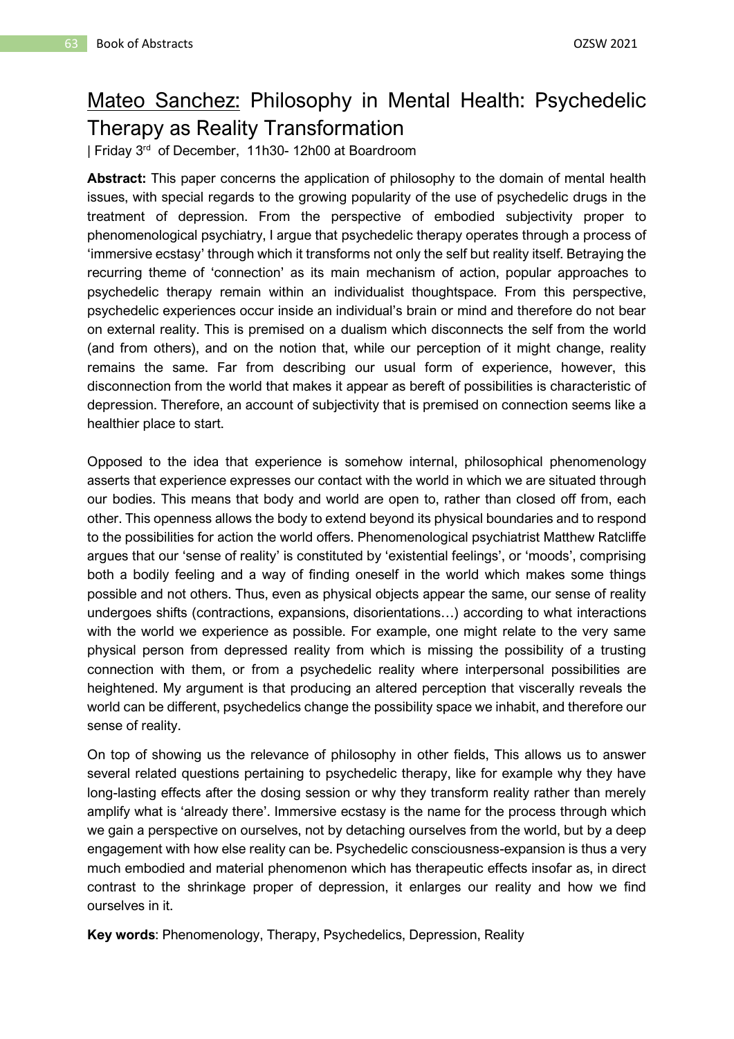# Mateo Sanchez: Philosophy in Mental Health: Psychedelic Therapy as Reality Transformation

| Friday 3rd of December, 11h30- 12h00 at Boardroom

**Abstract:** This paper concerns the application of philosophy to the domain of mental health issues, with special regards to the growing popularity of the use of psychedelic drugs in the treatment of depression. From the perspective of embodied subjectivity proper to phenomenological psychiatry, I argue that psychedelic therapy operates through a process of 'immersive ecstasy' through which it transforms not only the self but reality itself. Betraying the recurring theme of 'connection' as its main mechanism of action, popular approaches to psychedelic therapy remain within an individualist thoughtspace. From this perspective, psychedelic experiences occur inside an individual's brain or mind and therefore do not bear on external reality. This is premised on a dualism which disconnects the self from the world (and from others), and on the notion that, while our perception of it might change, reality remains the same. Far from describing our usual form of experience, however, this disconnection from the world that makes it appear as bereft of possibilities is characteristic of depression. Therefore, an account of subjectivity that is premised on connection seems like a healthier place to start.

Opposed to the idea that experience is somehow internal, philosophical phenomenology asserts that experience expresses our contact with the world in which we are situated through our bodies. This means that body and world are open to, rather than closed off from, each other. This openness allows the body to extend beyond its physical boundaries and to respond to the possibilities for action the world offers. Phenomenological psychiatrist Matthew Ratcliffe argues that our 'sense of reality' is constituted by 'existential feelings', or 'moods', comprising both a bodily feeling and a way of finding oneself in the world which makes some things possible and not others. Thus, even as physical objects appear the same, our sense of reality undergoes shifts (contractions, expansions, disorientations…) according to what interactions with the world we experience as possible. For example, one might relate to the very same physical person from depressed reality from which is missing the possibility of a trusting connection with them, or from a psychedelic reality where interpersonal possibilities are heightened. My argument is that producing an altered perception that viscerally reveals the world can be different, psychedelics change the possibility space we inhabit, and therefore our sense of reality.

On top of showing us the relevance of philosophy in other fields, This allows us to answer several related questions pertaining to psychedelic therapy, like for example why they have long-lasting effects after the dosing session or why they transform reality rather than merely amplify what is 'already there'. Immersive ecstasy is the name for the process through which we gain a perspective on ourselves, not by detaching ourselves from the world, but by a deep engagement with how else reality can be. Psychedelic consciousness-expansion is thus a very much embodied and material phenomenon which has therapeutic effects insofar as, in direct contrast to the shrinkage proper of depression, it enlarges our reality and how we find ourselves in it.

**Key words**: Phenomenology, Therapy, Psychedelics, Depression, Reality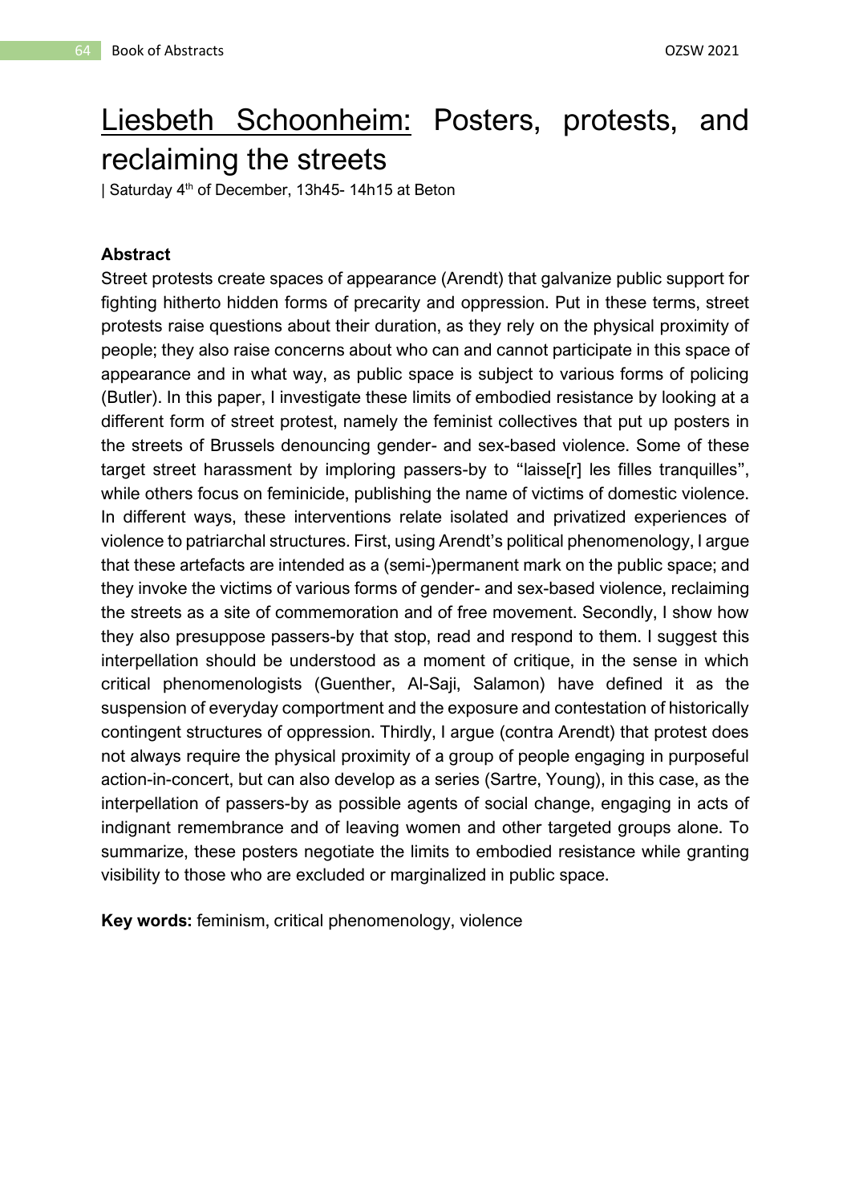# Liesbeth Schoonheim: Posters, protests, and reclaiming the streets

| Saturday 4th of December, 13h45- 14h15 at Beton

**Abstract**

Street protests create spaces of appearance (Arendt) that galvanize public support for fighting hitherto hidden forms of precarity and oppression. Put in these terms, street protests raise questions about their duration, as they rely on the physical proximity of people; they also raise concerns about who can and cannot participate in this space of appearance and in what way, as public space is subject to various forms of policing (Butler). In this paper, I investigate these limits of embodied resistance by looking at a different form of street protest, namely the feminist collectives that put up posters in the streets of Brussels denouncing gender- and sex-based violence. Some of these target street harassment by imploring passers-by to "laisse[r] les filles tranquilles", while others focus on feminicide, publishing the name of victims of domestic violence. In different ways, these interventions relate isolated and privatized experiences of violence to patriarchal structures. First, using Arendt's political phenomenology, I argue that these artefacts are intended as a (semi-)permanent mark on the public space; and they invoke the victims of various forms of gender- and sex-based violence, reclaiming the streets as a site of commemoration and of free movement. Secondly, I show how they also presuppose passers-by that stop, read and respond to them. I suggest this interpellation should be understood as a moment of critique, in the sense in which critical phenomenologists (Guenther, Al-Saji, Salamon) have defined it as the suspension of everyday comportment and the exposure and contestation of historically contingent structures of oppression. Thirdly, I argue (contra Arendt) that protest does not always require the physical proximity of a group of people engaging in purposeful action-in-concert, but can also develop as a series (Sartre, Young), in this case, as the interpellation of passers-by as possible agents of social change, engaging in acts of indignant remembrance and of leaving women and other targeted groups alone. To summarize, these posters negotiate the limits to embodied resistance while granting visibility to those who are excluded or marginalized in public space.

**Key words:** feminism, critical phenomenology, violence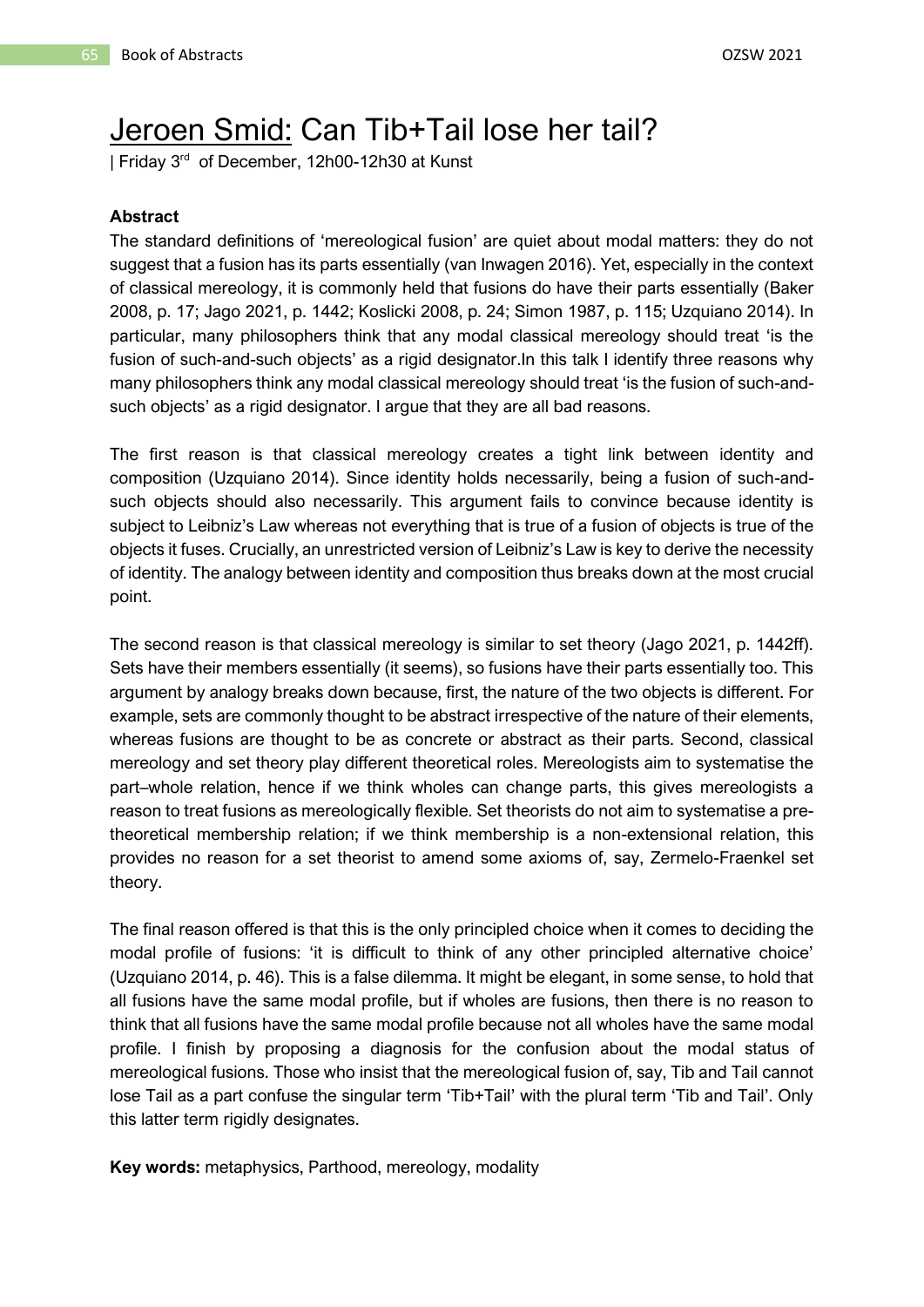# Jeroen Smid: Can Tib+Tail lose her tail?

| Friday 3rd of December, 12h00-12h30 at Kunst

**Abstract**

The standard definitions of 'mereological fusion' are quiet about modal matters: they do not suggest that a fusion has its parts essentially (van Inwagen 2016). Yet, especially in the context of classical mereology, it is commonly held that fusions do have their parts essentially (Baker 2008, p. 17; Jago 2021, p. 1442; Koslicki 2008, p. 24; Simon 1987, p. 115; Uzquiano 2014). In particular, many philosophers think that any modal classical mereology should treat 'is the fusion of such-and-such objects' as a rigid designator.In this talk I identify three reasons why many philosophers think any modal classical mereology should treat 'is the fusion of such-and-such objects' as a rigid designator. I argue that they are all bad reasons.

The first reason is that classical mereology creates a tight link between identity and composition (Uzquiano 2014). Since identity holds necessarily, being a fusion of such-and-such objects should also necessarily. This argument fails to convince because identity is subject to Leibniz's Law whereas not everything that is true of a fusion of objects is true of the objects it fuses. Crucially, an unrestricted version of Leibniz's Law is key to derive the necessity of identity. The analogy between identity and composition thus breaks down at the most crucial point.

The second reason is that classical mereology is similar to set theory (Jago 2021, p. 1442ff). Sets have their members essentially (it seems), so fusions have their parts essentially too. This argument by analogy breaks down because, first, the nature of the two objects is different. For example, sets are commonly thought to be abstract irrespective of the nature of their elements, whereas fusions are thought to be as concrete or abstract as their parts. Second, classical mereology and set theory play different theoretical roles. Mereologists aim to systematise the part–whole relation, hence if we think wholes can change parts, this gives mereologists a reason to treat fusions as mereologically flexible. Set theorists do not aim to systematise a pre-theoretical membership relation; if we think membership is a non-extensional relation, this provides no reason for a set theorist to amend some axioms of, say, Zermelo-Fraenkel set theory.

The final reason offered is that this is the only principled choice when it comes to deciding the modal profile of fusions: 'it is difficult to think of any other principled alternative choice' (Uzquiano 2014, p. 46). This is a false dilemma. It might be elegant, in some sense, to hold that all fusions have the same modal profile, but if wholes are fusions, then there is no reason to think that all fusions have the same modal profile because not all wholes have the same modal profile. I finish by proposing a diagnosis for the confusion about the modal status of mereological fusions. Those who insist that the mereological fusion of, say, Tib and Tail cannot lose Tail as a part confuse the singular term 'Tib+Tail' with the plural term 'Tib and Tail'. Only this latter term rigidly designates.

**Key words:** metaphysics, Parthood, mereology, modality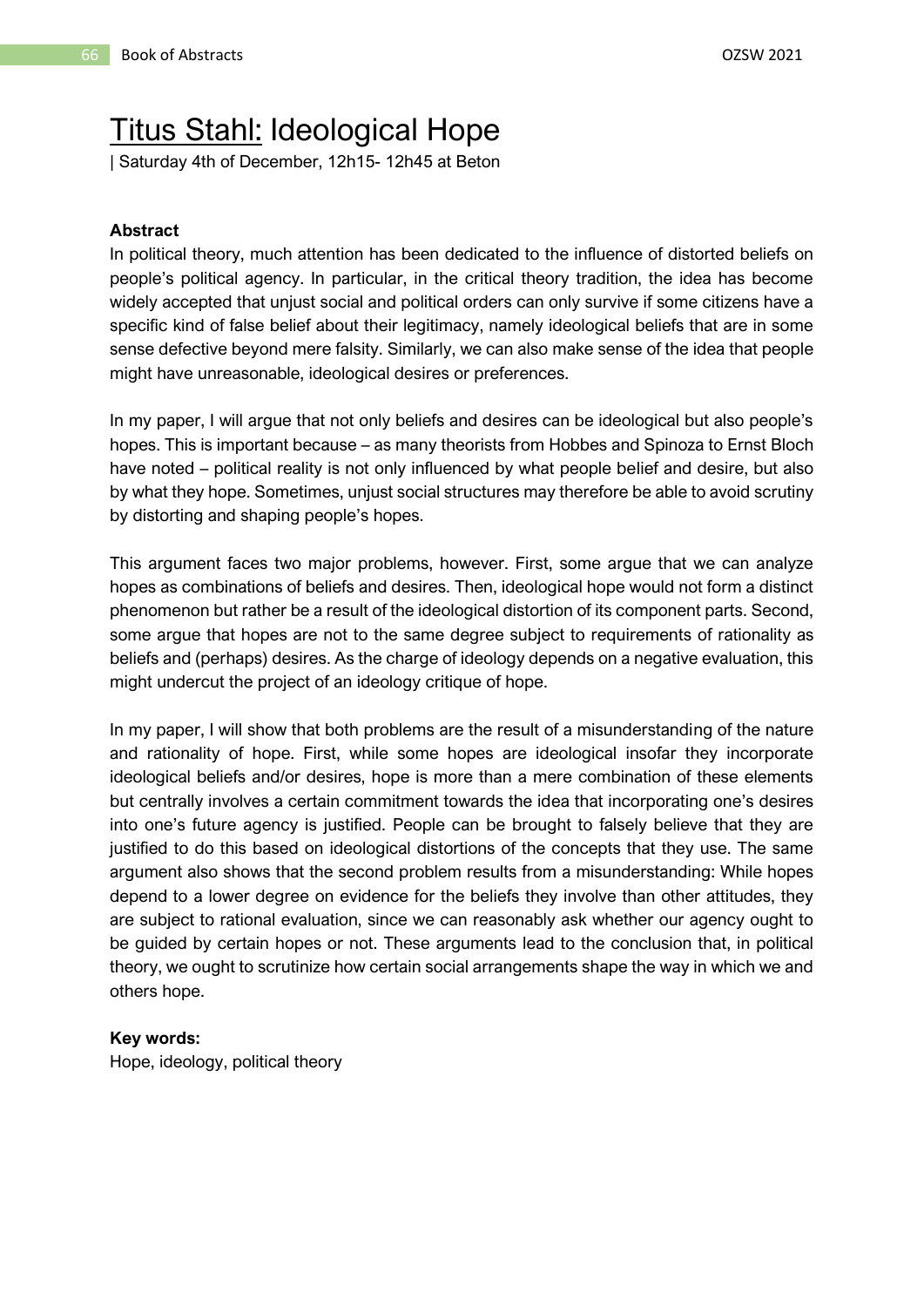# Titus Stahl: Ideological Hope

| Saturday 4th of December, 12h15- 12h45 at Beton

**Abstract**

In political theory, much attention has been dedicated to the influence of distorted beliefs on people's political agency. In particular, in the critical theory tradition, the idea has become widely accepted that unjust social and political orders can only survive if some citizens have a specific kind of false belief about their legitimacy, namely ideological beliefs that are in some sense defective beyond mere falsity. Similarly, we can also make sense of the idea that people might have unreasonable, ideological desires or preferences.

In my paper, I will argue that not only beliefs and desires can be ideological but also people's hopes. This is important because – as many theorists from Hobbes and Spinoza to Ernst Bloch have noted – political reality is not only influenced by what people belief and desire, but also by what they hope. Sometimes, unjust social structures may therefore be able to avoid scrutiny by distorting and shaping people's hopes.

This argument faces two major problems, however. First, some argue that we can analyze hopes as combinations of beliefs and desires. Then, ideological hope would not form a distinct phenomenon but rather be a result of the ideological distortion of its component parts. Second, some argue that hopes are not to the same degree subject to requirements of rationality as beliefs and (perhaps) desires. As the charge of ideology depends on a negative evaluation, this might undercut the project of an ideology critique of hope.

In my paper, I will show that both problems are the result of a misunderstanding of the nature and rationality of hope. First, while some hopes are ideological insofar they incorporate ideological beliefs and/or desires, hope is more than a mere combination of these elements but centrally involves a certain commitment towards the idea that incorporating one's desires into one's future agency is justified. People can be brought to falsely believe that they are justified to do this based on ideological distortions of the concepts that they use. The same argument also shows that the second problem results from a misunderstanding: While hopes depend to a lower degree on evidence for the beliefs they involve than other attitudes, they are subject to rational evaluation, since we can reasonably ask whether our agency ought to be guided by certain hopes or not. These arguments lead to the conclusion that, in political theory, we ought to scrutinize how certain social arrangements shape the way in which we and others hope.

**Key words:**
Hope, ideology, political theory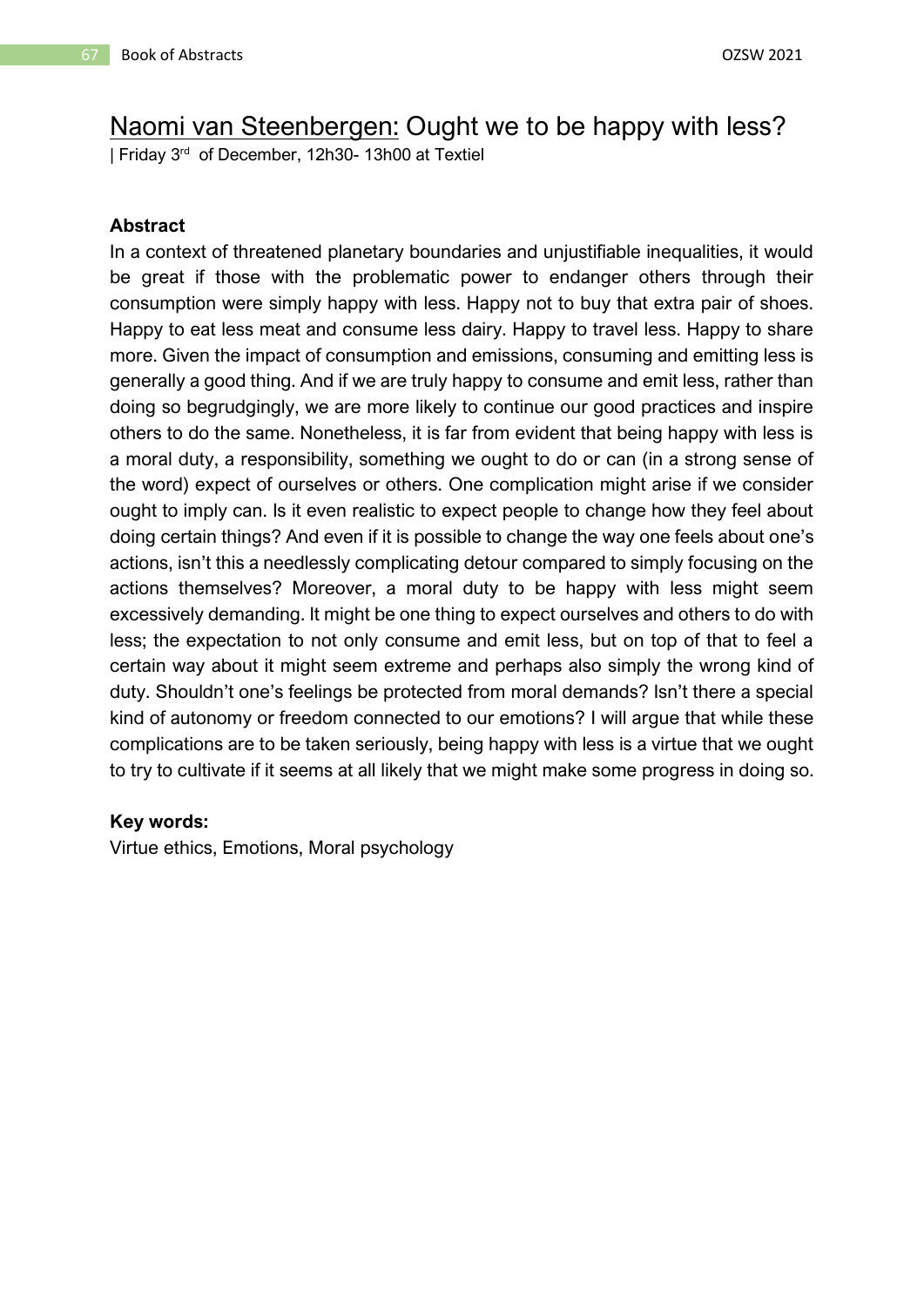# Naomi van Steenbergen: Ought we to be happy with less?

| Friday 3rd of December, 12h30- 13h00 at Textiel

### Abstract

In a context of threatened planetary boundaries and unjustifiable inequalities, it would be great if those with the problematic power to endanger others through their consumption were simply happy with less. Happy not to buy that extra pair of shoes. Happy to eat less meat and consume less dairy. Happy to travel less. Happy to share more. Given the impact of consumption and emissions, consuming and emitting less is generally a good thing. And if we are truly happy to consume and emit less, rather than doing so begrudgingly, we are more likely to continue our good practices and inspire others to do the same. Nonetheless, it is far from evident that being happy with less is a moral duty, a responsibility, something we ought to do or can (in a strong sense of the word) expect of ourselves or others. One complication might arise if we consider ought to imply can. Is it even realistic to expect people to change how they feel about doing certain things? And even if it is possible to change the way one feels about one's actions, isn't this a needlessly complicating detour compared to simply focusing on the actions themselves? Moreover, a moral duty to be happy with less might seem excessively demanding. It might be one thing to expect ourselves and others to do with less; the expectation to not only consume and emit less, but on top of that to feel a certain way about it might seem extreme and perhaps also simply the wrong kind of duty. Shouldn't one's feelings be protected from moral demands? Isn't there a special kind of autonomy or freedom connected to our emotions? I will argue that while these complications are to be taken seriously, being happy with less is a virtue that we ought to try to cultivate if it seems at all likely that we might make some progress in doing so.

**Key words:**

Virtue ethics, Emotions, Moral psychology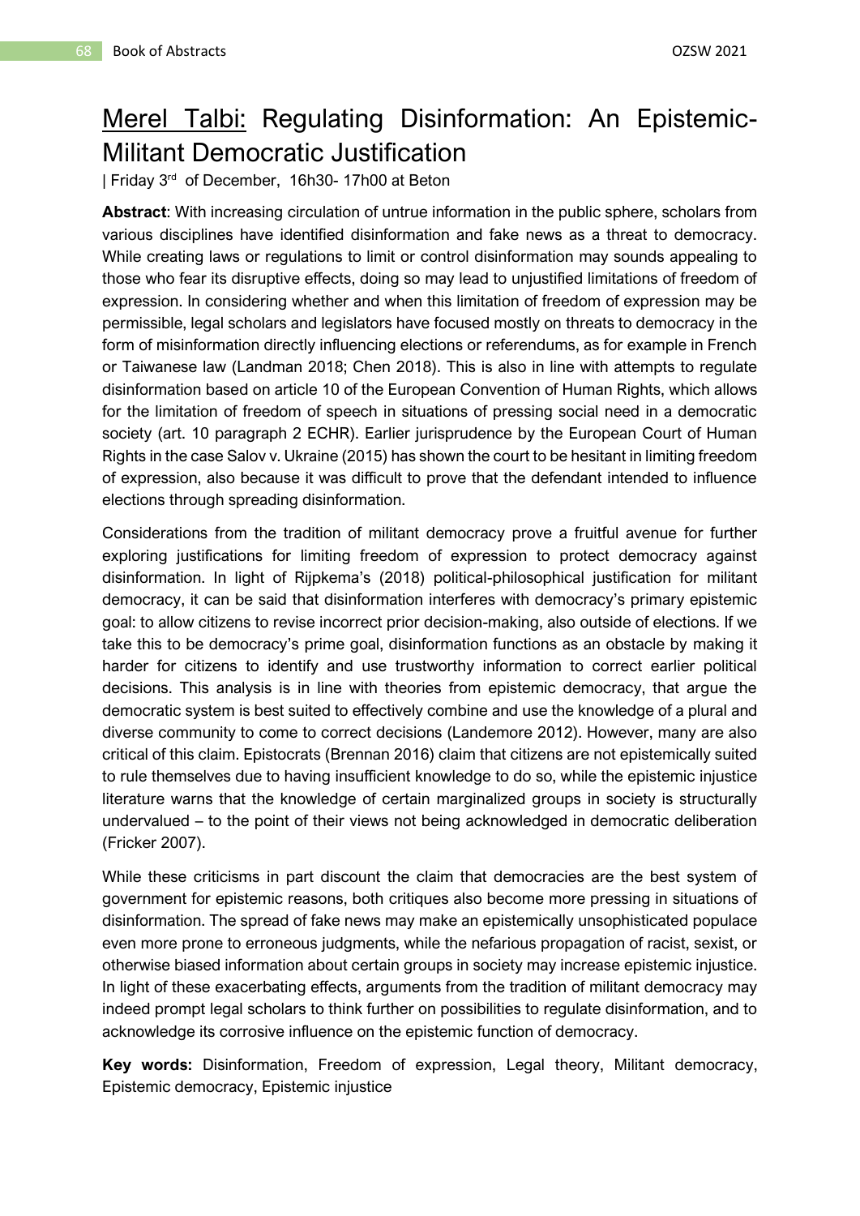# Merel Talbi: Regulating Disinformation: An Epistemic-Militant Democratic Justification

| Friday 3rd of December, 16h30- 17h00 at Beton

**Abstract**: With increasing circulation of untrue information in the public sphere, scholars from various disciplines have identified disinformation and fake news as a threat to democracy. While creating laws or regulations to limit or control disinformation may sounds appealing to those who fear its disruptive effects, doing so may lead to unjustified limitations of freedom of expression. In considering whether and when this limitation of freedom of expression may be permissible, legal scholars and legislators have focused mostly on threats to democracy in the form of misinformation directly influencing elections or referendums, as for example in French or Taiwanese law (Landman 2018; Chen 2018). This is also in line with attempts to regulate disinformation based on article 10 of the European Convention of Human Rights, which allows for the limitation of freedom of speech in situations of pressing social need in a democratic society (art. 10 paragraph 2 ECHR). Earlier jurisprudence by the European Court of Human Rights in the case Salov v. Ukraine (2015) has shown the court to be hesitant in limiting freedom of expression, also because it was difficult to prove that the defendant intended to influence elections through spreading disinformation.

Considerations from the tradition of militant democracy prove a fruitful avenue for further exploring justifications for limiting freedom of expression to protect democracy against disinformation. In light of Rijpkema's (2018) political-philosophical justification for militant democracy, it can be said that disinformation interferes with democracy's primary epistemic goal: to allow citizens to revise incorrect prior decision-making, also outside of elections. If we take this to be democracy's prime goal, disinformation functions as an obstacle by making it harder for citizens to identify and use trustworthy information to correct earlier political decisions. This analysis is in line with theories from epistemic democracy, that argue the democratic system is best suited to effectively combine and use the knowledge of a plural and diverse community to come to correct decisions (Landemore 2012). However, many are also critical of this claim. Epistocrats (Brennan 2016) claim that citizens are not epistemically suited to rule themselves due to having insufficient knowledge to do so, while the epistemic injustice literature warns that the knowledge of certain marginalized groups in society is structurally undervalued – to the point of their views not being acknowledged in democratic deliberation (Fricker 2007).

While these criticisms in part discount the claim that democracies are the best system of government for epistemic reasons, both critiques also become more pressing in situations of disinformation. The spread of fake news may make an epistemically unsophisticated populace even more prone to erroneous judgments, while the nefarious propagation of racist, sexist, or otherwise biased information about certain groups in society may increase epistemic injustice. In light of these exacerbating effects, arguments from the tradition of militant democracy may indeed prompt legal scholars to think further on possibilities to regulate disinformation, and to acknowledge its corrosive influence on the epistemic function of democracy.

**Key words:** Disinformation, Freedom of expression, Legal theory, Militant democracy, Epistemic democracy, Epistemic injustice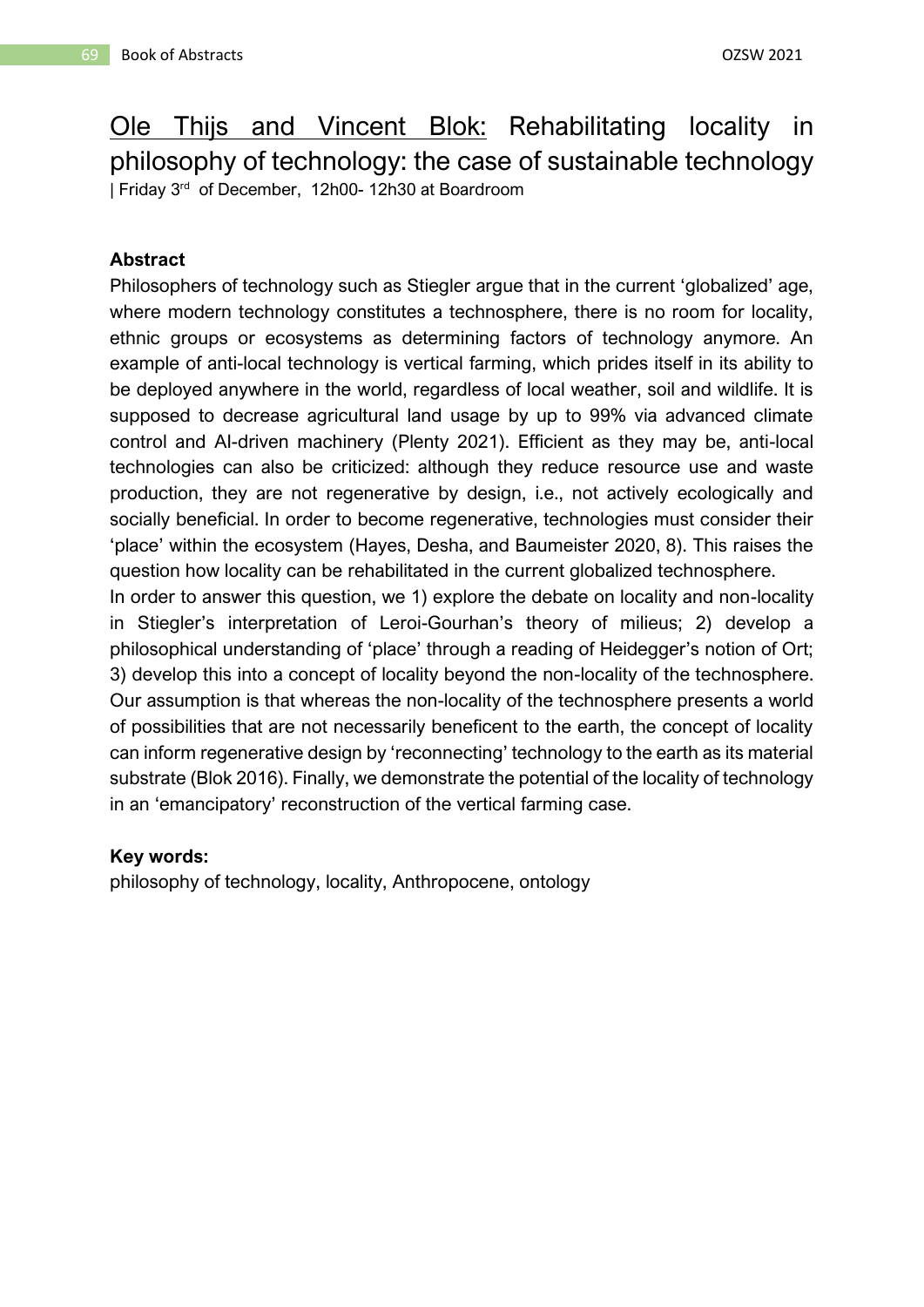# Ole Thijs and Vincent Blok: Rehabilitating locality in philosophy of technology: the case of sustainable technology

| Friday 3rd of December, 12h00- 12h30 at Boardroom

**Abstract**

Philosophers of technology such as Stiegler argue that in the current 'globalized' age, where modern technology constitutes a technosphere, there is no room for locality, ethnic groups or ecosystems as determining factors of technology anymore. An example of anti-local technology is vertical farming, which prides itself in its ability to be deployed anywhere in the world, regardless of local weather, soil and wildlife. It is supposed to decrease agricultural land usage by up to 99% via advanced climate control and AI-driven machinery (Plenty 2021). Efficient as they may be, anti-local technologies can also be criticized: although they reduce resource use and waste production, they are not regenerative by design, i.e., not actively ecologically and socially beneficial. In order to become regenerative, technologies must consider their 'place' within the ecosystem (Hayes, Desha, and Baumeister 2020, 8). This raises the question how locality can be rehabilitated in the current globalized technosphere.

In order to answer this question, we 1) explore the debate on locality and non-locality in Stiegler's interpretation of Leroi-Gourhan's theory of milieus; 2) develop a philosophical understanding of 'place' through a reading of Heidegger's notion of Ort; 3) develop this into a concept of locality beyond the non-locality of the technosphere. Our assumption is that whereas the non-locality of the technosphere presents a world of possibilities that are not necessarily beneficent to the earth, the concept of locality can inform regenerative design by 'reconnecting' technology to the earth as its material substrate (Blok 2016). Finally, we demonstrate the potential of the locality of technology in an 'emancipatory' reconstruction of the vertical farming case.

**Key words:**

philosophy of technology, locality, Anthropocene, ontology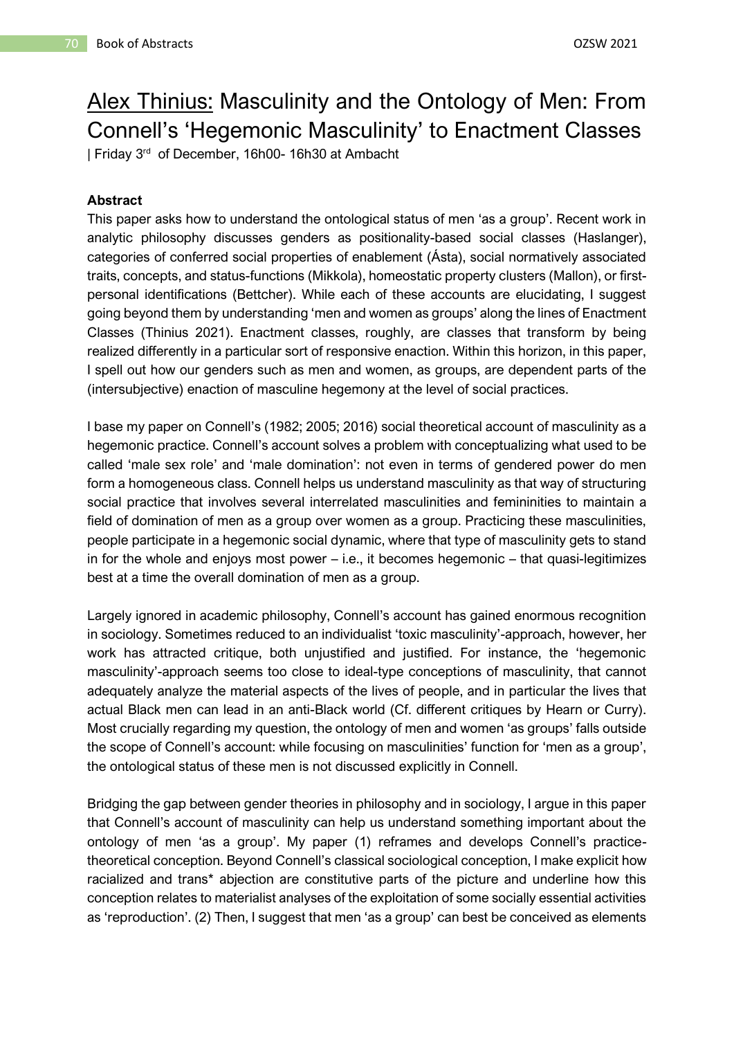# Alex Thinius: Masculinity and the Ontology of Men: From Connell's 'Hegemonic Masculinity' to Enactment Classes

| Friday 3rd of December, 16h00- 16h30 at Ambacht

**Abstract**

This paper asks how to understand the ontological status of men 'as a group'. Recent work in analytic philosophy discusses genders as positionality-based social classes (Haslanger), categories of conferred social properties of enablement (Ásta), social normatively associated traits, concepts, and status-functions (Mikkola), homeostatic property clusters (Mallon), or first-personal identifications (Bettcher). While each of these accounts are elucidating, I suggest going beyond them by understanding 'men and women as groups' along the lines of Enactment Classes (Thinius 2021). Enactment classes, roughly, are classes that transform by being realized differently in a particular sort of responsive enaction. Within this horizon, in this paper, I spell out how our genders such as men and women, as groups, are dependent parts of the (intersubjective) enaction of masculine hegemony at the level of social practices.

I base my paper on Connell's (1982; 2005; 2016) social theoretical account of masculinity as a hegemonic practice. Connell's account solves a problem with conceptualizing what used to be called 'male sex role' and 'male domination': not even in terms of gendered power do men form a homogeneous class. Connell helps us understand masculinity as that way of structuring social practice that involves several interrelated masculinities and femininities to maintain a field of domination of men as a group over women as a group. Practicing these masculinities, people participate in a hegemonic social dynamic, where that type of masculinity gets to stand in for the whole and enjoys most power – i.e., it becomes hegemonic – that quasi-legitimizes best at a time the overall domination of men as a group.

Largely ignored in academic philosophy, Connell's account has gained enormous recognition in sociology. Sometimes reduced to an individualist 'toxic masculinity'-approach, however, her work has attracted critique, both unjustified and justified. For instance, the 'hegemonic masculinity'-approach seems too close to ideal-type conceptions of masculinity, that cannot adequately analyze the material aspects of the lives of people, and in particular the lives that actual Black men can lead in an anti-Black world (Cf. different critiques by Hearn or Curry). Most crucially regarding my question, the ontology of men and women 'as groups' falls outside the scope of Connell's account: while focusing on masculinities' function for 'men as a group', the ontological status of these men is not discussed explicitly in Connell.

Bridging the gap between gender theories in philosophy and in sociology, I argue in this paper that Connell's account of masculinity can help us understand something important about the ontology of men 'as a group'. My paper (1) reframes and develops Connell's practice-theoretical conception. Beyond Connell's classical sociological conception, I make explicit how racialized and trans* abjection are constitutive parts of the picture and underline how this conception relates to materialist analyses of the exploitation of some socially essential activities as 'reproduction'. (2) Then, I suggest that men 'as a group' can best be conceived as elements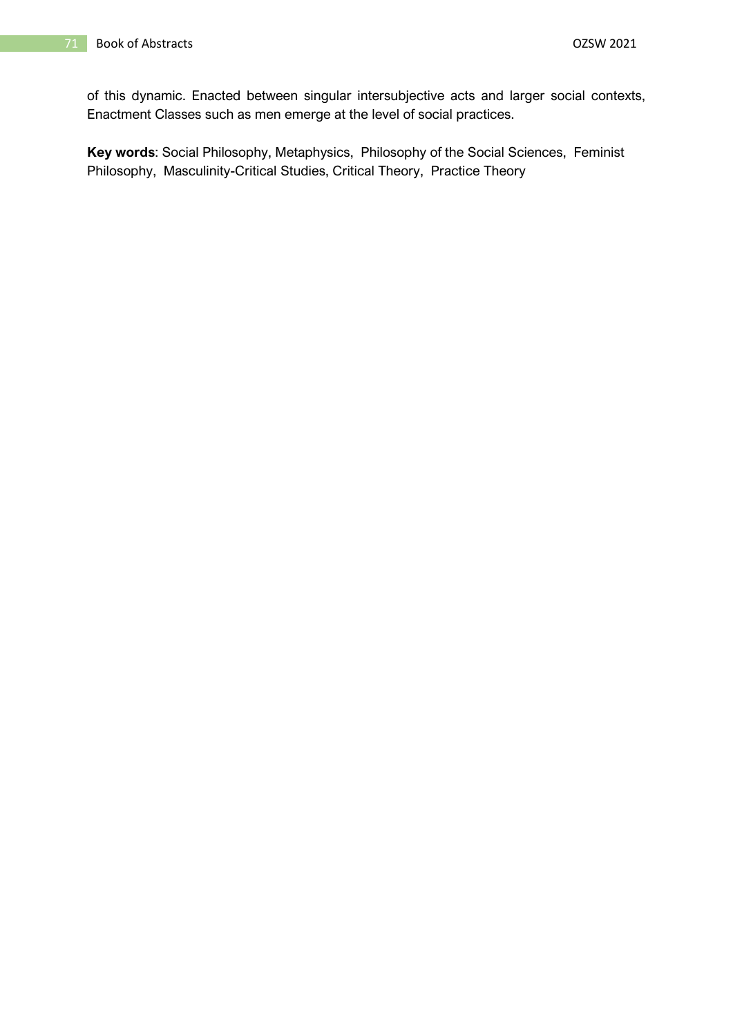of this dynamic. Enacted between singular intersubjective acts and larger social contexts, Enactment Classes such as men emerge at the level of social practices.

**Key words**: Social Philosophy, Metaphysics, Philosophy of the Social Sciences, Feminist Philosophy, Masculinity-Critical Studies, Critical Theory, Practice Theory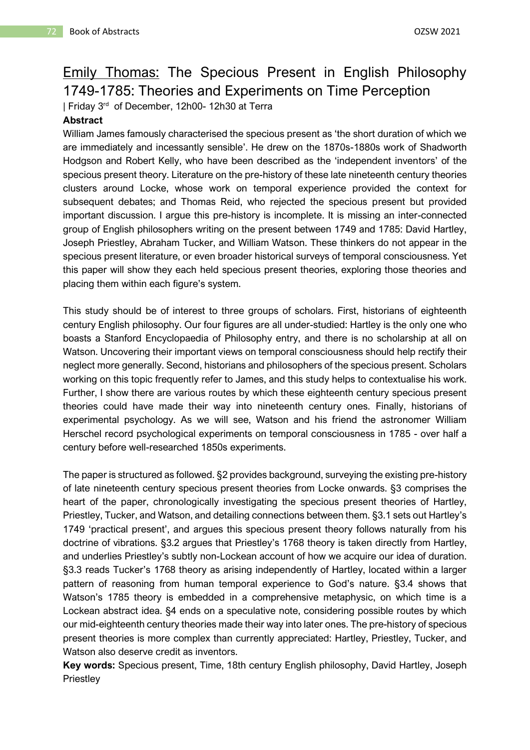## Emily Thomas: The Specious Present in English Philosophy 1749-1785: Theories and Experiments on Time Perception

| Friday 3rd of December, 12h00- 12h30 at Terra

**Abstract**

William James famously characterised the specious present as 'the short duration of which we are immediately and incessantly sensible'. He drew on the 1870s-1880s work of Shadworth Hodgson and Robert Kelly, who have been described as the 'independent inventors' of the specious present theory. Literature on the pre-history of these late nineteenth century theories clusters around Locke, whose work on temporal experience provided the context for subsequent debates; and Thomas Reid, who rejected the specious present but provided important discussion. I argue this pre-history is incomplete. It is missing an inter-connected group of English philosophers writing on the present between 1749 and 1785: David Hartley, Joseph Priestley, Abraham Tucker, and William Watson. These thinkers do not appear in the specious present literature, or even broader historical surveys of temporal consciousness. Yet this paper will show they each held specious present theories, exploring those theories and placing them within each figure's system.

This study should be of interest to three groups of scholars. First, historians of eighteenth century English philosophy. Our four figures are all under-studied: Hartley is the only one who boasts a Stanford Encyclopaedia of Philosophy entry, and there is no scholarship at all on Watson. Uncovering their important views on temporal consciousness should help rectify their neglect more generally. Second, historians and philosophers of the specious present. Scholars working on this topic frequently refer to James, and this study helps to contextualise his work. Further, I show there are various routes by which these eighteenth century specious present theories could have made their way into nineteenth century ones. Finally, historians of experimental psychology. As we will see, Watson and his friend the astronomer William Herschel record psychological experiments on temporal consciousness in 1785 - over half a century before well-researched 1850s experiments.

The paper is structured as followed. §2 provides background, surveying the existing pre-history of late nineteenth century specious present theories from Locke onwards. §3 comprises the heart of the paper, chronologically investigating the specious present theories of Hartley, Priestley, Tucker, and Watson, and detailing connections between them. §3.1 sets out Hartley's 1749 'practical present', and argues this specious present theory follows naturally from his doctrine of vibrations. §3.2 argues that Priestley's 1768 theory is taken directly from Hartley, and underlies Priestley's subtly non-Lockean account of how we acquire our idea of duration. §3.3 reads Tucker's 1768 theory as arising independently of Hartley, located within a larger pattern of reasoning from human temporal experience to God's nature. §3.4 shows that Watson's 1785 theory is embedded in a comprehensive metaphysic, on which time is a Lockean abstract idea. §4 ends on a speculative note, considering possible routes by which our mid-eighteenth century theories made their way into later ones. The pre-history of specious present theories is more complex than currently appreciated: Hartley, Priestley, Tucker, and Watson also deserve credit as inventors.

**Key words:** Specious present, Time, 18th century English philosophy, David Hartley, Joseph Priestley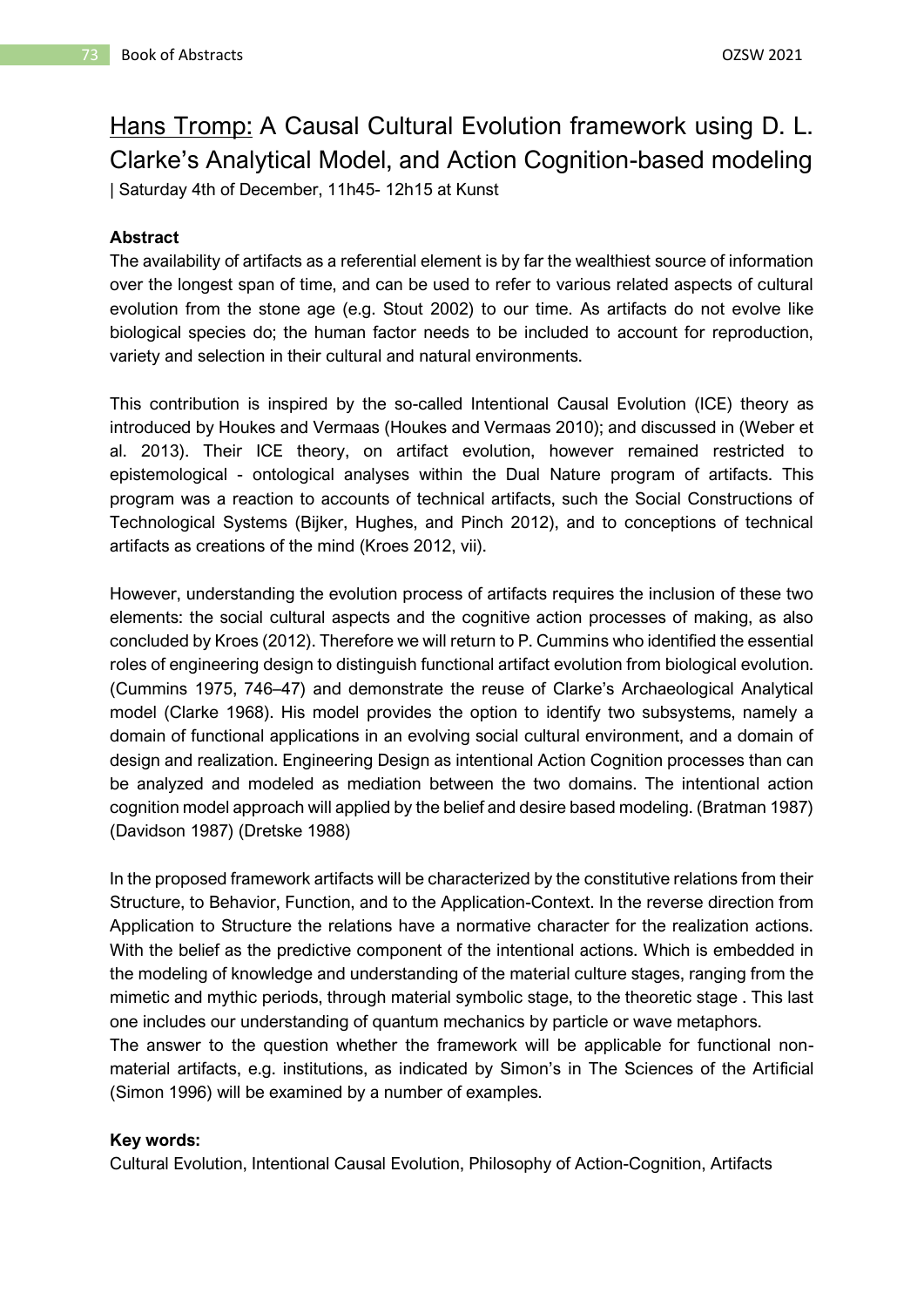# Hans Tromp: A Causal Cultural Evolution framework using D. L. Clarke's Analytical Model, and Action Cognition-based modeling

| Saturday 4th of December, 11h45- 12h15 at Kunst

**Abstract**

The availability of artifacts as a referential element is by far the wealthiest source of information over the longest span of time, and can be used to refer to various related aspects of cultural evolution from the stone age (e.g. Stout 2002) to our time. As artifacts do not evolve like biological species do; the human factor needs to be included to account for reproduction, variety and selection in their cultural and natural environments.

This contribution is inspired by the so-called Intentional Causal Evolution (ICE) theory as introduced by Houkes and Vermaas (Houkes and Vermaas 2010); and discussed in (Weber et al. 2013). Their ICE theory, on artifact evolution, however remained restricted to epistemological - ontological analyses within the Dual Nature program of artifacts. This program was a reaction to accounts of technical artifacts, such the Social Constructions of Technological Systems (Bijker, Hughes, and Pinch 2012), and to conceptions of technical artifacts as creations of the mind (Kroes 2012, vii).

However, understanding the evolution process of artifacts requires the inclusion of these two elements: the social cultural aspects and the cognitive action processes of making, as also concluded by Kroes (2012). Therefore we will return to P. Cummins who identified the essential roles of engineering design to distinguish functional artifact evolution from biological evolution. (Cummins 1975, 746–47) and demonstrate the reuse of Clarke's Archaeological Analytical model (Clarke 1968). His model provides the option to identify two subsystems, namely a domain of functional applications in an evolving social cultural environment, and a domain of design and realization. Engineering Design as intentional Action Cognition processes than can be analyzed and modeled as mediation between the two domains. The intentional action cognition model approach will applied by the belief and desire based modeling. (Bratman 1987) (Davidson 1987) (Dretske 1988)

In the proposed framework artifacts will be characterized by the constitutive relations from their Structure, to Behavior, Function, and to the Application-Context. In the reverse direction from Application to Structure the relations have a normative character for the realization actions. With the belief as the predictive component of the intentional actions. Which is embedded in the modeling of knowledge and understanding of the material culture stages, ranging from the mimetic and mythic periods, through material symbolic stage, to the theoretic stage . This last one includes our understanding of quantum mechanics by particle or wave metaphors.
The answer to the question whether the framework will be applicable for functional non-material artifacts, e.g. institutions, as indicated by Simon's in The Sciences of the Artificial (Simon 1996) will be examined by a number of examples.

**Key words:**
Cultural Evolution, Intentional Causal Evolution, Philosophy of Action-Cognition, Artifacts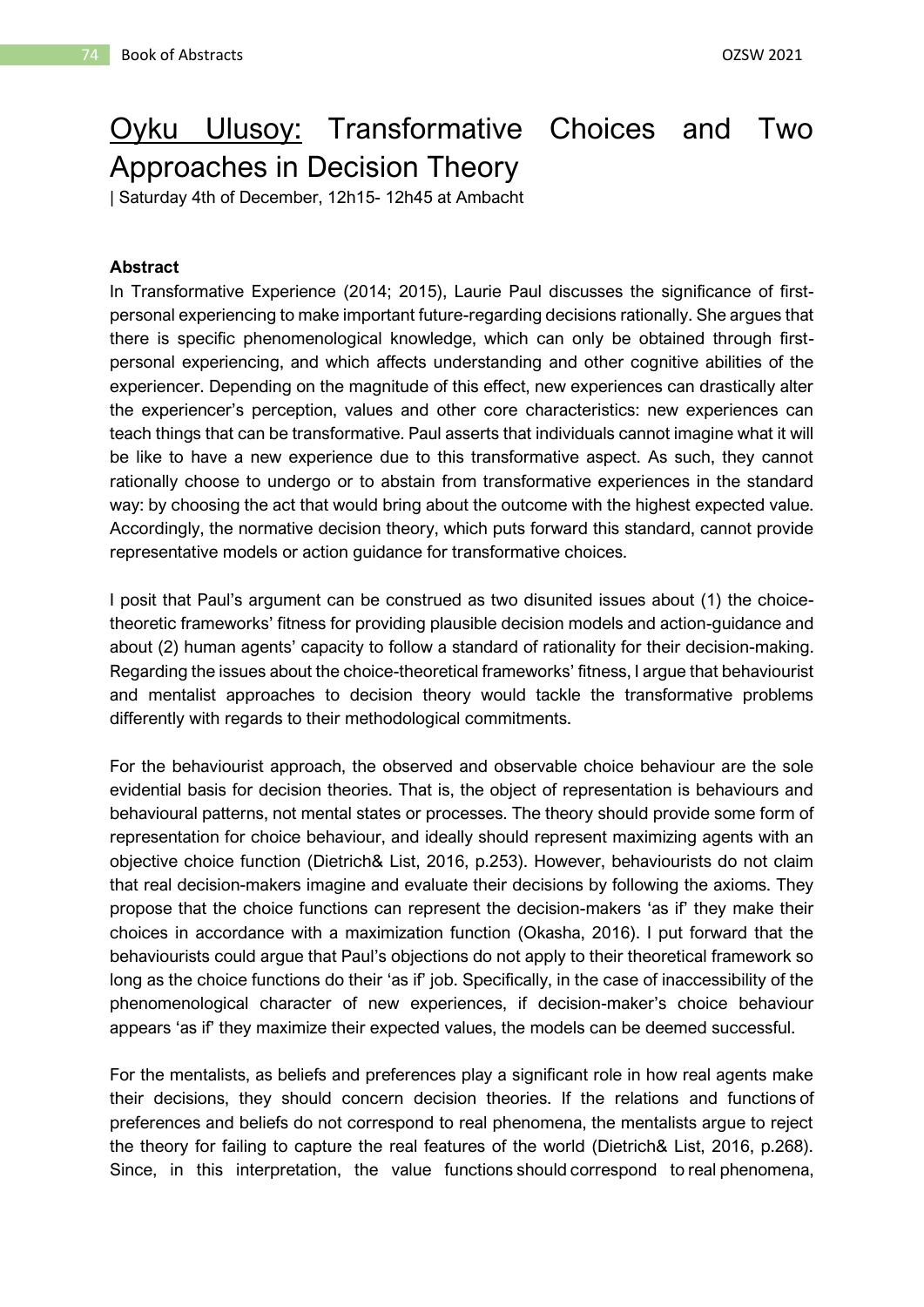# Oyku Ulusoy: Transformative Choices and Two Approaches in Decision Theory

| Saturday 4th of December, 12h15- 12h45 at Ambacht

**Abstract**

In Transformative Experience (2014; 2015), Laurie Paul discusses the significance of first-personal experiencing to make important future-regarding decisions rationally. She argues that there is specific phenomenological knowledge, which can only be obtained through first-personal experiencing, and which affects understanding and other cognitive abilities of the experiencer. Depending on the magnitude of this effect, new experiences can drastically alter the experiencer's perception, values and other core characteristics: new experiences can teach things that can be transformative. Paul asserts that individuals cannot imagine what it will be like to have a new experience due to this transformative aspect. As such, they cannot rationally choose to undergo or to abstain from transformative experiences in the standard way: by choosing the act that would bring about the outcome with the highest expected value. Accordingly, the normative decision theory, which puts forward this standard, cannot provide representative models or action guidance for transformative choices.

I posit that Paul's argument can be construed as two disunited issues about (1) the choice-theoretic frameworks' fitness for providing plausible decision models and action-guidance and about (2) human agents' capacity to follow a standard of rationality for their decision-making. Regarding the issues about the choice-theoretical frameworks' fitness, I argue that behaviourist and mentalist approaches to decision theory would tackle the transformative problems differently with regards to their methodological commitments.

For the behaviourist approach, the observed and observable choice behaviour are the sole evidential basis for decision theories. That is, the object of representation is behaviours and behavioural patterns, not mental states or processes. The theory should provide some form of representation for choice behaviour, and ideally should represent maximizing agents with an objective choice function (Dietrich& List, 2016, p.253). However, behaviourists do not claim that real decision-makers imagine and evaluate their decisions by following the axioms. They propose that the choice functions can represent the decision-makers 'as if' they make their choices in accordance with a maximization function (Okasha, 2016). I put forward that the behaviourists could argue that Paul's objections do not apply to their theoretical framework so long as the choice functions do their 'as if' job. Specifically, in the case of inaccessibility of the phenomenological character of new experiences, if decision-maker's choice behaviour appears 'as if' they maximize their expected values, the models can be deemed successful.

For the mentalists, as beliefs and preferences play a significant role in how real agents make their decisions, they should concern decision theories. If the relations and functions of preferences and beliefs do not correspond to real phenomena, the mentalists argue to reject the theory for failing to capture the real features of the world (Dietrich& List, 2016, p.268). Since, in this interpretation, the value functions should correspond to real phenomena,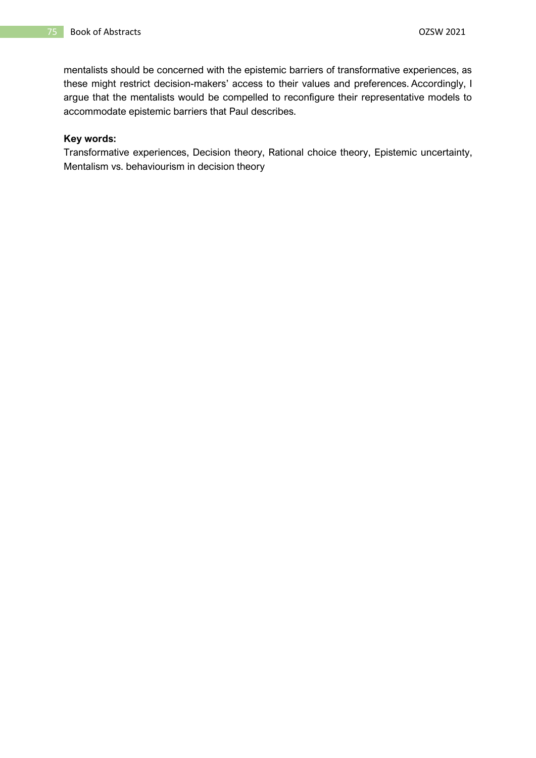mentalists should be concerned with the epistemic barriers of transformative experiences, as these might restrict decision-makers' access to their values and preferences. Accordingly, I argue that the mentalists would be compelled to reconfigure their representative models to accommodate epistemic barriers that Paul describes.

**Key words:**

Transformative experiences, Decision theory, Rational choice theory, Epistemic uncertainty, Mentalism vs. behaviourism in decision theory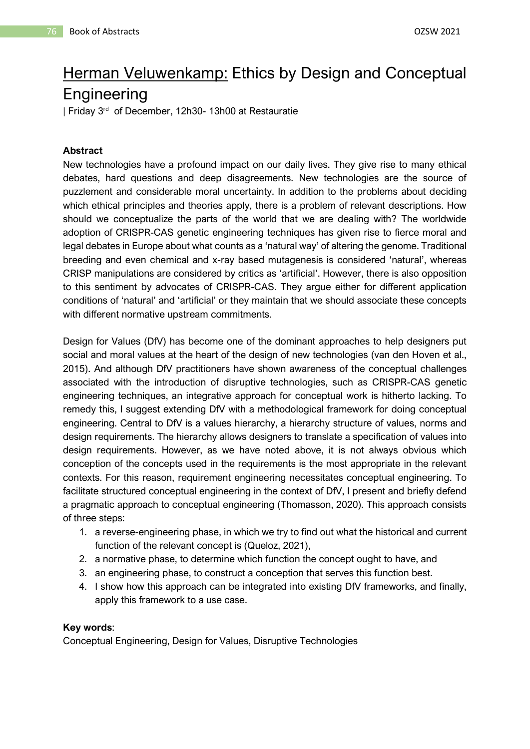# Herman Veluwenkamp: Ethics by Design and Conceptual Engineering

| Friday 3rd of December, 12h30- 13h00 at Restauratie

**Abstract**

New technologies have a profound impact on our daily lives. They give rise to many ethical debates, hard questions and deep disagreements. New technologies are the source of puzzlement and considerable moral uncertainty. In addition to the problems about deciding which ethical principles and theories apply, there is a problem of relevant descriptions. How should we conceptualize the parts of the world that we are dealing with? The worldwide adoption of CRISPR-CAS genetic engineering techniques has given rise to fierce moral and legal debates in Europe about what counts as a 'natural way' of altering the genome. Traditional breeding and even chemical and x-ray based mutagenesis is considered 'natural', whereas CRISP manipulations are considered by critics as 'artificial'. However, there is also opposition to this sentiment by advocates of CRISPR-CAS. They argue either for different application conditions of 'natural' and 'artificial' or they maintain that we should associate these concepts with different normative upstream commitments.

Design for Values (DfV) has become one of the dominant approaches to help designers put social and moral values at the heart of the design of new technologies (van den Hoven et al., 2015). And although DfV practitioners have shown awareness of the conceptual challenges associated with the introduction of disruptive technologies, such as CRISPR-CAS genetic engineering techniques, an integrative approach for conceptual work is hitherto lacking. To remedy this, I suggest extending DfV with a methodological framework for doing conceptual engineering. Central to DfV is a values hierarchy, a hierarchy structure of values, norms and design requirements. The hierarchy allows designers to translate a specification of values into design requirements. However, as we have noted above, it is not always obvious which conception of the concepts used in the requirements is the most appropriate in the relevant contexts. For this reason, requirement engineering necessitates conceptual engineering. To facilitate structured conceptual engineering in the context of DfV, I present and briefly defend a pragmatic approach to conceptual engineering (Thomasson, 2020). This approach consists of three steps:

1. a reverse-engineering phase, in which we try to find out what the historical and current function of the relevant concept is (Queloz, 2021),
2. a normative phase, to determine which function the concept ought to have, and
3. an engineering phase, to construct a conception that serves this function best.
4. I show how this approach can be integrated into existing DfV frameworks, and finally, apply this framework to a use case.

**Key words**:
Conceptual Engineering, Design for Values, Disruptive Technologies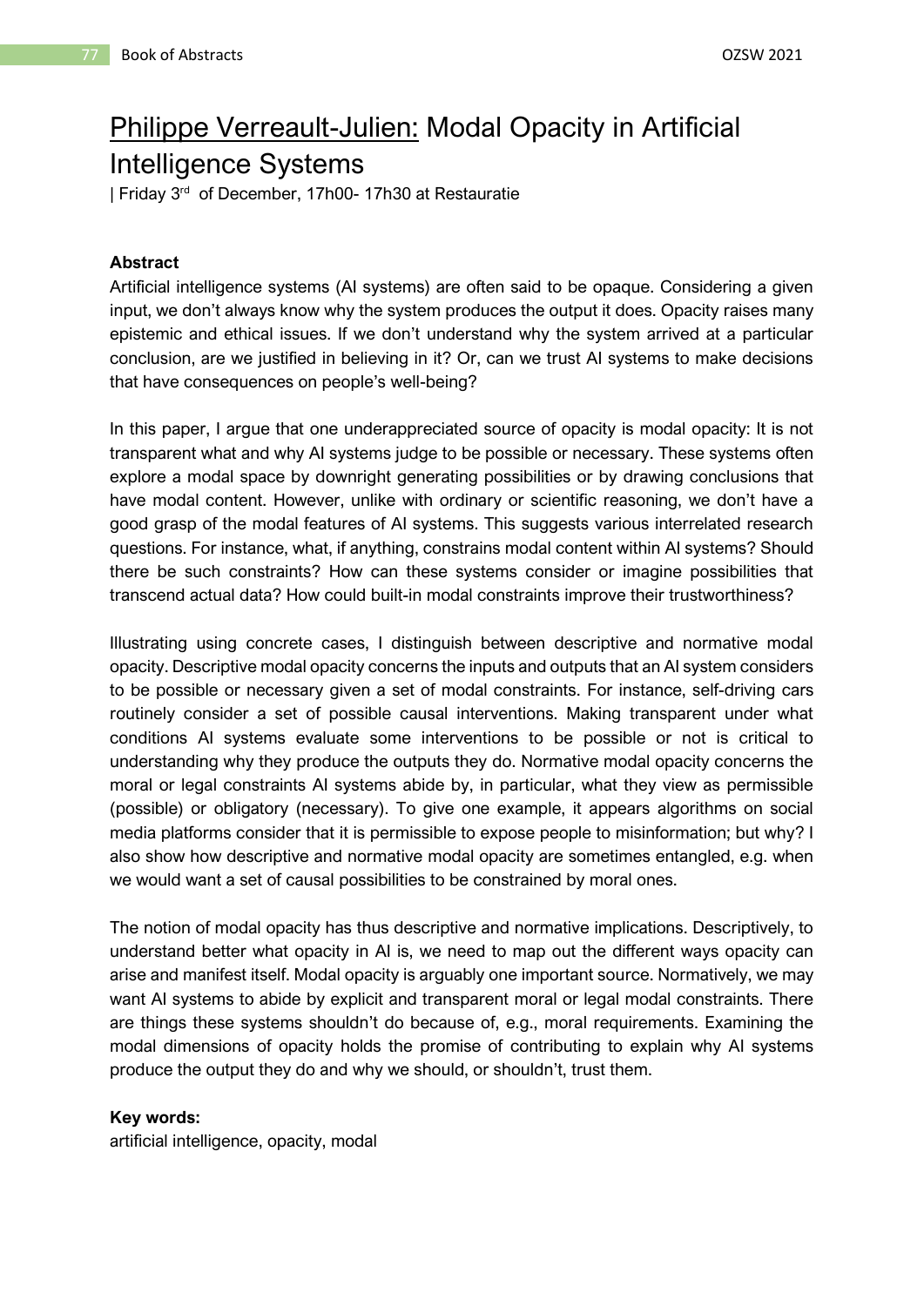# Philippe Verreault-Julien: Modal Opacity in Artificial Intelligence Systems

| Friday 3rd of December, 17h00- 17h30 at Restauratie

**Abstract**

Artificial intelligence systems (AI systems) are often said to be opaque. Considering a given input, we don't always know why the system produces the output it does. Opacity raises many epistemic and ethical issues. If we don't understand why the system arrived at a particular conclusion, are we justified in believing in it? Or, can we trust AI systems to make decisions that have consequences on people's well-being?

In this paper, I argue that one underappreciated source of opacity is modal opacity: It is not transparent what and why AI systems judge to be possible or necessary. These systems often explore a modal space by downright generating possibilities or by drawing conclusions that have modal content. However, unlike with ordinary or scientific reasoning, we don't have a good grasp of the modal features of AI systems. This suggests various interrelated research questions. For instance, what, if anything, constrains modal content within AI systems? Should there be such constraints? How can these systems consider or imagine possibilities that transcend actual data? How could built-in modal constraints improve their trustworthiness?

Illustrating using concrete cases, I distinguish between descriptive and normative modal opacity. Descriptive modal opacity concerns the inputs and outputs that an AI system considers to be possible or necessary given a set of modal constraints. For instance, self-driving cars routinely consider a set of possible causal interventions. Making transparent under what conditions AI systems evaluate some interventions to be possible or not is critical to understanding why they produce the outputs they do. Normative modal opacity concerns the moral or legal constraints AI systems abide by, in particular, what they view as permissible (possible) or obligatory (necessary). To give one example, it appears algorithms on social media platforms consider that it is permissible to expose people to misinformation; but why? I also show how descriptive and normative modal opacity are sometimes entangled, e.g. when we would want a set of causal possibilities to be constrained by moral ones.

The notion of modal opacity has thus descriptive and normative implications. Descriptively, to understand better what opacity in AI is, we need to map out the different ways opacity can arise and manifest itself. Modal opacity is arguably one important source. Normatively, we may want AI systems to abide by explicit and transparent moral or legal modal constraints. There are things these systems shouldn't do because of, e.g., moral requirements. Examining the modal dimensions of opacity holds the promise of contributing to explain why AI systems produce the output they do and why we should, or shouldn't, trust them.

**Key words:**
artificial intelligence, opacity, modal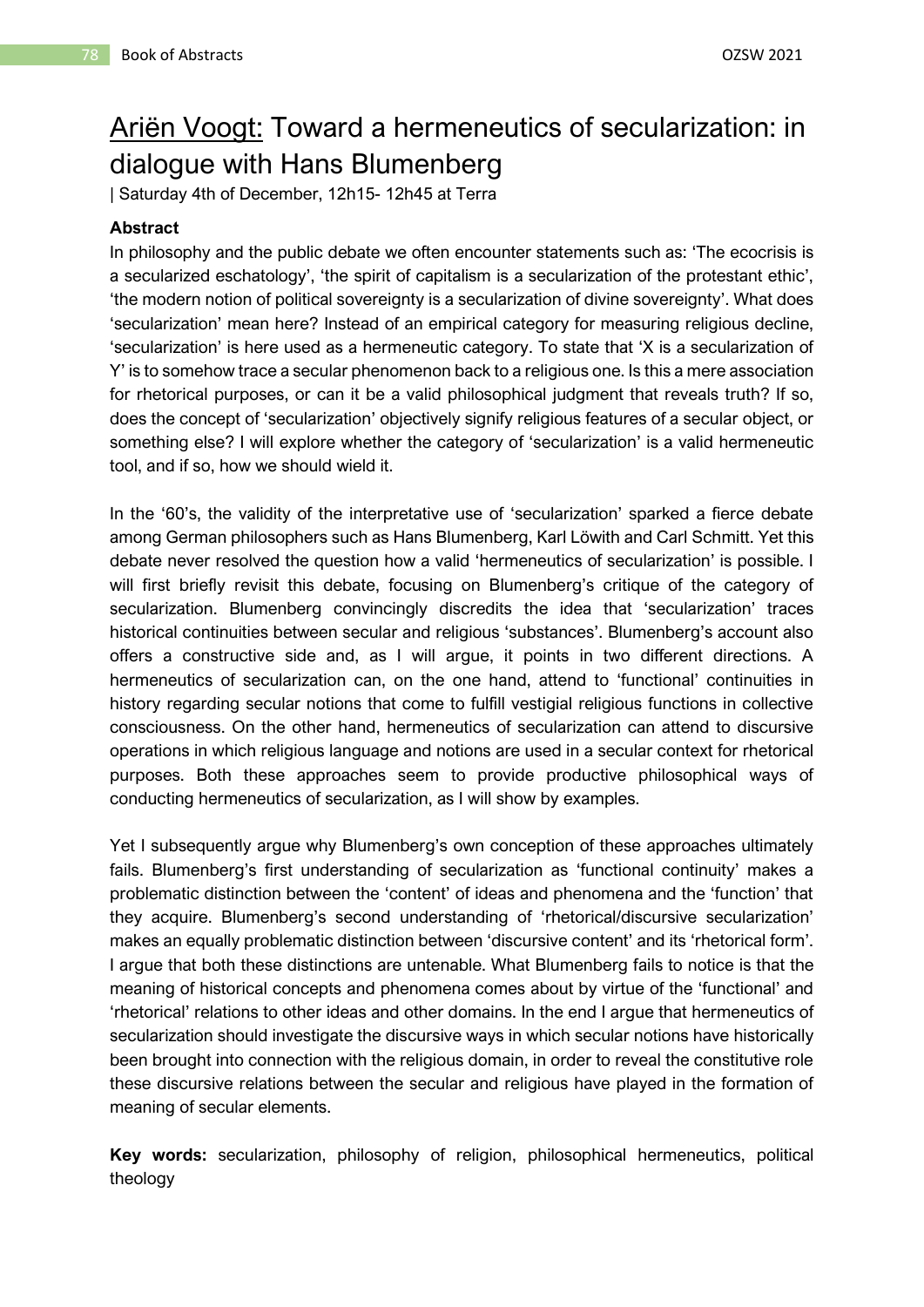# Ariën Voogt: Toward a hermeneutics of secularization: in dialogue with Hans Blumenberg

| Saturday 4th of December, 12h15- 12h45 at Terra

**Abstract**

In philosophy and the public debate we often encounter statements such as: 'The ecocrisis is a secularized eschatology', 'the spirit of capitalism is a secularization of the protestant ethic', 'the modern notion of political sovereignty is a secularization of divine sovereignty'. What does 'secularization' mean here? Instead of an empirical category for measuring religious decline, 'secularization' is here used as a hermeneutic category. To state that 'X is a secularization of Y' is to somehow trace a secular phenomenon back to a religious one. Is this a mere association for rhetorical purposes, or can it be a valid philosophical judgment that reveals truth? If so, does the concept of 'secularization' objectively signify religious features of a secular object, or something else? I will explore whether the category of 'secularization' is a valid hermeneutic tool, and if so, how we should wield it.

In the '60's, the validity of the interpretative use of 'secularization' sparked a fierce debate among German philosophers such as Hans Blumenberg, Karl Löwith and Carl Schmitt. Yet this debate never resolved the question how a valid 'hermeneutics of secularization' is possible. I will first briefly revisit this debate, focusing on Blumenberg's critique of the category of secularization. Blumenberg convincingly discredits the idea that 'secularization' traces historical continuities between secular and religious 'substances'. Blumenberg's account also offers a constructive side and, as I will argue, it points in two different directions. A hermeneutics of secularization can, on the one hand, attend to 'functional' continuities in history regarding secular notions that come to fulfill vestigial religious functions in collective consciousness. On the other hand, hermeneutics of secularization can attend to discursive operations in which religious language and notions are used in a secular context for rhetorical purposes. Both these approaches seem to provide productive philosophical ways of conducting hermeneutics of secularization, as I will show by examples.

Yet I subsequently argue why Blumenberg's own conception of these approaches ultimately fails. Blumenberg's first understanding of secularization as 'functional continuity' makes a problematic distinction between the 'content' of ideas and phenomena and the 'function' that they acquire. Blumenberg's second understanding of 'rhetorical/discursive secularization' makes an equally problematic distinction between 'discursive content' and its 'rhetorical form'. I argue that both these distinctions are untenable. What Blumenberg fails to notice is that the meaning of historical concepts and phenomena comes about by virtue of the 'functional' and 'rhetorical' relations to other ideas and other domains. In the end I argue that hermeneutics of secularization should investigate the discursive ways in which secular notions have historically been brought into connection with the religious domain, in order to reveal the constitutive role these discursive relations between the secular and religious have played in the formation of meaning of secular elements.

**Key words:** secularization, philosophy of religion, philosophical hermeneutics, political theology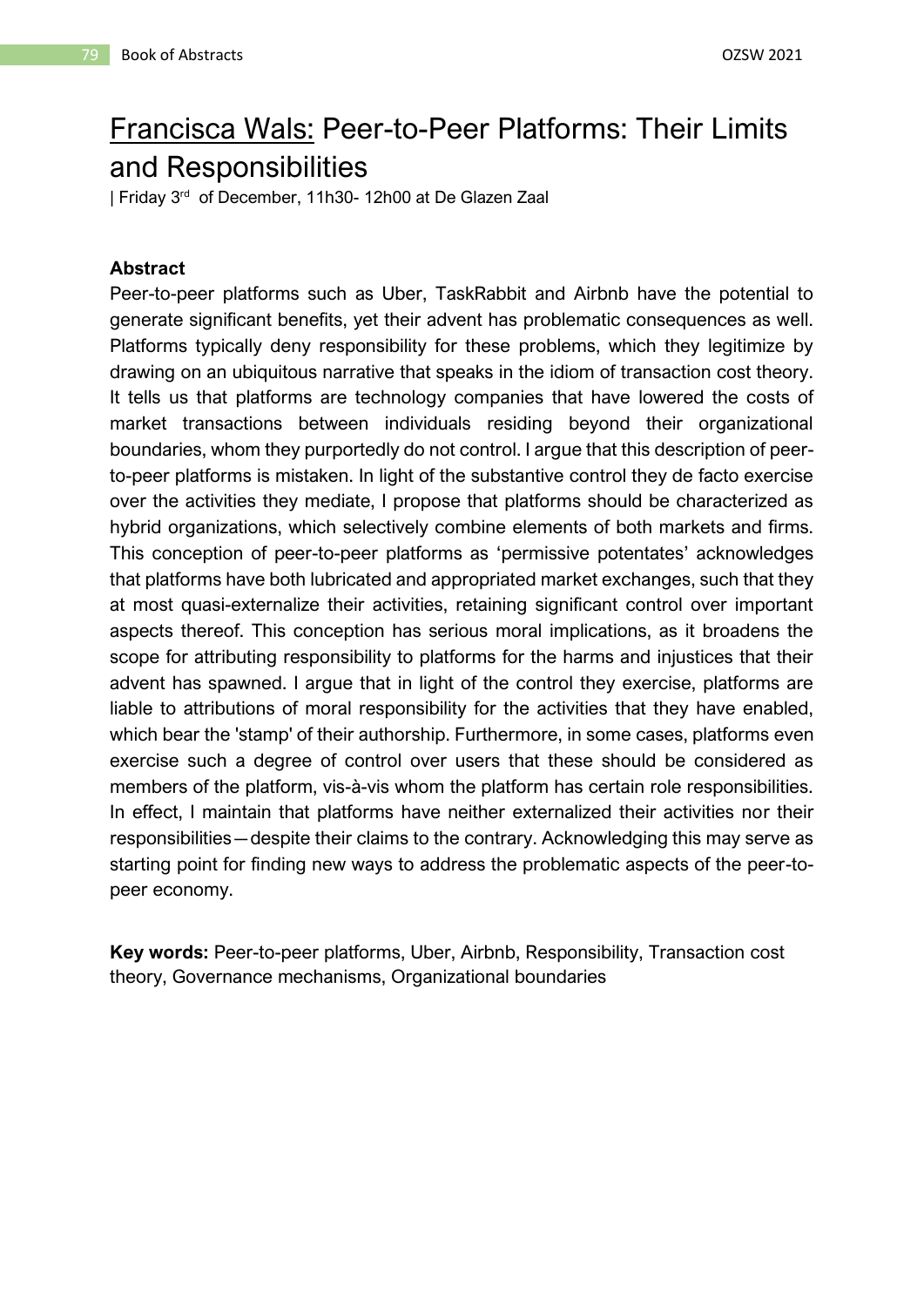# Francisca Wals: Peer-to-Peer Platforms: Their Limits and Responsibilities

| Friday 3rd of December, 11h30- 12h00 at De Glazen Zaal

**Abstract**

Peer-to-peer platforms such as Uber, TaskRabbit and Airbnb have the potential to generate significant benefits, yet their advent has problematic consequences as well. Platforms typically deny responsibility for these problems, which they legitimize by drawing on an ubiquitous narrative that speaks in the idiom of transaction cost theory. It tells us that platforms are technology companies that have lowered the costs of market transactions between individuals residing beyond their organizational boundaries, whom they purportedly do not control. I argue that this description of peer-to-peer platforms is mistaken. In light of the substantive control they de facto exercise over the activities they mediate, I propose that platforms should be characterized as hybrid organizations, which selectively combine elements of both markets and firms. This conception of peer-to-peer platforms as 'permissive potentates' acknowledges that platforms have both lubricated and appropriated market exchanges, such that they at most quasi-externalize their activities, retaining significant control over important aspects thereof. This conception has serious moral implications, as it broadens the scope for attributing responsibility to platforms for the harms and injustices that their advent has spawned. I argue that in light of the control they exercise, platforms are liable to attributions of moral responsibility for the activities that they have enabled, which bear the 'stamp' of their authorship. Furthermore, in some cases, platforms even exercise such a degree of control over users that these should be considered as members of the platform, vis-à-vis whom the platform has certain role responsibilities. In effect, I maintain that platforms have neither externalized their activities nor their responsibilities—despite their claims to the contrary. Acknowledging this may serve as starting point for finding new ways to address the problematic aspects of the peer-to-peer economy.

**Key words:** Peer-to-peer platforms, Uber, Airbnb, Responsibility, Transaction cost theory, Governance mechanisms, Organizational boundaries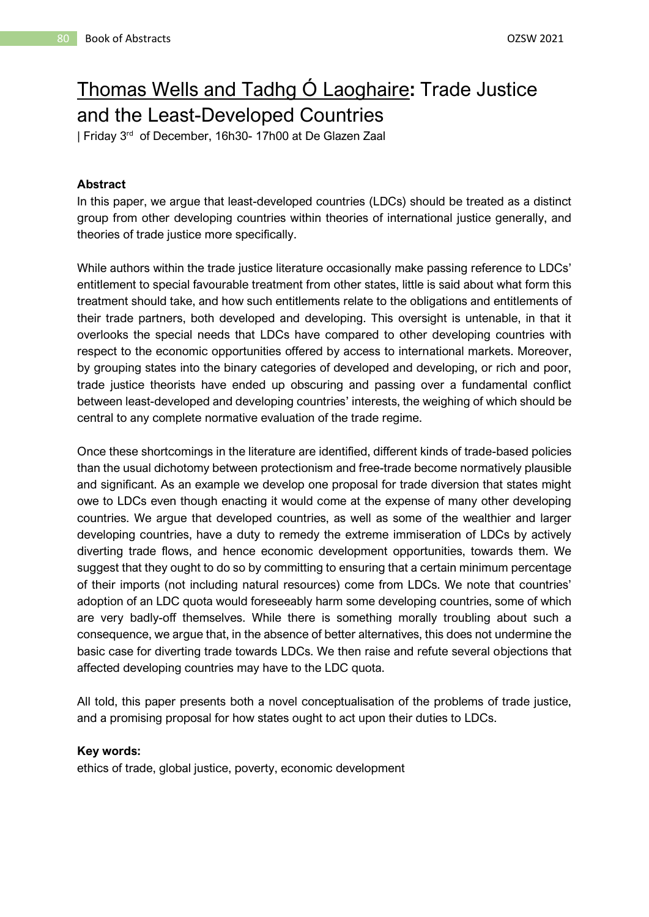# Thomas Wells and Tadhg Ó Laoghaire: Trade Justice and the Least-Developed Countries

| Friday 3rd of December, 16h30- 17h00 at De Glazen Zaal

**Abstract**

In this paper, we argue that least-developed countries (LDCs) should be treated as a distinct group from other developing countries within theories of international justice generally, and theories of trade justice more specifically.

While authors within the trade justice literature occasionally make passing reference to LDCs' entitlement to special favourable treatment from other states, little is said about what form this treatment should take, and how such entitlements relate to the obligations and entitlements of their trade partners, both developed and developing. This oversight is untenable, in that it overlooks the special needs that LDCs have compared to other developing countries with respect to the economic opportunities offered by access to international markets. Moreover, by grouping states into the binary categories of developed and developing, or rich and poor, trade justice theorists have ended up obscuring and passing over a fundamental conflict between least-developed and developing countries' interests, the weighing of which should be central to any complete normative evaluation of the trade regime.

Once these shortcomings in the literature are identified, different kinds of trade-based policies than the usual dichotomy between protectionism and free-trade become normatively plausible and significant. As an example we develop one proposal for trade diversion that states might owe to LDCs even though enacting it would come at the expense of many other developing countries. We argue that developed countries, as well as some of the wealthier and larger developing countries, have a duty to remedy the extreme immiseration of LDCs by actively diverting trade flows, and hence economic development opportunities, towards them. We suggest that they ought to do so by committing to ensuring that a certain minimum percentage of their imports (not including natural resources) come from LDCs. We note that countries' adoption of an LDC quota would foreseeably harm some developing countries, some of which are very badly-off themselves. While there is something morally troubling about such a consequence, we argue that, in the absence of better alternatives, this does not undermine the basic case for diverting trade towards LDCs. We then raise and refute several objections that affected developing countries may have to the LDC quota.

All told, this paper presents both a novel conceptualisation of the problems of trade justice, and a promising proposal for how states ought to act upon their duties to LDCs.

**Key words:**

ethics of trade, global justice, poverty, economic development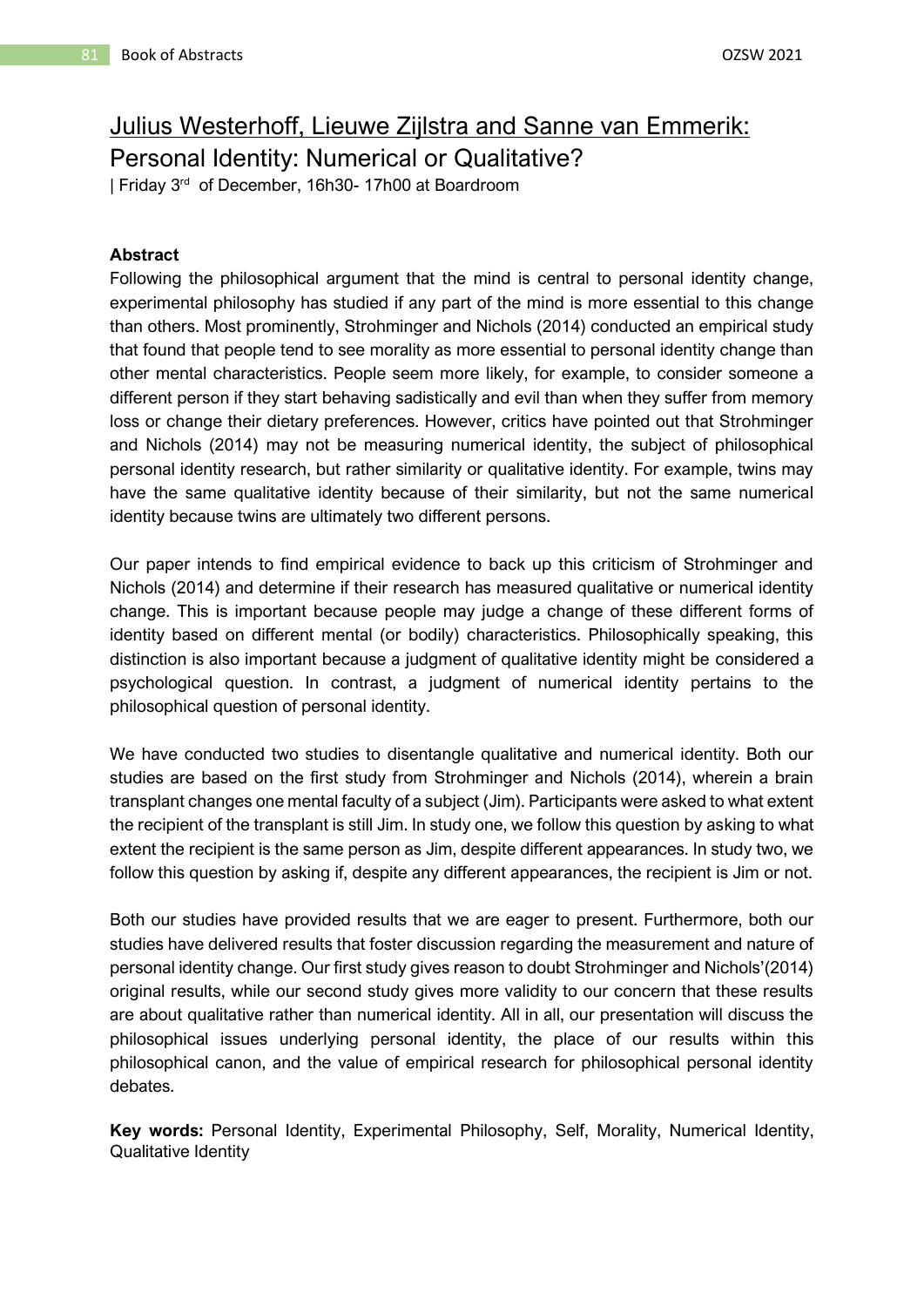## Julius Westerhoff, Lieuwe Zijlstra and Sanne van Emmerik: Personal Identity: Numerical or Qualitative?

| Friday 3rd of December, 16h30- 17h00 at Boardroom

**Abstract**

Following the philosophical argument that the mind is central to personal identity change, experimental philosophy has studied if any part of the mind is more essential to this change than others. Most prominently, Strohminger and Nichols (2014) conducted an empirical study that found that people tend to see morality as more essential to personal identity change than other mental characteristics. People seem more likely, for example, to consider someone a different person if they start behaving sadistically and evil than when they suffer from memory loss or change their dietary preferences. However, critics have pointed out that Strohminger and Nichols (2014) may not be measuring numerical identity, the subject of philosophical personal identity research, but rather similarity or qualitative identity. For example, twins may have the same qualitative identity because of their similarity, but not the same numerical identity because twins are ultimately two different persons.

Our paper intends to find empirical evidence to back up this criticism of Strohminger and Nichols (2014) and determine if their research has measured qualitative or numerical identity change. This is important because people may judge a change of these different forms of identity based on different mental (or bodily) characteristics. Philosophically speaking, this distinction is also important because a judgment of qualitative identity might be considered a psychological question. In contrast, a judgment of numerical identity pertains to the philosophical question of personal identity.

We have conducted two studies to disentangle qualitative and numerical identity. Both our studies are based on the first study from Strohminger and Nichols (2014), wherein a brain transplant changes one mental faculty of a subject (Jim). Participants were asked to what extent the recipient of the transplant is still Jim. In study one, we follow this question by asking to what extent the recipient is the same person as Jim, despite different appearances. In study two, we follow this question by asking if, despite any different appearances, the recipient is Jim or not.

Both our studies have provided results that we are eager to present. Furthermore, both our studies have delivered results that foster discussion regarding the measurement and nature of personal identity change. Our first study gives reason to doubt Strohminger and Nichols'(2014) original results, while our second study gives more validity to our concern that these results are about qualitative rather than numerical identity. All in all, our presentation will discuss the philosophical issues underlying personal identity, the place of our results within this philosophical canon, and the value of empirical research for philosophical personal identity debates.

**Key words:** Personal Identity, Experimental Philosophy, Self, Morality, Numerical Identity, Qualitative Identity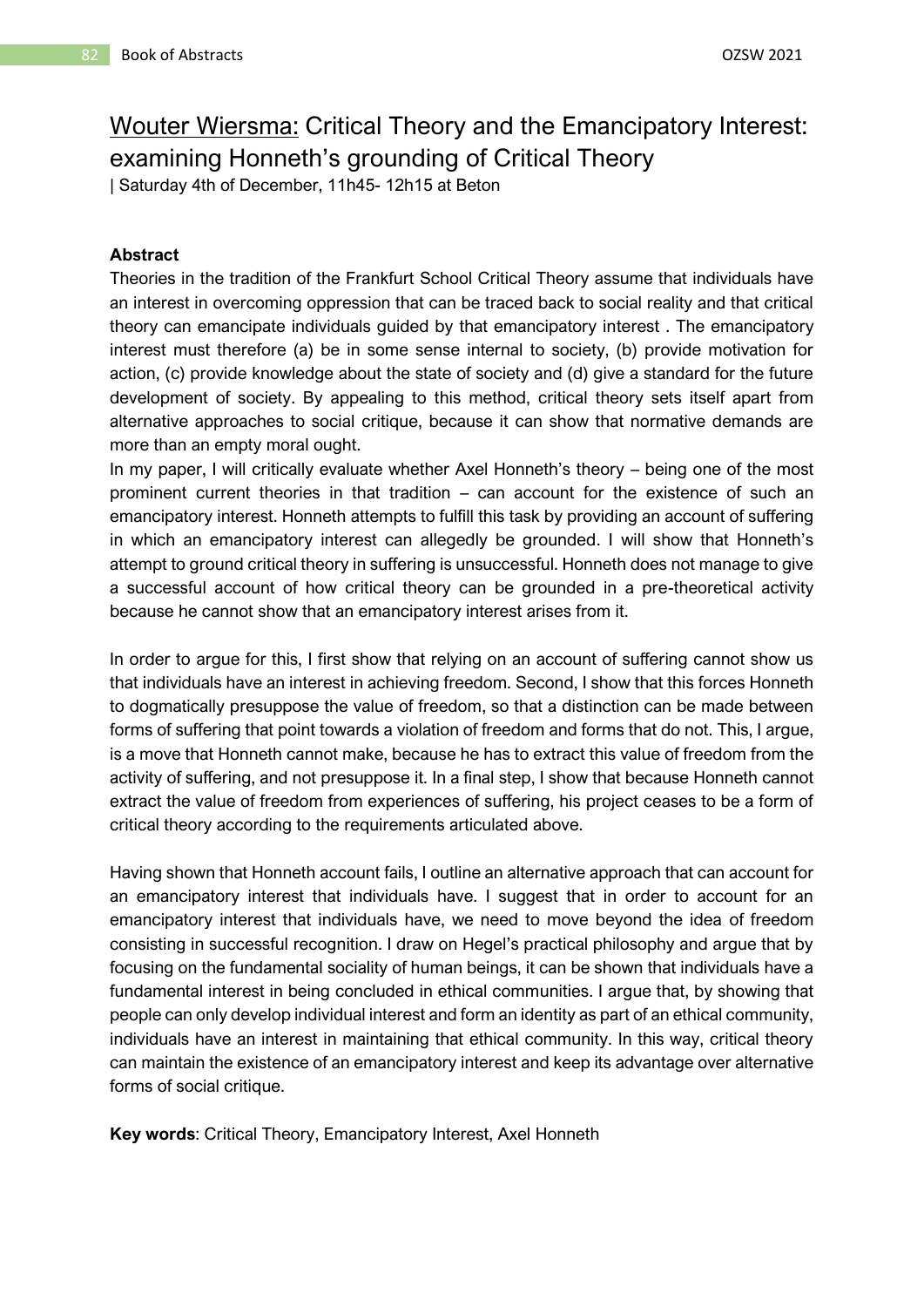# Wouter Wiersma: Critical Theory and the Emancipatory Interest: examining Honneth's grounding of Critical Theory

| Saturday 4th of December, 11h45- 12h15 at Beton

**Abstract**

Theories in the tradition of the Frankfurt School Critical Theory assume that individuals have an interest in overcoming oppression that can be traced back to social reality and that critical theory can emancipate individuals guided by that emancipatory interest . The emancipatory interest must therefore (a) be in some sense internal to society, (b) provide motivation for action, (c) provide knowledge about the state of society and (d) give a standard for the future development of society. By appealing to this method, critical theory sets itself apart from alternative approaches to social critique, because it can show that normative demands are more than an empty moral ought.

In my paper, I will critically evaluate whether Axel Honneth's theory – being one of the most prominent current theories in that tradition – can account for the existence of such an emancipatory interest. Honneth attempts to fulfill this task by providing an account of suffering in which an emancipatory interest can allegedly be grounded. I will show that Honneth's attempt to ground critical theory in suffering is unsuccessful. Honneth does not manage to give a successful account of how critical theory can be grounded in a pre-theoretical activity because he cannot show that an emancipatory interest arises from it.

In order to argue for this, I first show that relying on an account of suffering cannot show us that individuals have an interest in achieving freedom. Second, I show that this forces Honneth to dogmatically presuppose the value of freedom, so that a distinction can be made between forms of suffering that point towards a violation of freedom and forms that do not. This, I argue, is a move that Honneth cannot make, because he has to extract this value of freedom from the activity of suffering, and not presuppose it. In a final step, I show that because Honneth cannot extract the value of freedom from experiences of suffering, his project ceases to be a form of critical theory according to the requirements articulated above.

Having shown that Honneth account fails, I outline an alternative approach that can account for an emancipatory interest that individuals have. I suggest that in order to account for an emancipatory interest that individuals have, we need to move beyond the idea of freedom consisting in successful recognition. I draw on Hegel's practical philosophy and argue that by focusing on the fundamental sociality of human beings, it can be shown that individuals have a fundamental interest in being concluded in ethical communities. I argue that, by showing that people can only develop individual interest and form an identity as part of an ethical community, individuals have an interest in maintaining that ethical community. In this way, critical theory can maintain the existence of an emancipatory interest and keep its advantage over alternative forms of social critique.

**Key words**: Critical Theory, Emancipatory Interest, Axel Honneth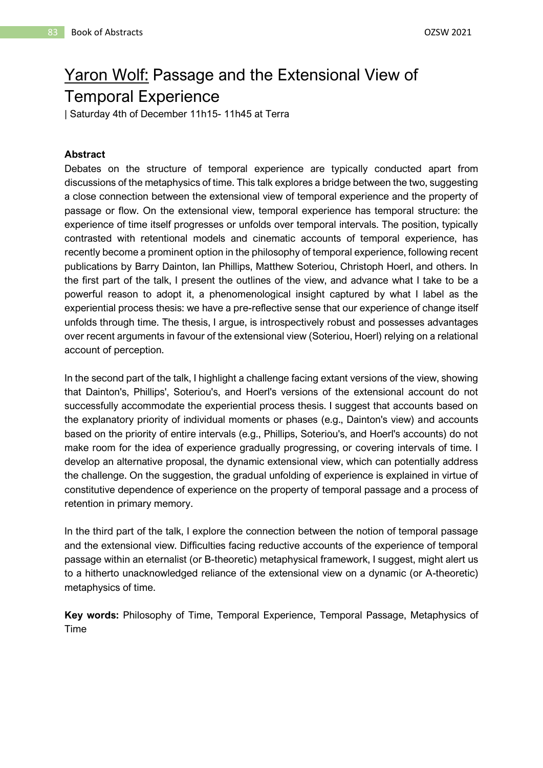# Yaron Wolf: Passage and the Extensional View of Temporal Experience

| Saturday 4th of December 11h15- 11h45 at Terra

**Abstract**

Debates on the structure of temporal experience are typically conducted apart from discussions of the metaphysics of time. This talk explores a bridge between the two, suggesting a close connection between the extensional view of temporal experience and the property of passage or flow. On the extensional view, temporal experience has temporal structure: the experience of time itself progresses or unfolds over temporal intervals. The position, typically contrasted with retentional models and cinematic accounts of temporal experience, has recently become a prominent option in the philosophy of temporal experience, following recent publications by Barry Dainton, Ian Phillips, Matthew Soteriou, Christoph Hoerl, and others. In the first part of the talk, I present the outlines of the view, and advance what I take to be a powerful reason to adopt it, a phenomenological insight captured by what I label as the experiential process thesis: we have a pre-reflective sense that our experience of change itself unfolds through time. The thesis, I argue, is introspectively robust and possesses advantages over recent arguments in favour of the extensional view (Soteriou, Hoerl) relying on a relational account of perception.

In the second part of the talk, I highlight a challenge facing extant versions of the view, showing that Dainton's, Phillips', Soteriou's, and Hoerl's versions of the extensional account do not successfully accommodate the experiential process thesis. I suggest that accounts based on the explanatory priority of individual moments or phases (e.g., Dainton's view) and accounts based on the priority of entire intervals (e.g., Phillips, Soteriou's, and Hoerl's accounts) do not make room for the idea of experience gradually progressing, or covering intervals of time. I develop an alternative proposal, the dynamic extensional view, which can potentially address the challenge. On the suggestion, the gradual unfolding of experience is explained in virtue of constitutive dependence of experience on the property of temporal passage and a process of retention in primary memory.

In the third part of the talk, I explore the connection between the notion of temporal passage and the extensional view. Difficulties facing reductive accounts of the experience of temporal passage within an eternalist (or B-theoretic) metaphysical framework, I suggest, might alert us to a hitherto unacknowledged reliance of the extensional view on a dynamic (or A-theoretic) metaphysics of time.

**Key words:** Philosophy of Time, Temporal Experience, Temporal Passage, Metaphysics of Time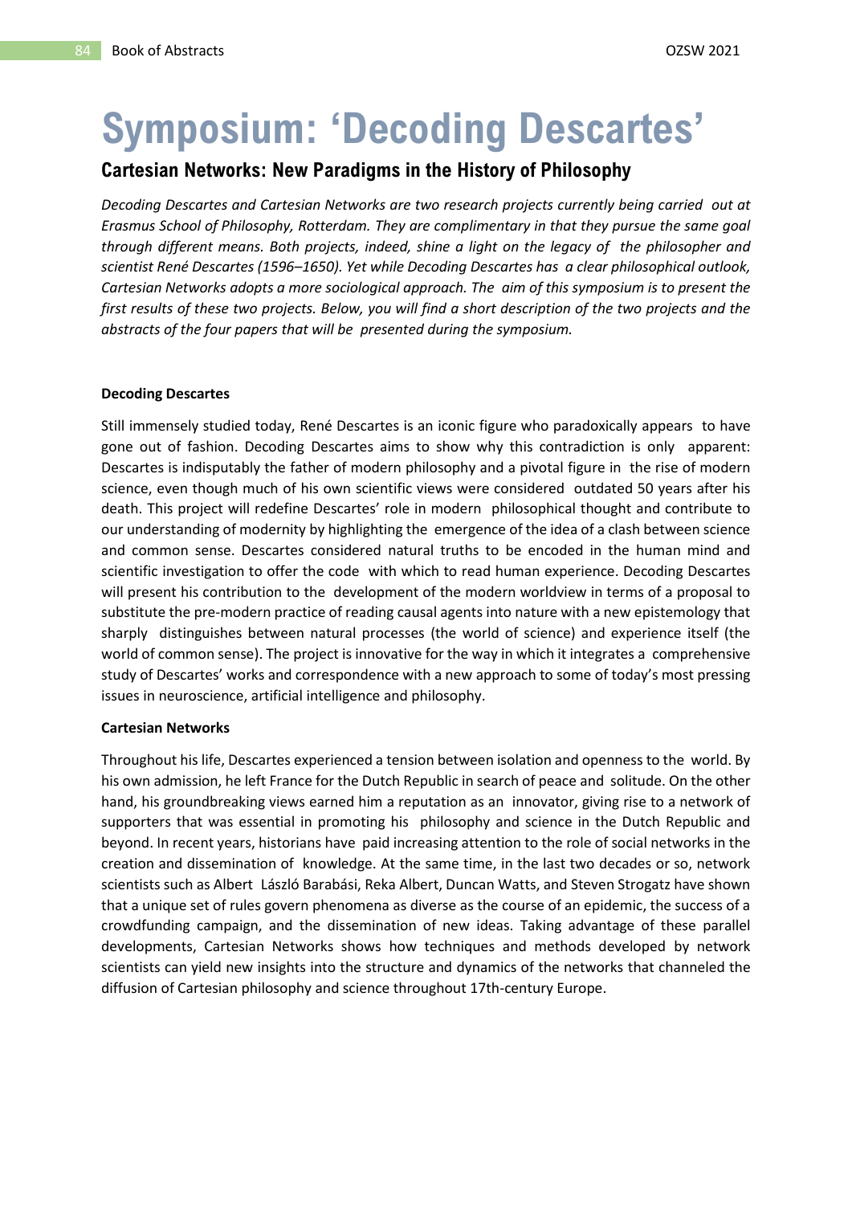# Symposium: 'Decoding Descartes'

## Cartesian Networks: New Paradigms in the History of Philosophy

*Decoding Descartes and Cartesian Networks are two research projects currently being carried out at Erasmus School of Philosophy, Rotterdam. They are complimentary in that they pursue the same goal through different means. Both projects, indeed, shine a light on the legacy of the philosopher and scientist René Descartes (1596–1650). Yet while Decoding Descartes has a clear philosophical outlook, Cartesian Networks adopts a more sociological approach. The aim of this symposium is to present the first results of these two projects. Below, you will find a short description of the two projects and the abstracts of the four papers that will be presented during the symposium.*

**Decoding Descartes**

Still immensely studied today, René Descartes is an iconic figure who paradoxically appears to have gone out of fashion. Decoding Descartes aims to show why this contradiction is only apparent: Descartes is indisputably the father of modern philosophy and a pivotal figure in the rise of modern science, even though much of his own scientific views were considered outdated 50 years after his death. This project will redefine Descartes' role in modern philosophical thought and contribute to our understanding of modernity by highlighting the emergence of the idea of a clash between science and common sense. Descartes considered natural truths to be encoded in the human mind and scientific investigation to offer the code with which to read human experience. Decoding Descartes will present his contribution to the development of the modern worldview in terms of a proposal to substitute the pre-modern practice of reading causal agents into nature with a new epistemology that sharply distinguishes between natural processes (the world of science) and experience itself (the world of common sense). The project is innovative for the way in which it integrates a comprehensive study of Descartes' works and correspondence with a new approach to some of today's most pressing issues in neuroscience, artificial intelligence and philosophy.

**Cartesian Networks**

Throughout his life, Descartes experienced a tension between isolation and openness to the world. By his own admission, he left France for the Dutch Republic in search of peace and solitude. On the other hand, his groundbreaking views earned him a reputation as an innovator, giving rise to a network of supporters that was essential in promoting his philosophy and science in the Dutch Republic and beyond. In recent years, historians have paid increasing attention to the role of social networks in the creation and dissemination of knowledge. At the same time, in the last two decades or so, network scientists such as Albert László Barabási, Reka Albert, Duncan Watts, and Steven Strogatz have shown that a unique set of rules govern phenomena as diverse as the course of an epidemic, the success of a crowdfunding campaign, and the dissemination of new ideas. Taking advantage of these parallel developments, Cartesian Networks shows how techniques and methods developed by network scientists can yield new insights into the structure and dynamics of the networks that channeled the diffusion of Cartesian philosophy and science throughout 17th-century Europe.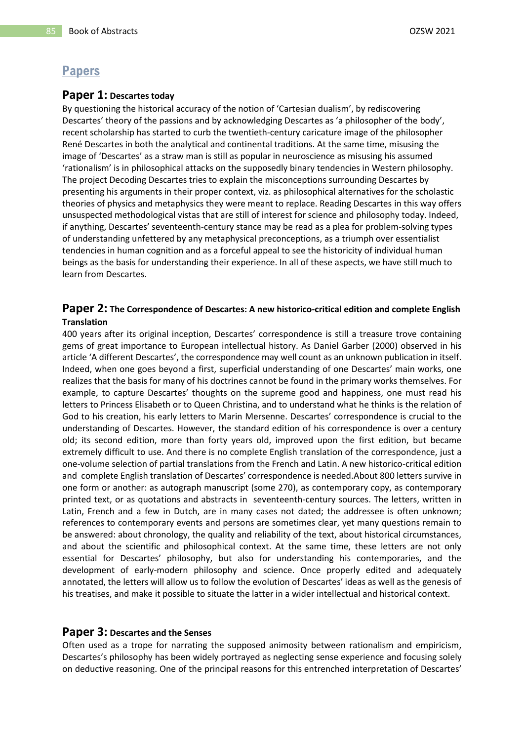## Papers

### Paper 1: Descartes today

By questioning the historical accuracy of the notion of 'Cartesian dualism', by rediscovering Descartes' theory of the passions and by acknowledging Descartes as 'a philosopher of the body', recent scholarship has started to curb the twentieth-century caricature image of the philosopher René Descartes in both the analytical and continental traditions. At the same time, misusing the image of 'Descartes' as a straw man is still as popular in neuroscience as misusing his assumed 'rationalism' is in philosophical attacks on the supposedly binary tendencies in Western philosophy. The project Decoding Descartes tries to explain the misconceptions surrounding Descartes by presenting his arguments in their proper context, viz. as philosophical alternatives for the scholastic theories of physics and metaphysics they were meant to replace. Reading Descartes in this way offers unsuspected methodological vistas that are still of interest for science and philosophy today. Indeed, if anything, Descartes' seventeenth-century stance may be read as a plea for problem-solving types of understanding unfettered by any metaphysical preconceptions, as a triumph over essentialist tendencies in human cognition and as a forceful appeal to see the historicity of individual human beings as the basis for understanding their experience. In all of these aspects, we have still much to learn from Descartes.

### Paper 2: The Correspondence of Descartes: A new historico-critical edition and complete English Translation

400 years after its original inception, Descartes' correspondence is still a treasure trove containing gems of great importance to European intellectual history. As Daniel Garber (2000) observed in his article 'A different Descartes', the correspondence may well count as an unknown publication in itself. Indeed, when one goes beyond a first, superficial understanding of one Descartes' main works, one realizes that the basis for many of his doctrines cannot be found in the primary works themselves. For example, to capture Descartes' thoughts on the supreme good and happiness, one must read his letters to Princess Elisabeth or to Queen Christina, and to understand what he thinks is the relation of God to his creation, his early letters to Marin Mersenne. Descartes' correspondence is crucial to the understanding of Descartes. However, the standard edition of his correspondence is over a century old; its second edition, more than forty years old, improved upon the first edition, but became extremely difficult to use. And there is no complete English translation of the correspondence, just a one-volume selection of partial translations from the French and Latin. A new historico-critical edition and complete English translation of Descartes' correspondence is needed.About 800 letters survive in one form or another: as autograph manuscript (some 270), as contemporary copy, as contemporary printed text, or as quotations and abstracts in seventeenth-century sources. The letters, written in Latin, French and a few in Dutch, are in many cases not dated; the addressee is often unknown; references to contemporary events and persons are sometimes clear, yet many questions remain to be answered: about chronology, the quality and reliability of the text, about historical circumstances, and about the scientific and philosophical context. At the same time, these letters are not only essential for Descartes' philosophy, but also for understanding his contemporaries, and the development of early-modern philosophy and science. Once properly edited and adequately annotated, the letters will allow us to follow the evolution of Descartes' ideas as well as the genesis of his treatises, and make it possible to situate the latter in a wider intellectual and historical context.

### Paper 3: Descartes and the Senses

Often used as a trope for narrating the supposed animosity between rationalism and empiricism, Descartes's philosophy has been widely portrayed as neglecting sense experience and focusing solely on deductive reasoning. One of the principal reasons for this entrenched interpretation of Descartes'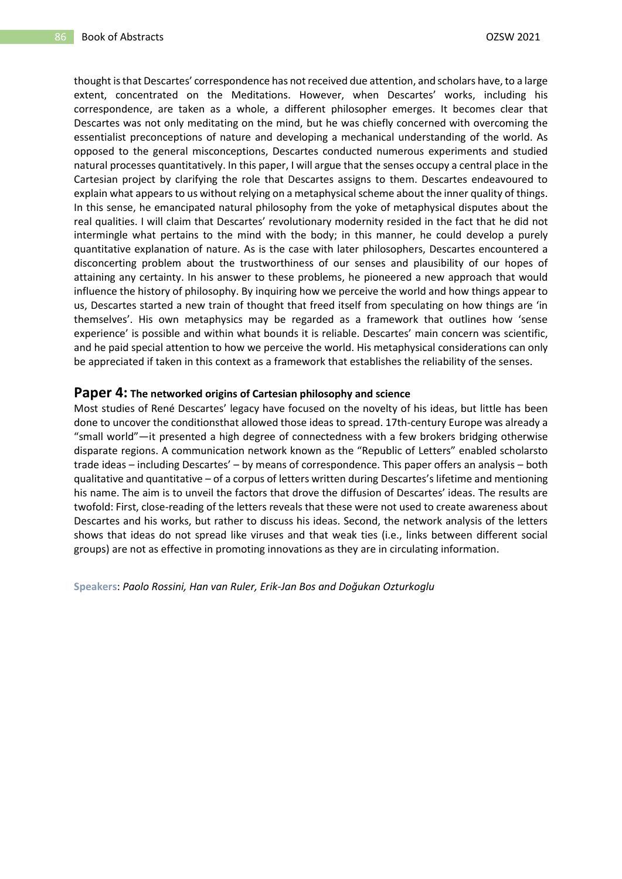thought is that Descartes' correspondence has not received due attention, and scholars have, to a large extent, concentrated on the Meditations. However, when Descartes' works, including his correspondence, are taken as a whole, a different philosopher emerges. It becomes clear that Descartes was not only meditating on the mind, but he was chiefly concerned with overcoming the essentialist preconceptions of nature and developing a mechanical understanding of the world. As opposed to the general misconceptions, Descartes conducted numerous experiments and studied natural processes quantitatively. In this paper, I will argue that the senses occupy a central place in the Cartesian project by clarifying the role that Descartes assigns to them. Descartes endeavoured to explain what appears to us without relying on a metaphysical scheme about the inner quality of things. In this sense, he emancipated natural philosophy from the yoke of metaphysical disputes about the real qualities. I will claim that Descartes' revolutionary modernity resided in the fact that he did not intermingle what pertains to the mind with the body; in this manner, he could develop a purely quantitative explanation of nature. As is the case with later philosophers, Descartes encountered a disconcerting problem about the trustworthiness of our senses and plausibility of our hopes of attaining any certainty. In his answer to these problems, he pioneered a new approach that would influence the history of philosophy. By inquiring how we perceive the world and how things appear to us, Descartes started a new train of thought that freed itself from speculating on how things are 'in themselves'. His own metaphysics may be regarded as a framework that outlines how 'sense experience' is possible and within what bounds it is reliable. Descartes' main concern was scientific, and he paid special attention to how we perceive the world. His metaphysical considerations can only be appreciated if taken in this context as a framework that establishes the reliability of the senses.

## Paper 4: The networked origins of Cartesian philosophy and science

Most studies of René Descartes' legacy have focused on the novelty of his ideas, but little has been done to uncover the conditionsthat allowed those ideas to spread. 17th-century Europe was already a "small world"—it presented a high degree of connectedness with a few brokers bridging otherwise disparate regions. A communication network known as the "Republic of Letters" enabled scholarsto trade ideas – including Descartes' – by means of correspondence. This paper offers an analysis – both qualitative and quantitative – of a corpus of letters written during Descartes's lifetime and mentioning his name. The aim is to unveil the factors that drove the diffusion of Descartes' ideas. The results are twofold: First, close-reading of the letters reveals that these were not used to create awareness about Descartes and his works, but rather to discuss his ideas. Second, the network analysis of the letters shows that ideas do not spread like viruses and that weak ties (i.e., links between different social groups) are not as effective in promoting innovations as they are in circulating information.

**Speakers**: *Paolo Rossini, Han van Ruler, Erik-Jan Bos and Doğukan Ozturkoglu*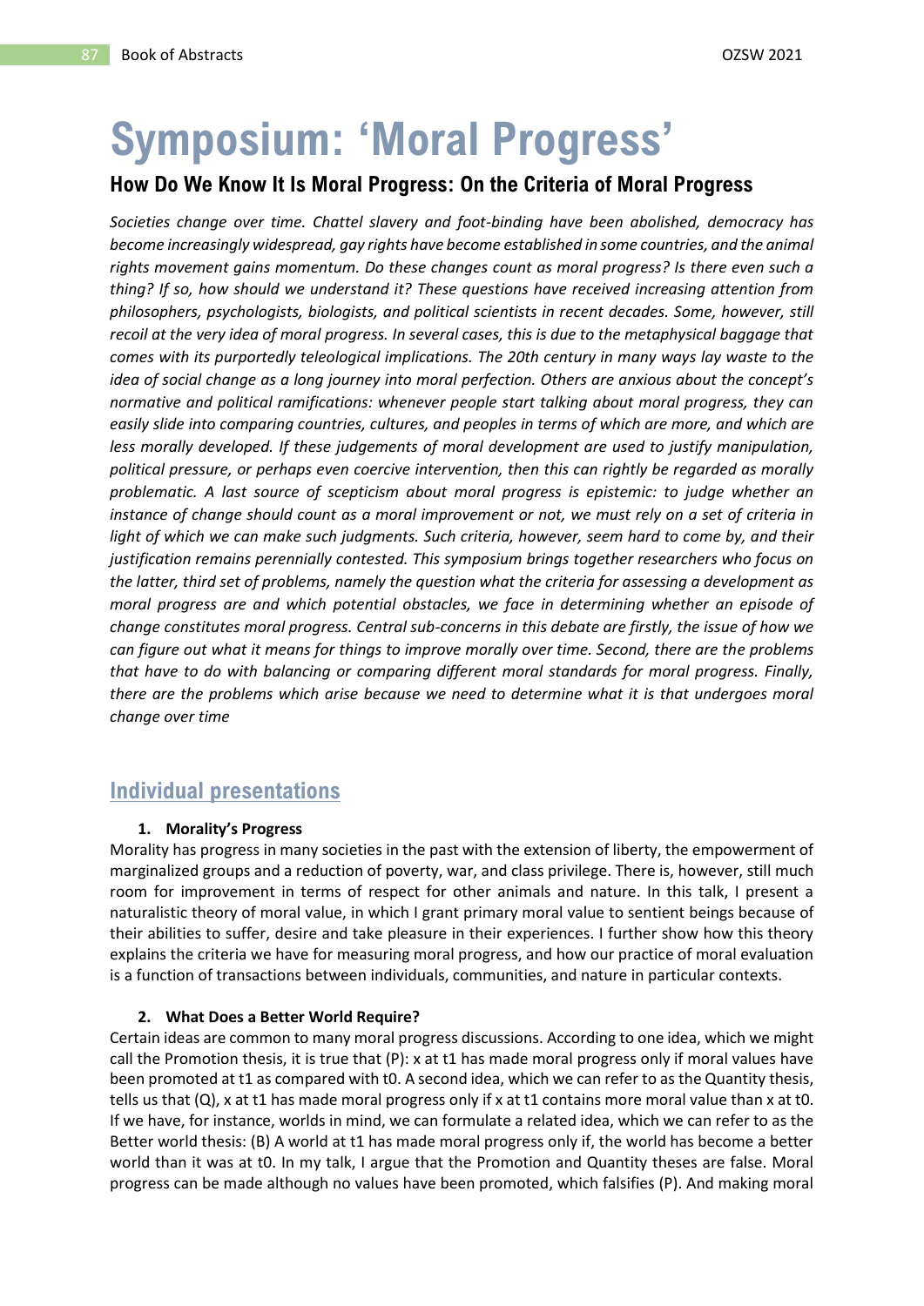# Symposium: 'Moral Progress'

## How Do We Know It Is Moral Progress: On the Criteria of Moral Progress

*Societies change over time. Chattel slavery and foot-binding have been abolished, democracy has become increasingly widespread, gay rights have become established in some countries, and the animal rights movement gains momentum. Do these changes count as moral progress? Is there even such a thing? If so, how should we understand it? These questions have received increasing attention from philosophers, psychologists, biologists, and political scientists in recent decades. Some, however, still recoil at the very idea of moral progress. In several cases, this is due to the metaphysical baggage that comes with its purportedly teleological implications. The 20th century in many ways lay waste to the idea of social change as a long journey into moral perfection. Others are anxious about the concept's normative and political ramifications: whenever people start talking about moral progress, they can easily slide into comparing countries, cultures, and peoples in terms of which are more, and which are less morally developed. If these judgements of moral development are used to justify manipulation, political pressure, or perhaps even coercive intervention, then this can rightly be regarded as morally problematic. A last source of scepticism about moral progress is epistemic: to judge whether an instance of change should count as a moral improvement or not, we must rely on a set of criteria in light of which we can make such judgments. Such criteria, however, seem hard to come by, and their justification remains perennially contested. This symposium brings together researchers who focus on the latter, third set of problems, namely the question what the criteria for assessing a development as moral progress are and which potential obstacles, we face in determining whether an episode of change constitutes moral progress. Central sub-concerns in this debate are firstly, the issue of how we can figure out what it means for things to improve morally over time. Second, there are the problems that have to do with balancing or comparing different moral standards for moral progress. Finally, there are the problems which arise because we need to determine what it is that undergoes moral change over time*

### Individual presentations

#### 1. Morality's Progress

Morality has progress in many societies in the past with the extension of liberty, the empowerment of marginalized groups and a reduction of poverty, war, and class privilege. There is, however, still much room for improvement in terms of respect for other animals and nature. In this talk, I present a naturalistic theory of moral value, in which I grant primary moral value to sentient beings because of their abilities to suffer, desire and take pleasure in their experiences. I further show how this theory explains the criteria we have for measuring moral progress, and how our practice of moral evaluation is a function of transactions between individuals, communities, and nature in particular contexts.

#### 2. What Does a Better World Require?

Certain ideas are common to many moral progress discussions. According to one idea, which we might call the Promotion thesis, it is true that (P): x at t1 has made moral progress only if moral values have been promoted at t1 as compared with t0. A second idea, which we can refer to as the Quantity thesis, tells us that (Q), x at t1 has made moral progress only if x at t1 contains more moral value than x at t0. If we have, for instance, worlds in mind, we can formulate a related idea, which we can refer to as the Better world thesis: (B) A world at t1 has made moral progress only if, the world has become a better world than it was at t0. In my talk, I argue that the Promotion and Quantity theses are false. Moral progress can be made although no values have been promoted, which falsifies (P). And making moral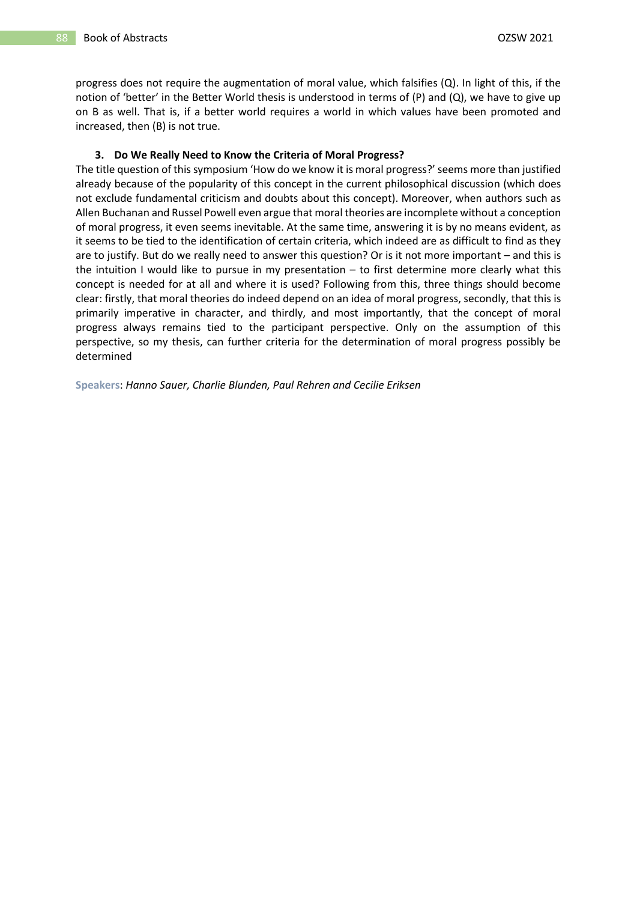progress does not require the augmentation of moral value, which falsifies (Q). In light of this, if the notion of 'better' in the Better World thesis is understood in terms of (P) and (Q), we have to give up on B as well. That is, if a better world requires a world in which values have been promoted and increased, then (B) is not true.

### 3. Do We Really Need to Know the Criteria of Moral Progress?

The title question of this symposium 'How do we know it is moral progress?' seems more than justified already because of the popularity of this concept in the current philosophical discussion (which does not exclude fundamental criticism and doubts about this concept). Moreover, when authors such as Allen Buchanan and Russel Powell even argue that moral theories are incomplete without a conception of moral progress, it even seems inevitable. At the same time, answering it is by no means evident, as it seems to be tied to the identification of certain criteria, which indeed are as difficult to find as they are to justify. But do we really need to answer this question? Or is it not more important – and this is the intuition I would like to pursue in my presentation – to first determine more clearly what this concept is needed for at all and where it is used? Following from this, three things should become clear: firstly, that moral theories do indeed depend on an idea of moral progress, secondly, that this is primarily imperative in character, and thirdly, and most importantly, that the concept of moral progress always remains tied to the participant perspective. Only on the assumption of this perspective, so my thesis, can further criteria for the determination of moral progress possibly be determined

**Speakers**: *Hanno Sauer, Charlie Blunden, Paul Rehren and Cecilie Eriksen*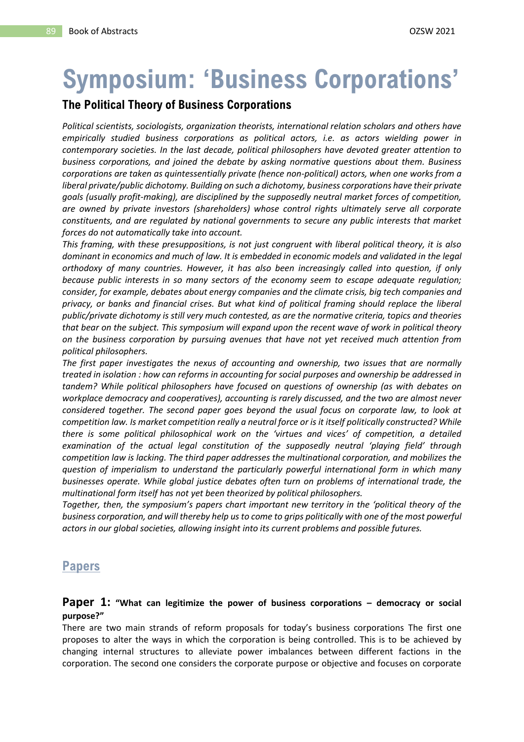# Symposium: 'Business Corporations'

## The Political Theory of Business Corporations

*Political scientists, sociologists, organization theorists, international relation scholars and others have empirically studied business corporations as political actors, i.e. as actors wielding power in contemporary societies. In the last decade, political philosophers have devoted greater attention to business corporations, and joined the debate by asking normative questions about them. Business corporations are taken as quintessentially private (hence non-political) actors, when one works from a liberal private/public dichotomy. Building on such a dichotomy, business corporations have their private goals (usually profit-making), are disciplined by the supposedly neutral market forces of competition, are owned by private investors (shareholders) whose control rights ultimately serve all corporate constituents, and are regulated by national governments to secure any public interests that market forces do not automatically take into account.*

*This framing, with these presuppositions, is not just congruent with liberal political theory, it is also dominant in economics and much of law. It is embedded in economic models and validated in the legal orthodoxy of many countries. However, it has also been increasingly called into question, if only because public interests in so many sectors of the economy seem to escape adequate regulation; consider, for example, debates about energy companies and the climate crisis, big tech companies and privacy, or banks and financial crises. But what kind of political framing should replace the liberal public/private dichotomy is still very much contested, as are the normative criteria, topics and theories that bear on the subject. This symposium will expand upon the recent wave of work in political theory on the business corporation by pursuing avenues that have not yet received much attention from political philosophers.*

*The first paper investigates the nexus of accounting and ownership, two issues that are normally treated in isolation : how can reforms in accounting for social purposes and ownership be addressed in tandem? While political philosophers have focused on questions of ownership (as with debates on workplace democracy and cooperatives), accounting is rarely discussed, and the two are almost never considered together. The second paper goes beyond the usual focus on corporate law, to look at competition law. Is market competition really a neutral force or is it itself politically constructed? While there is some political philosophical work on the 'virtues and vices' of competition, a detailed examination of the actual legal constitution of the supposedly neutral 'playing field' through competition law is lacking. The third paper addresses the multinational corporation, and mobilizes the question of imperialism to understand the particularly powerful international form in which many businesses operate. While global justice debates often turn on problems of international trade, the multinational form itself has not yet been theorized by political philosophers.*

*Together, then, the symposium's papers chart important new territory in the 'political theory of the business corporation, and will thereby help us to come to grips politically with one of the most powerful actors in our global societies, allowing insight into its current problems and possible futures.*

## Papers

### Paper 1: "What can legitimize the power of business corporations – democracy or social purpose?"

There are two main strands of reform proposals for today's business corporations The first one proposes to alter the ways in which the corporation is being controlled. This is to be achieved by changing internal structures to alleviate power imbalances between different factions in the corporation. The second one considers the corporate purpose or objective and focuses on corporate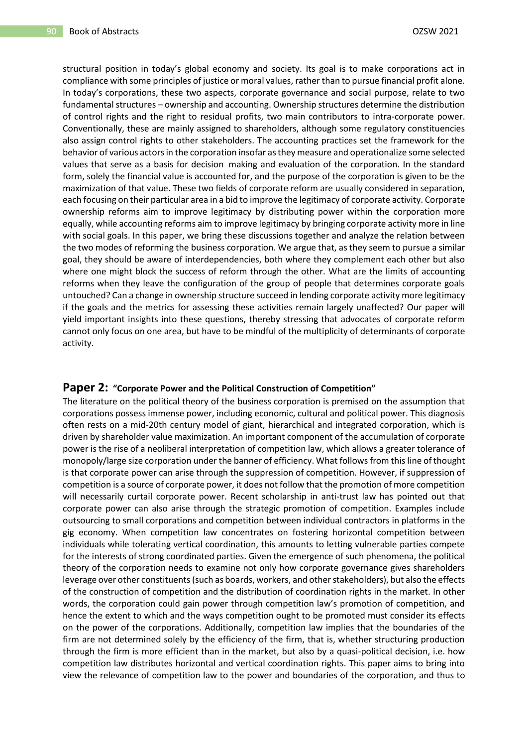structural position in today's global economy and society. Its goal is to make corporations act in compliance with some principles of justice or moral values, rather than to pursue financial profit alone. In today's corporations, these two aspects, corporate governance and social purpose, relate to two fundamental structures – ownership and accounting. Ownership structures determine the distribution of control rights and the right to residual profits, two main contributors to intra-corporate power. Conventionally, these are mainly assigned to shareholders, although some regulatory constituencies also assign control rights to other stakeholders. The accounting practices set the framework for the behavior of various actors in the corporation insofar as they measure and operationalize some selected values that serve as a basis for decision making and evaluation of the corporation. In the standard form, solely the financial value is accounted for, and the purpose of the corporation is given to be the maximization of that value. These two fields of corporate reform are usually considered in separation, each focusing on their particular area in a bid to improve the legitimacy of corporate activity. Corporate ownership reforms aim to improve legitimacy by distributing power within the corporation more equally, while accounting reforms aim to improve legitimacy by bringing corporate activity more in line with social goals. In this paper, we bring these discussions together and analyze the relation between the two modes of reforming the business corporation. We argue that, as they seem to pursue a similar goal, they should be aware of interdependencies, both where they complement each other but also where one might block the success of reform through the other. What are the limits of accounting reforms when they leave the configuration of the group of people that determines corporate goals untouched? Can a change in ownership structure succeed in lending corporate activity more legitimacy if the goals and the metrics for assessing these activities remain largely unaffected? Our paper will yield important insights into these questions, thereby stressing that advocates of corporate reform cannot only focus on one area, but have to be mindful of the multiplicity of determinants of corporate activity.

## Paper 2: "Corporate Power and the Political Construction of Competition"

The literature on the political theory of the business corporation is premised on the assumption that corporations possess immense power, including economic, cultural and political power. This diagnosis often rests on a mid-20th century model of giant, hierarchical and integrated corporation, which is driven by shareholder value maximization. An important component of the accumulation of corporate power is the rise of a neoliberal interpretation of competition law, which allows a greater tolerance of monopoly/large size corporation under the banner of efficiency. What follows from this line of thought is that corporate power can arise through the suppression of competition. However, if suppression of competition is a source of corporate power, it does not follow that the promotion of more competition will necessarily curtail corporate power. Recent scholarship in anti-trust law has pointed out that corporate power can also arise through the strategic promotion of competition. Examples include outsourcing to small corporations and competition between individual contractors in platforms in the gig economy. When competition law concentrates on fostering horizontal competition between individuals while tolerating vertical coordination, this amounts to letting vulnerable parties compete for the interests of strong coordinated parties. Given the emergence of such phenomena, the political theory of the corporation needs to examine not only how corporate governance gives shareholders leverage over other constituents (such as boards, workers, and other stakeholders), but also the effects of the construction of competition and the distribution of coordination rights in the market. In other words, the corporation could gain power through competition law's promotion of competition, and hence the extent to which and the ways competition ought to be promoted must consider its effects on the power of the corporations. Additionally, competition law implies that the boundaries of the firm are not determined solely by the efficiency of the firm, that is, whether structuring production through the firm is more efficient than in the market, but also by a quasi-political decision, i.e. how competition law distributes horizontal and vertical coordination rights. This paper aims to bring into view the relevance of competition law to the power and boundaries of the corporation, and thus to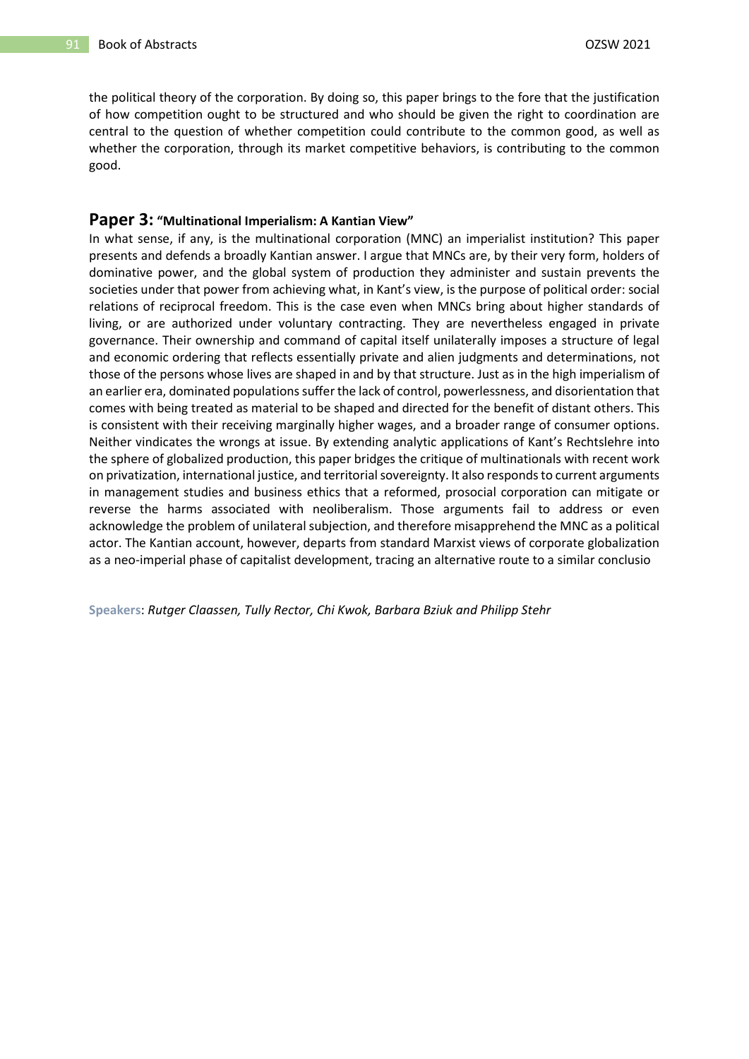the political theory of the corporation. By doing so, this paper brings to the fore that the justification of how competition ought to be structured and who should be given the right to coordination are central to the question of whether competition could contribute to the common good, as well as whether the corporation, through its market competitive behaviors, is contributing to the common good.

## Paper 3: "Multinational Imperialism: A Kantian View"

In what sense, if any, is the multinational corporation (MNC) an imperialist institution? This paper presents and defends a broadly Kantian answer. I argue that MNCs are, by their very form, holders of dominative power, and the global system of production they administer and sustain prevents the societies under that power from achieving what, in Kant's view, is the purpose of political order: social relations of reciprocal freedom. This is the case even when MNCs bring about higher standards of living, or are authorized under voluntary contracting. They are nevertheless engaged in private governance. Their ownership and command of capital itself unilaterally imposes a structure of legal and economic ordering that reflects essentially private and alien judgments and determinations, not those of the persons whose lives are shaped in and by that structure. Just as in the high imperialism of an earlier era, dominated populations suffer the lack of control, powerlessness, and disorientation that comes with being treated as material to be shaped and directed for the benefit of distant others. This is consistent with their receiving marginally higher wages, and a broader range of consumer options. Neither vindicates the wrongs at issue. By extending analytic applications of Kant's Rechtslehre into the sphere of globalized production, this paper bridges the critique of multinationals with recent work on privatization, international justice, and territorial sovereignty. It also responds to current arguments in management studies and business ethics that a reformed, prosocial corporation can mitigate or reverse the harms associated with neoliberalism. Those arguments fail to address or even acknowledge the problem of unilateral subjection, and therefore misapprehend the MNC as a political actor. The Kantian account, however, departs from standard Marxist views of corporate globalization as a neo-imperial phase of capitalist development, tracing an alternative route to a similar conclusio

**Speakers**: *Rutger Claassen, Tully Rector, Chi Kwok, Barbara Bziuk and Philipp Stehr*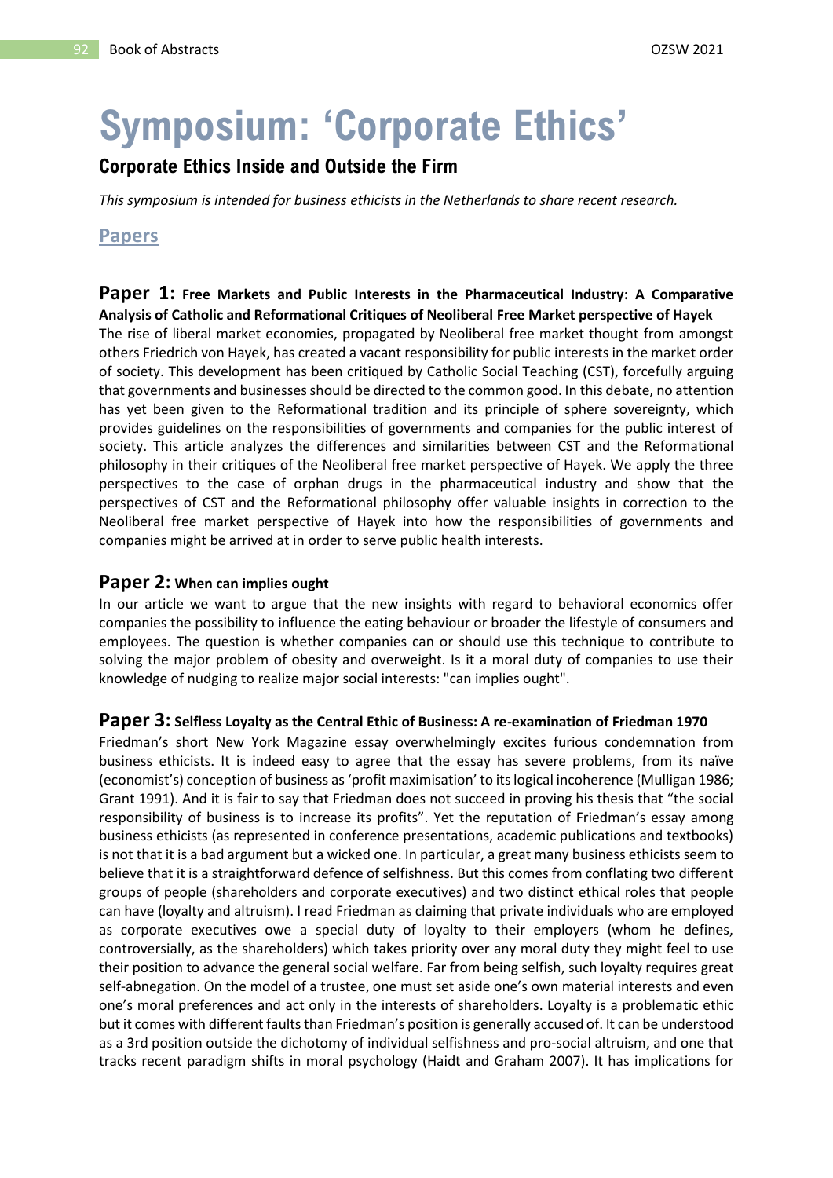# Symposium: 'Corporate Ethics'

## Corporate Ethics Inside and Outside the Firm

*This symposium is intended for business ethicists in the Netherlands to share recent research.*

### Papers

**Paper 1: Free Markets and Public Interests in the Pharmaceutical Industry: A Comparative Analysis of Catholic and Reformational Critiques of Neoliberal Free Market perspective of Hayek**

The rise of liberal market economies, propagated by Neoliberal free market thought from amongst others Friedrich von Hayek, has created a vacant responsibility for public interests in the market order of society. This development has been critiqued by Catholic Social Teaching (CST), forcefully arguing that governments and businesses should be directed to the common good. In this debate, no attention has yet been given to the Reformational tradition and its principle of sphere sovereignty, which provides guidelines on the responsibilities of governments and companies for the public interest of society. This article analyzes the differences and similarities between CST and the Reformational philosophy in their critiques of the Neoliberal free market perspective of Hayek. We apply the three perspectives to the case of orphan drugs in the pharmaceutical industry and show that the perspectives of CST and the Reformational philosophy offer valuable insights in correction to the Neoliberal free market perspective of Hayek into how the responsibilities of governments and companies might be arrived at in order to serve public health interests.

**Paper 2: When can implies ought**

In our article we want to argue that the new insights with regard to behavioral economics offer companies the possibility to influence the eating behaviour or broader the lifestyle of consumers and employees. The question is whether companies can or should use this technique to contribute to solving the major problem of obesity and overweight. Is it a moral duty of companies to use their knowledge of nudging to realize major social interests: "can implies ought".

**Paper 3: Selfless Loyalty as the Central Ethic of Business: A re-examination of Friedman 1970**

Friedman's short New York Magazine essay overwhelmingly excites furious condemnation from business ethicists. It is indeed easy to agree that the essay has severe problems, from its naïve (economist's) conception of business as 'profit maximisation' to its logical incoherence (Mulligan 1986; Grant 1991). And it is fair to say that Friedman does not succeed in proving his thesis that "the social responsibility of business is to increase its profits". Yet the reputation of Friedman's essay among business ethicists (as represented in conference presentations, academic publications and textbooks) is not that it is a bad argument but a wicked one. In particular, a great many business ethicists seem to believe that it is a straightforward defence of selfishness. But this comes from conflating two different groups of people (shareholders and corporate executives) and two distinct ethical roles that people can have (loyalty and altruism). I read Friedman as claiming that private individuals who are employed as corporate executives owe a special duty of loyalty to their employers (whom he defines, controversially, as the shareholders) which takes priority over any moral duty they might feel to use their position to advance the general social welfare. Far from being selfish, such loyalty requires great self-abnegation. On the model of a trustee, one must set aside one's own material interests and even one's moral preferences and act only in the interests of shareholders. Loyalty is a problematic ethic but it comes with different faults than Friedman's position is generally accused of. It can be understood as a 3rd position outside the dichotomy of individual selfishness and pro-social altruism, and one that tracks recent paradigm shifts in moral psychology (Haidt and Graham 2007). It has implications for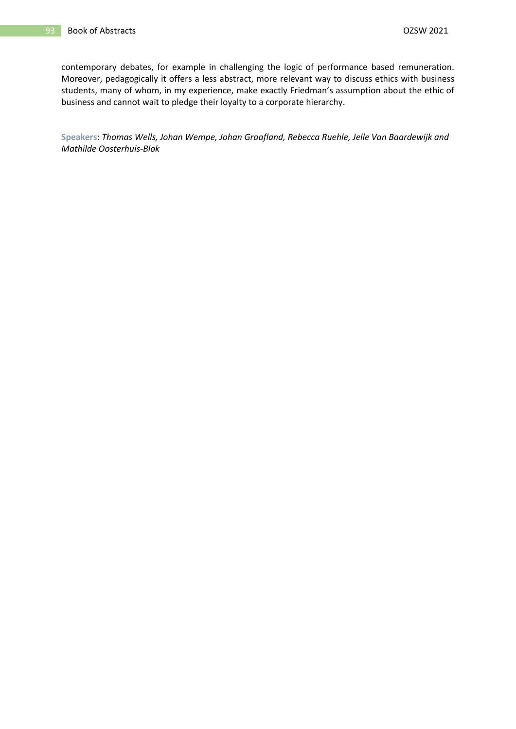contemporary debates, for example in challenging the logic of performance based remuneration. Moreover, pedagogically it offers a less abstract, more relevant way to discuss ethics with business students, many of whom, in my experience, make exactly Friedman's assumption about the ethic of business and cannot wait to pledge their loyalty to a corporate hierarchy.

**Speakers**: *Thomas Wells, Johan Wempe, Johan Graafland, Rebecca Ruehle, Jelle Van Baardewijk and Mathilde Oosterhuis-Blok*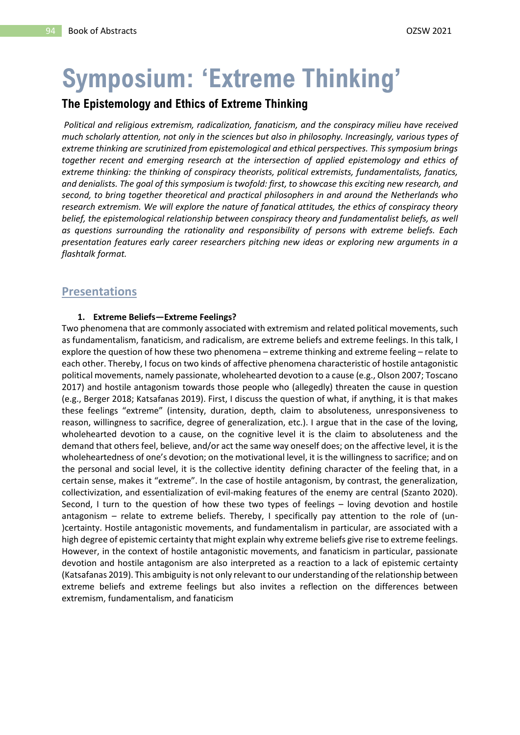# Symposium: 'Extreme Thinking'

## The Epistemology and Ethics of Extreme Thinking

*Political and religious extremism, radicalization, fanaticism, and the conspiracy milieu have received much scholarly attention, not only in the sciences but also in philosophy. Increasingly, various types of extreme thinking are scrutinized from epistemological and ethical perspectives. This symposium brings together recent and emerging research at the intersection of applied epistemology and ethics of extreme thinking: the thinking of conspiracy theorists, political extremists, fundamentalists, fanatics, and denialists. The goal of this symposium is twofold: first, to showcase this exciting new research, and second, to bring together theoretical and practical philosophers in and around the Netherlands who research extremism. We will explore the nature of fanatical attitudes, the ethics of conspiracy theory belief, the epistemological relationship between conspiracy theory and fundamentalist beliefs, as well as questions surrounding the rationality and responsibility of persons with extreme beliefs. Each presentation features early career researchers pitching new ideas or exploring new arguments in a flashtalk format.*

### Presentations

1. **Extreme Beliefs—Extreme Feelings?**

Two phenomena that are commonly associated with extremism and related political movements, such as fundamentalism, fanaticism, and radicalism, are extreme beliefs and extreme feelings. In this talk, I explore the question of how these two phenomena – extreme thinking and extreme feeling – relate to each other. Thereby, I focus on two kinds of affective phenomena characteristic of hostile antagonistic political movements, namely passionate, wholehearted devotion to a cause (e.g., Olson 2007; Toscano 2017) and hostile antagonism towards those people who (allegedly) threaten the cause in question (e.g., Berger 2018; Katsafanas 2019). First, I discuss the question of what, if anything, it is that makes these feelings "extreme" (intensity, duration, depth, claim to absoluteness, unresponsiveness to reason, willingness to sacrifice, degree of generalization, etc.). I argue that in the case of the loving, wholehearted devotion to a cause, on the cognitive level it is the claim to absoluteness and the demand that others feel, believe, and/or act the same way oneself does; on the affective level, it is the wholeheartedness of one's devotion; on the motivational level, it is the willingness to sacrifice; and on the personal and social level, it is the collective identity defining character of the feeling that, in a certain sense, makes it "extreme". In the case of hostile antagonism, by contrast, the generalization, collectivization, and essentialization of evil-making features of the enemy are central (Szanto 2020). Second, I turn to the question of how these two types of feelings – loving devotion and hostile antagonism – relate to extreme beliefs. Thereby, I specifically pay attention to the role of (un-)certainty. Hostile antagonistic movements, and fundamentalism in particular, are associated with a high degree of epistemic certainty that might explain why extreme beliefs give rise to extreme feelings. However, in the context of hostile antagonistic movements, and fanaticism in particular, passionate devotion and hostile antagonism are also interpreted as a reaction to a lack of epistemic certainty (Katsafanas 2019). This ambiguity is not only relevant to our understanding of the relationship between extreme beliefs and extreme feelings but also invites a reflection on the differences between extremism, fundamentalism, and fanaticism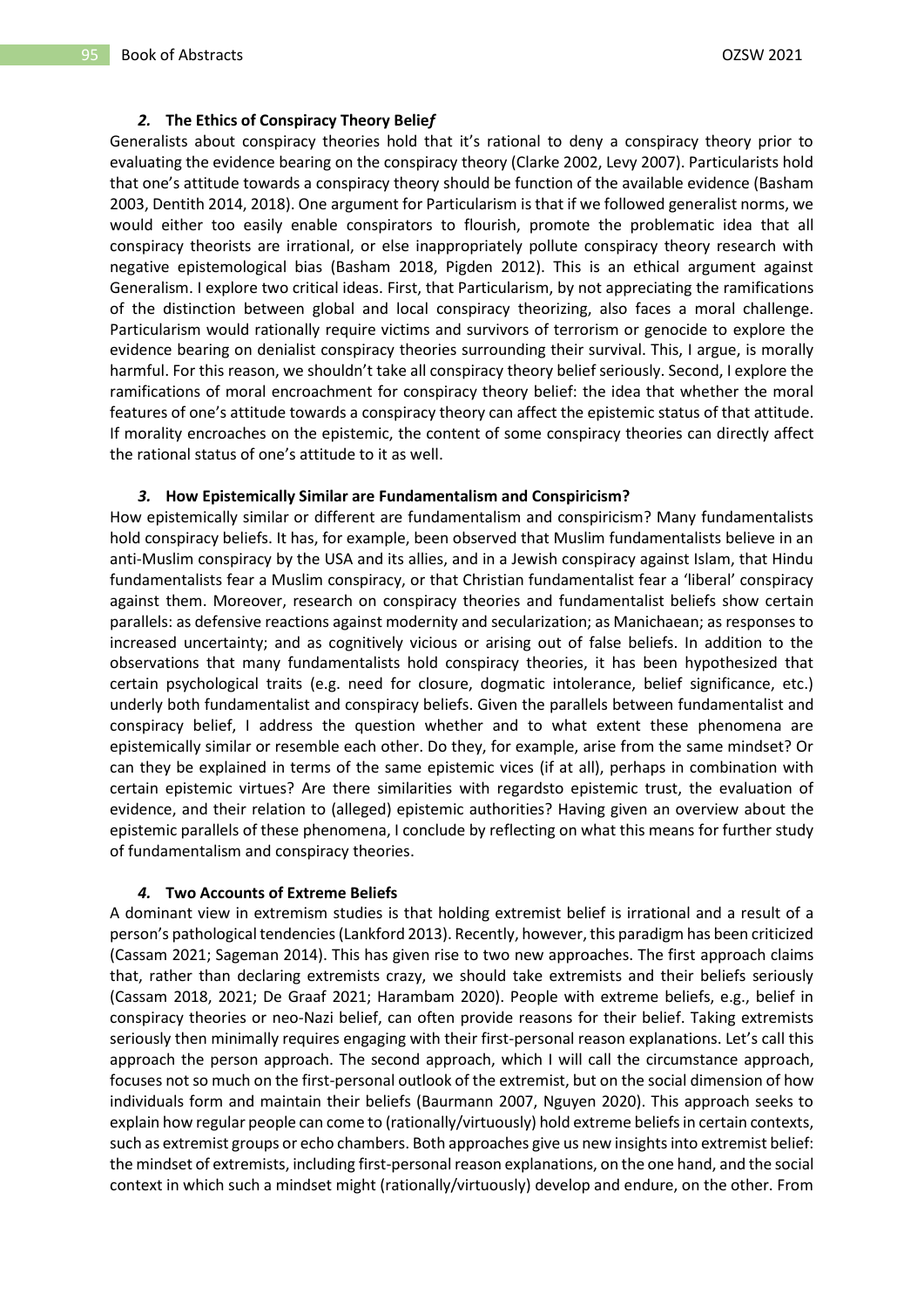### *2.* **The Ethics of Conspiracy Theory Belie*f***

Generalists about conspiracy theories hold that it's rational to deny a conspiracy theory prior to evaluating the evidence bearing on the conspiracy theory (Clarke 2002, Levy 2007). Particularists hold that one's attitude towards a conspiracy theory should be function of the available evidence (Basham 2003, Dentith 2014, 2018). One argument for Particularism is that if we followed generalist norms, we would either too easily enable conspirators to flourish, promote the problematic idea that all conspiracy theorists are irrational, or else inappropriately pollute conspiracy theory research with negative epistemological bias (Basham 2018, Pigden 2012). This is an ethical argument against Generalism. I explore two critical ideas. First, that Particularism, by not appreciating the ramifications of the distinction between global and local conspiracy theorizing, also faces a moral challenge. Particularism would rationally require victims and survivors of terrorism or genocide to explore the evidence bearing on denialist conspiracy theories surrounding their survival. This, I argue, is morally harmful. For this reason, we shouldn't take all conspiracy theory belief seriously. Second, I explore the ramifications of moral encroachment for conspiracy theory belief: the idea that whether the moral features of one's attitude towards a conspiracy theory can affect the epistemic status of that attitude. If morality encroaches on the epistemic, the content of some conspiracy theories can directly affect the rational status of one's attitude to it as well.

### *3.* **How Epistemically Similar are Fundamentalism and Conspiricism?**

How epistemically similar or different are fundamentalism and conspiricism? Many fundamentalists hold conspiracy beliefs. It has, for example, been observed that Muslim fundamentalists believe in an anti-Muslim conspiracy by the USA and its allies, and in a Jewish conspiracy against Islam, that Hindu fundamentalists fear a Muslim conspiracy, or that Christian fundamentalist fear a 'liberal' conspiracy against them. Moreover, research on conspiracy theories and fundamentalist beliefs show certain parallels: as defensive reactions against modernity and secularization; as Manichaean; as responses to increased uncertainty; and as cognitively vicious or arising out of false beliefs. In addition to the observations that many fundamentalists hold conspiracy theories, it has been hypothesized that certain psychological traits (e.g. need for closure, dogmatic intolerance, belief significance, etc.) underly both fundamentalist and conspiracy beliefs. Given the parallels between fundamentalist and conspiracy belief, I address the question whether and to what extent these phenomena are epistemically similar or resemble each other. Do they, for example, arise from the same mindset? Or can they be explained in terms of the same epistemic vices (if at all), perhaps in combination with certain epistemic virtues? Are there similarities with regardsto epistemic trust, the evaluation of evidence, and their relation to (alleged) epistemic authorities? Having given an overview about the epistemic parallels of these phenomena, I conclude by reflecting on what this means for further study of fundamentalism and conspiracy theories.

### *4.* **Two Accounts of Extreme Beliefs**

A dominant view in extremism studies is that holding extremist belief is irrational and a result of a person's pathological tendencies (Lankford 2013). Recently, however, this paradigm has been criticized (Cassam 2021; Sageman 2014). This has given rise to two new approaches. The first approach claims that, rather than declaring extremists crazy, we should take extremists and their beliefs seriously (Cassam 2018, 2021; De Graaf 2021; Harambam 2020). People with extreme beliefs, e.g., belief in conspiracy theories or neo-Nazi belief, can often provide reasons for their belief. Taking extremists seriously then minimally requires engaging with their first-personal reason explanations. Let's call this approach the person approach. The second approach, which I will call the circumstance approach, focuses not so much on the first-personal outlook of the extremist, but on the social dimension of how individuals form and maintain their beliefs (Baurmann 2007, Nguyen 2020). This approach seeks to explain how regular people can come to (rationally/virtuously) hold extreme beliefs in certain contexts, such as extremist groups or echo chambers. Both approaches give us new insights into extremist belief: the mindset of extremists, including first-personal reason explanations, on the one hand, and the social context in which such a mindset might (rationally/virtuously) develop and endure, on the other. From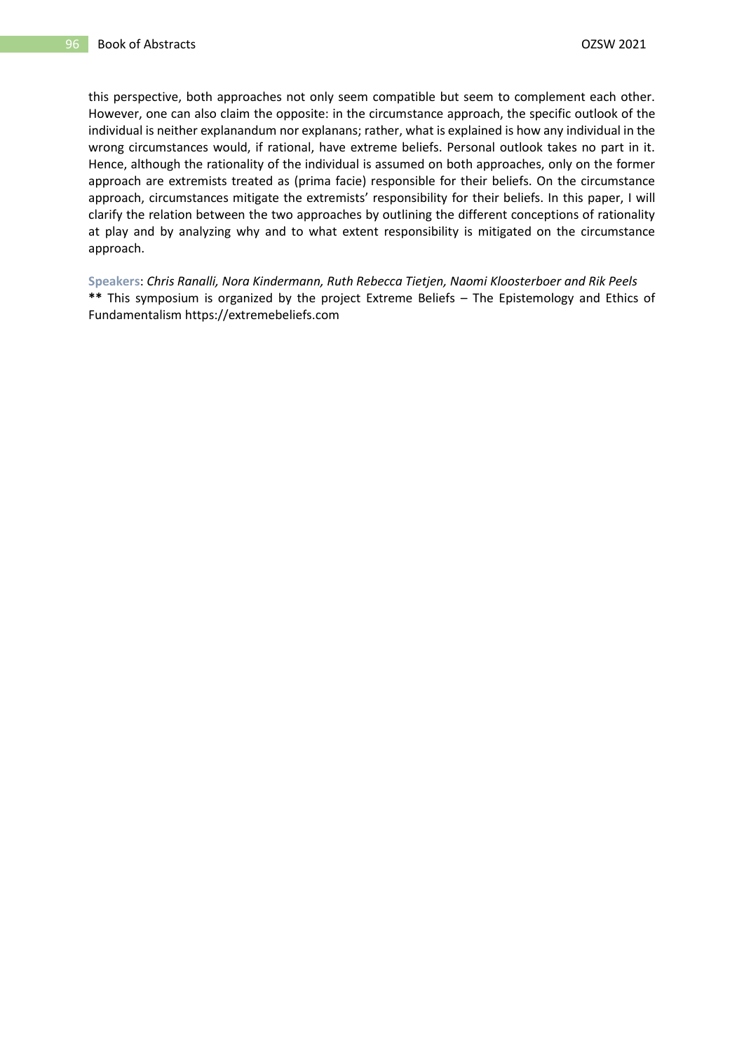this perspective, both approaches not only seem compatible but seem to complement each other. However, one can also claim the opposite: in the circumstance approach, the specific outlook of the individual is neither explanandum nor explanans; rather, what is explained is how any individual in the wrong circumstances would, if rational, have extreme beliefs. Personal outlook takes no part in it. Hence, although the rationality of the individual is assumed on both approaches, only on the former approach are extremists treated as (prima facie) responsible for their beliefs. On the circumstance approach, circumstances mitigate the extremists' responsibility for their beliefs. In this paper, I will clarify the relation between the two approaches by outlining the different conceptions of rationality at play and by analyzing why and to what extent responsibility is mitigated on the circumstance approach.

**Speakers**: *Chris Ranalli, Nora Kindermann, Ruth Rebecca Tietjen, Naomi Kloosterboer and Rik Peels*

**\*\*** This symposium is organized by the project Extreme Beliefs – The Epistemology and Ethics of Fundamentalism https://extremebeliefs.com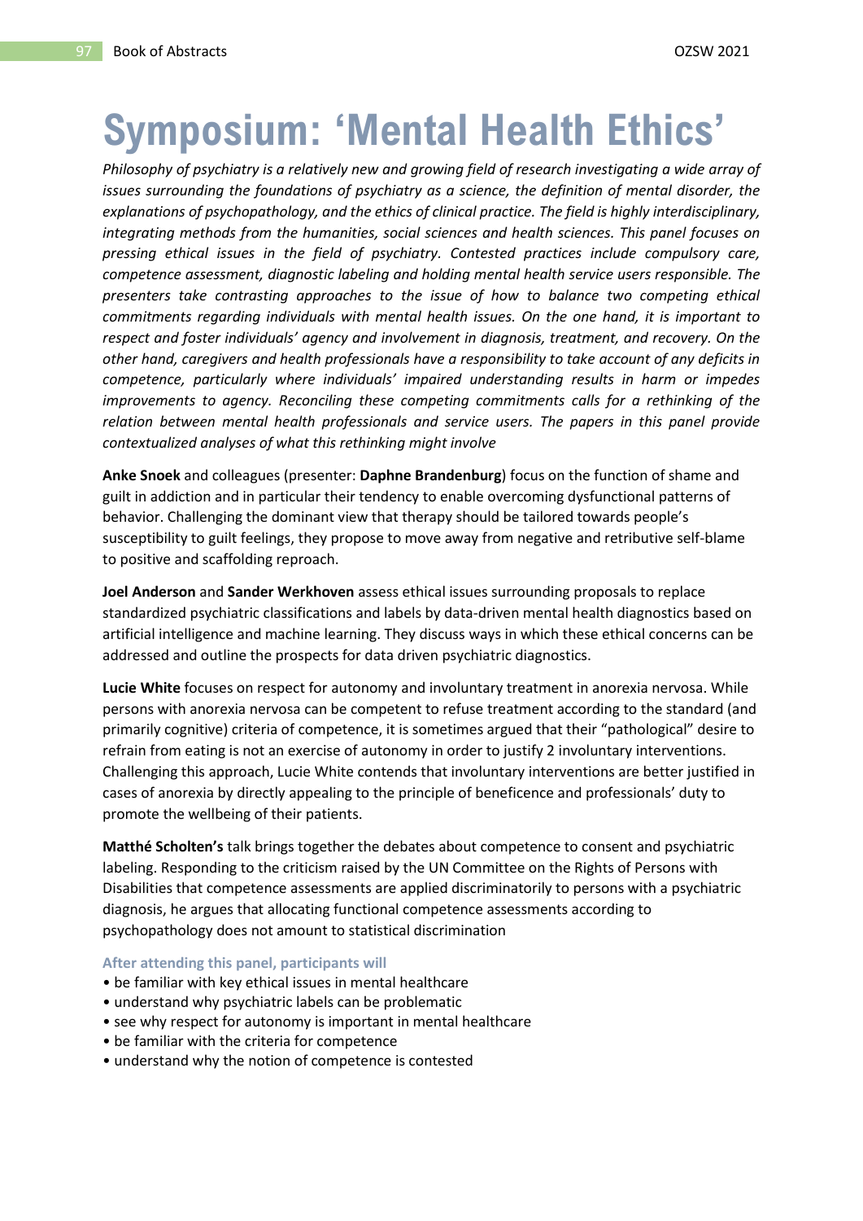# Symposium: ‘Mental Health Ethics’

*Philosophy of psychiatry is a relatively new and growing field of research investigating a wide array of issues surrounding the foundations of psychiatry as a science, the definition of mental disorder, the explanations of psychopathology, and the ethics of clinical practice. The field is highly interdisciplinary, integrating methods from the humanities, social sciences and health sciences. This panel focuses on pressing ethical issues in the field of psychiatry. Contested practices include compulsory care, competence assessment, diagnostic labeling and holding mental health service users responsible. The presenters take contrasting approaches to the issue of how to balance two competing ethical commitments regarding individuals with mental health issues. On the one hand, it is important to respect and foster individuals’ agency and involvement in diagnosis, treatment, and recovery. On the other hand, caregivers and health professionals have a responsibility to take account of any deficits in competence, particularly where individuals’ impaired understanding results in harm or impedes improvements to agency. Reconciling these competing commitments calls for a rethinking of the relation between mental health professionals and service users. The papers in this panel provide contextualized analyses of what this rethinking might involve*

**Anke Snoek** and colleagues (presenter: **Daphne Brandenburg**) focus on the function of shame and guilt in addiction and in particular their tendency to enable overcoming dysfunctional patterns of behavior. Challenging the dominant view that therapy should be tailored towards people’s susceptibility to guilt feelings, they propose to move away from negative and retributive self-blame to positive and scaffolding reproach.

**Joel Anderson** and **Sander Werkhoven** assess ethical issues surrounding proposals to replace standardized psychiatric classifications and labels by data-driven mental health diagnostics based on artificial intelligence and machine learning. They discuss ways in which these ethical concerns can be addressed and outline the prospects for data driven psychiatric diagnostics.

**Lucie White** focuses on respect for autonomy and involuntary treatment in anorexia nervosa. While persons with anorexia nervosa can be competent to refuse treatment according to the standard (and primarily cognitive) criteria of competence, it is sometimes argued that their “pathological” desire to refrain from eating is not an exercise of autonomy in order to justify 2 involuntary interventions. Challenging this approach, Lucie White contends that involuntary interventions are better justified in cases of anorexia by directly appealing to the principle of beneficence and professionals’ duty to promote the wellbeing of their patients.

**Matthé Scholten’s** talk brings together the debates about competence to consent and psychiatric labeling. Responding to the criticism raised by the UN Committee on the Rights of Persons with Disabilities that competence assessments are applied discriminatorily to persons with a psychiatric diagnosis, he argues that allocating functional competence assessments according to psychopathology does not amount to statistical discrimination

**After attending this panel, participants will**

- be familiar with key ethical issues in mental healthcare
- understand why psychiatric labels can be problematic
- see why respect for autonomy is important in mental healthcare
- be familiar with the criteria for competence
- understand why the notion of competence is contested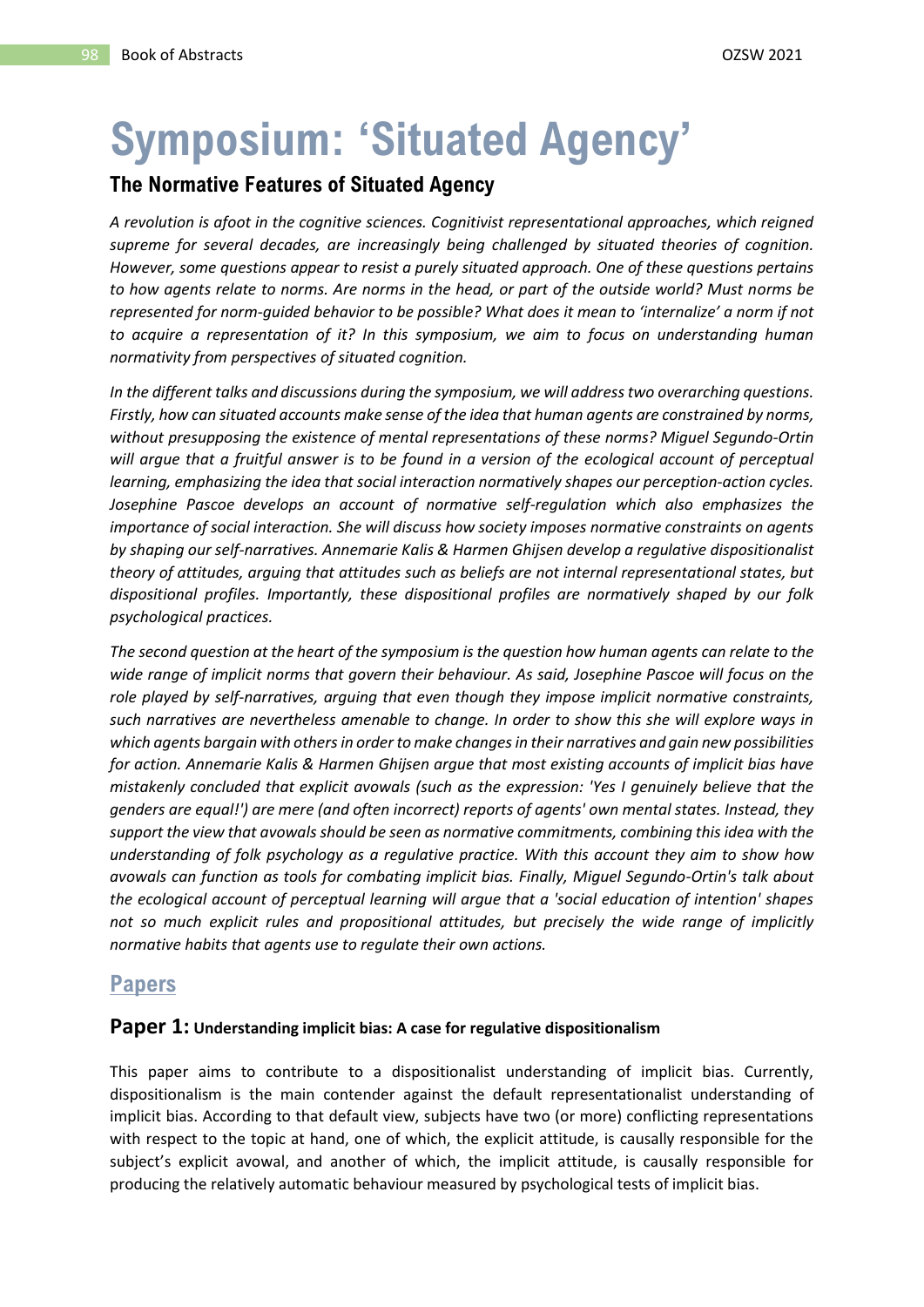# Symposium: 'Situated Agency'

## The Normative Features of Situated Agency

*A revolution is afoot in the cognitive sciences. Cognitivist representational approaches, which reigned supreme for several decades, are increasingly being challenged by situated theories of cognition. However, some questions appear to resist a purely situated approach. One of these questions pertains to how agents relate to norms. Are norms in the head, or part of the outside world? Must norms be represented for norm-guided behavior to be possible? What does it mean to 'internalize' a norm if not to acquire a representation of it? In this symposium, we aim to focus on understanding human normativity from perspectives of situated cognition.*

*In the different talks and discussions during the symposium, we will address two overarching questions. Firstly, how can situated accounts make sense of the idea that human agents are constrained by norms, without presupposing the existence of mental representations of these norms? Miguel Segundo-Ortin will argue that a fruitful answer is to be found in a version of the ecological account of perceptual learning, emphasizing the idea that social interaction normatively shapes our perception-action cycles. Josephine Pascoe develops an account of normative self-regulation which also emphasizes the importance of social interaction. She will discuss how society imposes normative constraints on agents by shaping our self-narratives. Annemarie Kalis & Harmen Ghijsen develop a regulative dispositionalist theory of attitudes, arguing that attitudes such as beliefs are not internal representational states, but dispositional profiles. Importantly, these dispositional profiles are normatively shaped by our folk psychological practices.*

*The second question at the heart of the symposium is the question how human agents can relate to the wide range of implicit norms that govern their behaviour. As said, Josephine Pascoe will focus on the role played by self-narratives, arguing that even though they impose implicit normative constraints, such narratives are nevertheless amenable to change. In order to show this she will explore ways in which agents bargain with others in order to make changes in their narratives and gain new possibilities for action. Annemarie Kalis & Harmen Ghijsen argue that most existing accounts of implicit bias have mistakenly concluded that explicit avowals (such as the expression: 'Yes I genuinely believe that the genders are equal!') are mere (and often incorrect) reports of agents' own mental states. Instead, they support the view that avowals should be seen as normative commitments, combining this idea with the understanding of folk psychology as a regulative practice. With this account they aim to show how avowals can function as tools for combating implicit bias. Finally, Miguel Segundo-Ortin's talk about the ecological account of perceptual learning will argue that a 'social education of intention' shapes not so much explicit rules and propositional attitudes, but precisely the wide range of implicitly normative habits that agents use to regulate their own actions.*

## Papers

### Paper 1: Understanding implicit bias: A case for regulative dispositionalism

This paper aims to contribute to a dispositionalist understanding of implicit bias. Currently, dispositionalism is the main contender against the default representationalist understanding of implicit bias. According to that default view, subjects have two (or more) conflicting representations with respect to the topic at hand, one of which, the explicit attitude, is causally responsible for the subject's explicit avowal, and another of which, the implicit attitude, is causally responsible for producing the relatively automatic behaviour measured by psychological tests of implicit bias.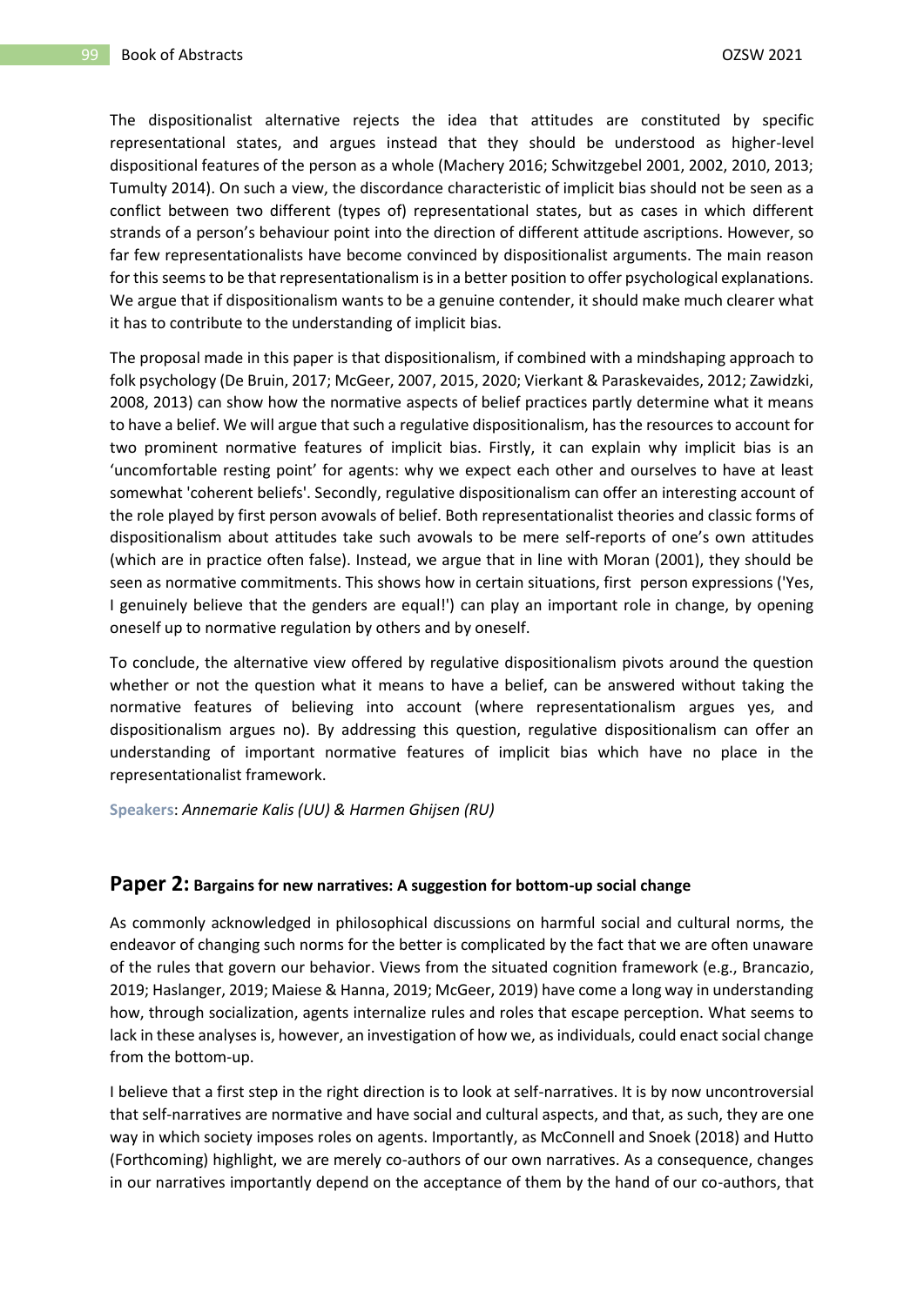The dispositionalist alternative rejects the idea that attitudes are constituted by specific representational states, and argues instead that they should be understood as higher-level dispositional features of the person as a whole (Machery 2016; Schwitzgebel 2001, 2002, 2010, 2013; Tumulty 2014). On such a view, the discordance characteristic of implicit bias should not be seen as a conflict between two different (types of) representational states, but as cases in which different strands of a person's behaviour point into the direction of different attitude ascriptions. However, so far few representationalists have become convinced by dispositionalist arguments. The main reason for this seems to be that representationalism is in a better position to offer psychological explanations. We argue that if dispositionalism wants to be a genuine contender, it should make much clearer what it has to contribute to the understanding of implicit bias.

The proposal made in this paper is that dispositionalism, if combined with a mindshaping approach to folk psychology (De Bruin, 2017; McGeer, 2007, 2015, 2020; Vierkant & Paraskevaides, 2012; Zawidzki, 2008, 2013) can show how the normative aspects of belief practices partly determine what it means to have a belief. We will argue that such a regulative dispositionalism, has the resources to account for two prominent normative features of implicit bias. Firstly, it can explain why implicit bias is an 'uncomfortable resting point' for agents: why we expect each other and ourselves to have at least somewhat 'coherent beliefs'. Secondly, regulative dispositionalism can offer an interesting account of the role played by first person avowals of belief. Both representationalist theories and classic forms of dispositionalism about attitudes take such avowals to be mere self-reports of one's own attitudes (which are in practice often false). Instead, we argue that in line with Moran (2001), they should be seen as normative commitments. This shows how in certain situations, first person expressions ('Yes, I genuinely believe that the genders are equal!') can play an important role in change, by opening oneself up to normative regulation by others and by oneself.

To conclude, the alternative view offered by regulative dispositionalism pivots around the question whether or not the question what it means to have a belief, can be answered without taking the normative features of believing into account (where representationalism argues yes, and dispositionalism argues no). By addressing this question, regulative dispositionalism can offer an understanding of important normative features of implicit bias which have no place in the representationalist framework.

**Speakers**: *Annemarie Kalis (UU) & Harmen Ghijsen (RU)*

## Paper 2: Bargains for new narratives: A suggestion for bottom-up social change

As commonly acknowledged in philosophical discussions on harmful social and cultural norms, the endeavor of changing such norms for the better is complicated by the fact that we are often unaware of the rules that govern our behavior. Views from the situated cognition framework (e.g., Brancazio, 2019; Haslanger, 2019; Maiese & Hanna, 2019; McGeer, 2019) have come a long way in understanding how, through socialization, agents internalize rules and roles that escape perception. What seems to lack in these analyses is, however, an investigation of how we, as individuals, could enact social change from the bottom-up.

I believe that a first step in the right direction is to look at self-narratives. It is by now uncontroversial that self-narratives are normative and have social and cultural aspects, and that, as such, they are one way in which society imposes roles on agents. Importantly, as McConnell and Snoek (2018) and Hutto (Forthcoming) highlight, we are merely co-authors of our own narratives. As a consequence, changes in our narratives importantly depend on the acceptance of them by the hand of our co-authors, that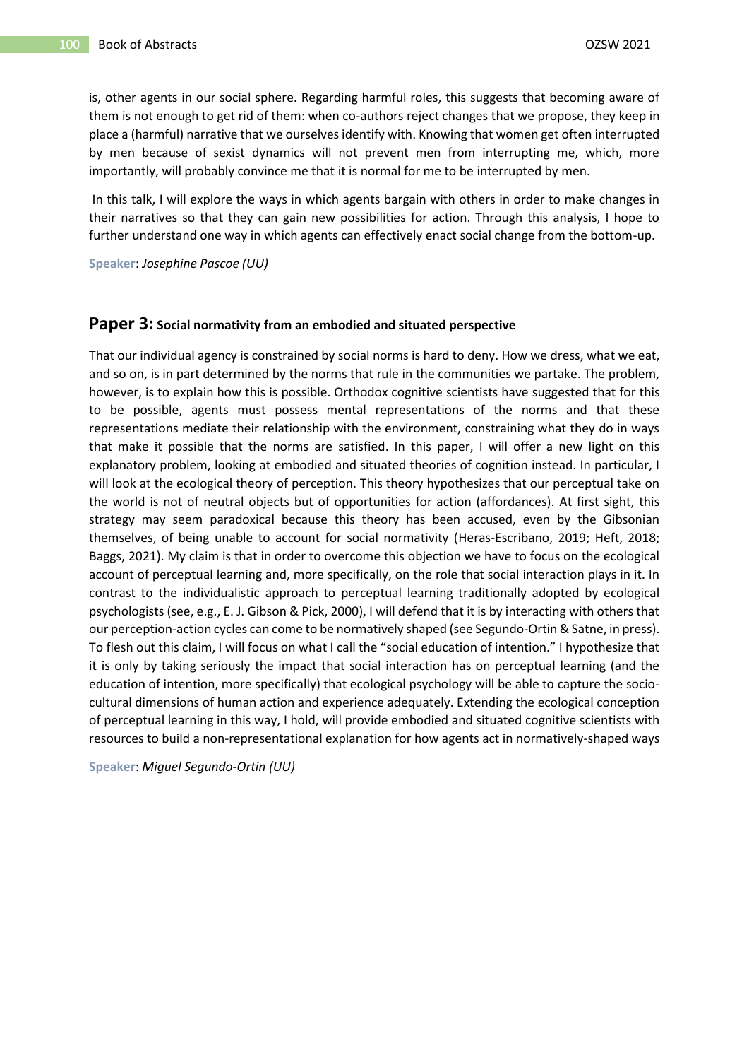is, other agents in our social sphere. Regarding harmful roles, this suggests that becoming aware of them is not enough to get rid of them: when co-authors reject changes that we propose, they keep in place a (harmful) narrative that we ourselves identify with. Knowing that women get often interrupted by men because of sexist dynamics will not prevent men from interrupting me, which, more importantly, will probably convince me that it is normal for me to be interrupted by men.

In this talk, I will explore the ways in which agents bargain with others in order to make changes in their narratives so that they can gain new possibilities for action. Through this analysis, I hope to further understand one way in which agents can effectively enact social change from the bottom-up.

**Speaker**: *Josephine Pascoe (UU)*

## Paper 3: Social normativity from an embodied and situated perspective

That our individual agency is constrained by social norms is hard to deny. How we dress, what we eat, and so on, is in part determined by the norms that rule in the communities we partake. The problem, however, is to explain how this is possible. Orthodox cognitive scientists have suggested that for this to be possible, agents must possess mental representations of the norms and that these representations mediate their relationship with the environment, constraining what they do in ways that make it possible that the norms are satisfied. In this paper, I will offer a new light on this explanatory problem, looking at embodied and situated theories of cognition instead. In particular, I will look at the ecological theory of perception. This theory hypothesizes that our perceptual take on the world is not of neutral objects but of opportunities for action (affordances). At first sight, this strategy may seem paradoxical because this theory has been accused, even by the Gibsonian themselves, of being unable to account for social normativity (Heras-Escribano, 2019; Heft, 2018; Baggs, 2021). My claim is that in order to overcome this objection we have to focus on the ecological account of perceptual learning and, more specifically, on the role that social interaction plays in it. In contrast to the individualistic approach to perceptual learning traditionally adopted by ecological psychologists (see, e.g., E. J. Gibson & Pick, 2000), I will defend that it is by interacting with others that our perception-action cycles can come to be normatively shaped (see Segundo-Ortin & Satne, in press). To flesh out this claim, I will focus on what I call the "social education of intention." I hypothesize that it is only by taking seriously the impact that social interaction has on perceptual learning (and the education of intention, more specifically) that ecological psychology will be able to capture the socio-cultural dimensions of human action and experience adequately. Extending the ecological conception of perceptual learning in this way, I hold, will provide embodied and situated cognitive scientists with resources to build a non-representational explanation for how agents act in normatively-shaped ways

**Speaker**: *Miguel Segundo-Ortin (UU)*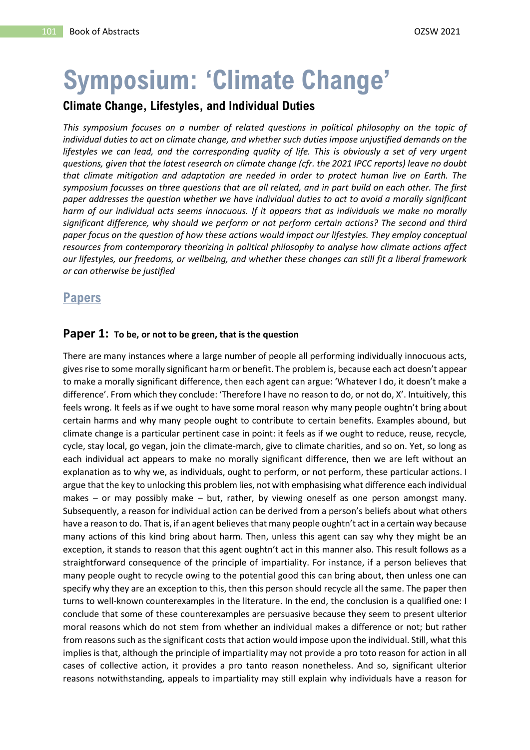# Symposium: 'Climate Change'

## Climate Change, Lifestyles, and Individual Duties

*This symposium focuses on a number of related questions in political philosophy on the topic of individual duties to act on climate change, and whether such duties impose unjustified demands on the lifestyles we can lead, and the corresponding quality of life. This is obviously a set of very urgent questions, given that the latest research on climate change (cfr. the 2021 IPCC reports) leave no doubt that climate mitigation and adaptation are needed in order to protect human live on Earth. The symposium focusses on three questions that are all related, and in part build on each other. The first paper addresses the question whether we have individual duties to act to avoid a morally significant harm of our individual acts seems innocuous. If it appears that as individuals we make no morally significant difference, why should we perform or not perform certain actions? The second and third paper focus on the question of how these actions would impact our lifestyles. They employ conceptual resources from contemporary theorizing in political philosophy to analyse how climate actions affect our lifestyles, our freedoms, or wellbeing, and whether these changes can still fit a liberal framework or can otherwise be justified*

## Papers

### Paper 1: To be, or not to be green, that is the question

There are many instances where a large number of people all performing individually innocuous acts, gives rise to some morally significant harm or benefit. The problem is, because each act doesn't appear to make a morally significant difference, then each agent can argue: 'Whatever I do, it doesn't make a difference'. From which they conclude: 'Therefore I have no reason to do, or not do, X'. Intuitively, this feels wrong. It feels as if we ought to have some moral reason why many people oughtn't bring about certain harms and why many people ought to contribute to certain benefits. Examples abound, but climate change is a particular pertinent case in point: it feels as if we ought to reduce, reuse, recycle, cycle, stay local, go vegan, join the climate-march, give to climate charities, and so on. Yet, so long as each individual act appears to make no morally significant difference, then we are left without an explanation as to why we, as individuals, ought to perform, or not perform, these particular actions. I argue that the key to unlocking this problem lies, not with emphasising what difference each individual makes – or may possibly make – but, rather, by viewing oneself as one person amongst many. Subsequently, a reason for individual action can be derived from a person's beliefs about what others have a reason to do. That is, if an agent believes that many people oughtn't act in a certain way because many actions of this kind bring about harm. Then, unless this agent can say why they might be an exception, it stands to reason that this agent oughtn't act in this manner also. This result follows as a straightforward consequence of the principle of impartiality. For instance, if a person believes that many people ought to recycle owing to the potential good this can bring about, then unless one can specify why they are an exception to this, then this person should recycle all the same. The paper then turns to well-known counterexamples in the literature. In the end, the conclusion is a qualified one: I conclude that some of these counterexamples are persuasive because they seem to present ulterior moral reasons which do not stem from whether an individual makes a difference or not; but rather from reasons such as the significant costs that action would impose upon the individual. Still, what this implies is that, although the principle of impartiality may not provide a pro toto reason for action in all cases of collective action, it provides a pro tanto reason nonetheless. And so, significant ulterior reasons notwithstanding, appeals to impartiality may still explain why individuals have a reason for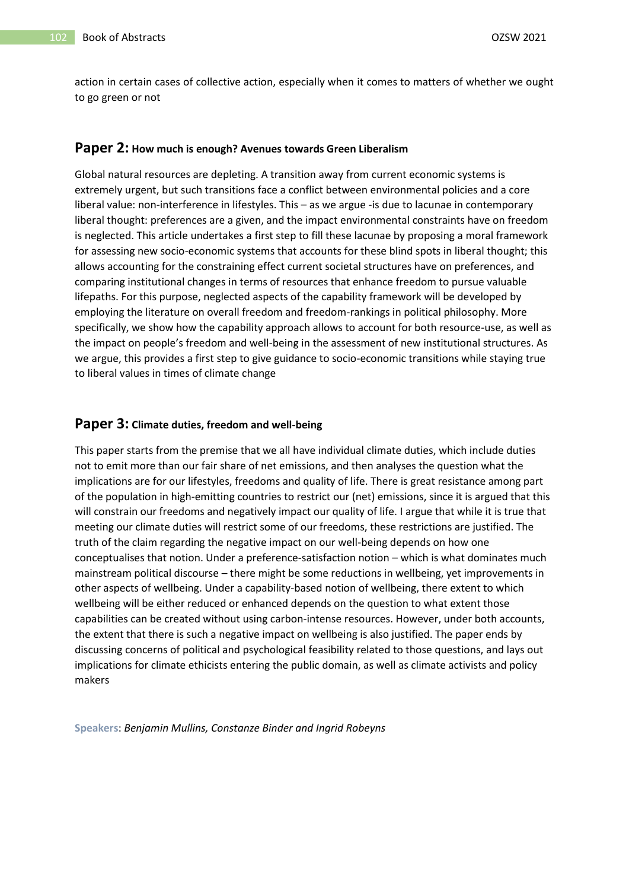action in certain cases of collective action, especially when it comes to matters of whether we ought to go green or not

## Paper 2: How much is enough? Avenues towards Green Liberalism

Global natural resources are depleting. A transition away from current economic systems is extremely urgent, but such transitions face a conflict between environmental policies and a core liberal value: non-interference in lifestyles. This – as we argue -is due to lacunae in contemporary liberal thought: preferences are a given, and the impact environmental constraints have on freedom is neglected. This article undertakes a first step to fill these lacunae by proposing a moral framework for assessing new socio-economic systems that accounts for these blind spots in liberal thought; this allows accounting for the constraining effect current societal structures have on preferences, and comparing institutional changes in terms of resources that enhance freedom to pursue valuable lifepaths. For this purpose, neglected aspects of the capability framework will be developed by employing the literature on overall freedom and freedom-rankings in political philosophy. More specifically, we show how the capability approach allows to account for both resource-use, as well as the impact on people's freedom and well-being in the assessment of new institutional structures. As we argue, this provides a first step to give guidance to socio-economic transitions while staying true to liberal values in times of climate change

## Paper 3: Climate duties, freedom and well-being

This paper starts from the premise that we all have individual climate duties, which include duties not to emit more than our fair share of net emissions, and then analyses the question what the implications are for our lifestyles, freedoms and quality of life. There is great resistance among part of the population in high-emitting countries to restrict our (net) emissions, since it is argued that this will constrain our freedoms and negatively impact our quality of life. I argue that while it is true that meeting our climate duties will restrict some of our freedoms, these restrictions are justified. The truth of the claim regarding the negative impact on our well-being depends on how one conceptualises that notion. Under a preference-satisfaction notion – which is what dominates much mainstream political discourse – there might be some reductions in wellbeing, yet improvements in other aspects of wellbeing. Under a capability-based notion of wellbeing, there extent to which wellbeing will be either reduced or enhanced depends on the question to what extent those capabilities can be created without using carbon-intense resources. However, under both accounts, the extent that there is such a negative impact on wellbeing is also justified. The paper ends by discussing concerns of political and psychological feasibility related to those questions, and lays out implications for climate ethicists entering the public domain, as well as climate activists and policy makers

**Speakers**: *Benjamin Mullins, Constanze Binder and Ingrid Robeyns*